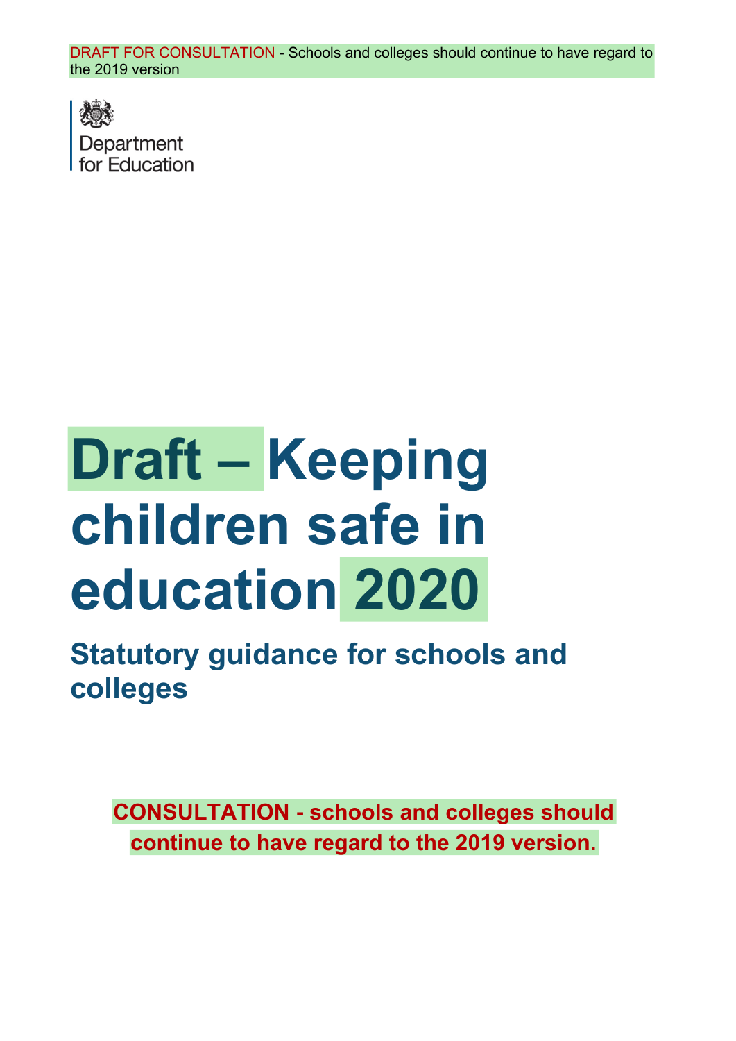DRAFT FOR CONSULTATION - Schools and colleges should continue to have regard to the 2019 version

Department for Education

# Draft – Keeping children safe in education 2020

## Statutory guidance for schools and colleges

**CONSULTATION - schools and colleges should continue to have regard to the 2019 version.**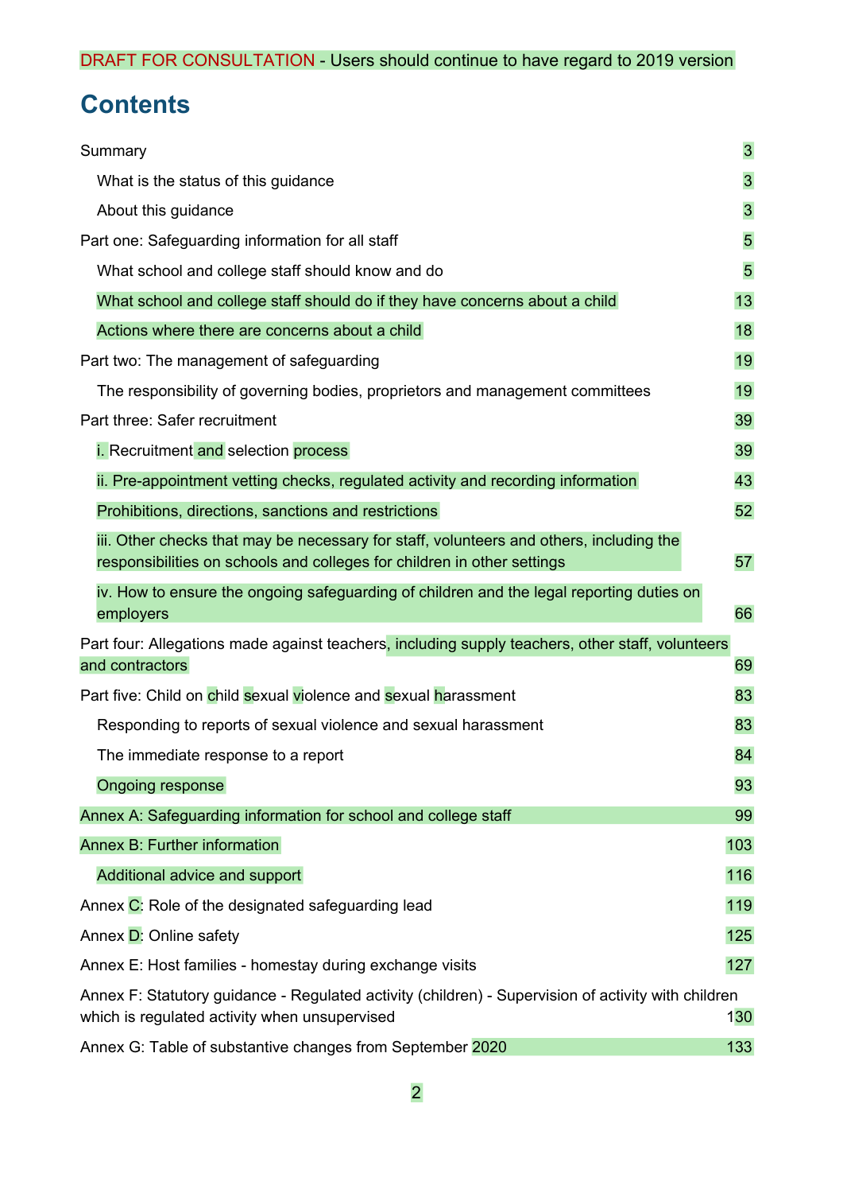DRAFT FOR CONSULTATION - Users should continue to have regard to 2019 version

# Contents

Summary 3

- What is the status of this guidance 3
- About this guidance 3

Part one: Safeguarding information for all staff 5

- What school and college staff should know and do 5
- What school and college staff should do if they have concerns about a child 13
- Actions where there are concerns about a child 18

Part two: The management of safeguarding 19

- The responsibility of governing bodies, proprietors and management committees 19

Part three: Safer recruitment 39

- i. Recruitment and selection process 39
- ii. Pre-appointment vetting checks, regulated activity and recording information 43
- Prohibitions, directions, sanctions and restrictions 52
- iii. Other checks that may be necessary for staff, volunteers and others, including the responsibilities on schools and colleges for children in other settings 57
- iv. How to ensure the ongoing safeguarding of children and the legal reporting duties on employers 66

Part four: Allegations made against teachers, including supply teachers, other staff, volunteers and contractors 69

Part five: Child on child sexual violence and sexual harassment 83

- Responding to reports of sexual violence and sexual harassment 83
- The immediate response to a report 84
- Ongoing response 93

Annex A: Safeguarding information for school and college staff 99

Annex B: Further information 103

- Additional advice and support 116

Annex C: Role of the designated safeguarding lead 119

Annex D: Online safety 125

Annex E: Host families - homestay during exchange visits 127

Annex F: Statutory guidance - Regulated activity (children) - Supervision of activity with children which is regulated activity when unsupervised 130

Annex G: Table of substantive changes from September 2020 133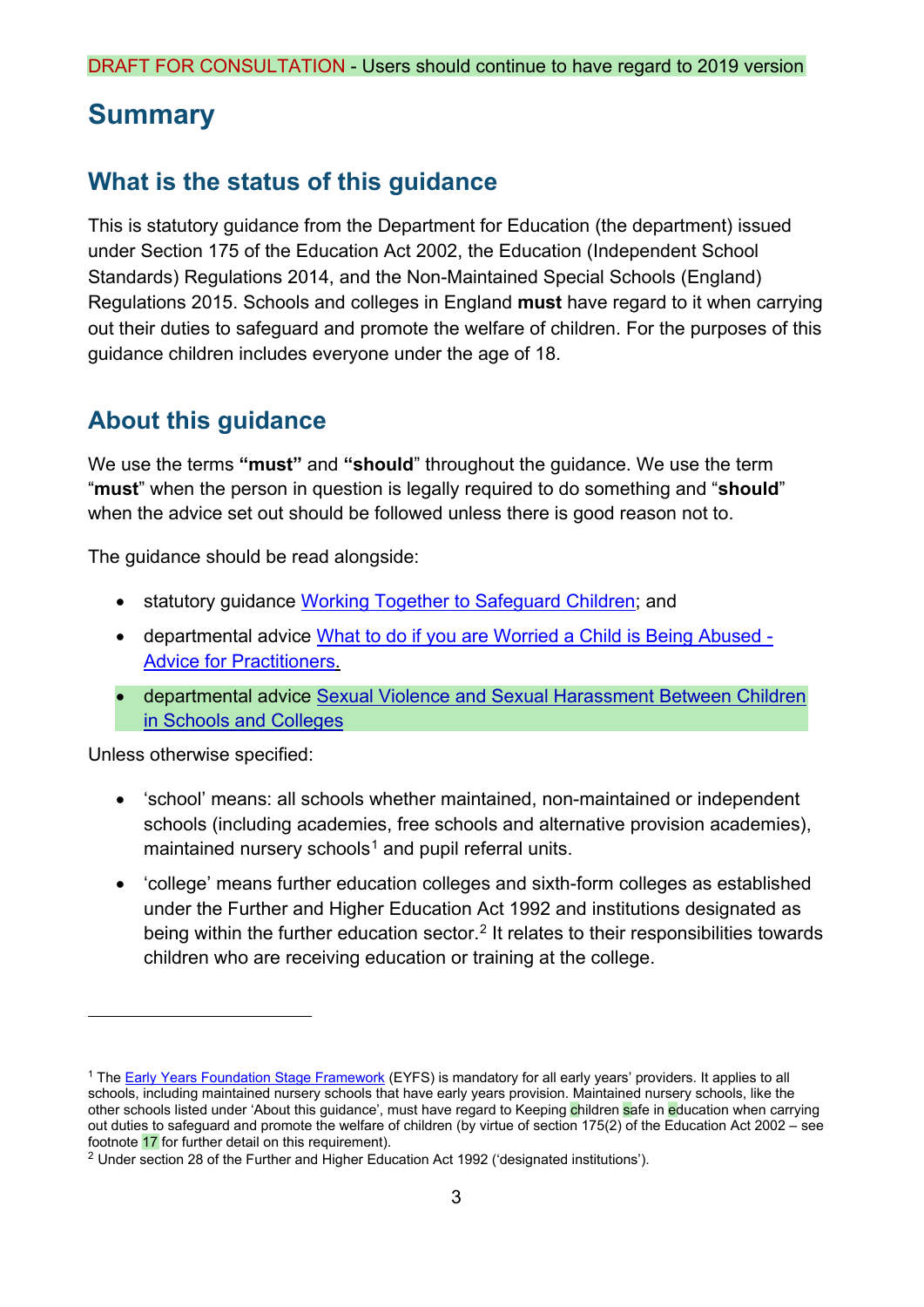DRAFT FOR CONSULTATION - Users should continue to have regard to 2019 version

# Summary

## What is the status of this guidance

This is statutory guidance from the Department for Education (the department) issued under Section 175 of the Education Act 2002, the Education (Independent School Standards) Regulations 2014, and the Non-Maintained Special Schools (England) Regulations 2015. Schools and colleges in England **must** have regard to it when carrying out their duties to safeguard and promote the welfare of children. For the purposes of this guidance children includes everyone under the age of 18.

## About this guidance

We use the terms **"must"** and **"should"** throughout the guidance. We use the term "**must**" when the person in question is legally required to do something and "**should**" when the advice set out should be followed unless there is good reason not to.

The guidance should be read alongside:

- statutory guidance [Working Together to Safeguard Children](); and
- departmental advice [What to do if you are Worried a Child is Being Abused - Advice for Practitioners]().
- departmental advice [Sexual Violence and Sexual Harassment Between Children in Schools and Colleges]()

Unless otherwise specified:

- 'school' means: all schools whether maintained, non-maintained or independent schools (including academies, free schools and alternative provision academies), maintained nursery schools[1] and pupil referral units.
- 'college' means further education colleges and sixth-form colleges as established under the Further and Higher Education Act 1992 and institutions designated as being within the further education sector.[2] It relates to their responsibilities towards children who are receiving education or training at the college.

---

[1] The [Early Years Foundation Stage Framework]() (EYFS) is mandatory for all early years' providers. It applies to all schools, including maintained nursery schools that have early years provision. Maintained nursery schools, like the other schools listed under 'About this guidance', must have regard to Keeping children safe in education when carrying out duties to safeguard and promote the welfare of children (by virtue of section 175(2) of the Education Act 2002 – see footnote 17 for further detail on this requirement).

[2] Under section 28 of the Further and Higher Education Act 1992 ('designated institutions').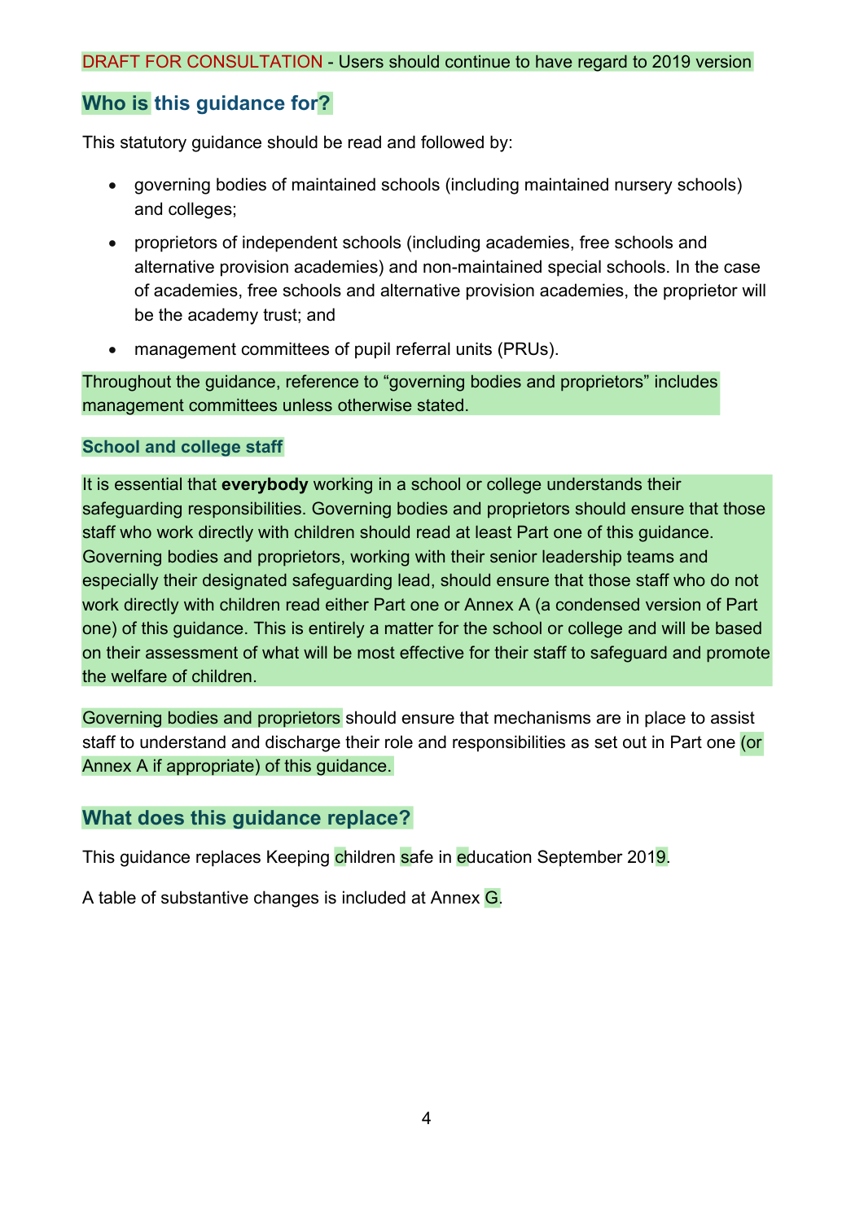DRAFT FOR CONSULTATION - Users should continue to have regard to 2019 version

## Who is this guidance for?

This statutory guidance should be read and followed by:

- governing bodies of maintained schools (including maintained nursery schools) and colleges;
- proprietors of independent schools (including academies, free schools and alternative provision academies) and non-maintained special schools. In the case of academies, free schools and alternative provision academies, the proprietor will be the academy trust; and
- management committees of pupil referral units (PRUs).

Throughout the guidance, reference to "governing bodies and proprietors" includes management committees unless otherwise stated.

### School and college staff

It is essential that **everybody** working in a school or college understands their safeguarding responsibilities. Governing bodies and proprietors should ensure that those staff who work directly with children should read at least Part one of this guidance. Governing bodies and proprietors, working with their senior leadership teams and especially their designated safeguarding lead, should ensure that those staff who do not work directly with children read either Part one or Annex A (a condensed version of Part one) of this guidance. This is entirely a matter for the school or college and will be based on their assessment of what will be most effective for their staff to safeguard and promote the welfare of children.

Governing bodies and proprietors should ensure that mechanisms are in place to assist staff to understand and discharge their role and responsibilities as set out in Part one (or Annex A if appropriate) of this guidance.

## What does this guidance replace?

This guidance replaces Keeping children safe in education September 2019.

A table of substantive changes is included at Annex G.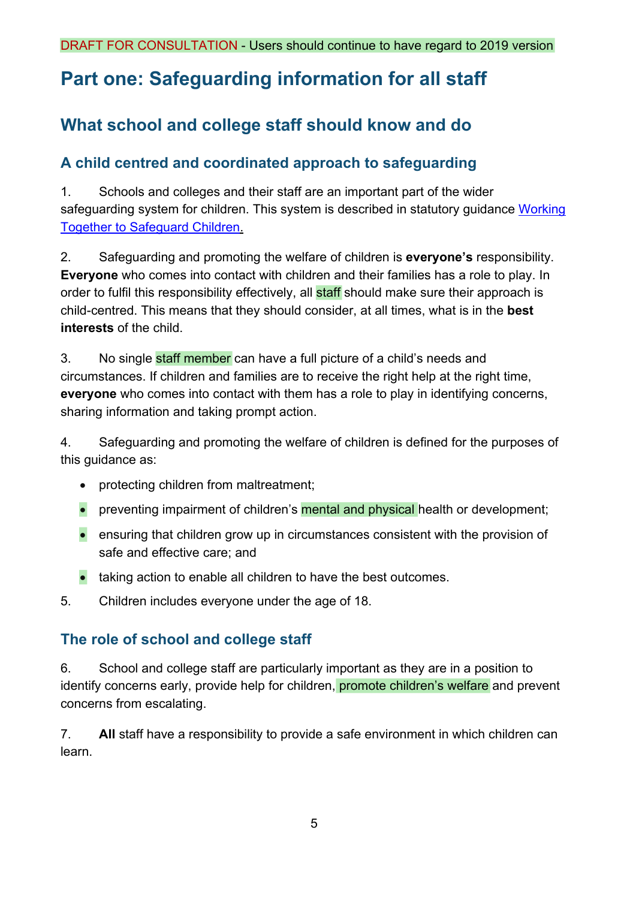DRAFT FOR CONSULTATION - Users should continue to have regard to 2019 version

# Part one: Safeguarding information for all staff

## What school and college staff should know and do

### A child centred and coordinated approach to safeguarding

1. Schools and colleges and their staff are an important part of the wider safeguarding system for children. This system is described in statutory guidance [Working Together to Safeguard Children](#).

2. Safeguarding and promoting the welfare of children is **everyone's** responsibility. **Everyone** who comes into contact with children and their families has a role to play. In order to fulfil this responsibility effectively, all staff should make sure their approach is child-centred. This means that they should consider, at all times, what is in the **best interests** of the child.

3. No single staff member can have a full picture of a child's needs and circumstances. If children and families are to receive the right help at the right time, **everyone** who comes into contact with them has a role to play in identifying concerns, sharing information and taking prompt action.

4. Safeguarding and promoting the welfare of children is defined for the purposes of this guidance as:

- protecting children from maltreatment;
- preventing impairment of children's mental and physical health or development;
- ensuring that children grow up in circumstances consistent with the provision of safe and effective care; and
- taking action to enable all children to have the best outcomes.

5. Children includes everyone under the age of 18.

### The role of school and college staff

6. School and college staff are particularly important as they are in a position to identify concerns early, provide help for children, promote children's welfare and prevent concerns from escalating.

7. **All** staff have a responsibility to provide a safe environment in which children can learn.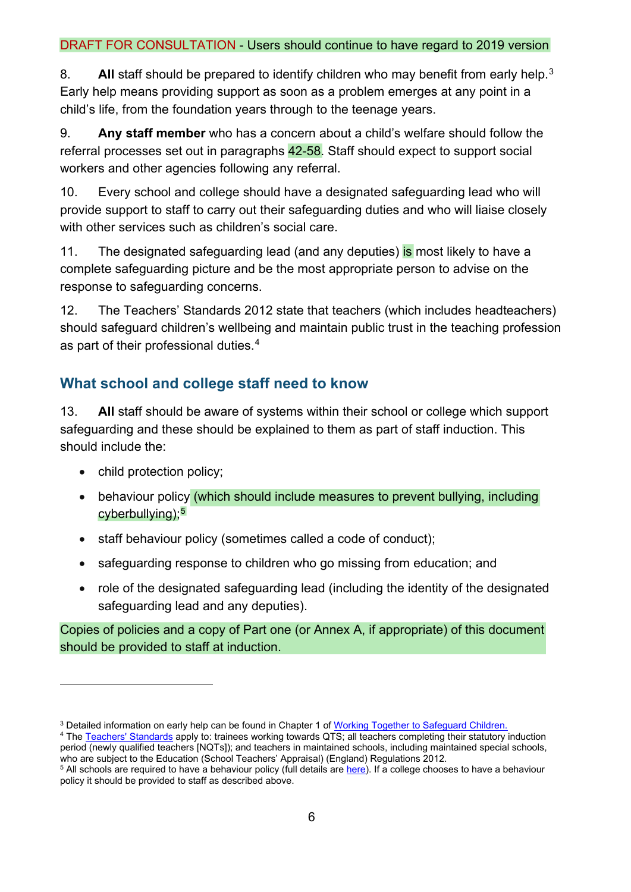DRAFT FOR CONSULTATION - Users should continue to have regard to 2019 version

8. **All** staff should be prepared to identify children who may benefit from early help.[3] Early help means providing support as soon as a problem emerges at any point in a child's life, from the foundation years through to the teenage years.

9. **Any staff member** who has a concern about a child's welfare should follow the referral processes set out in paragraphs 42-58. Staff should expect to support social workers and other agencies following any referral.

10. Every school and college should have a designated safeguarding lead who will provide support to staff to carry out their safeguarding duties and who will liaise closely with other services such as children's social care.

11. The designated safeguarding lead (and any deputies) is most likely to have a complete safeguarding picture and be the most appropriate person to advise on the response to safeguarding concerns.

12. The Teachers' Standards 2012 state that teachers (which includes headteachers) should safeguard children's wellbeing and maintain public trust in the teaching profession as part of their professional duties.[4]

## What school and college staff need to know

13. **All** staff should be aware of systems within their school or college which support safeguarding and these should be explained to them as part of staff induction. This should include the:

- child protection policy;
- behaviour policy (which should include measures to prevent bullying, including cyberbullying);[5]
- staff behaviour policy (sometimes called a code of conduct);
- safeguarding response to children who go missing from education; and
- role of the designated safeguarding lead (including the identity of the designated safeguarding lead and any deputies).

Copies of policies and a copy of Part one (or Annex A, if appropriate) of this document should be provided to staff at induction.

---

[3] Detailed information on early help can be found in Chapter 1 of Working Together to Safeguard Children.

[4] The Teachers' Standards apply to: trainees working towards QTS; all teachers completing their statutory induction period (newly qualified teachers [NQTs]); and teachers in maintained schools, including maintained special schools, who are subject to the Education (School Teachers' Appraisal) (England) Regulations 2012.

[5] All schools are required to have a behaviour policy (full details are here). If a college chooses to have a behaviour policy it should be provided to staff as described above.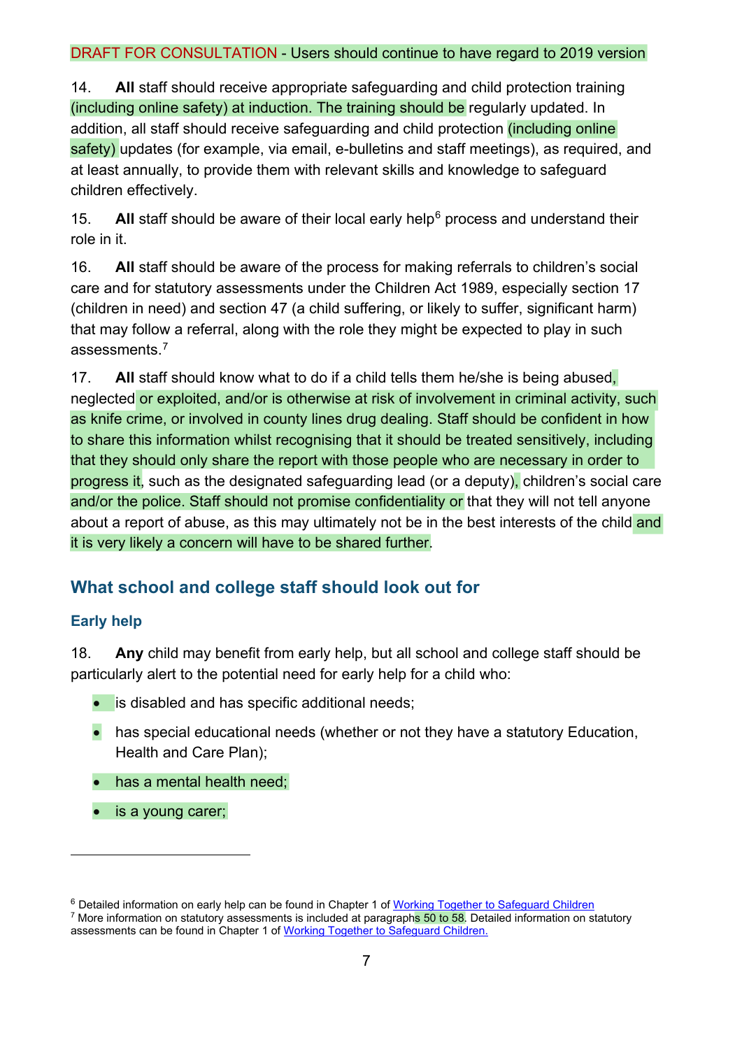DRAFT FOR CONSULTATION - Users should continue to have regard to 2019 version

14. **All** staff should receive appropriate safeguarding and child protection training (including online safety) at induction. The training should be regularly updated. In addition, all staff should receive safeguarding and child protection (including online safety) updates (for example, via email, e-bulletins and staff meetings), as required, and at least annually, to provide them with relevant skills and knowledge to safeguard children effectively.

15. **All** staff should be aware of their local early help[6] process and understand their role in it.

16. **All** staff should be aware of the process for making referrals to children's social care and for statutory assessments under the Children Act 1989, especially section 17 (children in need) and section 47 (a child suffering, or likely to suffer, significant harm) that may follow a referral, along with the role they might be expected to play in such assessments.[7]

17. **All** staff should know what to do if a child tells them he/she is being abused, neglected or exploited, and/or is otherwise at risk of involvement in criminal activity, such as knife crime, or involved in county lines drug dealing. Staff should be confident in how to share this information whilst recognising that it should be treated sensitively, including that they should only share the report with those people who are necessary in order to progress it, such as the designated safeguarding lead (or a deputy), children's social care and/or the police. Staff should not promise confidentiality or that they will not tell anyone about a report of abuse, as this may ultimately not be in the best interests of the child and it is very likely a concern will have to be shared further.

## What school and college staff should look out for

### Early help

18. **Any** child may benefit from early help, but all school and college staff should be particularly alert to the potential need for early help for a child who:

- is disabled and has specific additional needs;
- has special educational needs (whether or not they have a statutory Education, Health and Care Plan);
- has a mental health need;
- is a young carer;

---

[6] Detailed information on early help can be found in Chapter 1 of Working Together to Safeguard Children

[7] More information on statutory assessments is included at paragraphs 50 to 58. Detailed information on statutory assessments can be found in Chapter 1 of Working Together to Safeguard Children.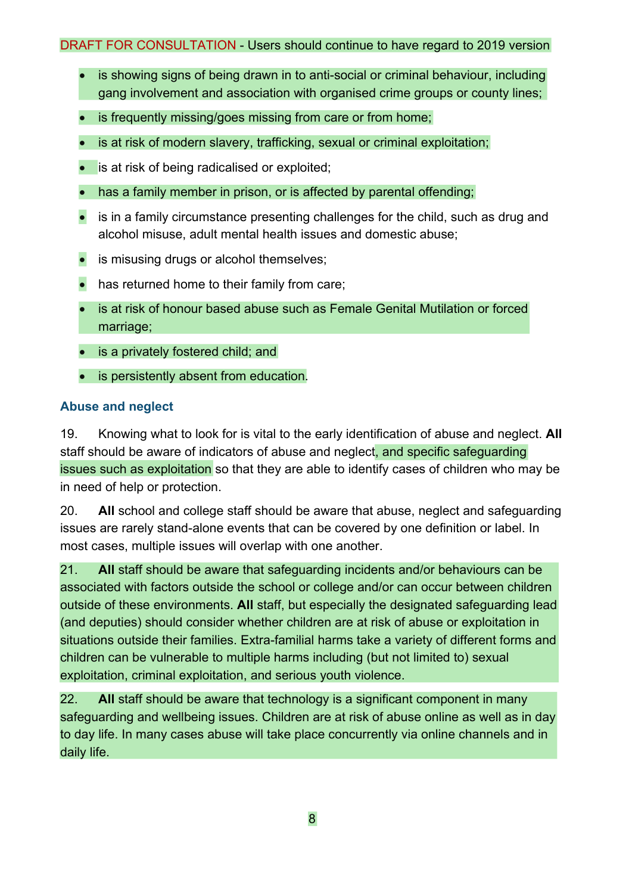- is showing signs of being drawn in to anti-social or criminal behaviour, including gang involvement and association with organised crime groups or county lines;
- is frequently missing/goes missing from care or from home;
- is at risk of modern slavery, trafficking, sexual or criminal exploitation;
- is at risk of being radicalised or exploited;
- has a family member in prison, or is affected by parental offending;
- is in a family circumstance presenting challenges for the child, such as drug and alcohol misuse, adult mental health issues and domestic abuse;
- is misusing drugs or alcohol themselves;
- has returned home to their family from care;
- is at risk of honour based abuse such as Female Genital Mutilation or forced marriage;
- is a privately fostered child; and
- is persistently absent from education.

### Abuse and neglect

19. Knowing what to look for is vital to the early identification of abuse and neglect. **All** staff should be aware of indicators of abuse and neglect, and specific safeguarding issues such as exploitation so that they are able to identify cases of children who may be in need of help or protection.

20. **All** school and college staff should be aware that abuse, neglect and safeguarding issues are rarely stand-alone events that can be covered by one definition or label. In most cases, multiple issues will overlap with one another.

21. **All** staff should be aware that safeguarding incidents and/or behaviours can be associated with factors outside the school or college and/or can occur between children outside of these environments. **All** staff, but especially the designated safeguarding lead (and deputies) should consider whether children are at risk of abuse or exploitation in situations outside their families. Extra-familial harms take a variety of different forms and children can be vulnerable to multiple harms including (but not limited to) sexual exploitation, criminal exploitation, and serious youth violence.

22. **All** staff should be aware that technology is a significant component in many safeguarding and wellbeing issues. Children are at risk of abuse online as well as in day to day life. In many cases abuse will take place concurrently via online channels and in daily life.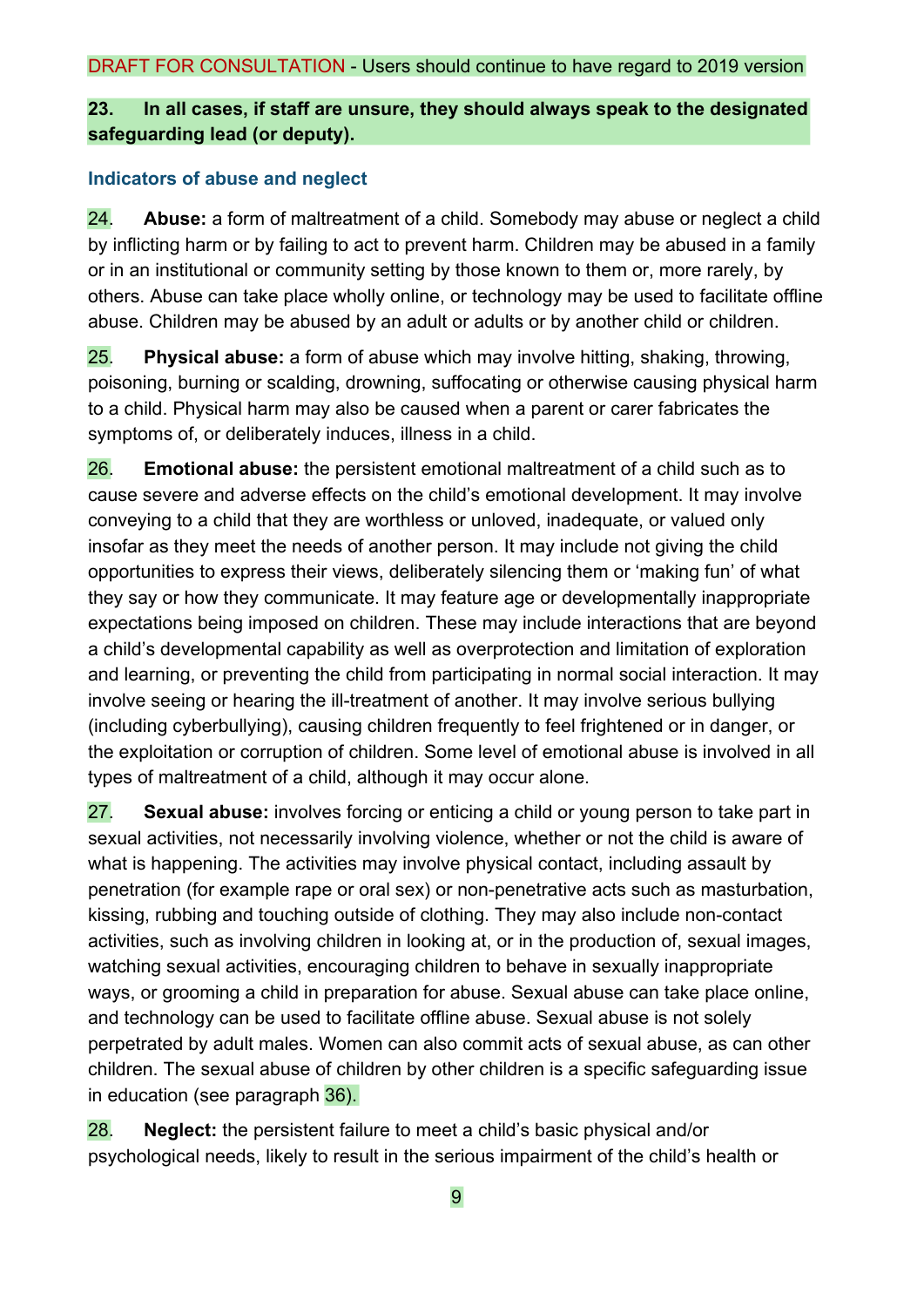DRAFT FOR CONSULTATION - Users should continue to have regard to 2019 version

**23. In all cases, if staff are unsure, they should always speak to the designated safeguarding lead (or deputy).**

### Indicators of abuse and neglect

24. **Abuse:** a form of maltreatment of a child. Somebody may abuse or neglect a child by inflicting harm or by failing to act to prevent harm. Children may be abused in a family or in an institutional or community setting by those known to them or, more rarely, by others. Abuse can take place wholly online, or technology may be used to facilitate offline abuse. Children may be abused by an adult or adults or by another child or children.

25. **Physical abuse:** a form of abuse which may involve hitting, shaking, throwing, poisoning, burning or scalding, drowning, suffocating or otherwise causing physical harm to a child. Physical harm may also be caused when a parent or carer fabricates the symptoms of, or deliberately induces, illness in a child.

26. **Emotional abuse:** the persistent emotional maltreatment of a child such as to cause severe and adverse effects on the child's emotional development. It may involve conveying to a child that they are worthless or unloved, inadequate, or valued only insofar as they meet the needs of another person. It may include not giving the child opportunities to express their views, deliberately silencing them or 'making fun' of what they say or how they communicate. It may feature age or developmentally inappropriate expectations being imposed on children. These may include interactions that are beyond a child's developmental capability as well as overprotection and limitation of exploration and learning, or preventing the child from participating in normal social interaction. It may involve seeing or hearing the ill-treatment of another. It may involve serious bullying (including cyberbullying), causing children frequently to feel frightened or in danger, or the exploitation or corruption of children. Some level of emotional abuse is involved in all types of maltreatment of a child, although it may occur alone.

27. **Sexual abuse:** involves forcing or enticing a child or young person to take part in sexual activities, not necessarily involving violence, whether or not the child is aware of what is happening. The activities may involve physical contact, including assault by penetration (for example rape or oral sex) or non-penetrative acts such as masturbation, kissing, rubbing and touching outside of clothing. They may also include non-contact activities, such as involving children in looking at, or in the production of, sexual images, watching sexual activities, encouraging children to behave in sexually inappropriate ways, or grooming a child in preparation for abuse. Sexual abuse can take place online, and technology can be used to facilitate offline abuse. Sexual abuse is not solely perpetrated by adult males. Women can also commit acts of sexual abuse, as can other children. The sexual abuse of children by other children is a specific safeguarding issue in education (see paragraph 36).

28. **Neglect:** the persistent failure to meet a child's basic physical and/or psychological needs, likely to result in the serious impairment of the child's health or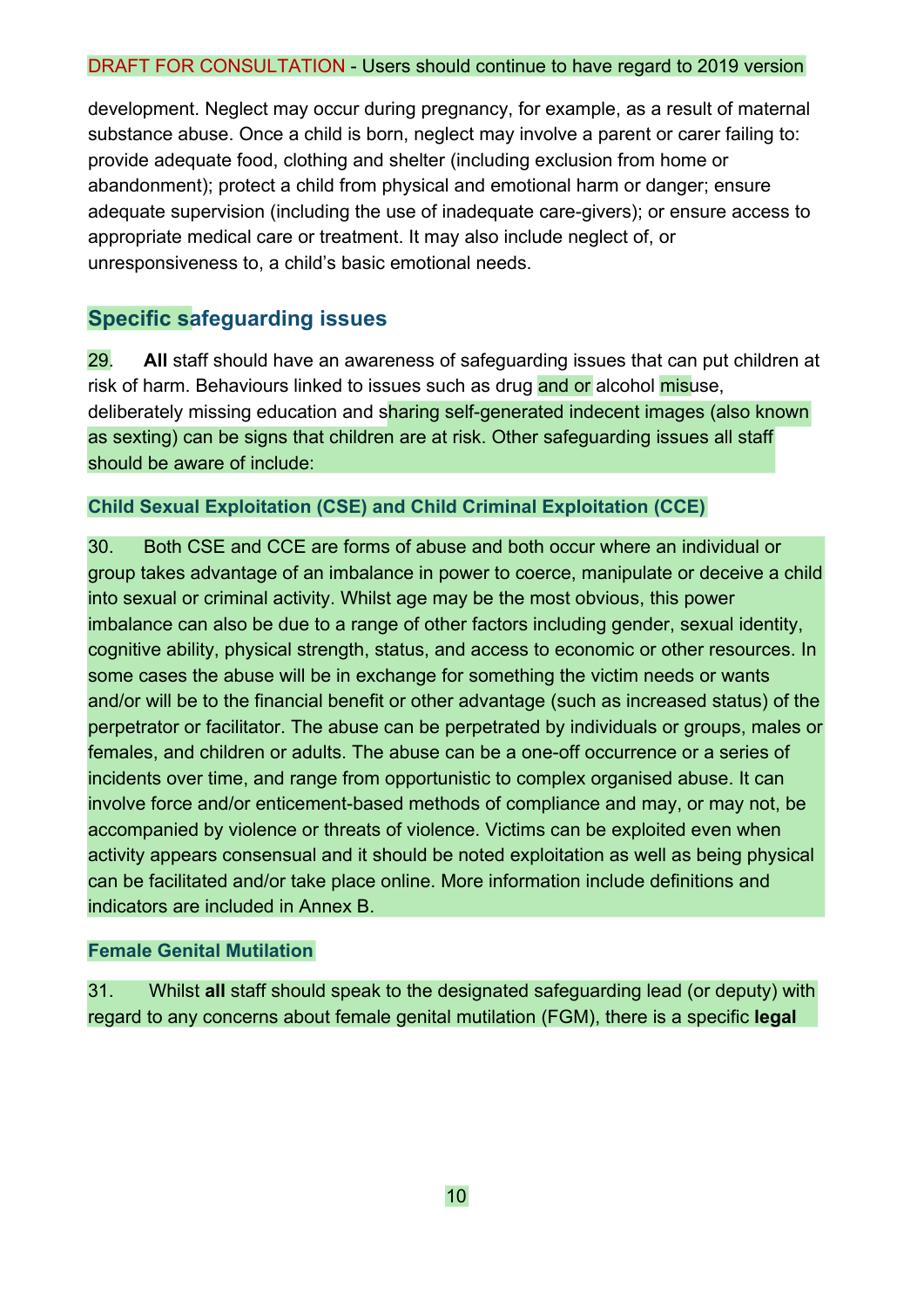development. Neglect may occur during pregnancy, for example, as a result of maternal substance abuse. Once a child is born, neglect may involve a parent or carer failing to: provide adequate food, clothing and shelter (including exclusion from home or abandonment); protect a child from physical and emotional harm or danger; ensure adequate supervision (including the use of inadequate care-givers); or ensure access to appropriate medical care or treatment. It may also include neglect of, or unresponsiveness to, a child's basic emotional needs.

## Specific safeguarding issues

29. **All** staff should have an awareness of safeguarding issues that can put children at risk of harm. Behaviours linked to issues such as drug and or alcohol misuse, deliberately missing education and sharing self-generated indecent images (also known as sexting) can be signs that children are at risk. Other safeguarding issues all staff should be aware of include:

### Child Sexual Exploitation (CSE) and Child Criminal Exploitation (CCE)

30. Both CSE and CCE are forms of abuse and both occur where an individual or group takes advantage of an imbalance in power to coerce, manipulate or deceive a child into sexual or criminal activity. Whilst age may be the most obvious, this power imbalance can also be due to a range of other factors including gender, sexual identity, cognitive ability, physical strength, status, and access to economic or other resources. In some cases the abuse will be in exchange for something the victim needs or wants and/or will be to the financial benefit or other advantage (such as increased status) of the perpetrator or facilitator. The abuse can be perpetrated by individuals or groups, males or females, and children or adults. The abuse can be a one-off occurrence or a series of incidents over time, and range from opportunistic to complex organised abuse. It can involve force and/or enticement-based methods of compliance and may, or may not, be accompanied by violence or threats of violence. Victims can be exploited even when activity appears consensual and it should be noted exploitation as well as being physical can be facilitated and/or take place online. More information include definitions and indicators are included in Annex B.

### Female Genital Mutilation

31. Whilst **all** staff should speak to the designated safeguarding lead (or deputy) with regard to any concerns about female genital mutilation (FGM), there is a specific **legal**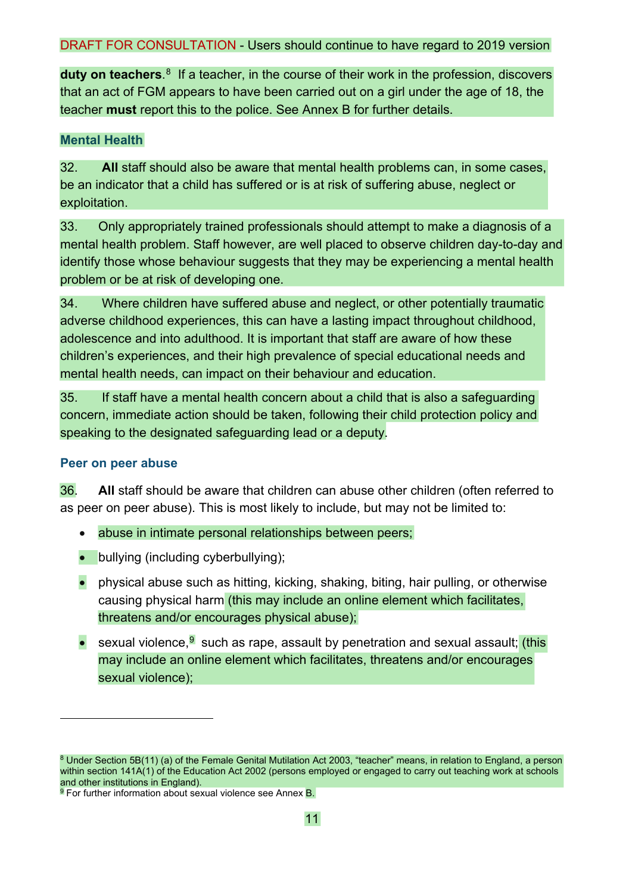**duty on teachers**.[8] If a teacher, in the course of their work in the profession, discovers that an act of FGM appears to have been carried out on a girl under the age of 18, the teacher **must** report this to the police. See Annex B for further details.

### Mental Health

32. **All** staff should also be aware that mental health problems can, in some cases, be an indicator that a child has suffered or is at risk of suffering abuse, neglect or exploitation.

33. Only appropriately trained professionals should attempt to make a diagnosis of a mental health problem. Staff however, are well placed to observe children day-to-day and identify those whose behaviour suggests that they may be experiencing a mental health problem or be at risk of developing one.

34. Where children have suffered abuse and neglect, or other potentially traumatic adverse childhood experiences, this can have a lasting impact throughout childhood, adolescence and into adulthood. It is important that staff are aware of how these children's experiences, and their high prevalence of special educational needs and mental health needs, can impact on their behaviour and education.

35. If staff have a mental health concern about a child that is also a safeguarding concern, immediate action should be taken, following their child protection policy and speaking to the designated safeguarding lead or a deputy.

### Peer on peer abuse

36. **All** staff should be aware that children can abuse other children (often referred to as peer on peer abuse). This is most likely to include, but may not be limited to:

- abuse in intimate personal relationships between peers;
- bullying (including cyberbullying);
- physical abuse such as hitting, kicking, shaking, biting, hair pulling, or otherwise causing physical harm (this may include an online element which facilitates, threatens and/or encourages physical abuse);
- sexual violence,[9] such as rape, assault by penetration and sexual assault; (this may include an online element which facilitates, threatens and/or encourages sexual violence);

---

[8] Under Section 5B(11) (a) of the Female Genital Mutilation Act 2003, "teacher" means, in relation to England, a person within section 141A(1) of the Education Act 2002 (persons employed or engaged to carry out teaching work at schools and other institutions in England).

[9] For further information about sexual violence see Annex B.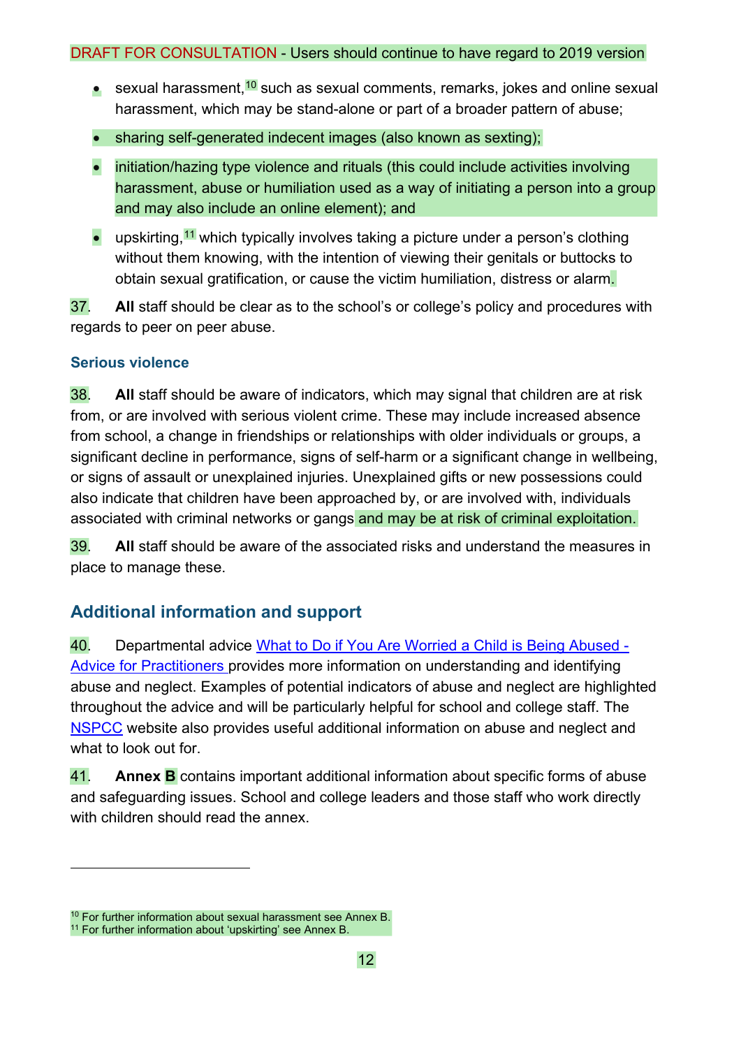DRAFT FOR CONSULTATION - Users should continue to have regard to 2019 version

- sexual harassment,[10] such as sexual comments, remarks, jokes and online sexual harassment, which may be stand-alone or part of a broader pattern of abuse;
- sharing self-generated indecent images (also known as sexting);
- initiation/hazing type violence and rituals (this could include activities involving harassment, abuse or humiliation used as a way of initiating a person into a group and may also include an online element); and
- upskirting,[11] which typically involves taking a picture under a person's clothing without them knowing, with the intention of viewing their genitals or buttocks to obtain sexual gratification, or cause the victim humiliation, distress or alarm.

37. **All** staff should be clear as to the school's or college's policy and procedures with regards to peer on peer abuse.

### Serious violence

38. **All** staff should be aware of indicators, which may signal that children are at risk from, or are involved with serious violent crime. These may include increased absence from school, a change in friendships or relationships with older individuals or groups, a significant decline in performance, signs of self-harm or a significant change in wellbeing, or signs of assault or unexplained injuries. Unexplained gifts or new possessions could also indicate that children have been approached by, or are involved with, individuals associated with criminal networks or gangs and may be at risk of criminal exploitation.

39. **All** staff should be aware of the associated risks and understand the measures in place to manage these.

## Additional information and support

40. Departmental advice [What to Do if You Are Worried a Child is Being Abused - Advice for Practitioners]() provides more information on understanding and identifying abuse and neglect. Examples of potential indicators of abuse and neglect are highlighted throughout the advice and will be particularly helpful for school and college staff. The [NSPCC]() website also provides useful additional information on abuse and neglect and what to look out for.

41. **Annex B** contains important additional information about specific forms of abuse and safeguarding issues. School and college leaders and those staff who work directly with children should read the annex.

---

[10] For further information about sexual harassment see Annex B.
[11] For further information about 'upskirting' see Annex B.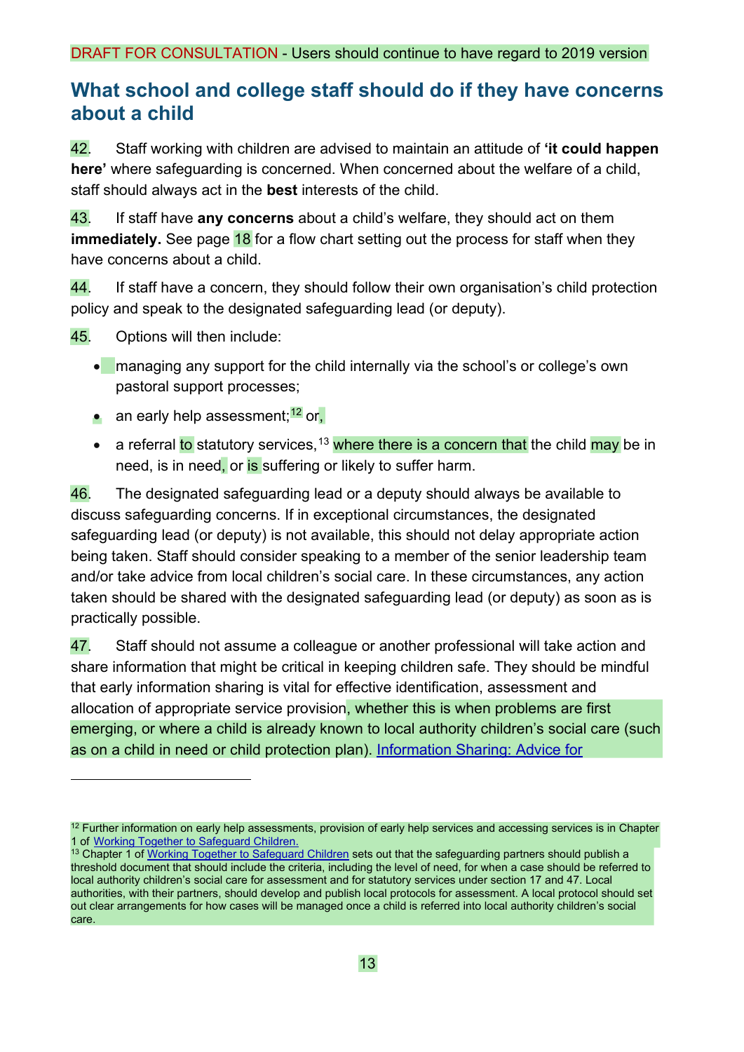DRAFT FOR CONSULTATION - Users should continue to have regard to 2019 version

## What school and college staff should do if they have concerns about a child

42. Staff working with children are advised to maintain an attitude of **'it could happen here'** where safeguarding is concerned. When concerned about the welfare of a child, staff should always act in the **best** interests of the child.

43. If staff have **any concerns** about a child's welfare, they should act on them **immediately.** See page 18 for a flow chart setting out the process for staff when they have concerns about a child.

44. If staff have a concern, they should follow their own organisation's child protection policy and speak to the designated safeguarding lead (or deputy).

45. Options will then include:

- managing any support for the child internally via the school's or college's own pastoral support processes;
- an early help assessment;[12] or,
- a referral to statutory services,[13] where there is a concern that the child may be in need, is in need, or is suffering or likely to suffer harm.

46. The designated safeguarding lead or a deputy should always be available to discuss safeguarding concerns. If in exceptional circumstances, the designated safeguarding lead (or deputy) is not available, this should not delay appropriate action being taken. Staff should consider speaking to a member of the senior leadership team and/or take advice from local children's social care. In these circumstances, any action taken should be shared with the designated safeguarding lead (or deputy) as soon as is practically possible.

47. Staff should not assume a colleague or another professional will take action and share information that might be critical in keeping children safe. They should be mindful that early information sharing is vital for effective identification, assessment and allocation of appropriate service provision, whether this is when problems are first emerging, or where a child is already known to local authority children's social care (such as on a child in need or child protection plan). Information Sharing: Advice for

---

[12] Further information on early help assessments, provision of early help services and accessing services is in Chapter 1 of Working Together to Safeguard Children.

[13] Chapter 1 of Working Together to Safeguard Children sets out that the safeguarding partners should publish a threshold document that should include the criteria, including the level of need, for when a case should be referred to local authority children's social care for assessment and for statutory services under section 17 and 47. Local authorities, with their partners, should develop and publish local protocols for assessment. A local protocol should set out clear arrangements for how cases will be managed once a child is referred into local authority children's social care.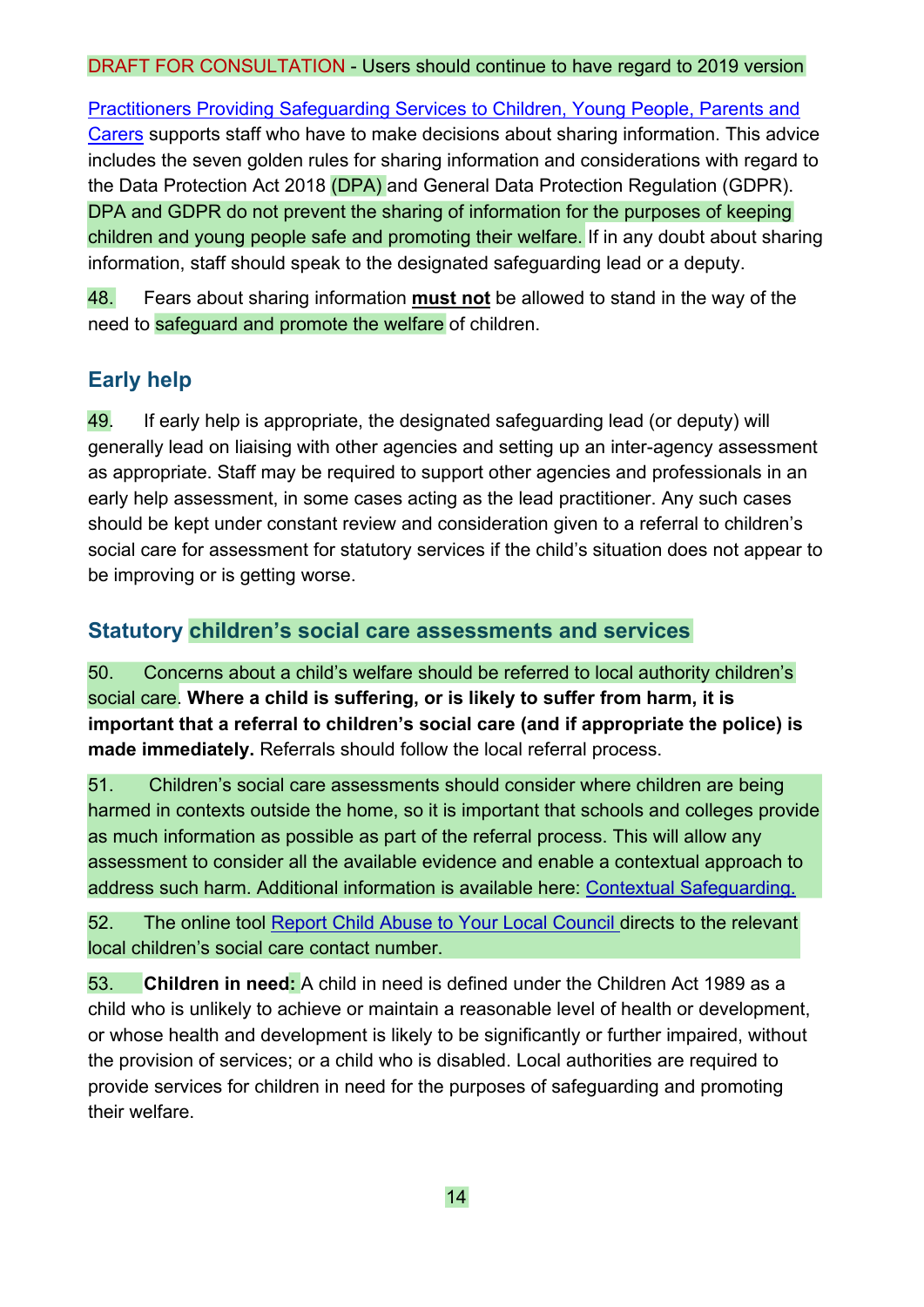DRAFT FOR CONSULTATION - Users should continue to have regard to 2019 version

Practitioners Providing Safeguarding Services to Children, Young People, Parents and Carers supports staff who have to make decisions about sharing information. This advice includes the seven golden rules for sharing information and considerations with regard to the Data Protection Act 2018 (DPA) and General Data Protection Regulation (GDPR). DPA and GDPR do not prevent the sharing of information for the purposes of keeping children and young people safe and promoting their welfare. If in any doubt about sharing information, staff should speak to the designated safeguarding lead or a deputy.

48. Fears about sharing information **must not** be allowed to stand in the way of the need to safeguard and promote the welfare of children.

## Early help

49. If early help is appropriate, the designated safeguarding lead (or deputy) will generally lead on liaising with other agencies and setting up an inter-agency assessment as appropriate. Staff may be required to support other agencies and professionals in an early help assessment, in some cases acting as the lead practitioner. Any such cases should be kept under constant review and consideration given to a referral to children's social care for assessment for statutory services if the child's situation does not appear to be improving or is getting worse.

## Statutory children's social care assessments and services

50. Concerns about a child's welfare should be referred to local authority children's social care. **Where a child is suffering, or is likely to suffer from harm, it is important that a referral to children's social care (and if appropriate the police) is made immediately.** Referrals should follow the local referral process.

51. Children's social care assessments should consider where children are being harmed in contexts outside the home, so it is important that schools and colleges provide as much information as possible as part of the referral process. This will allow any assessment to consider all the available evidence and enable a contextual approach to address such harm. Additional information is available here: Contextual Safeguarding.

52. The online tool Report Child Abuse to Your Local Council directs to the relevant local children's social care contact number.

53. **Children in need:** A child in need is defined under the Children Act 1989 as a child who is unlikely to achieve or maintain a reasonable level of health or development, or whose health and development is likely to be significantly or further impaired, without the provision of services; or a child who is disabled. Local authorities are required to provide services for children in need for the purposes of safeguarding and promoting their welfare.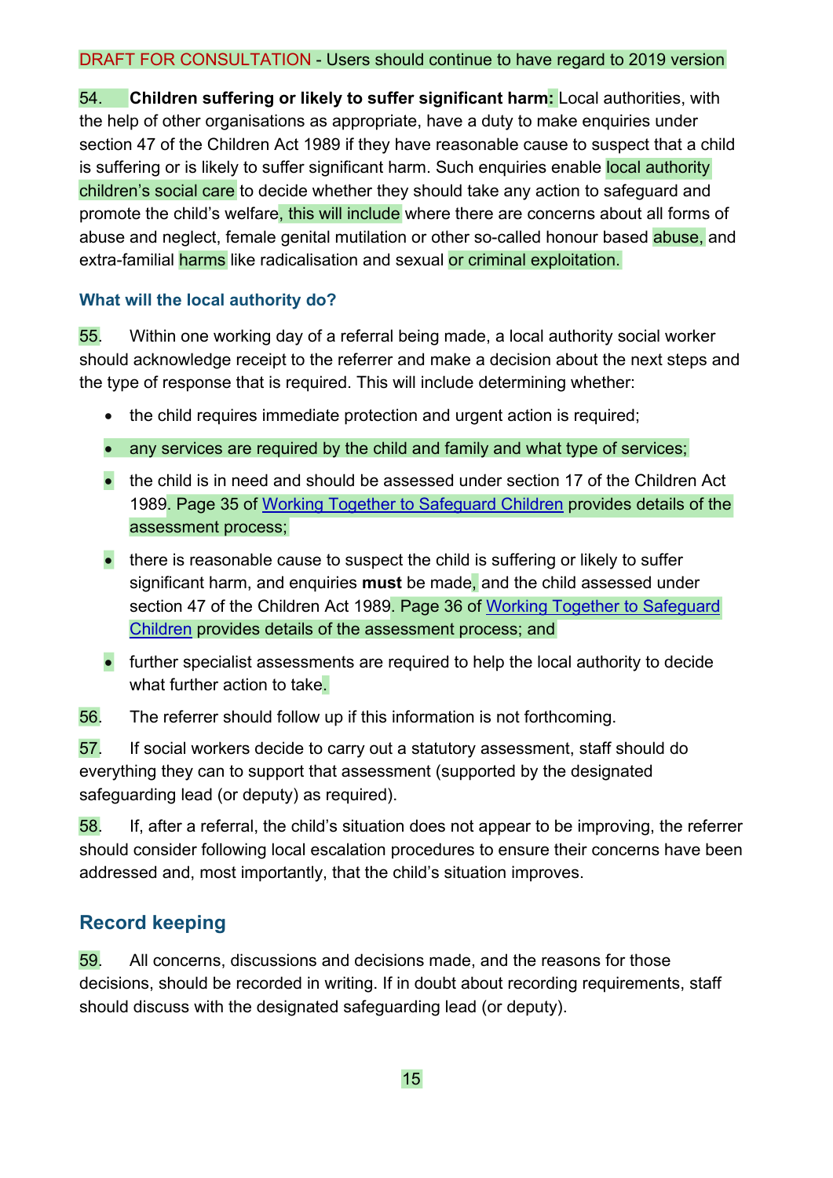DRAFT FOR CONSULTATION - Users should continue to have regard to 2019 version

54. **Children suffering or likely to suffer significant harm:** Local authorities, with the help of other organisations as appropriate, have a duty to make enquiries under section 47 of the Children Act 1989 if they have reasonable cause to suspect that a child is suffering or is likely to suffer significant harm. Such enquiries enable local authority children's social care to decide whether they should take any action to safeguard and promote the child's welfare, this will include where there are concerns about all forms of abuse and neglect, female genital mutilation or other so-called honour based abuse, and extra-familial harms like radicalisation and sexual or criminal exploitation.

### What will the local authority do?

55. Within one working day of a referral being made, a local authority social worker should acknowledge receipt to the referrer and make a decision about the next steps and the type of response that is required. This will include determining whether:

- the child requires immediate protection and urgent action is required;
- any services are required by the child and family and what type of services;
- the child is in need and should be assessed under section 17 of the Children Act 1989. Page 35 of [Working Together to Safeguard Children](https://www.gov.uk/government/publications/working-together-to-safeguard-children--2) provides details of the assessment process;
- there is reasonable cause to suspect the child is suffering or likely to suffer significant harm, and enquiries **must** be made, and the child assessed under section 47 of the Children Act 1989. Page 36 of [Working Together to Safeguard Children](https://www.gov.uk/government/publications/working-together-to-safeguard-children--2) provides details of the assessment process; and
- further specialist assessments are required to help the local authority to decide what further action to take.

56. The referrer should follow up if this information is not forthcoming.

57. If social workers decide to carry out a statutory assessment, staff should do everything they can to support that assessment (supported by the designated safeguarding lead (or deputy) as required).

58. If, after a referral, the child's situation does not appear to be improving, the referrer should consider following local escalation procedures to ensure their concerns have been addressed and, most importantly, that the child's situation improves.

## Record keeping

59. All concerns, discussions and decisions made, and the reasons for those decisions, should be recorded in writing. If in doubt about recording requirements, staff should discuss with the designated safeguarding lead (or deputy).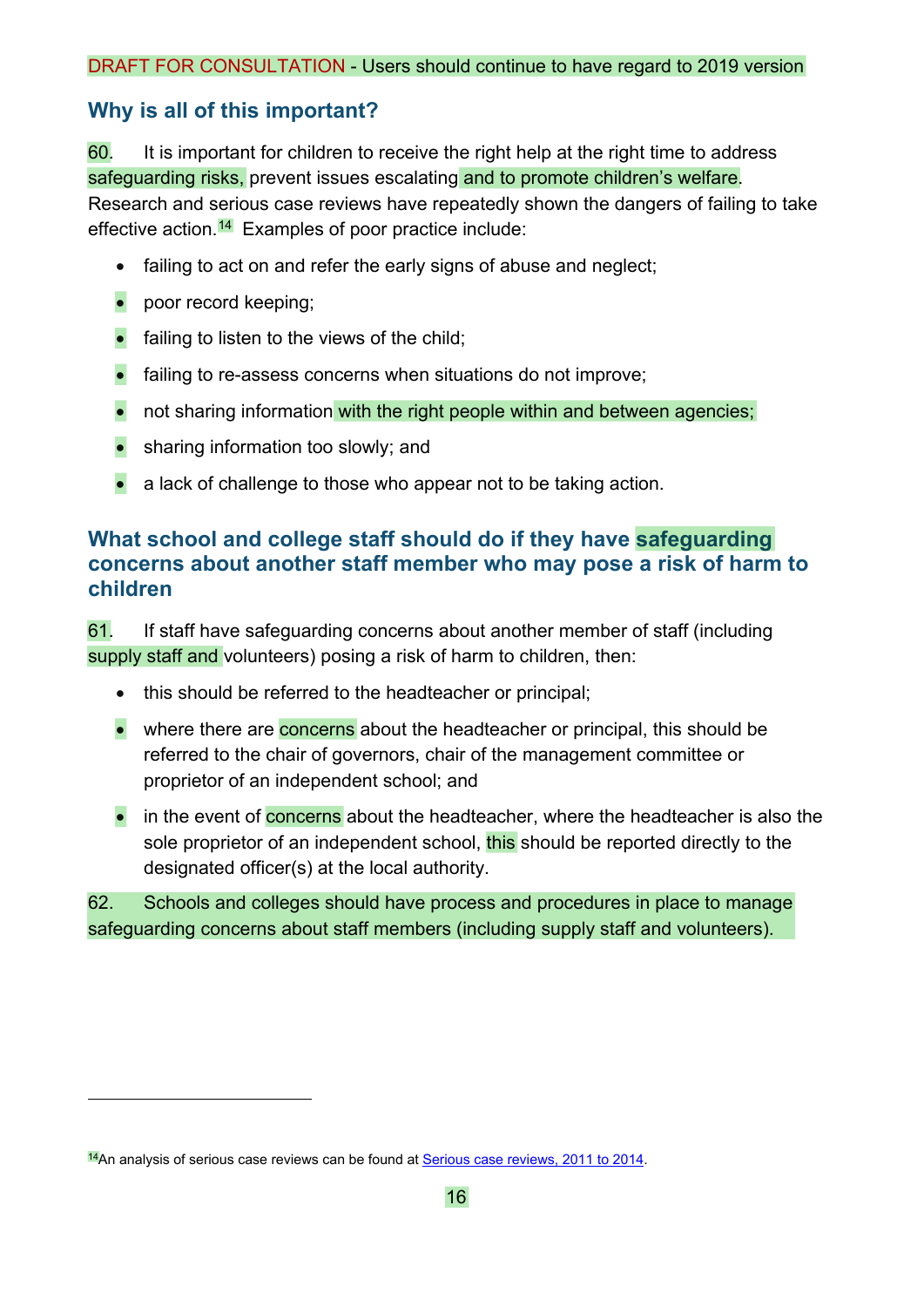DRAFT FOR CONSULTATION - Users should continue to have regard to 2019 version

## Why is all of this important?

60. It is important for children to receive the right help at the right time to address safeguarding risks, prevent issues escalating and to promote children's welfare. Research and serious case reviews have repeatedly shown the dangers of failing to take effective action.[14] Examples of poor practice include:

- failing to act on and refer the early signs of abuse and neglect;
- poor record keeping;
- failing to listen to the views of the child;
- failing to re-assess concerns when situations do not improve;
- not sharing information with the right people within and between agencies;
- sharing information too slowly; and
- a lack of challenge to those who appear not to be taking action.

## What school and college staff should do if they have safeguarding concerns about another staff member who may pose a risk of harm to children

61. If staff have safeguarding concerns about another member of staff (including supply staff and volunteers) posing a risk of harm to children, then:

- this should be referred to the headteacher or principal;
- where there are concerns about the headteacher or principal, this should be referred to the chair of governors, chair of the management committee or proprietor of an independent school; and
- in the event of concerns about the headteacher, where the headteacher is also the sole proprietor of an independent school, this should be reported directly to the designated officer(s) at the local authority.

62. Schools and colleges should have process and procedures in place to manage safeguarding concerns about staff members (including supply staff and volunteers).

[14] An analysis of serious case reviews can be found at Serious case reviews, 2011 to 2014.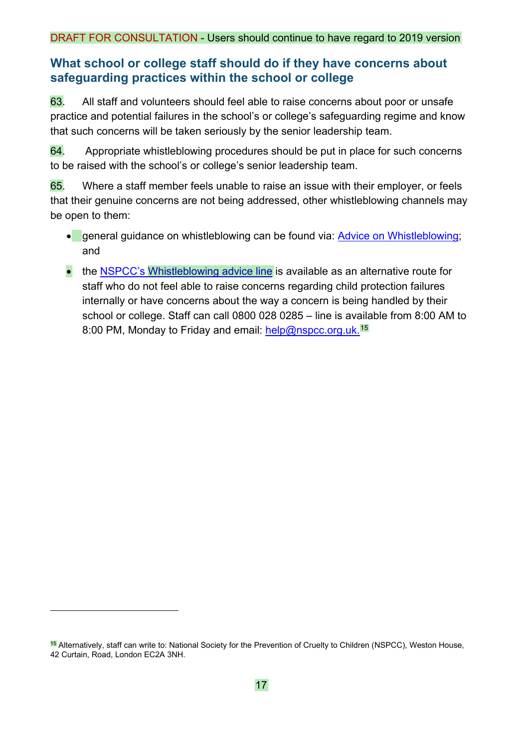DRAFT FOR CONSULTATION - Users should continue to have regard to 2019 version

## What school or college staff should do if they have concerns about safeguarding practices within the school or college

63. All staff and volunteers should feel able to raise concerns about poor or unsafe practice and potential failures in the school's or college's safeguarding regime and know that such concerns will be taken seriously by the senior leadership team.

64. Appropriate whistleblowing procedures should be put in place for such concerns to be raised with the school's or college's senior leadership team.

65. Where a staff member feels unable to raise an issue with their employer, or feels that their genuine concerns are not being addressed, other whistleblowing channels may be open to them:

- general guidance on whistleblowing can be found via: Advice on Whistleblowing; and
- the NSPCC's Whistleblowing advice line is available as an alternative route for staff who do not feel able to raise concerns regarding child protection failures internally or have concerns about the way a concern is being handled by their school or college. Staff can call 0800 028 0285 – line is available from 8:00 AM to 8:00 PM, Monday to Friday and email: help@nspcc.org.uk.[15]

[15] Alternatively, staff can write to: National Society for the Prevention of Cruelty to Children (NSPCC), Weston House, 42 Curtain, Road, London EC2A 3NH.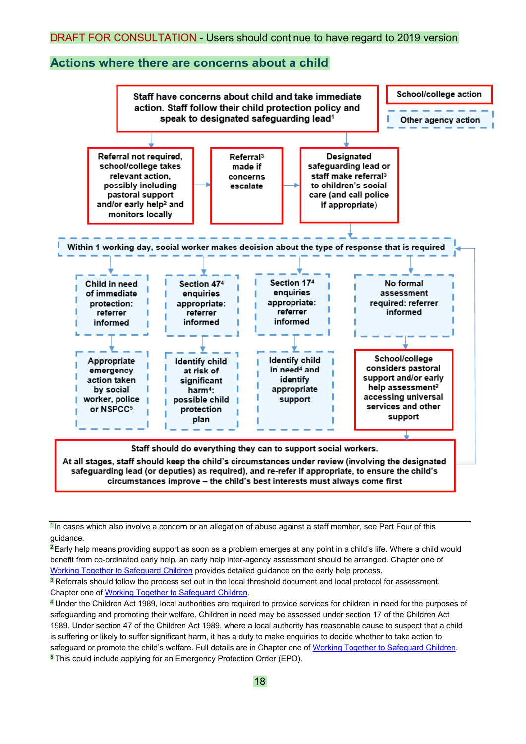DRAFT FOR CONSULTATION - Users should continue to have regard to 2019 version

## Actions where there are concerns about a child

School/college action

Other agency action

**Staff have concerns about child and take immediate action. Staff follow their child protection policy and speak to designated safeguarding lead[1]**

**Referral not required, school/college takes relevant action, possibly including pastoral support and/or early help[2] and monitors locally**

**Referral[3] made if concerns escalate**

**Designated safeguarding lead or staff make referral[3] to children's social care (and call police if appropriate)**

**Within 1 working day, social worker makes decision about the type of response that is required**

**Child in need of immediate protection: referrer informed**

**Section 47[4] enquiries appropriate: referrer informed**

**Section 17[4] enquiries appropriate: referrer informed**

**No formal assessment required: referrer informed**

**Appropriate emergency action taken by social worker, police or NSPCC[5]**

**Identify child at risk of significant harm[4]: possible child protection plan**

**Identify child in need[4] and identify appropriate support**

**School/college considers pastoral support and/or early help assessment[2] accessing universal services and other support**

**Staff should do everything they can to support social workers.**

**At all stages, staff should keep the child's circumstances under review (involving the designated safeguarding lead (or deputies) as required), and re-refer if appropriate, to ensure the child's circumstances improve – the child's best interests must always come first**

---

[1] In cases which also involve a concern or an allegation of abuse against a staff member, see Part Four of this guidance.

[2] Early help means providing support as soon as a problem emerges at any point in a child's life. Where a child would benefit from co-ordinated early help, an early help inter-agency assessment should be arranged. Chapter one of Working Together to Safeguard Children provides detailed guidance on the early help process.

[3] Referrals should follow the process set out in the local threshold document and local protocol for assessment. Chapter one of Working Together to Safeguard Children.

[4] Under the Children Act 1989, local authorities are required to provide services for children in need for the purposes of safeguarding and promoting their welfare. Children in need may be assessed under section 17 of the Children Act 1989. Under section 47 of the Children Act 1989, where a local authority has reasonable cause to suspect that a child is suffering or likely to suffer significant harm, it has a duty to make enquiries to decide whether to take action to safeguard or promote the child's welfare. Full details are in Chapter one of Working Together to Safeguard Children.

[5] This could include applying for an Emergency Protection Order (EPO).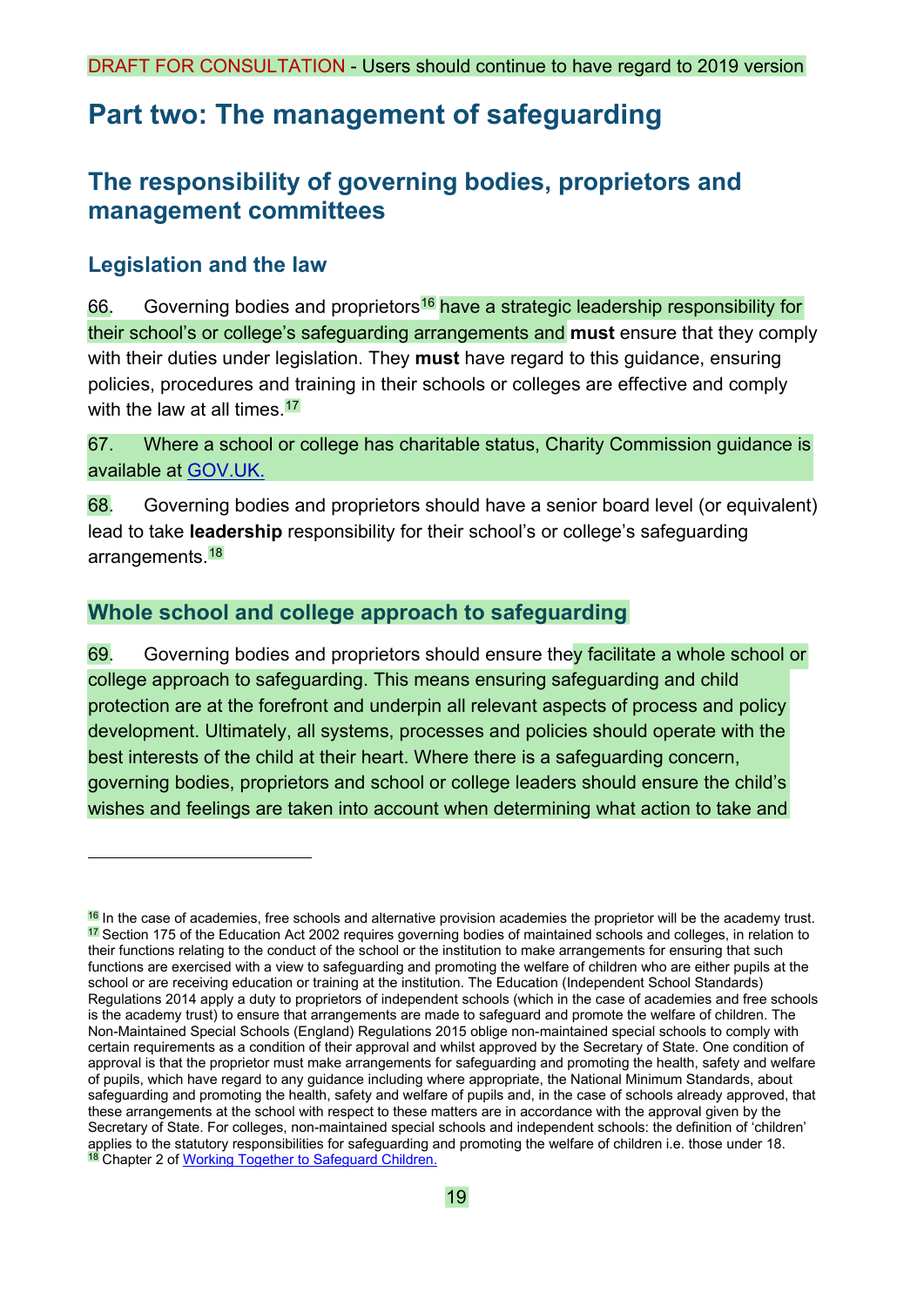DRAFT FOR CONSULTATION - Users should continue to have regard to 2019 version

# Part two: The management of safeguarding

## The responsibility of governing bodies, proprietors and management committees

### Legislation and the law

66. Governing bodies and proprietors[16] have a strategic leadership responsibility for their school's or college's safeguarding arrangements and **must** ensure that they comply with their duties under legislation. They **must** have regard to this guidance, ensuring policies, procedures and training in their schools or colleges are effective and comply with the law at all times.[17]

67. Where a school or college has charitable status, Charity Commission guidance is available at GOV.UK.

68. Governing bodies and proprietors should have a senior board level (or equivalent) lead to take **leadership** responsibility for their school's or college's safeguarding arrangements.[18]

### Whole school and college approach to safeguarding

69. Governing bodies and proprietors should ensure they facilitate a whole school or college approach to safeguarding. This means ensuring safeguarding and child protection are at the forefront and underpin all relevant aspects of process and policy development. Ultimately, all systems, processes and policies should operate with the best interests of the child at their heart. Where there is a safeguarding concern, governing bodies, proprietors and school or college leaders should ensure the child's wishes and feelings are taken into account when determining what action to take and

---

[16] In the case of academies, free schools and alternative provision academies the proprietor will be the academy trust.

[17] Section 175 of the Education Act 2002 requires governing bodies of maintained schools and colleges, in relation to their functions relating to the conduct of the school or the institution to make arrangements for ensuring that such functions are exercised with a view to safeguarding and promoting the welfare of children who are either pupils at the school or are receiving education or training at the institution. The Education (Independent School Standards) Regulations 2014 apply a duty to proprietors of independent schools (which in the case of academies and free schools is the academy trust) to ensure that arrangements are made to safeguard and promote the welfare of children. The Non-Maintained Special Schools (England) Regulations 2015 oblige non-maintained special schools to comply with certain requirements as a condition of their approval and whilst approved by the Secretary of State. One condition of approval is that the proprietor must make arrangements for safeguarding and promoting the health, safety and welfare of pupils, which have regard to any guidance including where appropriate, the National Minimum Standards, about safeguarding and promoting the health, safety and welfare of pupils and, in the case of schools already approved, that these arrangements at the school with respect to these matters are in accordance with the approval given by the Secretary of State. For colleges, non-maintained special schools and independent schools: the definition of 'children' applies to the statutory responsibilities for safeguarding and promoting the welfare of children i.e. those under 18.

[18] Chapter 2 of Working Together to Safeguard Children.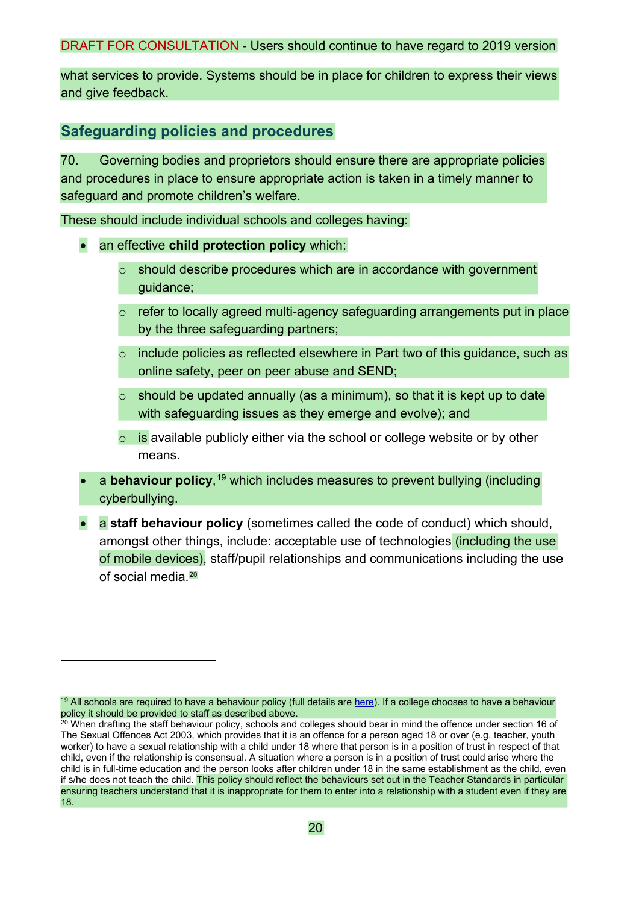what services to provide. Systems should be in place for children to express their views and give feedback.

## Safeguarding policies and procedures

70. Governing bodies and proprietors should ensure there are appropriate policies and procedures in place to ensure appropriate action is taken in a timely manner to safeguard and promote children's welfare.

These should include individual schools and colleges having:

- an effective **child protection policy** which:
  - should describe procedures which are in accordance with government guidance;
  - refer to locally agreed multi-agency safeguarding arrangements put in place by the three safeguarding partners;
  - include policies as reflected elsewhere in Part two of this guidance, such as online safety, peer on peer abuse and SEND;
  - should be updated annually (as a minimum), so that it is kept up to date with safeguarding issues as they emerge and evolve); and
  - is available publicly either via the school or college website or by other means.
- a **behaviour policy**,[19] which includes measures to prevent bullying (including cyberbullying.
- a **staff behaviour policy** (sometimes called the code of conduct) which should, amongst other things, include: acceptable use of technologies (including the use of mobile devices), staff/pupil relationships and communications including the use of social media.[20]

---

[19] All schools are required to have a behaviour policy (full details are here). If a college chooses to have a behaviour policy it should be provided to staff as described above.

[20] When drafting the staff behaviour policy, schools and colleges should bear in mind the offence under section 16 of The Sexual Offences Act 2003, which provides that it is an offence for a person aged 18 or over (e.g. teacher, youth worker) to have a sexual relationship with a child under 18 where that person is in a position of trust in respect of that child, even if the relationship is consensual. A situation where a person is in a position of trust could arise where the child is in full-time education and the person looks after children under 18 in the same establishment as the child, even if s/he does not teach the child. This policy should reflect the behaviours set out in the Teacher Standards in particular ensuring teachers understand that it is inappropriate for them to enter into a relationship with a student even if they are 18.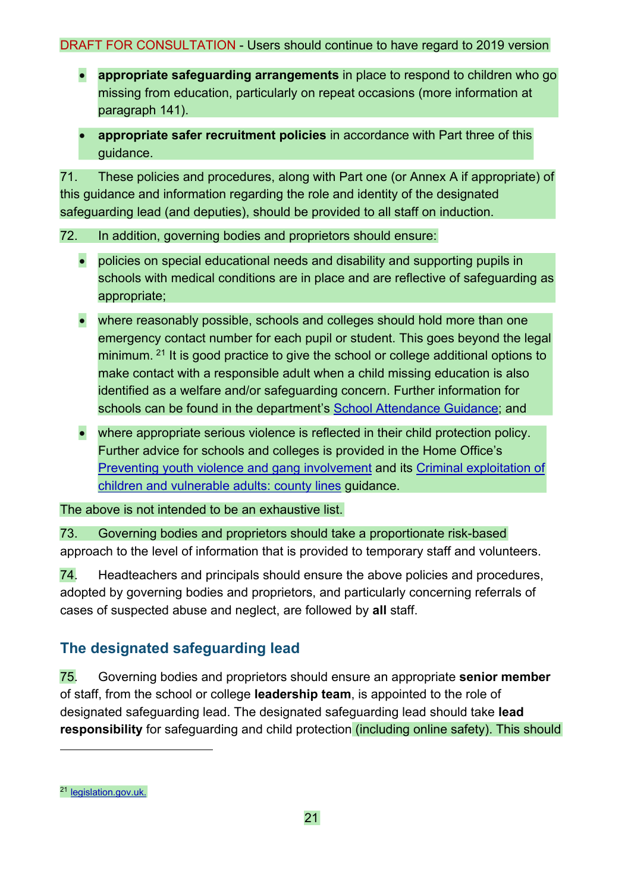- **appropriate safeguarding arrangements** in place to respond to children who go missing from education, particularly on repeat occasions (more information at paragraph 141).
- **appropriate safer recruitment policies** in accordance with Part three of this guidance.

71. These policies and procedures, along with Part one (or Annex A if appropriate) of this guidance and information regarding the role and identity of the designated safeguarding lead (and deputies), should be provided to all staff on induction.

72. In addition, governing bodies and proprietors should ensure:

- policies on special educational needs and disability and supporting pupils in schools with medical conditions are in place and are reflective of safeguarding as appropriate;
- where reasonably possible, schools and colleges should hold more than one emergency contact number for each pupil or student. This goes beyond the legal minimum. [21] It is good practice to give the school or college additional options to make contact with a responsible adult when a child missing education is also identified as a welfare and/or safeguarding concern. Further information for schools can be found in the department's School Attendance Guidance; and
- where appropriate serious violence is reflected in their child protection policy. Further advice for schools and colleges is provided in the Home Office's Preventing youth violence and gang involvement and its Criminal exploitation of children and vulnerable adults: county lines guidance.

The above is not intended to be an exhaustive list.

73. Governing bodies and proprietors should take a proportionate risk-based approach to the level of information that is provided to temporary staff and volunteers.

74. Headteachers and principals should ensure the above policies and procedures, adopted by governing bodies and proprietors, and particularly concerning referrals of cases of suspected abuse and neglect, are followed by **all** staff.

## The designated safeguarding lead

75. Governing bodies and proprietors should ensure an appropriate **senior member** of staff, from the school or college **leadership team**, is appointed to the role of designated safeguarding lead. The designated safeguarding lead should take **lead responsibility** for safeguarding and child protection (including online safety). This should

[21] legislation.gov.uk.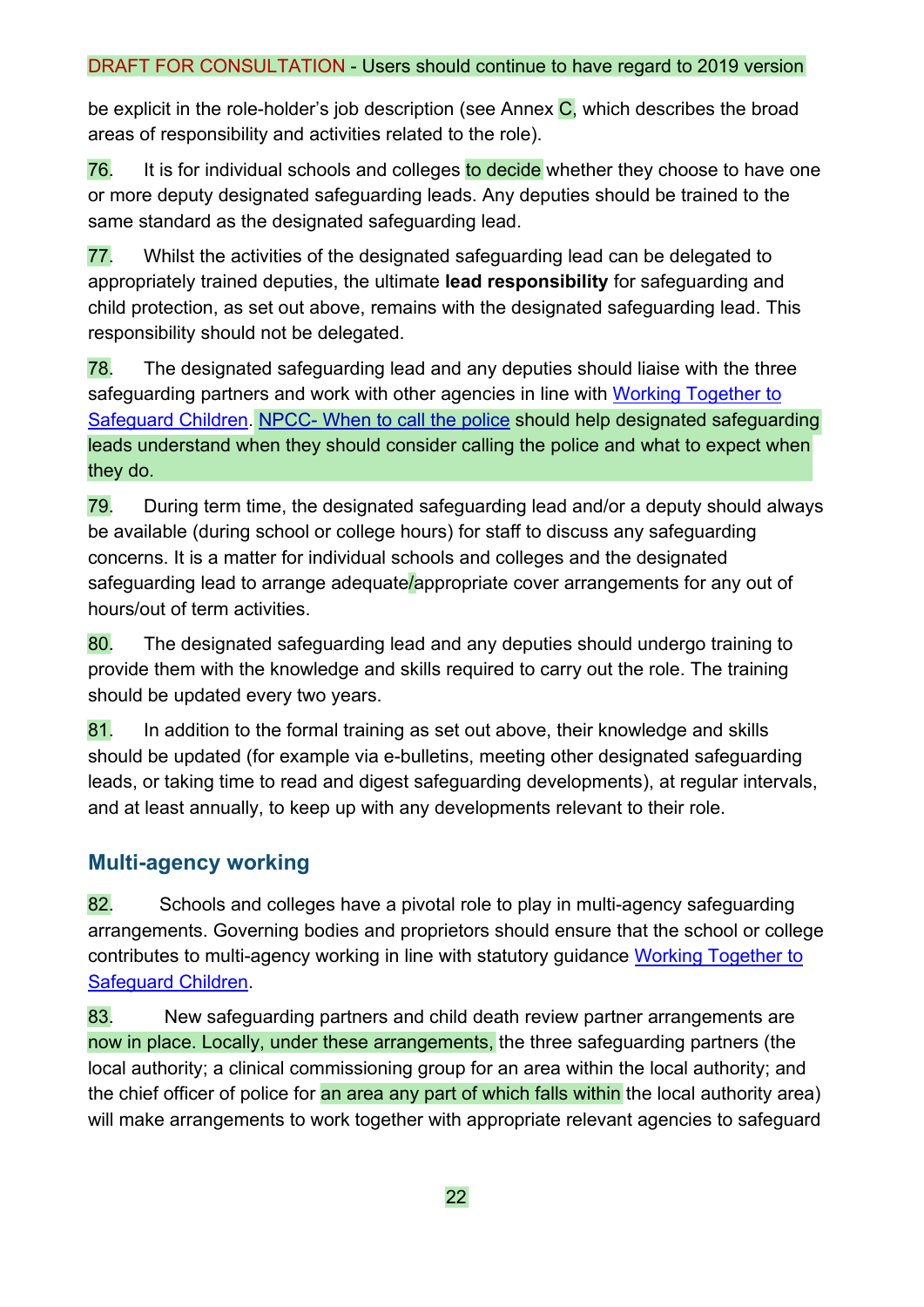be explicit in the role-holder's job description (see Annex C, which describes the broad areas of responsibility and activities related to the role).

76. It is for individual schools and colleges to decide whether they choose to have one or more deputy designated safeguarding leads. Any deputies should be trained to the same standard as the designated safeguarding lead.

77. Whilst the activities of the designated safeguarding lead can be delegated to appropriately trained deputies, the ultimate **lead responsibility** for safeguarding and child protection, as set out above, remains with the designated safeguarding lead. This responsibility should not be delegated.

78. The designated safeguarding lead and any deputies should liaise with the three safeguarding partners and work with other agencies in line with [Working Together to Safeguard Children](). [NPCC- When to call the police]() should help designated safeguarding leads understand when they should consider calling the police and what to expect when they do.

79. During term time, the designated safeguarding lead and/or a deputy should always be available (during school or college hours) for staff to discuss any safeguarding concerns. It is a matter for individual schools and colleges and the designated safeguarding lead to arrange adequate/appropriate cover arrangements for any out of hours/out of term activities.

80. The designated safeguarding lead and any deputies should undergo training to provide them with the knowledge and skills required to carry out the role. The training should be updated every two years.

81. In addition to the formal training as set out above, their knowledge and skills should be updated (for example via e-bulletins, meeting other designated safeguarding leads, or taking time to read and digest safeguarding developments), at regular intervals, and at least annually, to keep up with any developments relevant to their role.

## Multi-agency working

82. Schools and colleges have a pivotal role to play in multi-agency safeguarding arrangements. Governing bodies and proprietors should ensure that the school or college contributes to multi-agency working in line with statutory guidance [Working Together to Safeguard Children]().

83. New safeguarding partners and child death review partner arrangements are now in place. Locally, under these arrangements, the three safeguarding partners (the local authority; a clinical commissioning group for an area within the local authority; and the chief officer of police for an area any part of which falls within the local authority area) will make arrangements to work together with appropriate relevant agencies to safeguard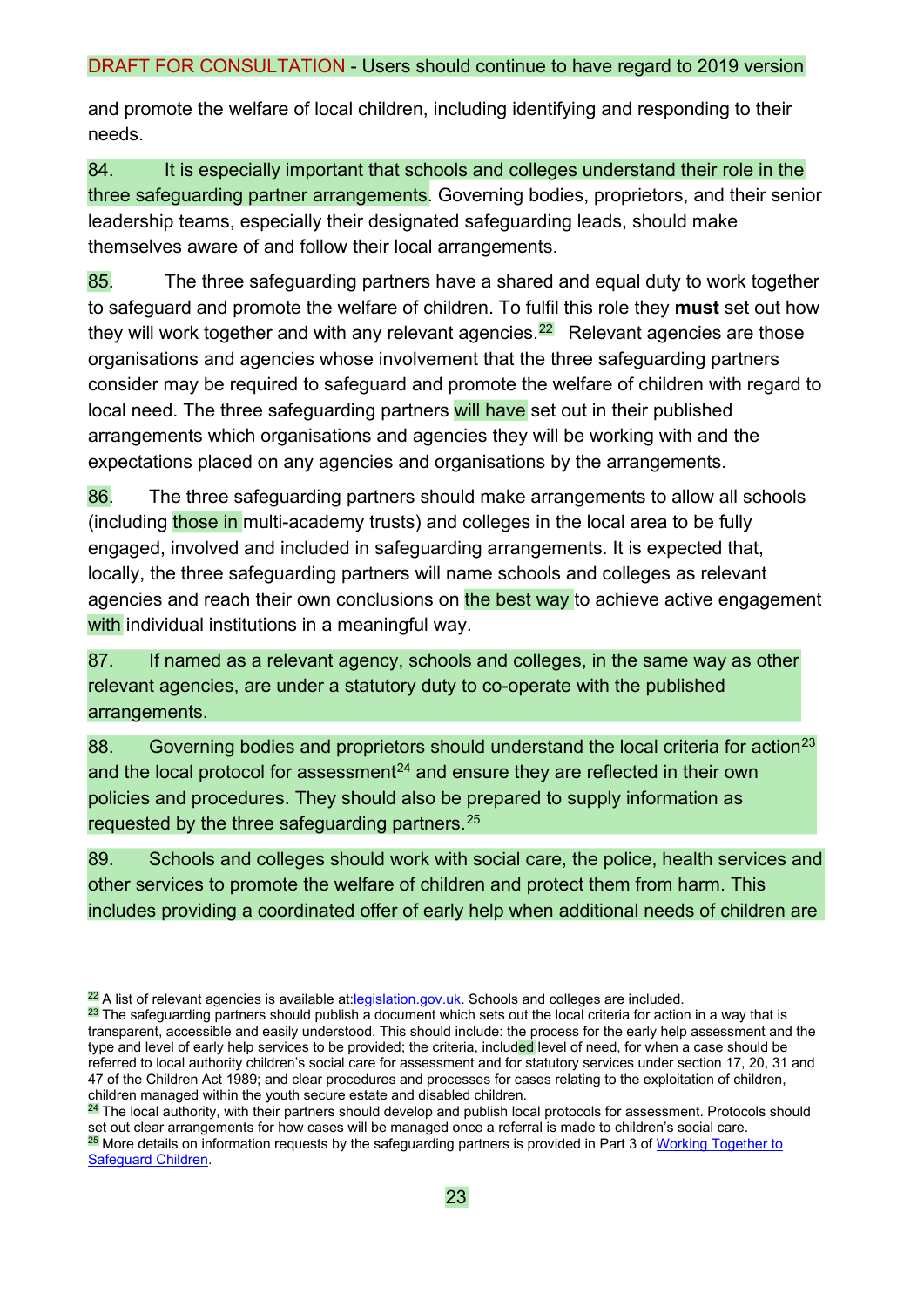and promote the welfare of local children, including identifying and responding to their needs.

84. It is especially important that schools and colleges understand their role in the three safeguarding partner arrangements. Governing bodies, proprietors, and their senior leadership teams, especially their designated safeguarding leads, should make themselves aware of and follow their local arrangements.

85. The three safeguarding partners have a shared and equal duty to work together to safeguard and promote the welfare of children. To fulfil this role they **must** set out how they will work together and with any relevant agencies.[22] Relevant agencies are those organisations and agencies whose involvement that the three safeguarding partners consider may be required to safeguard and promote the welfare of children with regard to local need. The three safeguarding partners will have set out in their published arrangements which organisations and agencies they will be working with and the expectations placed on any agencies and organisations by the arrangements.

86. The three safeguarding partners should make arrangements to allow all schools (including those in multi-academy trusts) and colleges in the local area to be fully engaged, involved and included in safeguarding arrangements. It is expected that, locally, the three safeguarding partners will name schools and colleges as relevant agencies and reach their own conclusions on the best way to achieve active engagement with individual institutions in a meaningful way.

87. If named as a relevant agency, schools and colleges, in the same way as other relevant agencies, are under a statutory duty to co-operate with the published arrangements.

88. Governing bodies and proprietors should understand the local criteria for action[23] and the local protocol for assessment[24] and ensure they are reflected in their own policies and procedures. They should also be prepared to supply information as requested by the three safeguarding partners.[25]

89. Schools and colleges should work with social care, the police, health services and other services to promote the welfare of children and protect them from harm. This includes providing a coordinated offer of early help when additional needs of children are

---

[22] A list of relevant agencies is available at:legislation.gov.uk. Schools and colleges are included.

[23] The safeguarding partners should publish a document which sets out the local criteria for action in a way that is transparent, accessible and easily understood. This should include: the process for the early help assessment and the type and level of early help services to be provided; the criteria, included level of need, for when a case should be referred to local authority children's social care for assessment and for statutory services under section 17, 20, 31 and 47 of the Children Act 1989; and clear procedures and processes for cases relating to the exploitation of children, children managed within the youth secure estate and disabled children.

[24] The local authority, with their partners should develop and publish local protocols for assessment. Protocols should set out clear arrangements for how cases will be managed once a referral is made to children's social care.

[25] More details on information requests by the safeguarding partners is provided in Part 3 of Working Together to Safeguard Children.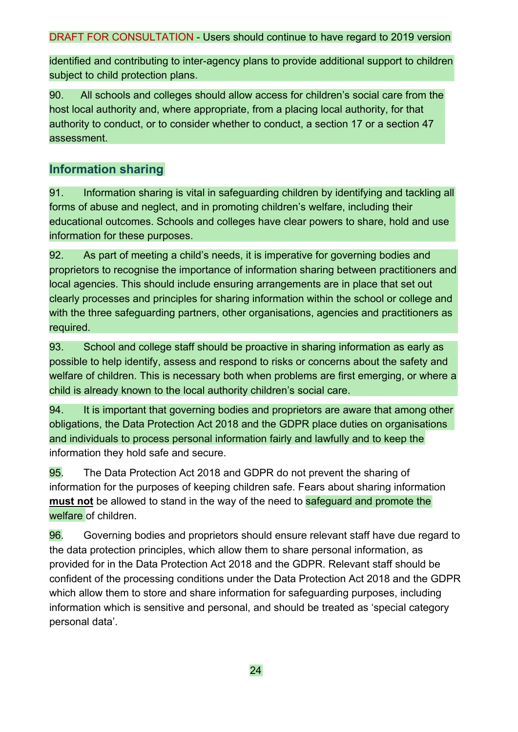identified and contributing to inter-agency plans to provide additional support to children subject to child protection plans.

90. All schools and colleges should allow access for children's social care from the host local authority and, where appropriate, from a placing local authority, for that authority to conduct, or to consider whether to conduct, a section 17 or a section 47 assessment.

## Information sharing

91. Information sharing is vital in safeguarding children by identifying and tackling all forms of abuse and neglect, and in promoting children's welfare, including their educational outcomes. Schools and colleges have clear powers to share, hold and use information for these purposes.

92. As part of meeting a child's needs, it is imperative for governing bodies and proprietors to recognise the importance of information sharing between practitioners and local agencies. This should include ensuring arrangements are in place that set out clearly processes and principles for sharing information within the school or college and with the three safeguarding partners, other organisations, agencies and practitioners as required.

93. School and college staff should be proactive in sharing information as early as possible to help identify, assess and respond to risks or concerns about the safety and welfare of children. This is necessary both when problems are first emerging, or where a child is already known to the local authority children's social care.

94. It is important that governing bodies and proprietors are aware that among other obligations, the Data Protection Act 2018 and the GDPR place duties on organisations and individuals to process personal information fairly and lawfully and to keep the information they hold safe and secure.

95. The Data Protection Act 2018 and GDPR do not prevent the sharing of information for the purposes of keeping children safe. Fears about sharing information **must not** be allowed to stand in the way of the need to safeguard and promote the welfare of children.

96. Governing bodies and proprietors should ensure relevant staff have due regard to the data protection principles, which allow them to share personal information, as provided for in the Data Protection Act 2018 and the GDPR. Relevant staff should be confident of the processing conditions under the Data Protection Act 2018 and the GDPR which allow them to store and share information for safeguarding purposes, including information which is sensitive and personal, and should be treated as 'special category personal data'.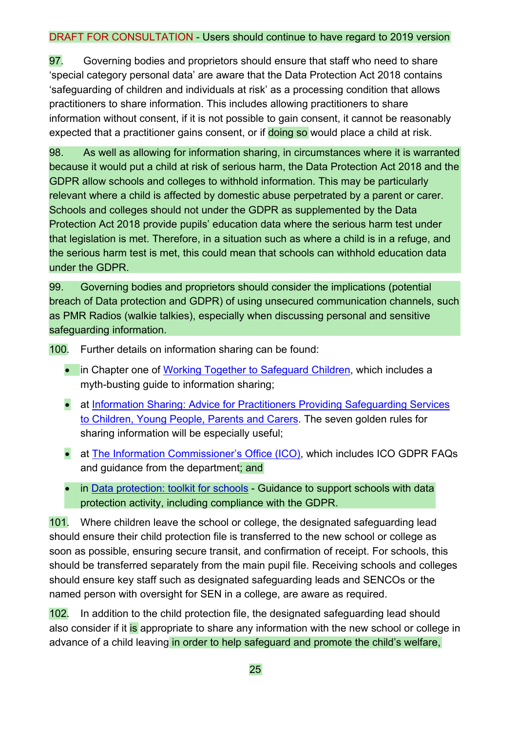DRAFT FOR CONSULTATION - Users should continue to have regard to 2019 version

97. Governing bodies and proprietors should ensure that staff who need to share 'special category personal data' are aware that the Data Protection Act 2018 contains 'safeguarding of children and individuals at risk' as a processing condition that allows practitioners to share information. This includes allowing practitioners to share information without consent, if it is not possible to gain consent, it cannot be reasonably expected that a practitioner gains consent, or if doing so would place a child at risk.

98. As well as allowing for information sharing, in circumstances where it is warranted because it would put a child at risk of serious harm, the Data Protection Act 2018 and the GDPR allow schools and colleges to withhold information. This may be particularly relevant where a child is affected by domestic abuse perpetrated by a parent or carer. Schools and colleges should not under the GDPR as supplemented by the Data Protection Act 2018 provide pupils' education data where the serious harm test under that legislation is met. Therefore, in a situation such as where a child is in a refuge, and the serious harm test is met, this could mean that schools can withhold education data under the GDPR.

99. Governing bodies and proprietors should consider the implications (potential breach of Data protection and GDPR) of using unsecured communication channels, such as PMR Radios (walkie talkies), especially when discussing personal and sensitive safeguarding information.

100. Further details on information sharing can be found:

- in Chapter one of Working Together to Safeguard Children, which includes a myth-busting guide to information sharing;
- at Information Sharing: Advice for Practitioners Providing Safeguarding Services to Children, Young People, Parents and Carers. The seven golden rules for sharing information will be especially useful;
- at The Information Commissioner's Office (ICO), which includes ICO GDPR FAQs and guidance from the department; and
- in Data protection: toolkit for schools - Guidance to support schools with data protection activity, including compliance with the GDPR.

101. Where children leave the school or college, the designated safeguarding lead should ensure their child protection file is transferred to the new school or college as soon as possible, ensuring secure transit, and confirmation of receipt. For schools, this should be transferred separately from the main pupil file. Receiving schools and colleges should ensure key staff such as designated safeguarding leads and SENCOs or the named person with oversight for SEN in a college, are aware as required.

102. In addition to the child protection file, the designated safeguarding lead should also consider if it is appropriate to share any information with the new school or college in advance of a child leaving in order to help safeguard and promote the child's welfare,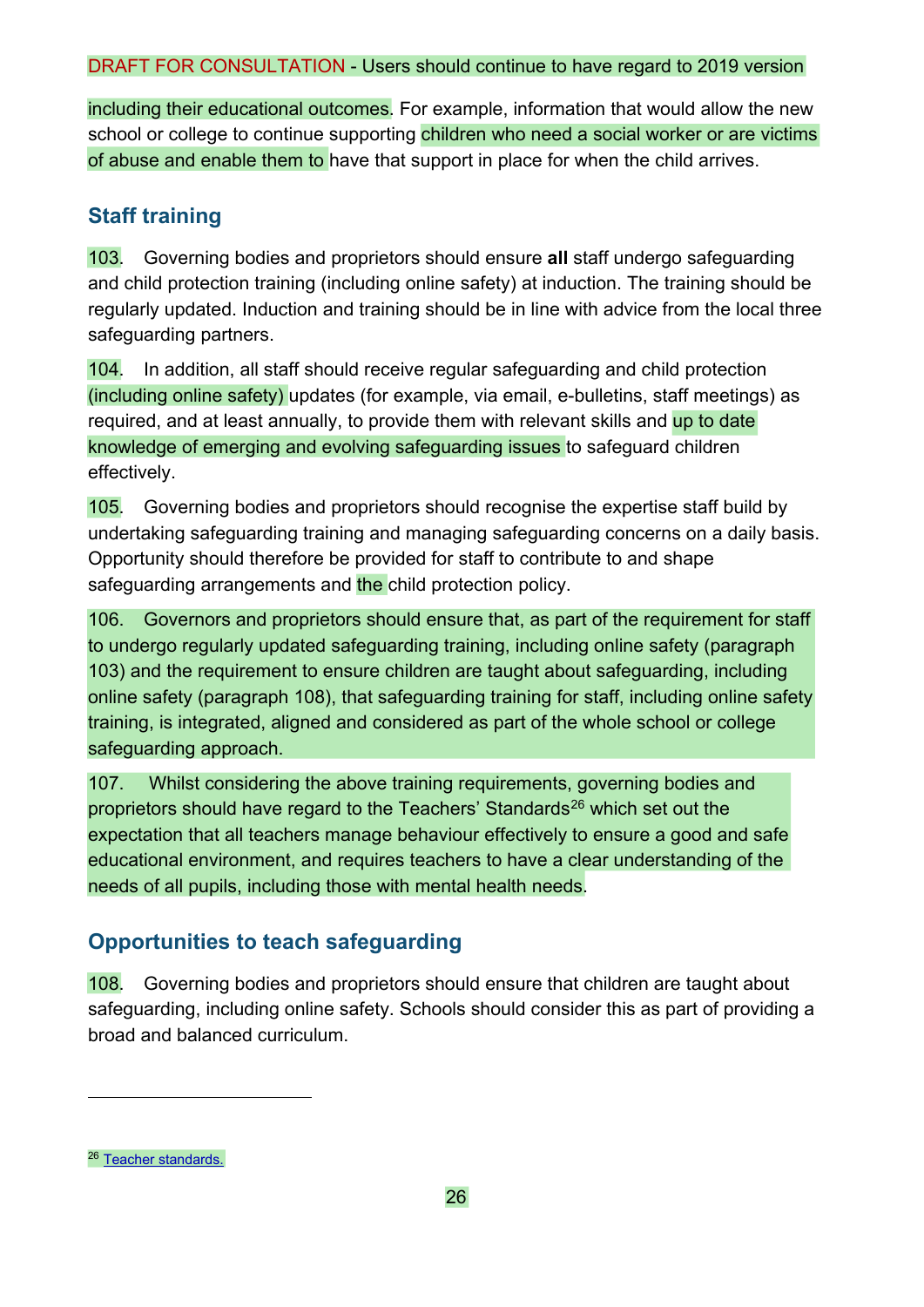including their educational outcomes. For example, information that would allow the new school or college to continue supporting children who need a social worker or are victims of abuse and enable them to have that support in place for when the child arrives.

## Staff training

103. Governing bodies and proprietors should ensure **all** staff undergo safeguarding and child protection training (including online safety) at induction. The training should be regularly updated. Induction and training should be in line with advice from the local three safeguarding partners.

104. In addition, all staff should receive regular safeguarding and child protection (including online safety) updates (for example, via email, e-bulletins, staff meetings) as required, and at least annually, to provide them with relevant skills and up to date knowledge of emerging and evolving safeguarding issues to safeguard children effectively.

105. Governing bodies and proprietors should recognise the expertise staff build by undertaking safeguarding training and managing safeguarding concerns on a daily basis. Opportunity should therefore be provided for staff to contribute to and shape safeguarding arrangements and the child protection policy.

106. Governors and proprietors should ensure that, as part of the requirement for staff to undergo regularly updated safeguarding training, including online safety (paragraph 103) and the requirement to ensure children are taught about safeguarding, including online safety (paragraph 108), that safeguarding training for staff, including online safety training, is integrated, aligned and considered as part of the whole school or college safeguarding approach.

107. Whilst considering the above training requirements, governing bodies and proprietors should have regard to the Teachers' Standards[26] which set out the expectation that all teachers manage behaviour effectively to ensure a good and safe educational environment, and requires teachers to have a clear understanding of the needs of all pupils, including those with mental health needs.

## Opportunities to teach safeguarding

108. Governing bodies and proprietors should ensure that children are taught about safeguarding, including online safety. Schools should consider this as part of providing a broad and balanced curriculum.

---

[26] Teacher standards.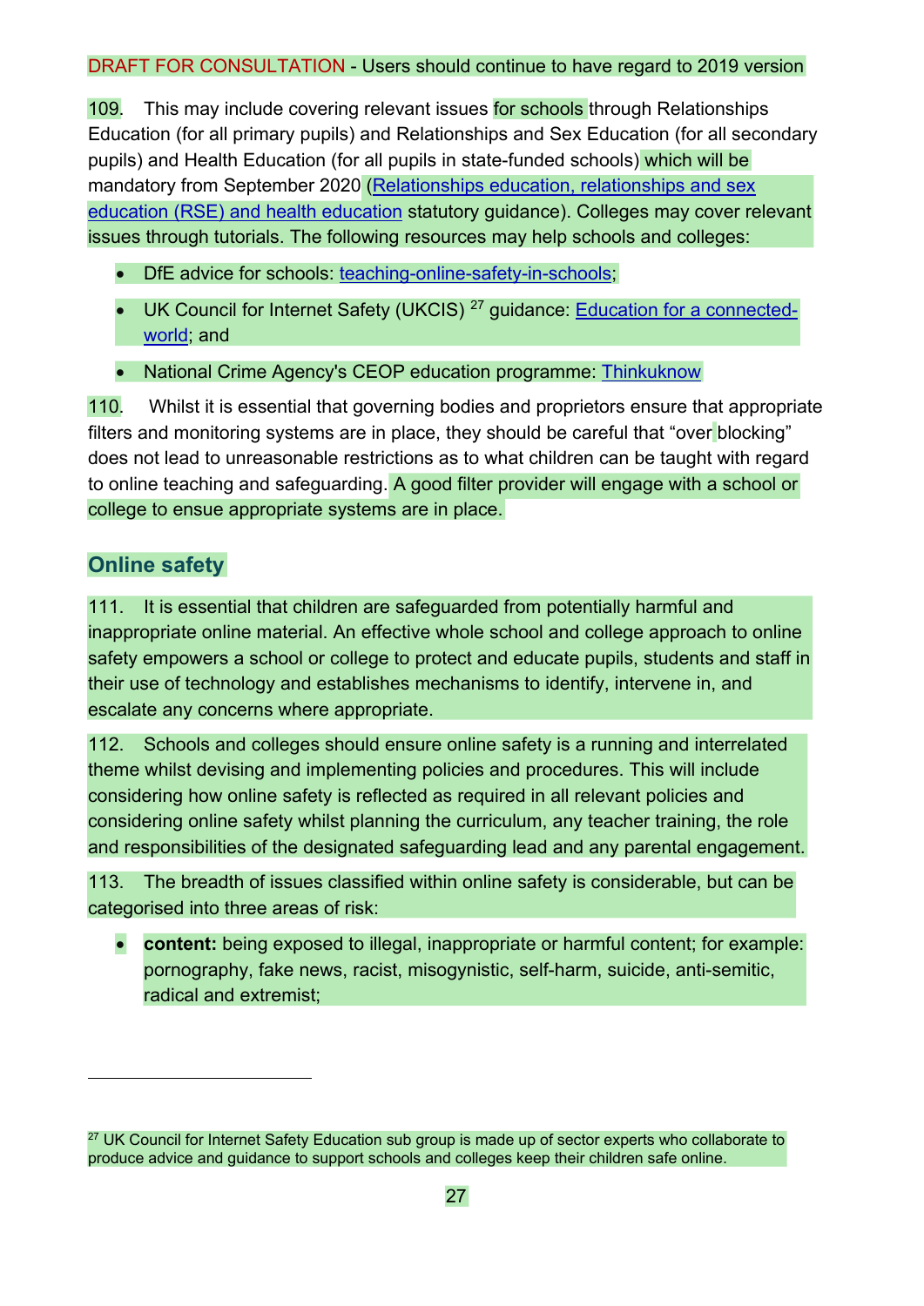DRAFT FOR CONSULTATION - Users should continue to have regard to 2019 version

109. This may include covering relevant issues for schools through Relationships Education (for all primary pupils) and Relationships and Sex Education (for all secondary pupils) and Health Education (for all pupils in state-funded schools) which will be mandatory from September 2020 (Relationships education, relationships and sex education (RSE) and health education statutory guidance). Colleges may cover relevant issues through tutorials. The following resources may help schools and colleges:

- DfE advice for schools: teaching-online-safety-in-schools;
- UK Council for Internet Safety (UKCIS) [27] guidance: Education for a connected-world; and
- National Crime Agency's CEOP education programme: Thinkuknow

110. Whilst it is essential that governing bodies and proprietors ensure that appropriate filters and monitoring systems are in place, they should be careful that "over blocking" does not lead to unreasonable restrictions as to what children can be taught with regard to online teaching and safeguarding. A good filter provider will engage with a school or college to ensue appropriate systems are in place.

## Online safety

111. It is essential that children are safeguarded from potentially harmful and inappropriate online material. An effective whole school and college approach to online safety empowers a school or college to protect and educate pupils, students and staff in their use of technology and establishes mechanisms to identify, intervene in, and escalate any concerns where appropriate.

112. Schools and colleges should ensure online safety is a running and interrelated theme whilst devising and implementing policies and procedures. This will include considering how online safety is reflected as required in all relevant policies and considering online safety whilst planning the curriculum, any teacher training, the role and responsibilities of the designated safeguarding lead and any parental engagement.

113. The breadth of issues classified within online safety is considerable, but can be categorised into three areas of risk:

- **content:** being exposed to illegal, inappropriate or harmful content; for example: pornography, fake news, racist, misogynistic, self-harm, suicide, anti-semitic, radical and extremist;

[27] UK Council for Internet Safety Education sub group is made up of sector experts who collaborate to produce advice and guidance to support schools and colleges keep their children safe online.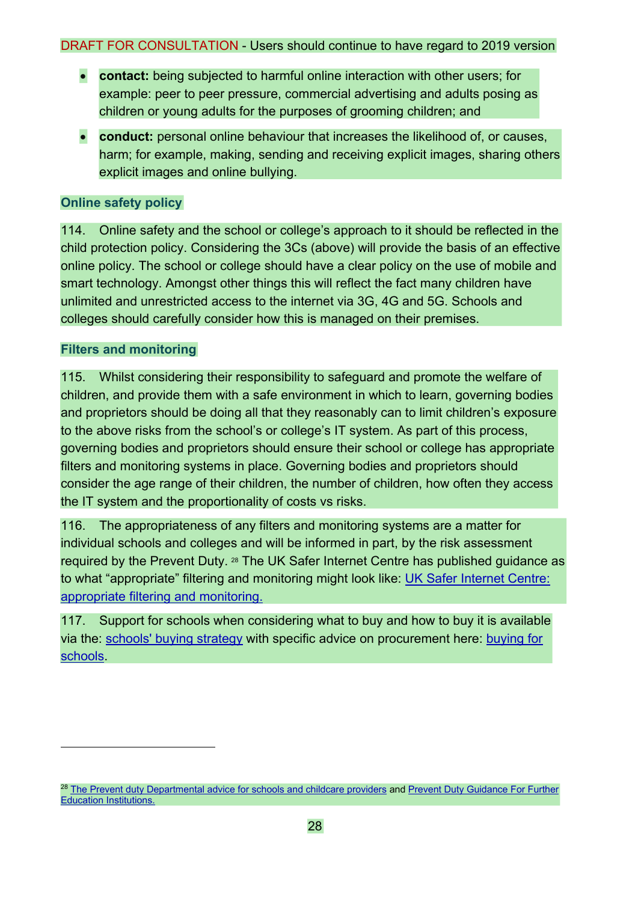DRAFT FOR CONSULTATION - Users should continue to have regard to 2019 version

- **contact:** being subjected to harmful online interaction with other users; for example: peer to peer pressure, commercial advertising and adults posing as children or young adults for the purposes of grooming children; and
- **conduct:** personal online behaviour that increases the likelihood of, or causes, harm; for example, making, sending and receiving explicit images, sharing others explicit images and online bullying.

### Online safety policy

114. Online safety and the school or college's approach to it should be reflected in the child protection policy. Considering the 3Cs (above) will provide the basis of an effective online policy. The school or college should have a clear policy on the use of mobile and smart technology. Amongst other things this will reflect the fact many children have unlimited and unrestricted access to the internet via 3G, 4G and 5G. Schools and colleges should carefully consider how this is managed on their premises.

### Filters and monitoring

115. Whilst considering their responsibility to safeguard and promote the welfare of children, and provide them with a safe environment in which to learn, governing bodies and proprietors should be doing all that they reasonably can to limit children's exposure to the above risks from the school's or college's IT system. As part of this process, governing bodies and proprietors should ensure their school or college has appropriate filters and monitoring systems in place. Governing bodies and proprietors should consider the age range of their children, the number of children, how often they access the IT system and the proportionality of costs vs risks.

116. The appropriateness of any filters and monitoring systems are a matter for individual schools and colleges and will be informed in part, by the risk assessment required by the Prevent Duty. [28] The UK Safer Internet Centre has published guidance as to what "appropriate" filtering and monitoring might look like: UK Safer Internet Centre: appropriate filtering and monitoring.

117. Support for schools when considering what to buy and how to buy it is available via the: schools' buying strategy with specific advice on procurement here: buying for schools.

[28] The Prevent duty Departmental advice for schools and childcare providers and Prevent Duty Guidance For Further Education Institutions.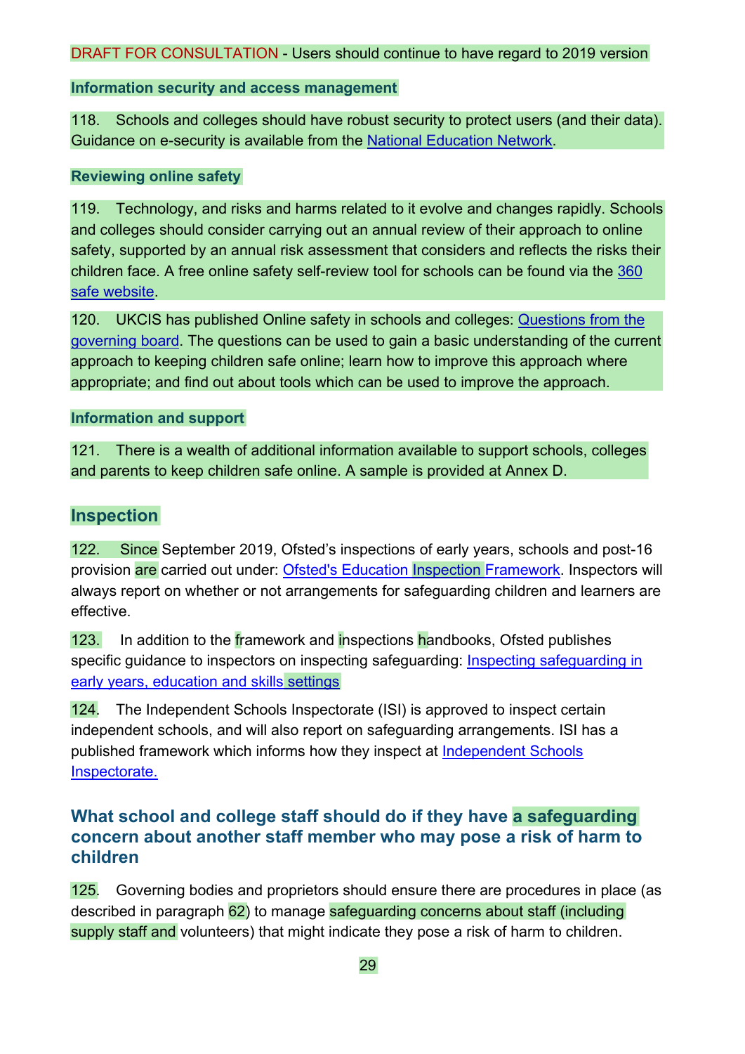DRAFT FOR CONSULTATION - Users should continue to have regard to 2019 version

**Information security and access management**

118. Schools and colleges should have robust security to protect users (and their data). Guidance on e-security is available from the National Education Network.

**Reviewing online safety**

119. Technology, and risks and harms related to it evolve and changes rapidly. Schools and colleges should consider carrying out an annual review of their approach to online safety, supported by an annual risk assessment that considers and reflects the risks their children face. A free online safety self-review tool for schools can be found via the 360 safe website.

120. UKCIS has published Online safety in schools and colleges: Questions from the governing board. The questions can be used to gain a basic understanding of the current approach to keeping children safe online; learn how to improve this approach where appropriate; and find out about tools which can be used to improve the approach.

**Information and support**

121. There is a wealth of additional information available to support schools, colleges and parents to keep children safe online. A sample is provided at Annex D.

## Inspection

122. Since September 2019, Ofsted's inspections of early years, schools and post-16 provision are carried out under: Ofsted's Education Inspection Framework. Inspectors will always report on whether or not arrangements for safeguarding children and learners are effective.

123. In addition to the framework and inspections handbooks, Ofsted publishes specific guidance to inspectors on inspecting safeguarding: Inspecting safeguarding in early years, education and skills settings

124. The Independent Schools Inspectorate (ISI) is approved to inspect certain independent schools, and will also report on safeguarding arrangements. ISI has a published framework which informs how they inspect at Independent Schools Inspectorate.

### What school and college staff should do if they have a safeguarding concern about another staff member who may pose a risk of harm to children

125. Governing bodies and proprietors should ensure there are procedures in place (as described in paragraph 62) to manage safeguarding concerns about staff (including supply staff and volunteers) that might indicate they pose a risk of harm to children.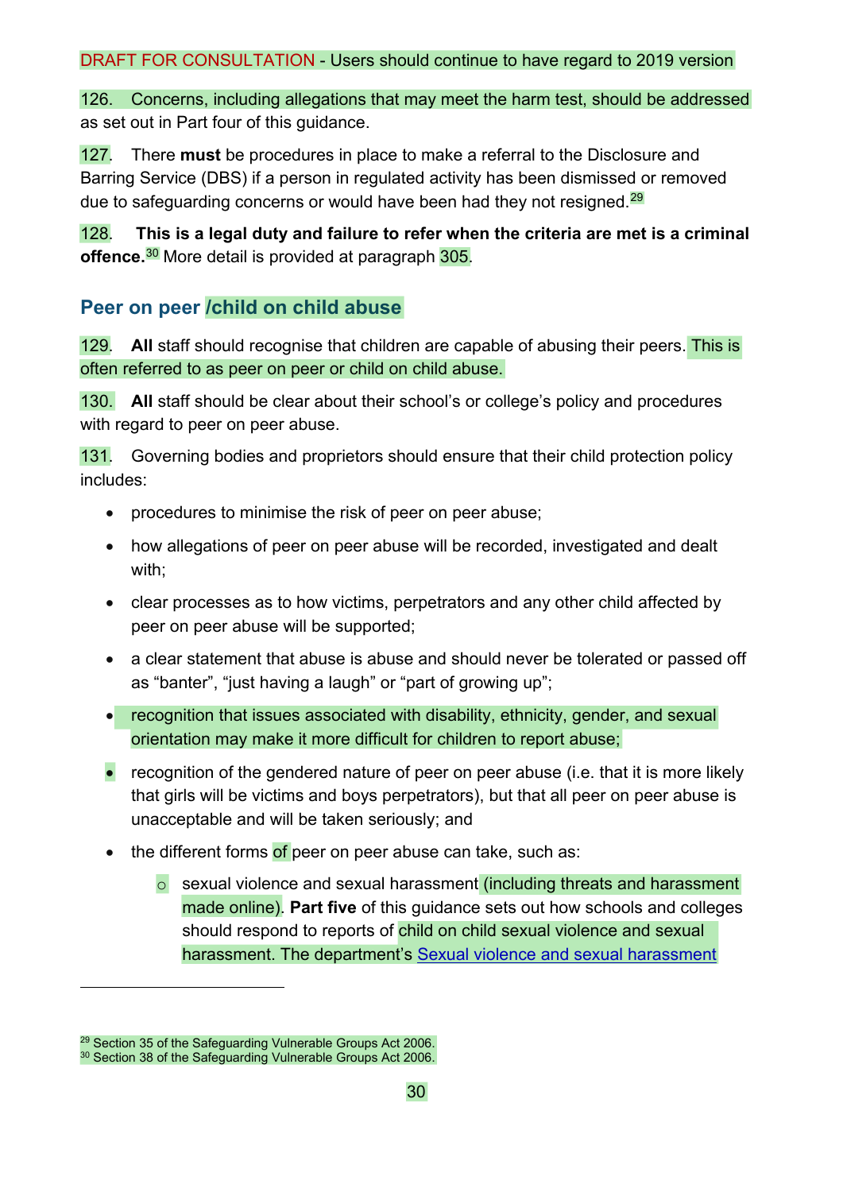DRAFT FOR CONSULTATION - Users should continue to have regard to 2019 version

126. Concerns, including allegations that may meet the harm test, should be addressed as set out in Part four of this guidance.

127. There **must** be procedures in place to make a referral to the Disclosure and Barring Service (DBS) if a person in regulated activity has been dismissed or removed due to safeguarding concerns or would have been had they not resigned.[29]

128. **This is a legal duty and failure to refer when the criteria are met is a criminal offence.**[30] More detail is provided at paragraph 305.

## Peer on peer /child on child abuse

129. **All** staff should recognise that children are capable of abusing their peers. This is often referred to as peer on peer or child on child abuse.

130. **All** staff should be clear about their school's or college's policy and procedures with regard to peer on peer abuse.

131. Governing bodies and proprietors should ensure that their child protection policy includes:

- procedures to minimise the risk of peer on peer abuse;
- how allegations of peer on peer abuse will be recorded, investigated and dealt with;
- clear processes as to how victims, perpetrators and any other child affected by peer on peer abuse will be supported;
- a clear statement that abuse is abuse and should never be tolerated or passed off as "banter", "just having a laugh" or "part of growing up";
- recognition that issues associated with disability, ethnicity, gender, and sexual orientation may make it more difficult for children to report abuse;
- recognition of the gendered nature of peer on peer abuse (i.e. that it is more likely that girls will be victims and boys perpetrators), but that all peer on peer abuse is unacceptable and will be taken seriously; and
- the different forms of peer on peer abuse can take, such as:
    - sexual violence and sexual harassment (including threats and harassment made online). **Part five** of this guidance sets out how schools and colleges should respond to reports of child on child sexual violence and sexual harassment. The department's Sexual violence and sexual harassment

[29] Section 35 of the Safeguarding Vulnerable Groups Act 2006.
[30] Section 38 of the Safeguarding Vulnerable Groups Act 2006.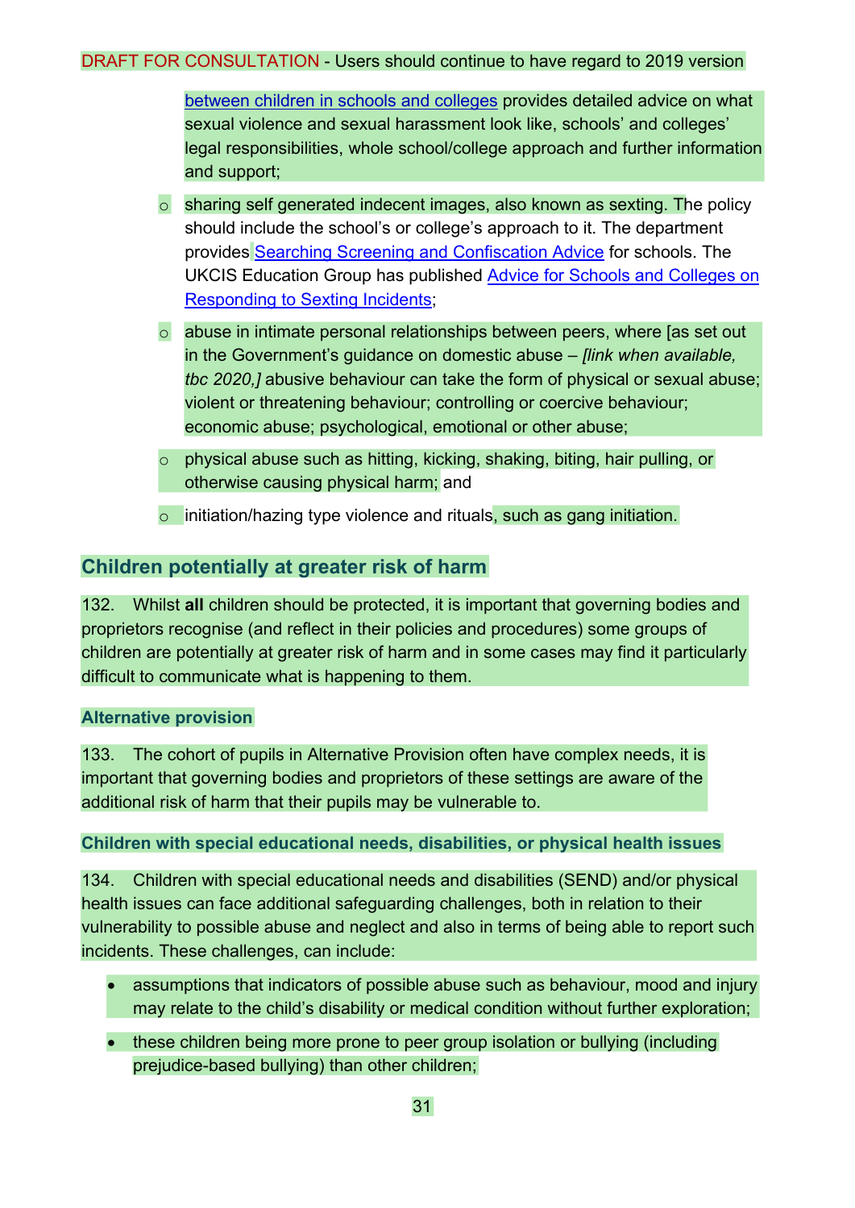between children in schools and colleges provides detailed advice on what sexual violence and sexual harassment look like, schools' and colleges' legal responsibilities, whole school/college approach and further information and support;

 - sharing self generated indecent images, also known as sexting. The policy should include the school's or college's approach to it. The department provides Searching Screening and Confiscation Advice for schools. The UKCIS Education Group has published Advice for Schools and Colleges on Responding to Sexting Incidents;
 - abuse in intimate personal relationships between peers, where [as set out in the Government's guidance on domestic abuse – *[link when available, tbc 2020,]* abusive behaviour can take the form of physical or sexual abuse; violent or threatening behaviour; controlling or coercive behaviour; economic abuse; psychological, emotional or other abuse;
 - physical abuse such as hitting, kicking, shaking, biting, hair pulling, or otherwise causing physical harm; and
 - initiation/hazing type violence and rituals, such as gang initiation.

## Children potentially at greater risk of harm

132. Whilst **all** children should be protected, it is important that governing bodies and proprietors recognise (and reflect in their policies and procedures) some groups of children are potentially at greater risk of harm and in some cases may find it particularly difficult to communicate what is happening to them.

### Alternative provision

133. The cohort of pupils in Alternative Provision often have complex needs, it is important that governing bodies and proprietors of these settings are aware of the additional risk of harm that their pupils may be vulnerable to.

### Children with special educational needs, disabilities, or physical health issues

134. Children with special educational needs and disabilities (SEND) and/or physical health issues can face additional safeguarding challenges, both in relation to their vulnerability to possible abuse and neglect and also in terms of being able to report such incidents. These challenges, can include:

- assumptions that indicators of possible abuse such as behaviour, mood and injury may relate to the child's disability or medical condition without further exploration;
- these children being more prone to peer group isolation or bullying (including prejudice-based bullying) than other children;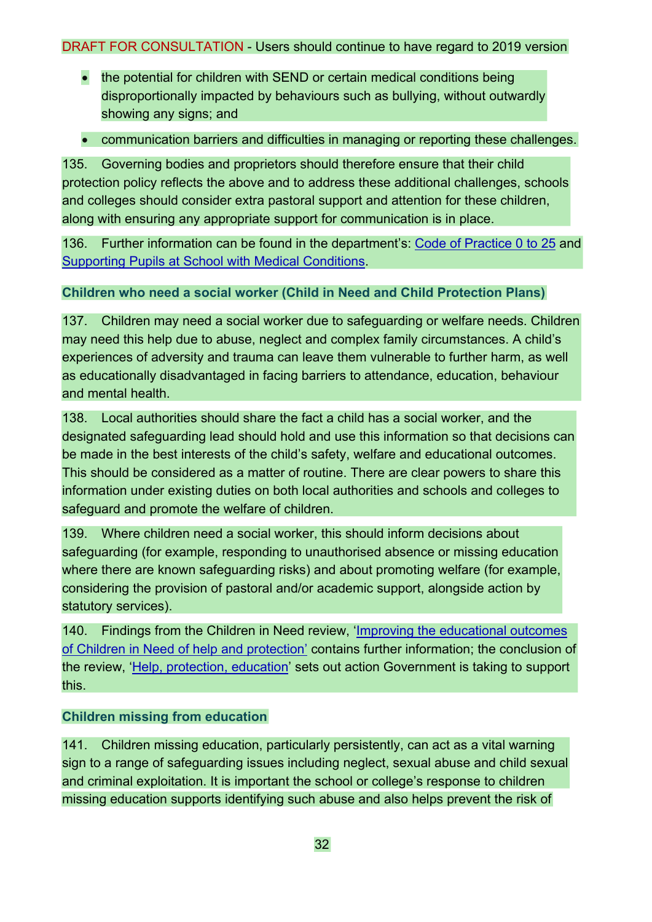DRAFT FOR CONSULTATION - Users should continue to have regard to 2019 version

- the potential for children with SEND or certain medical conditions being disproportionally impacted by behaviours such as bullying, without outwardly showing any signs; and
- communication barriers and difficulties in managing or reporting these challenges.

135. Governing bodies and proprietors should therefore ensure that their child protection policy reflects the above and to address these additional challenges, schools and colleges should consider extra pastoral support and attention for these children, along with ensuring any appropriate support for communication is in place.

136. Further information can be found in the department's: [Code of Practice 0 to 25] and [Supporting Pupils at School with Medical Conditions].

### Children who need a social worker (Child in Need and Child Protection Plans)

137. Children may need a social worker due to safeguarding or welfare needs. Children may need this help due to abuse, neglect and complex family circumstances. A child's experiences of adversity and trauma can leave them vulnerable to further harm, as well as educationally disadvantaged in facing barriers to attendance, education, behaviour and mental health.

138. Local authorities should share the fact a child has a social worker, and the designated safeguarding lead should hold and use this information so that decisions can be made in the best interests of the child's safety, welfare and educational outcomes. This should be considered as a matter of routine. There are clear powers to share this information under existing duties on both local authorities and schools and colleges to safeguard and promote the welfare of children.

139. Where children need a social worker, this should inform decisions about safeguarding (for example, responding to unauthorised absence or missing education where there are known safeguarding risks) and about promoting welfare (for example, considering the provision of pastoral and/or academic support, alongside action by statutory services).

140. Findings from the Children in Need review, '[Improving the educational outcomes of Children in Need of help and protection]' contains further information; the conclusion of the review, '[Help, protection, education]' sets out action Government is taking to support this.

### Children missing from education

141. Children missing education, particularly persistently, can act as a vital warning sign to a range of safeguarding issues including neglect, sexual abuse and child sexual and criminal exploitation. It is important the school or college's response to children missing education supports identifying such abuse and also helps prevent the risk of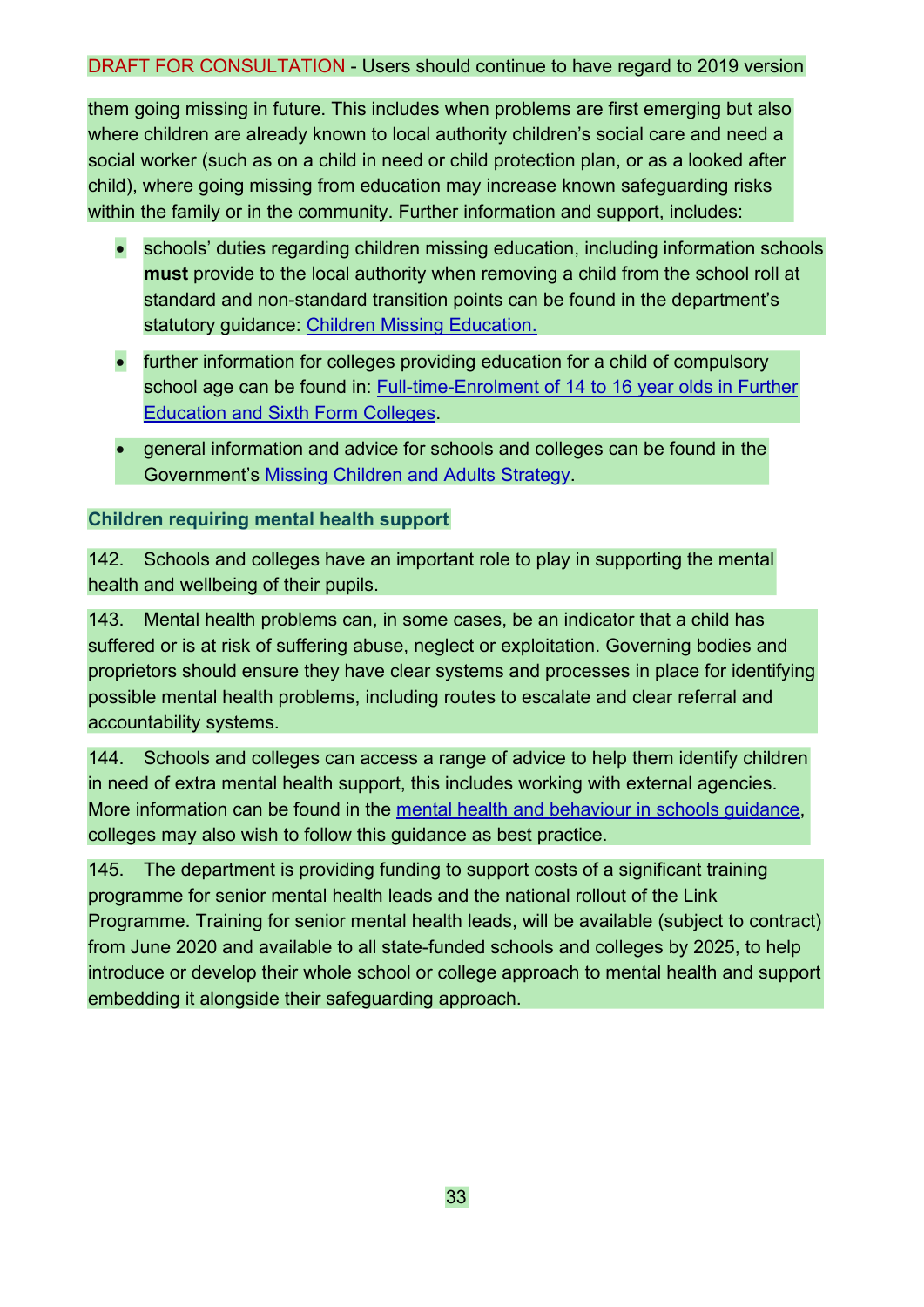them going missing in future. This includes when problems are first emerging but also where children are already known to local authority children's social care and need a social worker (such as on a child in need or child protection plan, or as a looked after child), where going missing from education may increase known safeguarding risks within the family or in the community. Further information and support, includes:

- schools' duties regarding children missing education, including information schools **must** provide to the local authority when removing a child from the school roll at standard and non-standard transition points can be found in the department's statutory guidance: Children Missing Education.
- further information for colleges providing education for a child of compulsory school age can be found in: Full-time-Enrolment of 14 to 16 year olds in Further Education and Sixth Form Colleges.
- general information and advice for schools and colleges can be found in the Government's Missing Children and Adults Strategy.

### Children requiring mental health support

142. Schools and colleges have an important role to play in supporting the mental health and wellbeing of their pupils.

143. Mental health problems can, in some cases, be an indicator that a child has suffered or is at risk of suffering abuse, neglect or exploitation. Governing bodies and proprietors should ensure they have clear systems and processes in place for identifying possible mental health problems, including routes to escalate and clear referral and accountability systems.

144. Schools and colleges can access a range of advice to help them identify children in need of extra mental health support, this includes working with external agencies. More information can be found in the mental health and behaviour in schools guidance, colleges may also wish to follow this guidance as best practice.

145. The department is providing funding to support costs of a significant training programme for senior mental health leads and the national rollout of the Link Programme. Training for senior mental health leads, will be available (subject to contract) from June 2020 and available to all state-funded schools and colleges by 2025, to help introduce or develop their whole school or college approach to mental health and support embedding it alongside their safeguarding approach.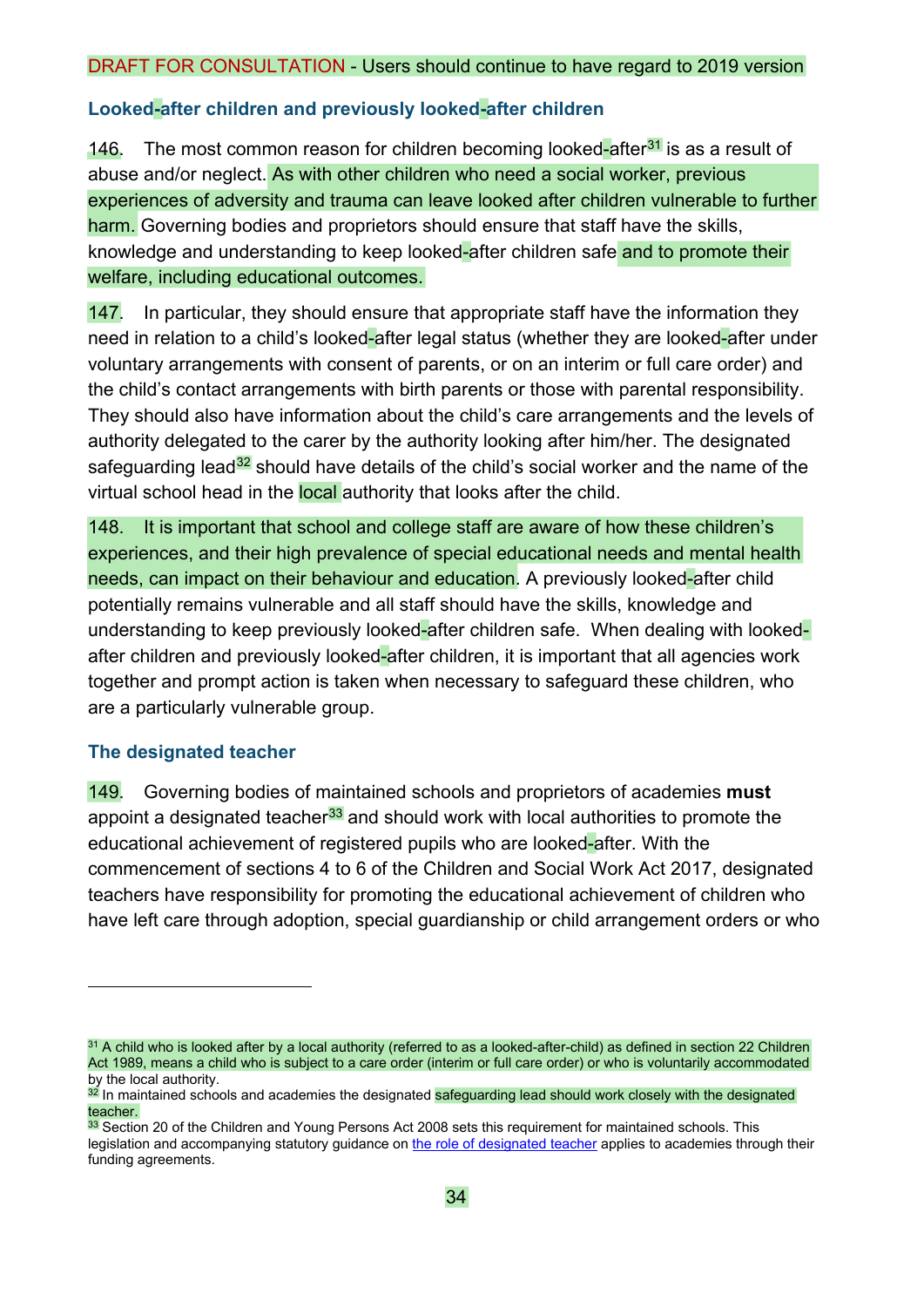DRAFT FOR CONSULTATION - Users should continue to have regard to 2019 version

### Looked-after children and previously looked-after children

146. The most common reason for children becoming looked-after[31] is as a result of abuse and/or neglect. As with other children who need a social worker, previous experiences of adversity and trauma can leave looked after children vulnerable to further harm. Governing bodies and proprietors should ensure that staff have the skills, knowledge and understanding to keep looked-after children safe and to promote their welfare, including educational outcomes.

147. In particular, they should ensure that appropriate staff have the information they need in relation to a child's looked-after legal status (whether they are looked-after under voluntary arrangements with consent of parents, or on an interim or full care order) and the child's contact arrangements with birth parents or those with parental responsibility. They should also have information about the child's care arrangements and the levels of authority delegated to the carer by the authority looking after him/her. The designated safeguarding lead[32] should have details of the child's social worker and the name of the virtual school head in the local authority that looks after the child.

148. It is important that school and college staff are aware of how these children's experiences, and their high prevalence of special educational needs and mental health needs, can impact on their behaviour and education. A previously looked-after child potentially remains vulnerable and all staff should have the skills, knowledge and understanding to keep previously looked-after children safe. When dealing with looked-after children and previously looked-after children, it is important that all agencies work together and prompt action is taken when necessary to safeguard these children, who are a particularly vulnerable group.

### The designated teacher

149. Governing bodies of maintained schools and proprietors of academies **must** appoint a designated teacher[33] and should work with local authorities to promote the educational achievement of registered pupils who are looked-after. With the commencement of sections 4 to 6 of the Children and Social Work Act 2017, designated teachers have responsibility for promoting the educational achievement of children who have left care through adoption, special guardianship or child arrangement orders or who

---

[31] A child who is looked after by a local authority (referred to as a looked-after-child) as defined in section 22 Children Act 1989, means a child who is subject to a care order (interim or full care order) or who is voluntarily accommodated by the local authority.

[32] In maintained schools and academies the designated safeguarding lead should work closely with the designated teacher.

[33] Section 20 of the Children and Young Persons Act 2008 sets this requirement for maintained schools. This legislation and accompanying statutory guidance on the role of designated teacher applies to academies through their funding agreements.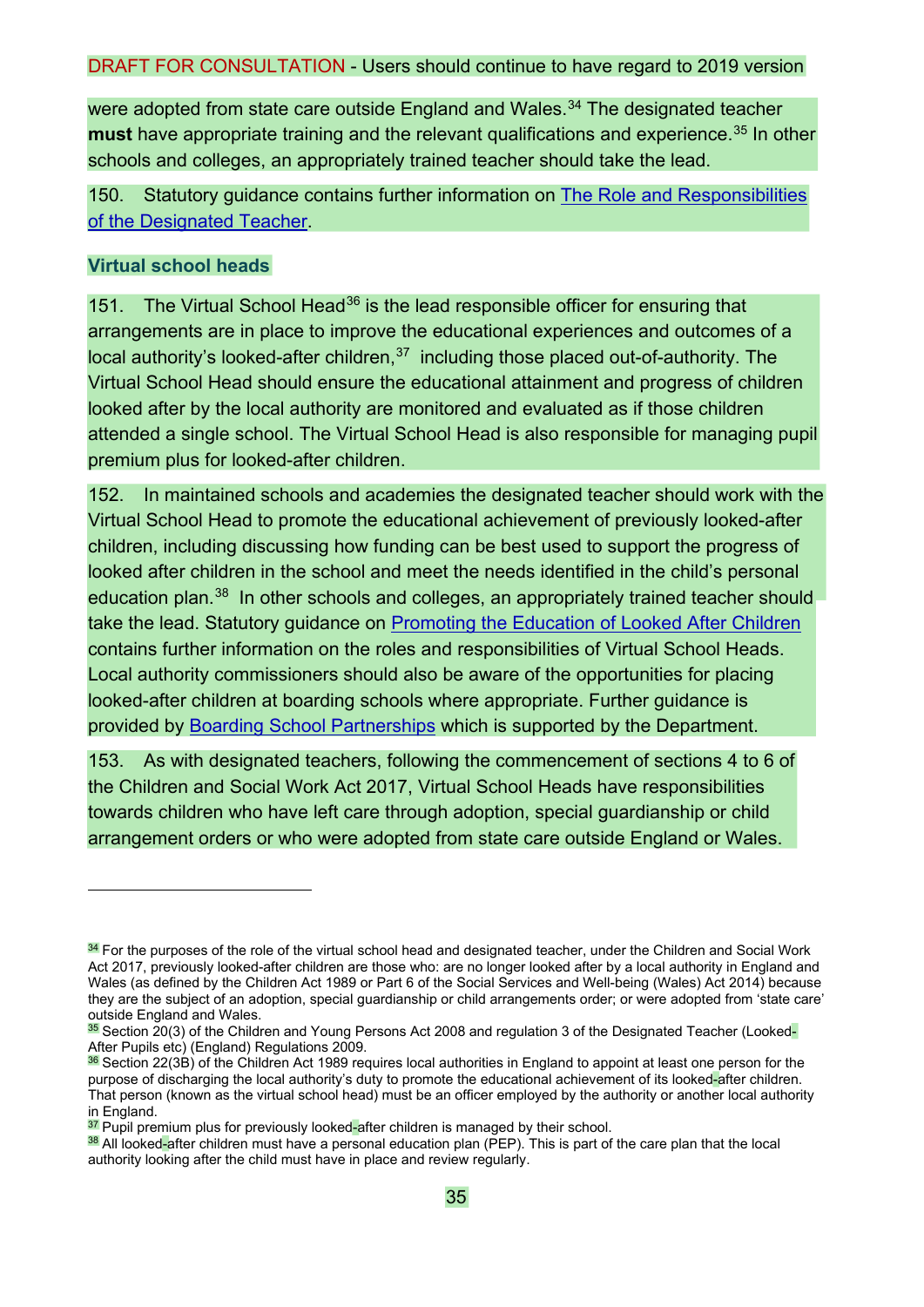DRAFT FOR CONSULTATION - Users should continue to have regard to 2019 version

were adopted from state care outside England and Wales.[34] The designated teacher **must** have appropriate training and the relevant qualifications and experience.[35] In other schools and colleges, an appropriately trained teacher should take the lead.

150. Statutory guidance contains further information on [The Role and Responsibilities of the Designated Teacher](#).

### Virtual school heads

151. The Virtual School Head[36] is the lead responsible officer for ensuring that arrangements are in place to improve the educational experiences and outcomes of a local authority's looked-after children,[37] including those placed out-of-authority. The Virtual School Head should ensure the educational attainment and progress of children looked after by the local authority are monitored and evaluated as if those children attended a single school. The Virtual School Head is also responsible for managing pupil premium plus for looked-after children.

152. In maintained schools and academies the designated teacher should work with the Virtual School Head to promote the educational achievement of previously looked-after children, including discussing how funding can be best used to support the progress of looked after children in the school and meet the needs identified in the child's personal education plan.[38] In other schools and colleges, an appropriately trained teacher should take the lead. Statutory guidance on [Promoting the Education of Looked After Children](#) contains further information on the roles and responsibilities of Virtual School Heads. Local authority commissioners should also be aware of the opportunities for placing looked-after children at boarding schools where appropriate. Further guidance is provided by [Boarding School Partnerships](#) which is supported by the Department.

153. As with designated teachers, following the commencement of sections 4 to 6 of the Children and Social Work Act 2017, Virtual School Heads have responsibilities towards children who have left care through adoption, special guardianship or child arrangement orders or who were adopted from state care outside England or Wales.

---

[34] For the purposes of the role of the virtual school head and designated teacher, under the Children and Social Work Act 2017, previously looked-after children are those who: are no longer looked after by a local authority in England and Wales (as defined by the Children Act 1989 or Part 6 of the Social Services and Well-being (Wales) Act 2014) because they are the subject of an adoption, special guardianship or child arrangements order; or were adopted from 'state care' outside England and Wales.

[35] Section 20(3) of the Children and Young Persons Act 2008 and regulation 3 of the Designated Teacher (Looked-After Pupils etc) (England) Regulations 2009.

[36] Section 22(3B) of the Children Act 1989 requires local authorities in England to appoint at least one person for the purpose of discharging the local authority's duty to promote the educational achievement of its looked-after children. That person (known as the virtual school head) must be an officer employed by the authority or another local authority in England.

[37] Pupil premium plus for previously looked-after children is managed by their school.

[38] All looked-after children must have a personal education plan (PEP). This is part of the care plan that the local authority looking after the child must have in place and review regularly.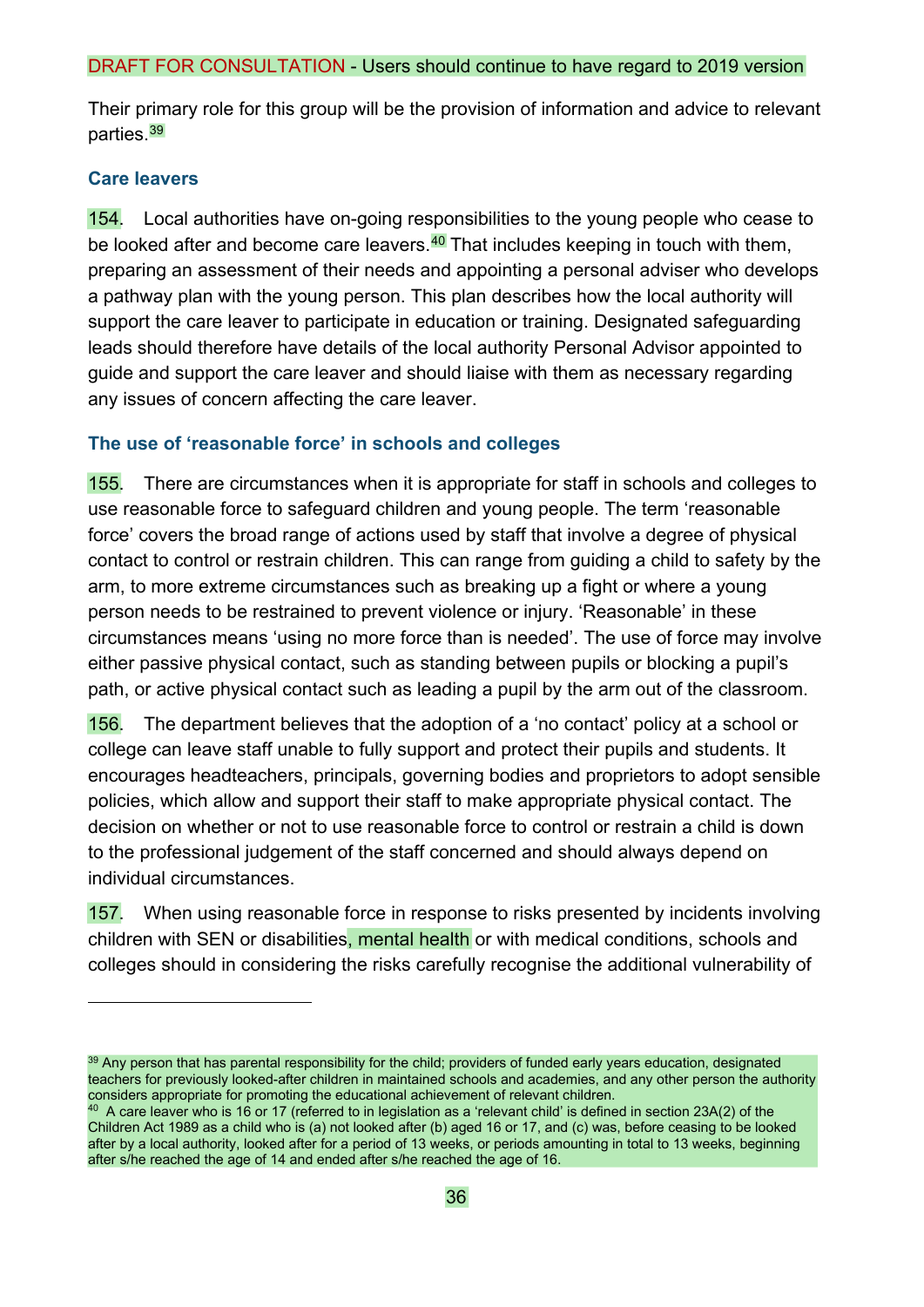DRAFT FOR CONSULTATION - Users should continue to have regard to 2019 version

Their primary role for this group will be the provision of information and advice to relevant parties.[39]

### Care leavers

154. Local authorities have on-going responsibilities to the young people who cease to be looked after and become care leavers.[40] That includes keeping in touch with them, preparing an assessment of their needs and appointing a personal adviser who develops a pathway plan with the young person. This plan describes how the local authority will support the care leaver to participate in education or training. Designated safeguarding leads should therefore have details of the local authority Personal Advisor appointed to guide and support the care leaver and should liaise with them as necessary regarding any issues of concern affecting the care leaver.

### The use of 'reasonable force' in schools and colleges

155. There are circumstances when it is appropriate for staff in schools and colleges to use reasonable force to safeguard children and young people. The term 'reasonable force' covers the broad range of actions used by staff that involve a degree of physical contact to control or restrain children. This can range from guiding a child to safety by the arm, to more extreme circumstances such as breaking up a fight or where a young person needs to be restrained to prevent violence or injury. 'Reasonable' in these circumstances means 'using no more force than is needed'. The use of force may involve either passive physical contact, such as standing between pupils or blocking a pupil's path, or active physical contact such as leading a pupil by the arm out of the classroom.

156. The department believes that the adoption of a 'no contact' policy at a school or college can leave staff unable to fully support and protect their pupils and students. It encourages headteachers, principals, governing bodies and proprietors to adopt sensible policies, which allow and support their staff to make appropriate physical contact. The decision on whether or not to use reasonable force to control or restrain a child is down to the professional judgement of the staff concerned and should always depend on individual circumstances.

157. When using reasonable force in response to risks presented by incidents involving children with SEN or disabilities, mental health or with medical conditions, schools and colleges should in considering the risks carefully recognise the additional vulnerability of

---

[39] Any person that has parental responsibility for the child; providers of funded early years education, designated teachers for previously looked-after children in maintained schools and academies, and any other person the authority considers appropriate for promoting the educational achievement of relevant children.

[40] A care leaver who is 16 or 17 (referred to in legislation as a 'relevant child' is defined in section 23A(2) of the Children Act 1989 as a child who is (a) not looked after (b) aged 16 or 17, and (c) was, before ceasing to be looked after by a local authority, looked after for a period of 13 weeks, or periods amounting in total to 13 weeks, beginning after s/he reached the age of 14 and ended after s/he reached the age of 16.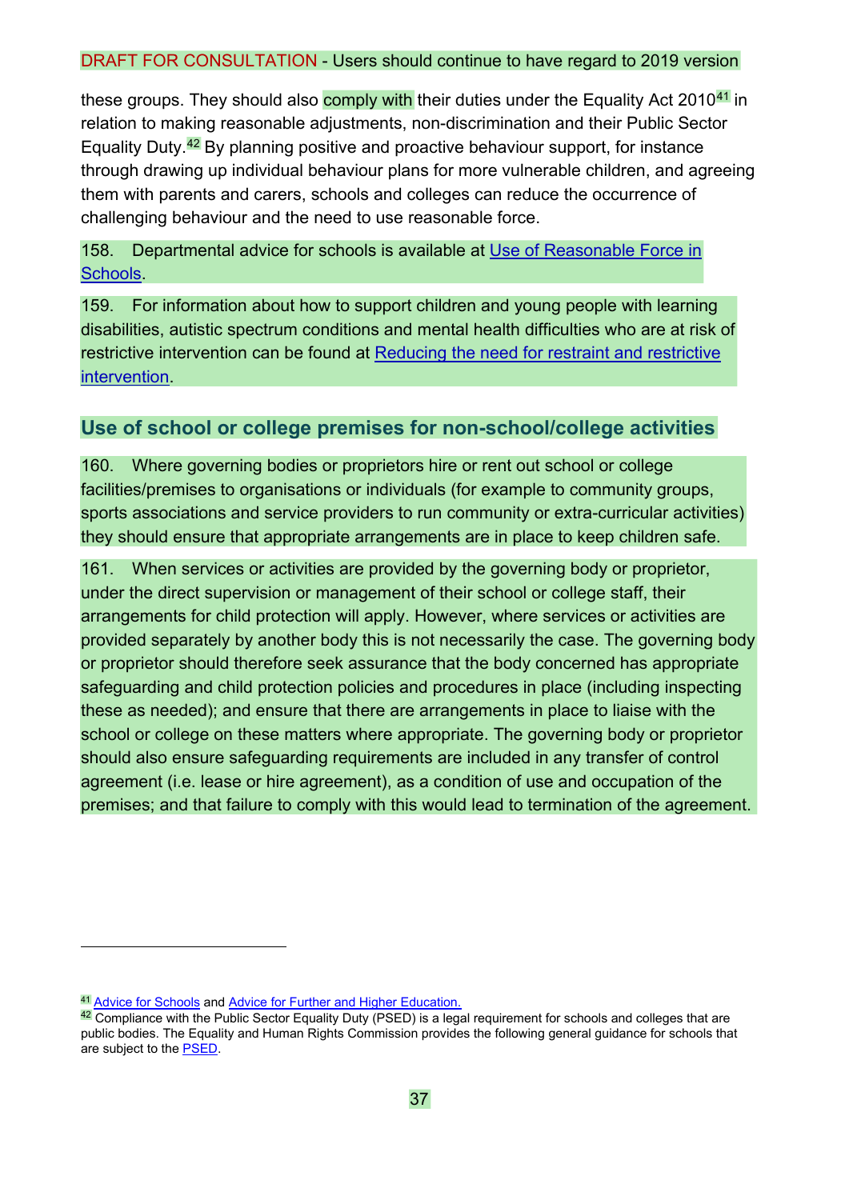DRAFT FOR CONSULTATION - Users should continue to have regard to 2019 version

these groups. They should also comply with their duties under the Equality Act 2010[41] in relation to making reasonable adjustments, non-discrimination and their Public Sector Equality Duty.[42] By planning positive and proactive behaviour support, for instance through drawing up individual behaviour plans for more vulnerable children, and agreeing them with parents and carers, schools and colleges can reduce the occurrence of challenging behaviour and the need to use reasonable force.

158. Departmental advice for schools is available at [Use of Reasonable Force in Schools](#).

159. For information about how to support children and young people with learning disabilities, autistic spectrum conditions and mental health difficulties who are at risk of restrictive intervention can be found at [Reducing the need for restraint and restrictive intervention](#).

## Use of school or college premises for non-school/college activities

160. Where governing bodies or proprietors hire or rent out school or college facilities/premises to organisations or individuals (for example to community groups, sports associations and service providers to run community or extra-curricular activities) they should ensure that appropriate arrangements are in place to keep children safe.

161. When services or activities are provided by the governing body or proprietor, under the direct supervision or management of their school or college staff, their arrangements for child protection will apply. However, where services or activities are provided separately by another body this is not necessarily the case. The governing body or proprietor should therefore seek assurance that the body concerned has appropriate safeguarding and child protection policies and procedures in place (including inspecting these as needed); and ensure that there are arrangements in place to liaise with the school or college on these matters where appropriate. The governing body or proprietor should also ensure safeguarding requirements are included in any transfer of control agreement (i.e. lease or hire agreement), as a condition of use and occupation of the premises; and that failure to comply with this would lead to termination of the agreement.

---

[41] [Advice for Schools](#) and [Advice for Further and Higher Education.](#)

[42] Compliance with the Public Sector Equality Duty (PSED) is a legal requirement for schools and colleges that are public bodies. The Equality and Human Rights Commission provides the following general guidance for schools that are subject to the [PSED](#).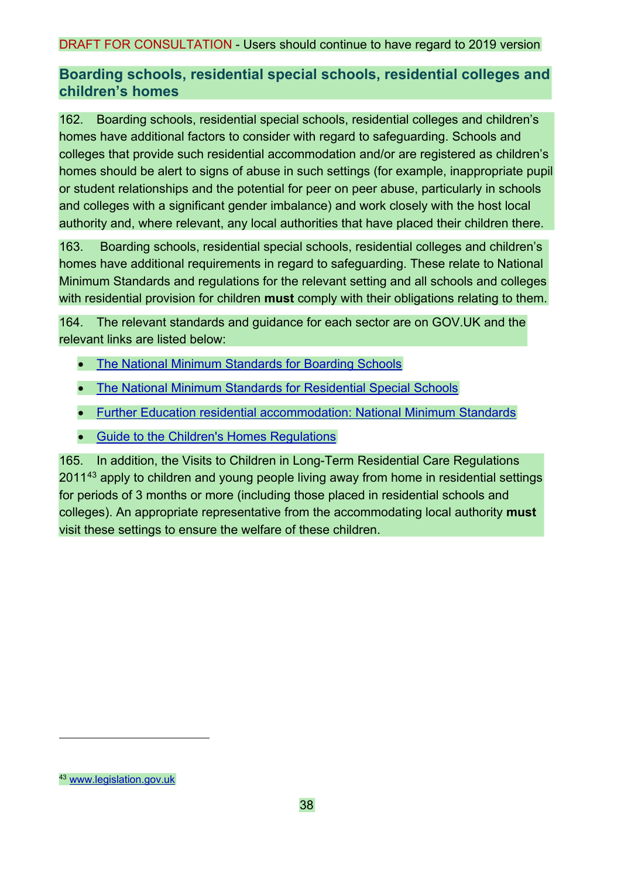DRAFT FOR CONSULTATION - Users should continue to have regard to 2019 version

## Boarding schools, residential special schools, residential colleges and children's homes

162. Boarding schools, residential special schools, residential colleges and children's homes have additional factors to consider with regard to safeguarding. Schools and colleges that provide such residential accommodation and/or are registered as children's homes should be alert to signs of abuse in such settings (for example, inappropriate pupil or student relationships and the potential for peer on peer abuse, particularly in schools and colleges with a significant gender imbalance) and work closely with the host local authority and, where relevant, any local authorities that have placed their children there.

163. Boarding schools, residential special schools, residential colleges and children's homes have additional requirements in regard to safeguarding. These relate to National Minimum Standards and regulations for the relevant setting and all schools and colleges with residential provision for children **must** comply with their obligations relating to them.

164. The relevant standards and guidance for each sector are on GOV.UK and the relevant links are listed below:

- The National Minimum Standards for Boarding Schools
- The National Minimum Standards for Residential Special Schools
- Further Education residential accommodation: National Minimum Standards
- Guide to the Children's Homes Regulations

165. In addition, the Visits to Children in Long-Term Residential Care Regulations 2011[43] apply to children and young people living away from home in residential settings for periods of 3 months or more (including those placed in residential schools and colleges). An appropriate representative from the accommodating local authority **must** visit these settings to ensure the welfare of these children.

[43] www.legislation.gov.uk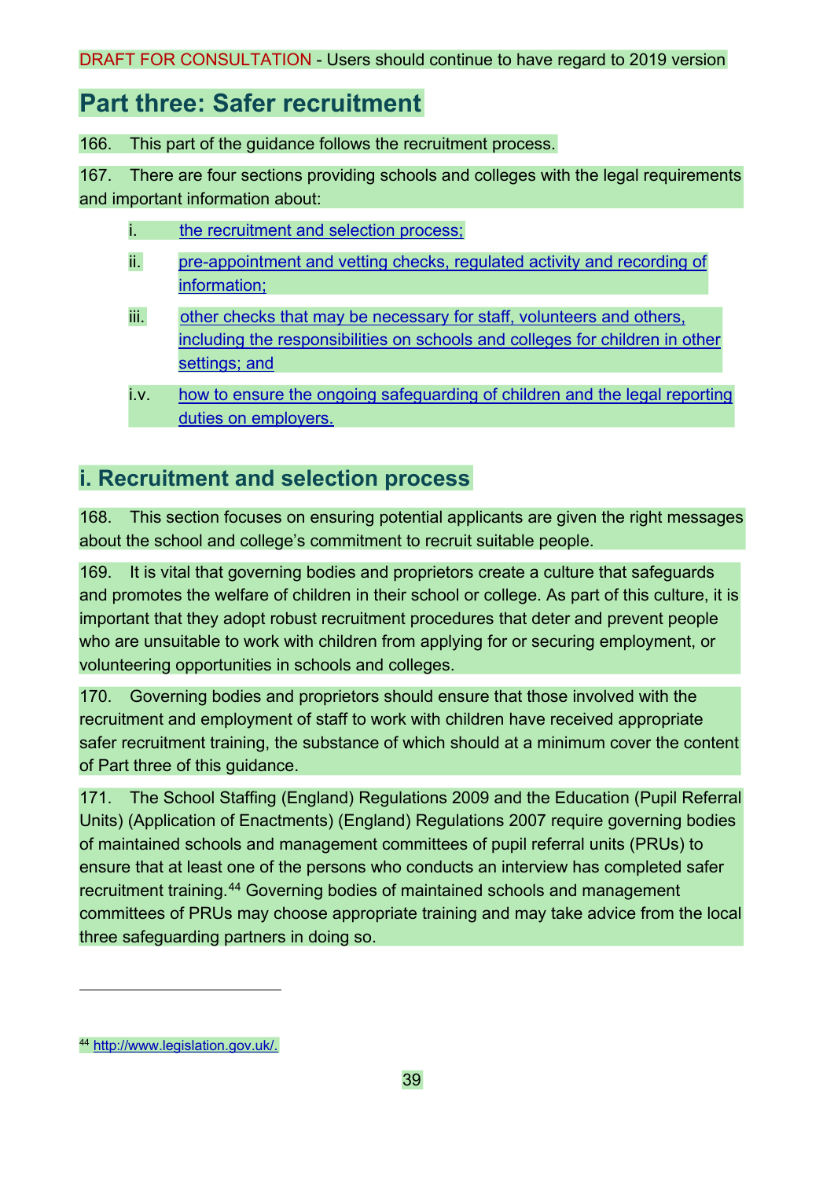DRAFT FOR CONSULTATION - Users should continue to have regard to 2019 version

# Part three: Safer recruitment

166. This part of the guidance follows the recruitment process.

167. There are four sections providing schools and colleges with the legal requirements and important information about:

i. the recruitment and selection process;

ii. pre-appointment and vetting checks, regulated activity and recording of information;

iii. other checks that may be necessary for staff, volunteers and others, including the responsibilities on schools and colleges for children in other settings; and

i.v. how to ensure the ongoing safeguarding of children and the legal reporting duties on employers.

## i. Recruitment and selection process

168. This section focuses on ensuring potential applicants are given the right messages about the school and college's commitment to recruit suitable people.

169. It is vital that governing bodies and proprietors create a culture that safeguards and promotes the welfare of children in their school or college. As part of this culture, it is important that they adopt robust recruitment procedures that deter and prevent people who are unsuitable to work with children from applying for or securing employment, or volunteering opportunities in schools and colleges.

170. Governing bodies and proprietors should ensure that those involved with the recruitment and employment of staff to work with children have received appropriate safer recruitment training, the substance of which should at a minimum cover the content of Part three of this guidance.

171. The School Staffing (England) Regulations 2009 and the Education (Pupil Referral Units) (Application of Enactments) (England) Regulations 2007 require governing bodies of maintained schools and management committees of pupil referral units (PRUs) to ensure that at least one of the persons who conducts an interview has completed safer recruitment training.[44] Governing bodies of maintained schools and management committees of PRUs may choose appropriate training and may take advice from the local three safeguarding partners in doing so.

[44] http://www.legislation.gov.uk/.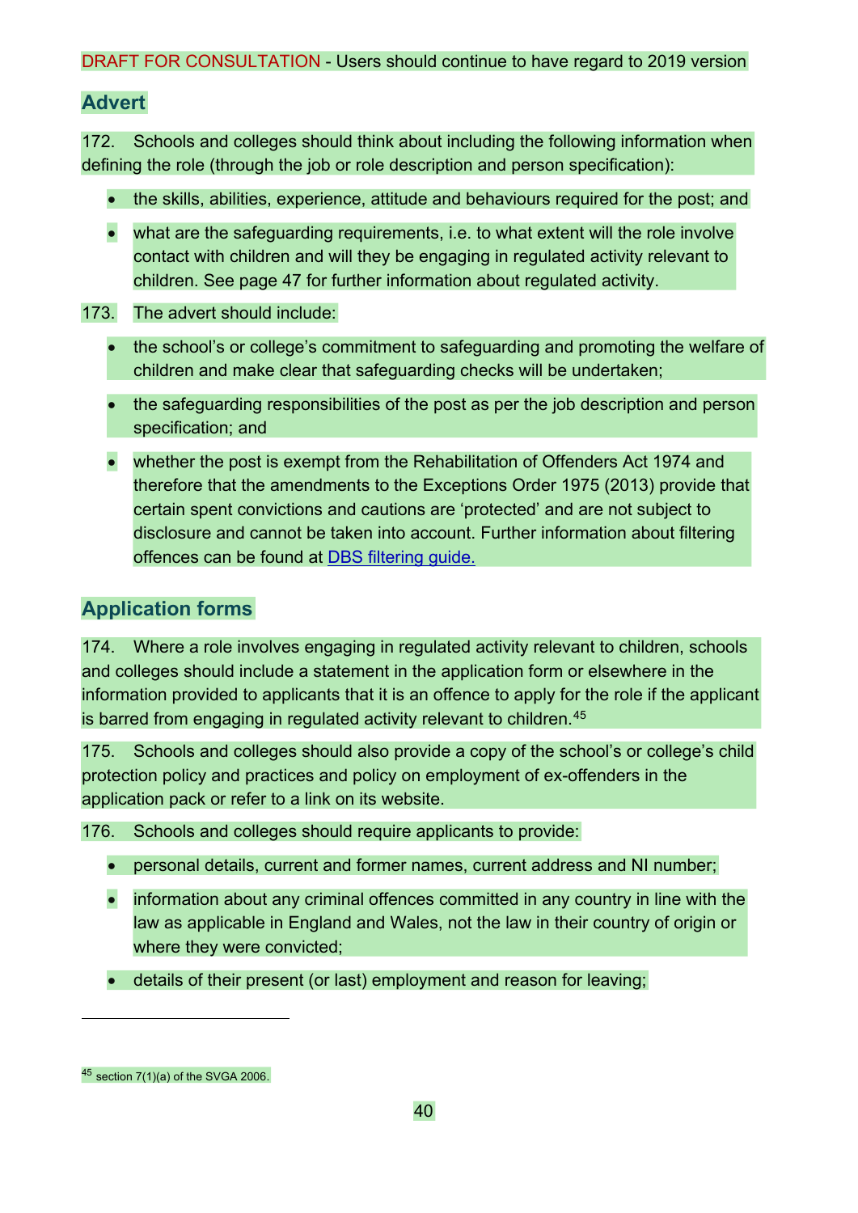DRAFT FOR CONSULTATION - Users should continue to have regard to 2019 version

## Advert

172. Schools and colleges should think about including the following information when defining the role (through the job or role description and person specification):

- the skills, abilities, experience, attitude and behaviours required for the post; and
- what are the safeguarding requirements, i.e. to what extent will the role involve contact with children and will they be engaging in regulated activity relevant to children. See page 47 for further information about regulated activity.

173. The advert should include:

- the school's or college's commitment to safeguarding and promoting the welfare of children and make clear that safeguarding checks will be undertaken;
- the safeguarding responsibilities of the post as per the job description and person specification; and
- whether the post is exempt from the Rehabilitation of Offenders Act 1974 and therefore that the amendments to the Exceptions Order 1975 (2013) provide that certain spent convictions and cautions are 'protected' and are not subject to disclosure and cannot be taken into account. Further information about filtering offences can be found at DBS filtering guide.

## Application forms

174. Where a role involves engaging in regulated activity relevant to children, schools and colleges should include a statement in the application form or elsewhere in the information provided to applicants that it is an offence to apply for the role if the applicant is barred from engaging in regulated activity relevant to children.[45]

175. Schools and colleges should also provide a copy of the school's or college's child protection policy and practices and policy on employment of ex-offenders in the application pack or refer to a link on its website.

176. Schools and colleges should require applicants to provide:

- personal details, current and former names, current address and NI number;
- information about any criminal offences committed in any country in line with the law as applicable in England and Wales, not the law in their country of origin or where they were convicted;
- details of their present (or last) employment and reason for leaving;

[45] section 7(1)(a) of the SVGA 2006.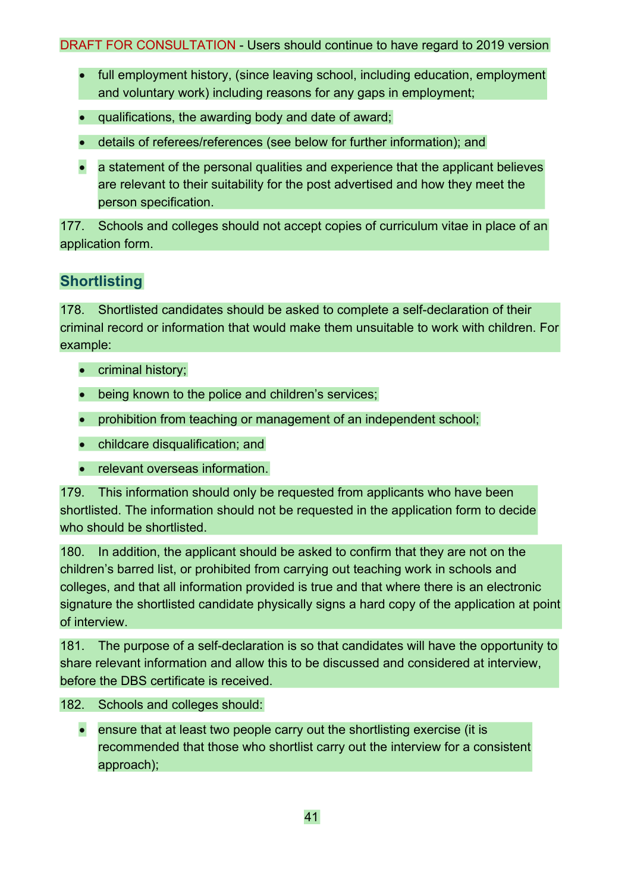DRAFT FOR CONSULTATION - Users should continue to have regard to 2019 version

- full employment history, (since leaving school, including education, employment and voluntary work) including reasons for any gaps in employment;
- qualifications, the awarding body and date of award;
- details of referees/references (see below for further information); and
- a statement of the personal qualities and experience that the applicant believes are relevant to their suitability for the post advertised and how they meet the person specification.

177. Schools and colleges should not accept copies of curriculum vitae in place of an application form.

## Shortlisting

178. Shortlisted candidates should be asked to complete a self-declaration of their criminal record or information that would make them unsuitable to work with children. For example:

- criminal history;
- being known to the police and children's services;
- prohibition from teaching or management of an independent school;
- childcare disqualification; and
- relevant overseas information.

179. This information should only be requested from applicants who have been shortlisted. The information should not be requested in the application form to decide who should be shortlisted.

180. In addition, the applicant should be asked to confirm that they are not on the children's barred list, or prohibited from carrying out teaching work in schools and colleges, and that all information provided is true and that where there is an electronic signature the shortlisted candidate physically signs a hard copy of the application at point of interview.

181. The purpose of a self-declaration is so that candidates will have the opportunity to share relevant information and allow this to be discussed and considered at interview, before the DBS certificate is received.

182. Schools and colleges should:

- ensure that at least two people carry out the shortlisting exercise (it is recommended that those who shortlist carry out the interview for a consistent approach);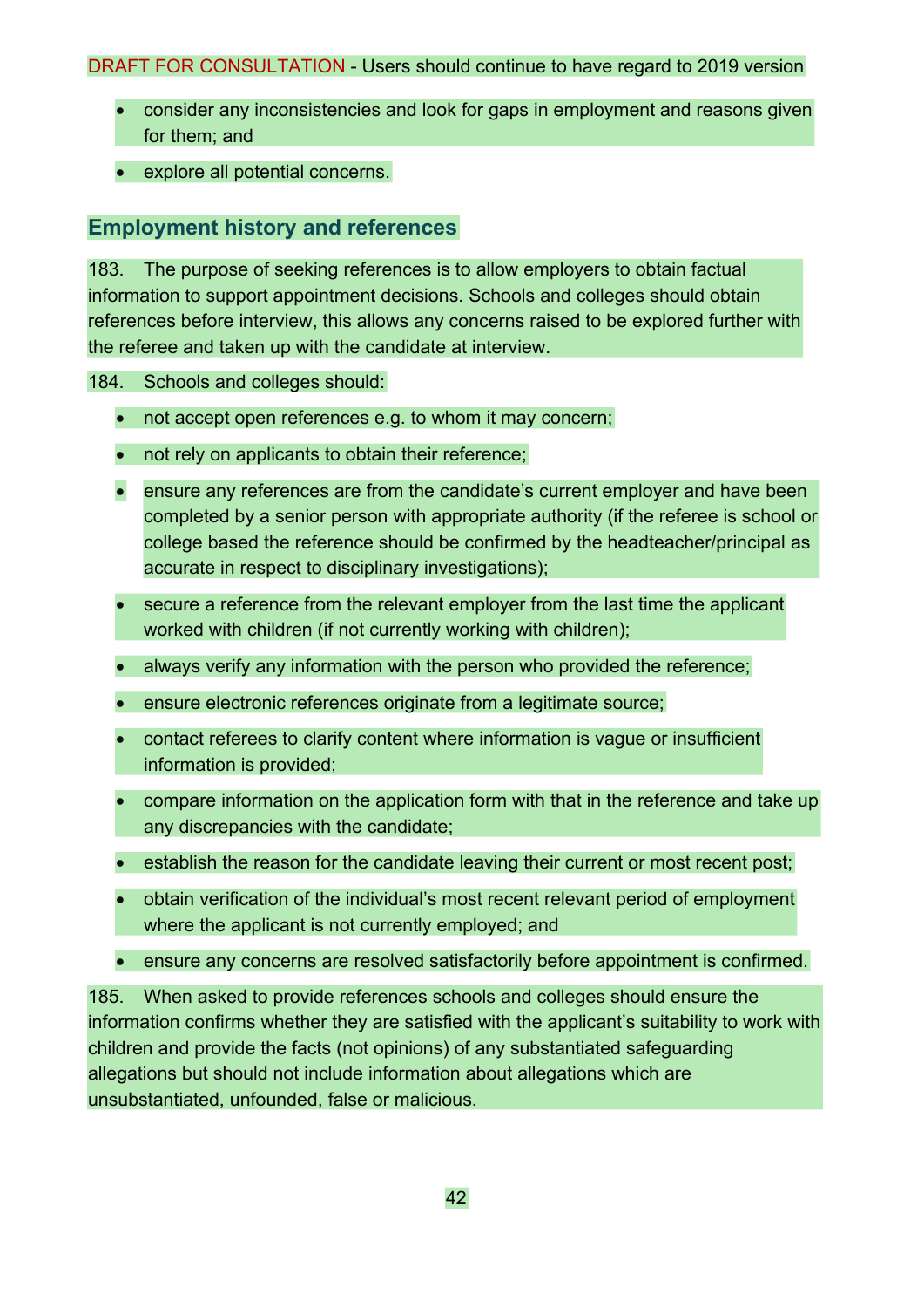- consider any inconsistencies and look for gaps in employment and reasons given for them; and
- explore all potential concerns.

## Employment history and references

183. The purpose of seeking references is to allow employers to obtain factual information to support appointment decisions. Schools and colleges should obtain references before interview, this allows any concerns raised to be explored further with the referee and taken up with the candidate at interview.

184. Schools and colleges should:

- not accept open references e.g. to whom it may concern;
- not rely on applicants to obtain their reference;
- ensure any references are from the candidate's current employer and have been completed by a senior person with appropriate authority (if the referee is school or college based the reference should be confirmed by the headteacher/principal as accurate in respect to disciplinary investigations);
- secure a reference from the relevant employer from the last time the applicant worked with children (if not currently working with children);
- always verify any information with the person who provided the reference;
- ensure electronic references originate from a legitimate source;
- contact referees to clarify content where information is vague or insufficient information is provided;
- compare information on the application form with that in the reference and take up any discrepancies with the candidate;
- establish the reason for the candidate leaving their current or most recent post;
- obtain verification of the individual's most recent relevant period of employment where the applicant is not currently employed; and
- ensure any concerns are resolved satisfactorily before appointment is confirmed.

185. When asked to provide references schools and colleges should ensure the information confirms whether they are satisfied with the applicant's suitability to work with children and provide the facts (not opinions) of any substantiated safeguarding allegations but should not include information about allegations which are unsubstantiated, unfounded, false or malicious.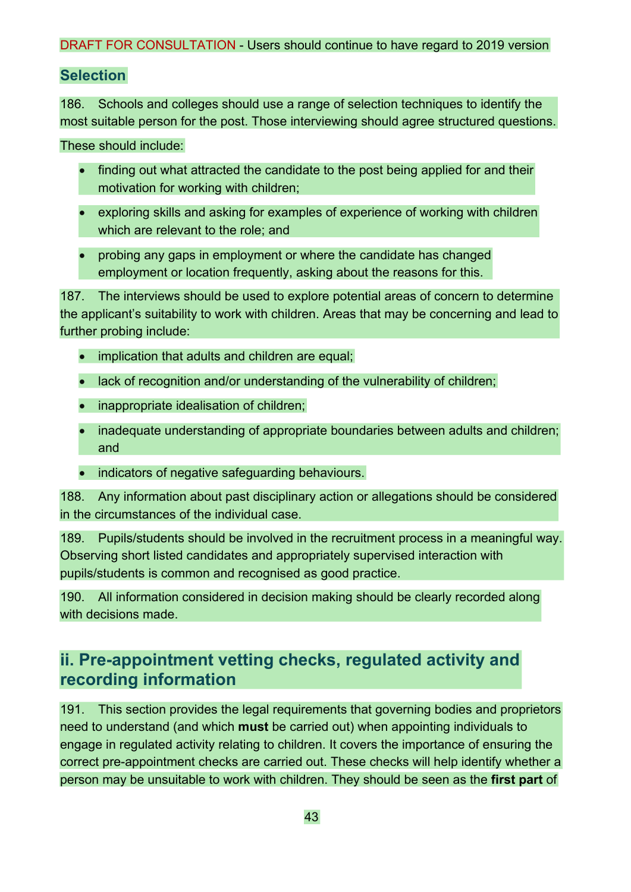DRAFT FOR CONSULTATION - Users should continue to have regard to 2019 version

### Selection

186. Schools and colleges should use a range of selection techniques to identify the most suitable person for the post. Those interviewing should agree structured questions.

These should include:

- finding out what attracted the candidate to the post being applied for and their motivation for working with children;
- exploring skills and asking for examples of experience of working with children which are relevant to the role; and
- probing any gaps in employment or where the candidate has changed employment or location frequently, asking about the reasons for this.

187. The interviews should be used to explore potential areas of concern to determine the applicant's suitability to work with children. Areas that may be concerning and lead to further probing include:

- implication that adults and children are equal;
- lack of recognition and/or understanding of the vulnerability of children;
- inappropriate idealisation of children;
- inadequate understanding of appropriate boundaries between adults and children; and
- indicators of negative safeguarding behaviours.

188. Any information about past disciplinary action or allegations should be considered in the circumstances of the individual case.

189. Pupils/students should be involved in the recruitment process in a meaningful way. Observing short listed candidates and appropriately supervised interaction with pupils/students is common and recognised as good practice.

190. All information considered in decision making should be clearly recorded along with decisions made.

## ii. Pre-appointment vetting checks, regulated activity and recording information

191. This section provides the legal requirements that governing bodies and proprietors need to understand (and which **must** be carried out) when appointing individuals to engage in regulated activity relating to children. It covers the importance of ensuring the correct pre-appointment checks are carried out. These checks will help identify whether a person may be unsuitable to work with children. They should be seen as the **first part** of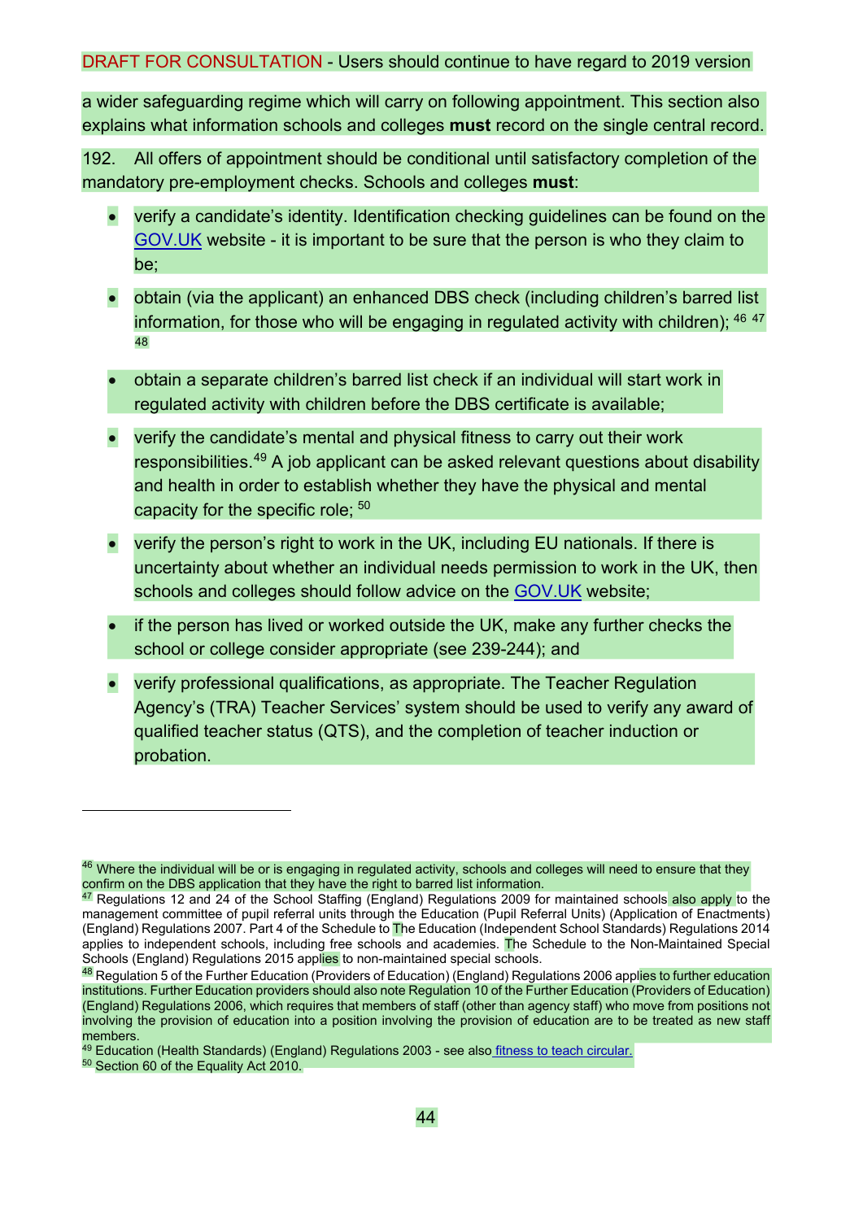DRAFT FOR CONSULTATION - Users should continue to have regard to 2019 version

a wider safeguarding regime which will carry on following appointment. This section also explains what information schools and colleges **must** record on the single central record.

192. All offers of appointment should be conditional until satisfactory completion of the mandatory pre-employment checks. Schools and colleges **must**:

- verify a candidate's identity. Identification checking guidelines can be found on the GOV.UK website - it is important to be sure that the person is who they claim to be;
- obtain (via the applicant) an enhanced DBS check (including children's barred list information, for those who will be engaging in regulated activity with children);[46] [47] [48]
- obtain a separate children's barred list check if an individual will start work in regulated activity with children before the DBS certificate is available;
- verify the candidate's mental and physical fitness to carry out their work responsibilities.[49] A job applicant can be asked relevant questions about disability and health in order to establish whether they have the physical and mental capacity for the specific role; [50]
- verify the person's right to work in the UK, including EU nationals. If there is uncertainty about whether an individual needs permission to work in the UK, then schools and colleges should follow advice on the GOV.UK website;
- if the person has lived or worked outside the UK, make any further checks the school or college consider appropriate (see 239-244); and
- verify professional qualifications, as appropriate. The Teacher Regulation Agency's (TRA) Teacher Services' system should be used to verify any award of qualified teacher status (QTS), and the completion of teacher induction or probation.

---

[46] Where the individual will be or is engaging in regulated activity, schools and colleges will need to ensure that they confirm on the DBS application that they have the right to barred list information.

[47] Regulations 12 and 24 of the School Staffing (England) Regulations 2009 for maintained schools also apply to the management committee of pupil referral units through the Education (Pupil Referral Units) (Application of Enactments) (England) Regulations 2007. Part 4 of the Schedule to The Education (Independent School Standards) Regulations 2014 applies to independent schools, including free schools and academies. The Schedule to the Non-Maintained Special Schools (England) Regulations 2015 applies to non-maintained special schools.

[48] Regulation 5 of the Further Education (Providers of Education) (England) Regulations 2006 applies to further education institutions. Further Education providers should also note Regulation 10 of the Further Education (Providers of Education) (England) Regulations 2006, which requires that members of staff (other than agency staff) who move from positions not involving the provision of education into a position involving the provision of education are to be treated as new staff members.

[49] Education (Health Standards) (England) Regulations 2003 - see also fitness to teach circular.

[50] Section 60 of the Equality Act 2010.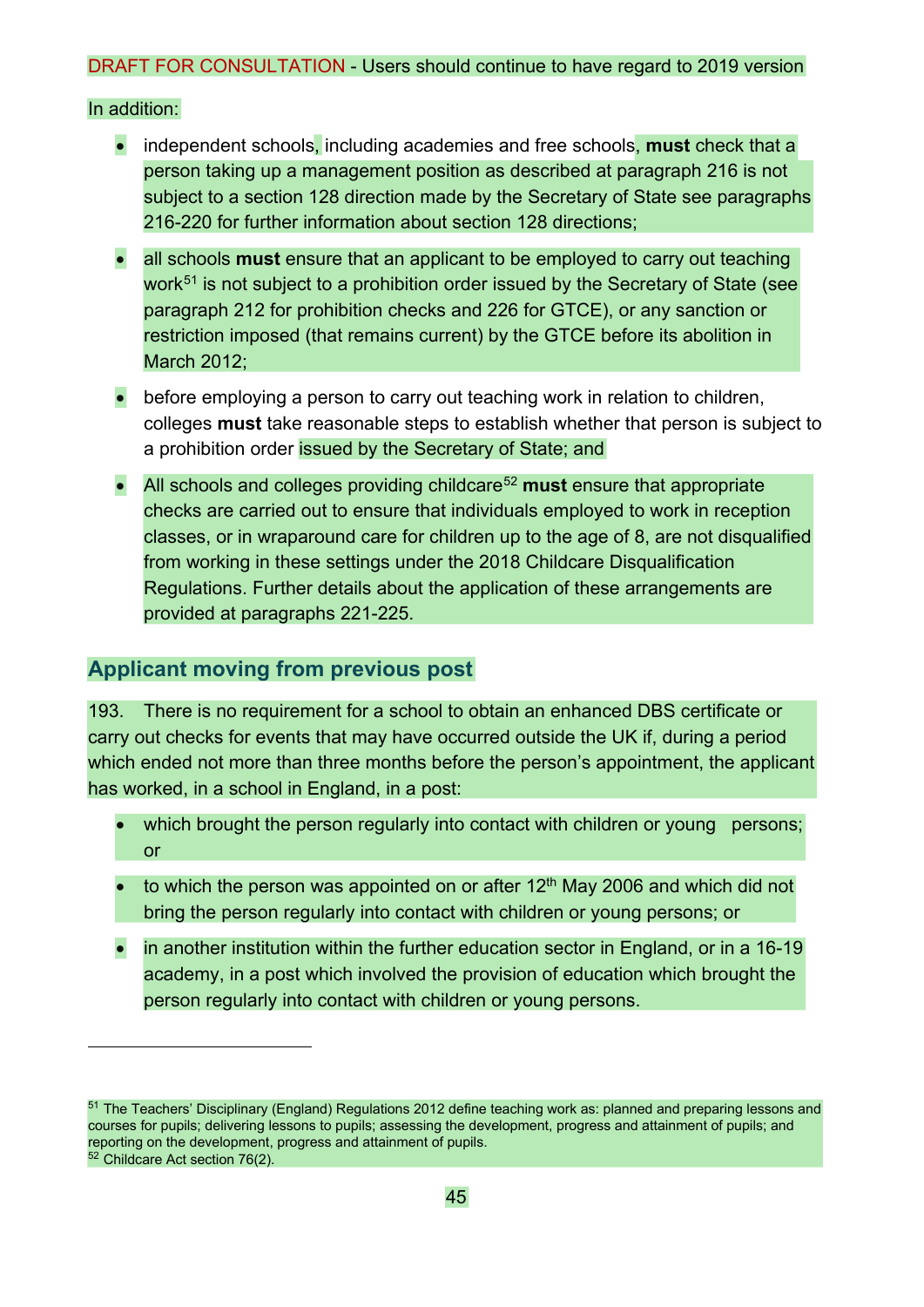DRAFT FOR CONSULTATION - Users should continue to have regard to 2019 version

In addition:

- independent schools, including academies and free schools, **must** check that a person taking up a management position as described at paragraph 216 is not subject to a section 128 direction made by the Secretary of State see paragraphs 216-220 for further information about section 128 directions;
- all schools **must** ensure that an applicant to be employed to carry out teaching work[51] is not subject to a prohibition order issued by the Secretary of State (see paragraph 212 for prohibition checks and 226 for GTCE), or any sanction or restriction imposed (that remains current) by the GTCE before its abolition in March 2012;
- before employing a person to carry out teaching work in relation to children, colleges **must** take reasonable steps to establish whether that person is subject to a prohibition order issued by the Secretary of State; and
- All schools and colleges providing childcare[52] **must** ensure that appropriate checks are carried out to ensure that individuals employed to work in reception classes, or in wraparound care for children up to the age of 8, are not disqualified from working in these settings under the 2018 Childcare Disqualification Regulations. Further details about the application of these arrangements are provided at paragraphs 221-225.

## Applicant moving from previous post

193. There is no requirement for a school to obtain an enhanced DBS certificate or carry out checks for events that may have occurred outside the UK if, during a period which ended not more than three months before the person's appointment, the applicant has worked, in a school in England, in a post:

- which brought the person regularly into contact with children or young persons; or
- to which the person was appointed on or after 12th May 2006 and which did not bring the person regularly into contact with children or young persons; or
- in another institution within the further education sector in England, or in a 16-19 academy, in a post which involved the provision of education which brought the person regularly into contact with children or young persons.

---

[51] The Teachers' Disciplinary (England) Regulations 2012 define teaching work as: planned and preparing lessons and courses for pupils; delivering lessons to pupils; assessing the development, progress and attainment of pupils; and reporting on the development, progress and attainment of pupils.

[52] Childcare Act section 76(2).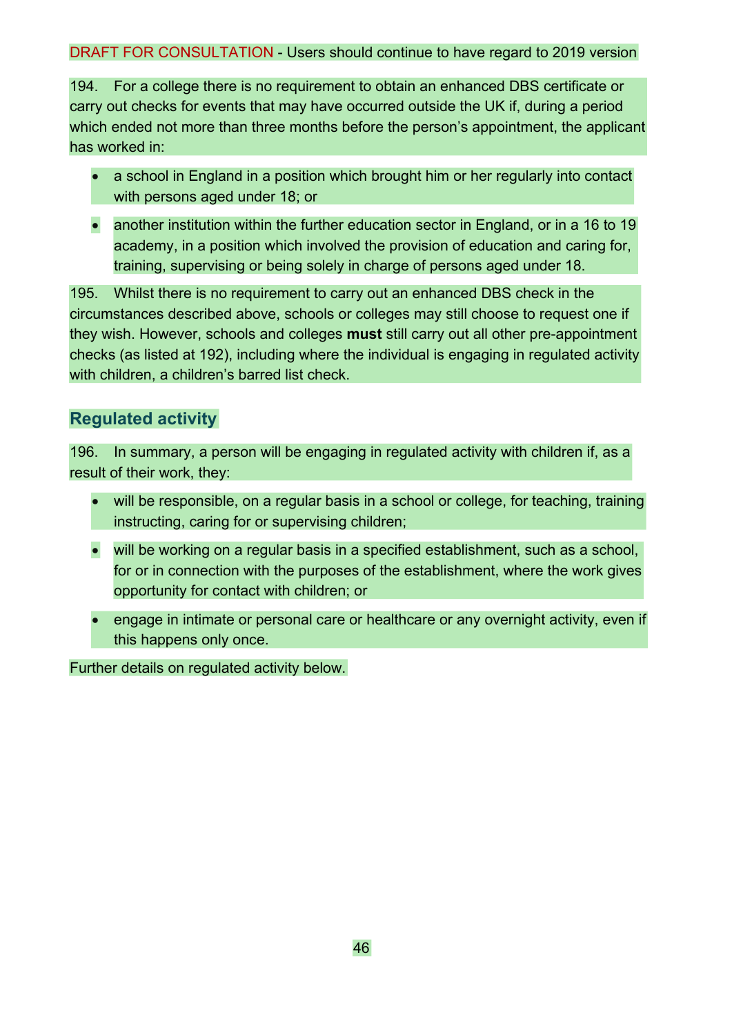DRAFT FOR CONSULTATION - Users should continue to have regard to 2019 version

194. For a college there is no requirement to obtain an enhanced DBS certificate or carry out checks for events that may have occurred outside the UK if, during a period which ended not more than three months before the person's appointment, the applicant has worked in:

- a school in England in a position which brought him or her regularly into contact with persons aged under 18; or
- another institution within the further education sector in England, or in a 16 to 19 academy, in a position which involved the provision of education and caring for, training, supervising or being solely in charge of persons aged under 18.

195. Whilst there is no requirement to carry out an enhanced DBS check in the circumstances described above, schools or colleges may still choose to request one if they wish. However, schools and colleges **must** still carry out all other pre-appointment checks (as listed at 192), including where the individual is engaging in regulated activity with children, a children's barred list check.

## Regulated activity

196. In summary, a person will be engaging in regulated activity with children if, as a result of their work, they:

- will be responsible, on a regular basis in a school or college, for teaching, training instructing, caring for or supervising children;
- will be working on a regular basis in a specified establishment, such as a school, for or in connection with the purposes of the establishment, where the work gives opportunity for contact with children; or
- engage in intimate or personal care or healthcare or any overnight activity, even if this happens only once.

Further details on regulated activity below.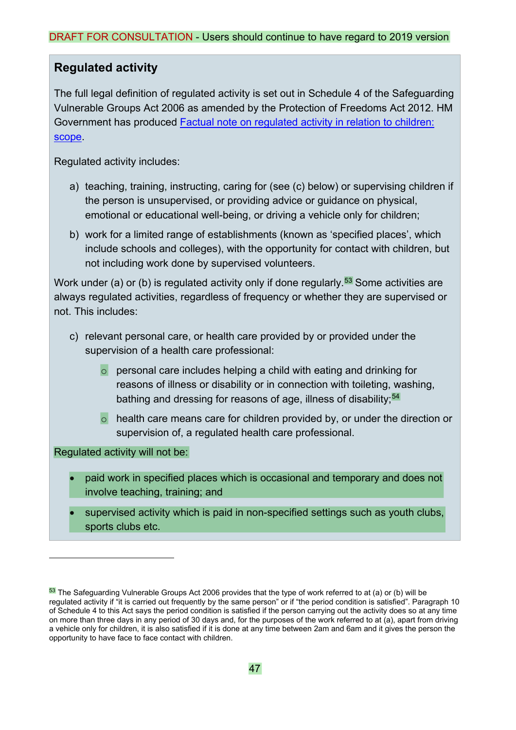DRAFT FOR CONSULTATION - Users should continue to have regard to 2019 version

## Regulated activity

The full legal definition of regulated activity is set out in Schedule 4 of the Safeguarding Vulnerable Groups Act 2006 as amended by the Protection of Freedoms Act 2012. HM Government has produced [Factual note on regulated activity in relation to children: scope](#).

Regulated activity includes:

a) teaching, training, instructing, caring for (see (c) below) or supervising children if the person is unsupervised, or providing advice or guidance on physical, emotional or educational well-being, or driving a vehicle only for children;

b) work for a limited range of establishments (known as 'specified places', which include schools and colleges), with the opportunity for contact with children, but not including work done by supervised volunteers.

Work under (a) or (b) is regulated activity only if done regularly.[53] Some activities are always regulated activities, regardless of frequency or whether they are supervised or not. This includes:

c) relevant personal care, or health care provided by or provided under the supervision of a health care professional:

   - personal care includes helping a child with eating and drinking for reasons of illness or disability or in connection with toileting, washing, bathing and dressing for reasons of age, illness of disability;[54]
   - health care means care for children provided by, or under the direction or supervision of, a regulated health care professional.

Regulated activity will not be:

- paid work in specified places which is occasional and temporary and does not involve teaching, training; and
- supervised activity which is paid in non-specified settings such as youth clubs, sports clubs etc.

---

[53] The Safeguarding Vulnerable Groups Act 2006 provides that the type of work referred to at (a) or (b) will be regulated activity if "it is carried out frequently by the same person" or if "the period condition is satisfied". Paragraph 10 of Schedule 4 to this Act says the period condition is satisfied if the person carrying out the activity does so at any time on more than three days in any period of 30 days and, for the purposes of the work referred to at (a), apart from driving a vehicle only for children, it is also satisfied if it is done at any time between 2am and 6am and it gives the person the opportunity to have face to face contact with children.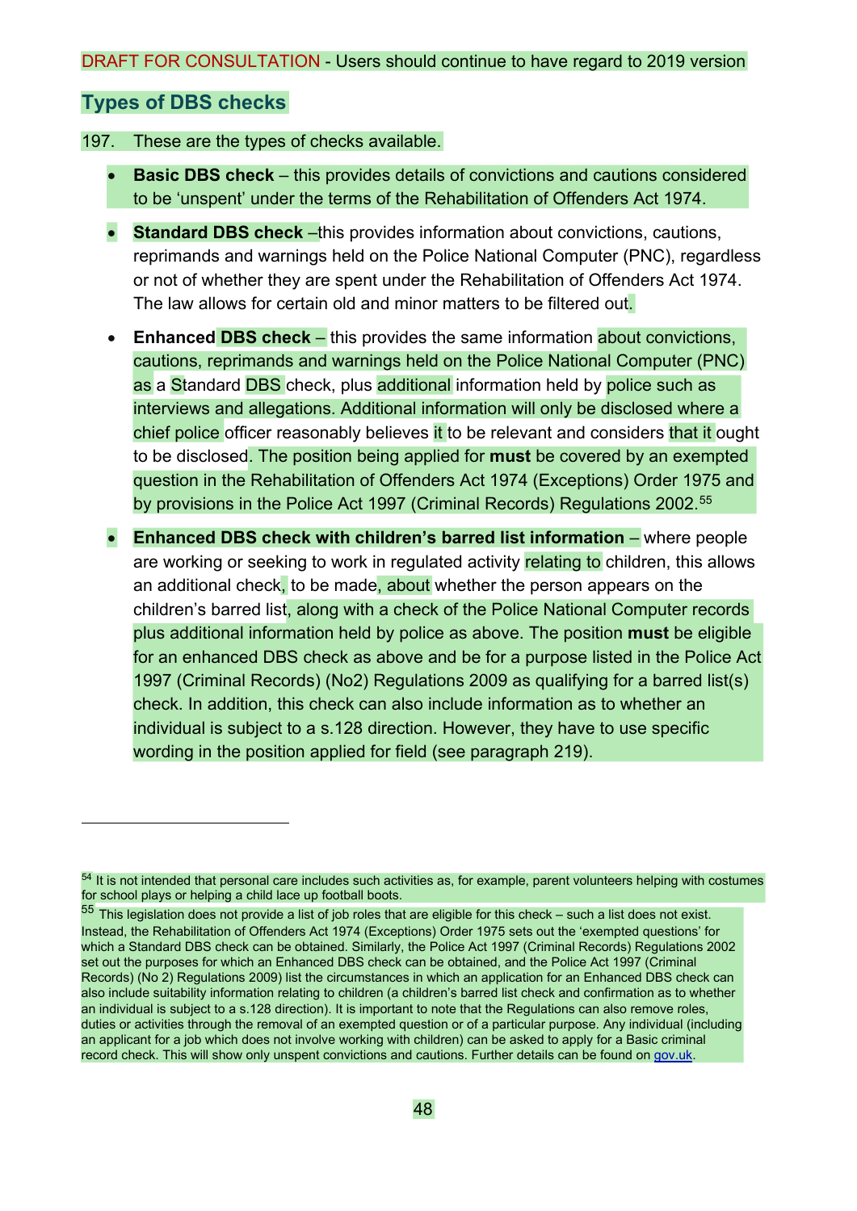DRAFT FOR CONSULTATION - Users should continue to have regard to 2019 version

## Types of DBS checks

197. These are the types of checks available.

- **Basic DBS check** – this provides details of convictions and cautions considered to be 'unspent' under the terms of the Rehabilitation of Offenders Act 1974.
- **Standard DBS check** –this provides information about convictions, cautions, reprimands and warnings held on the Police National Computer (PNC), regardless or not of whether they are spent under the Rehabilitation of Offenders Act 1974. The law allows for certain old and minor matters to be filtered out.
- **Enhanced DBS check** – this provides the same information about convictions, cautions, reprimands and warnings held on the Police National Computer (PNC) as a Standard DBS check, plus additional information held by police such as interviews and allegations. Additional information will only be disclosed where a chief police officer reasonably believes it to be relevant and considers that it ought to be disclosed. The position being applied for **must** be covered by an exempted question in the Rehabilitation of Offenders Act 1974 (Exceptions) Order 1975 and by provisions in the Police Act 1997 (Criminal Records) Regulations 2002.[55]
- **Enhanced DBS check with children's barred list information** – where people are working or seeking to work in regulated activity relating to children, this allows an additional check, to be made, about whether the person appears on the children's barred list, along with a check of the Police National Computer records plus additional information held by police as above. The position **must** be eligible for an enhanced DBS check as above and be for a purpose listed in the Police Act 1997 (Criminal Records) (No2) Regulations 2009 as qualifying for a barred list(s) check. In addition, this check can also include information as to whether an individual is subject to a s.128 direction. However, they have to use specific wording in the position applied for field (see paragraph 219).

---

[54] It is not intended that personal care includes such activities as, for example, parent volunteers helping with costumes for school plays or helping a child lace up football boots.

[55] This legislation does not provide a list of job roles that are eligible for this check – such a list does not exist. Instead, the Rehabilitation of Offenders Act 1974 (Exceptions) Order 1975 sets out the 'exempted questions' for which a Standard DBS check can be obtained. Similarly, the Police Act 1997 (Criminal Records) Regulations 2002 set out the purposes for which an Enhanced DBS check can be obtained, and the Police Act 1997 (Criminal Records) (No 2) Regulations 2009) list the circumstances in which an application for an Enhanced DBS check can also include suitability information relating to children (a children's barred list check and confirmation as to whether an individual is subject to a s.128 direction). It is important to note that the Regulations can also remove roles, duties or activities through the removal of an exempted question or of a particular purpose. Any individual (including an applicant for a job which does not involve working with children) can be asked to apply for a Basic criminal record check. This will show only unspent convictions and cautions. Further details can be found on gov.uk.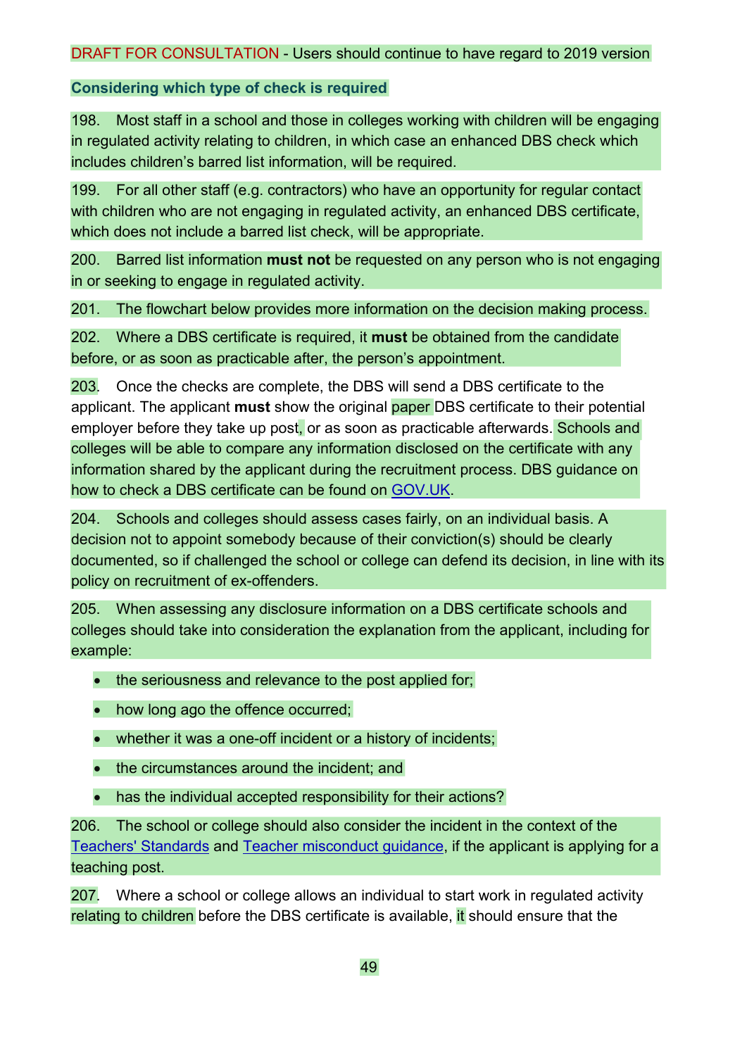DRAFT FOR CONSULTATION - Users should continue to have regard to 2019 version

### Considering which type of check is required

198. Most staff in a school and those in colleges working with children will be engaging in regulated activity relating to children, in which case an enhanced DBS check which includes children's barred list information, will be required.

199. For all other staff (e.g. contractors) who have an opportunity for regular contact with children who are not engaging in regulated activity, an enhanced DBS certificate, which does not include a barred list check, will be appropriate.

200. Barred list information **must not** be requested on any person who is not engaging in or seeking to engage in regulated activity.

201. The flowchart below provides more information on the decision making process.

202. Where a DBS certificate is required, it **must** be obtained from the candidate before, or as soon as practicable after, the person's appointment.

203. Once the checks are complete, the DBS will send a DBS certificate to the applicant. The applicant **must** show the original paper DBS certificate to their potential employer before they take up post, or as soon as practicable afterwards. Schools and colleges will be able to compare any information disclosed on the certificate with any information shared by the applicant during the recruitment process. DBS guidance on how to check a DBS certificate can be found on GOV.UK.

204. Schools and colleges should assess cases fairly, on an individual basis. A decision not to appoint somebody because of their conviction(s) should be clearly documented, so if challenged the school or college can defend its decision, in line with its policy on recruitment of ex-offenders.

205. When assessing any disclosure information on a DBS certificate schools and colleges should take into consideration the explanation from the applicant, including for example:

- the seriousness and relevance to the post applied for;
- how long ago the offence occurred;
- whether it was a one-off incident or a history of incidents;
- the circumstances around the incident; and
- has the individual accepted responsibility for their actions?

206. The school or college should also consider the incident in the context of the Teachers' Standards and Teacher misconduct guidance, if the applicant is applying for a teaching post.

207. Where a school or college allows an individual to start work in regulated activity relating to children before the DBS certificate is available, it should ensure that the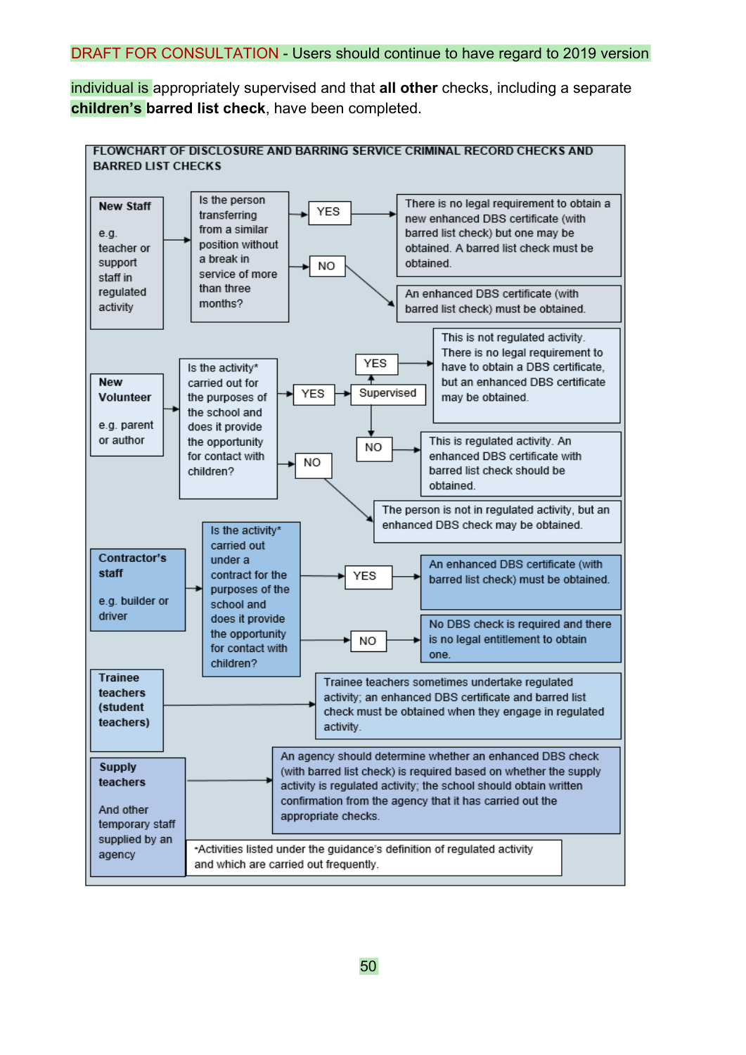DRAFT FOR CONSULTATION - Users should continue to have regard to 2019 version

individual is appropriately supervised and that **all other** checks, including a separate **children's barred list check**, have been completed.

**FLOWCHART OF DISCLOSURE AND BARRING SERVICE CRIMINAL RECORD CHECKS AND BARRED LIST CHECKS**

**New Staff**

e.g. teacher or support staff in regulated activity

→ Is the person transferring from a similar position without a break in service of more than three months?

- YES → There is no legal requirement to obtain a new enhanced DBS certificate (with barred list check) but one may be obtained. A barred list check must be obtained.
- NO → An enhanced DBS certificate (with barred list check) must be obtained.

**New Volunteer**

e.g. parent or author

→ Is the activity* carried out for the purposes of the school and does it provide the opportunity for contact with children?

- YES → Supervised
  - YES → This is not regulated activity. There is no legal requirement to have to obtain a DBS certificate, but an enhanced DBS certificate may be obtained.
  - NO → This is regulated activity. An enhanced DBS certificate with barred list check should be obtained.
- NO → The person is not in regulated activity, but an enhanced DBS check may be obtained.

**Contractor's staff**

e.g. builder or driver

→ Is the activity* carried out under a contract for the purposes of the school and does it provide the opportunity for contact with children?

- YES → An enhanced DBS certificate (with barred list check) must be obtained.
- NO → No DBS check is required and there is no legal entitlement to obtain one.

**Trainee teachers (student teachers)**

→ Trainee teachers sometimes undertake regulated activity; an enhanced DBS certificate and barred list check must be obtained when they engage in regulated activity.

**Supply teachers**

And other temporary staff supplied by an agency

→ An agency should determine whether an enhanced DBS check (with barred list check) is required based on whether the supply activity is regulated activity; the school should obtain written confirmation from the agency that it has carried out the appropriate checks.

*Activities listed under the guidance's definition of regulated activity and which are carried out frequently.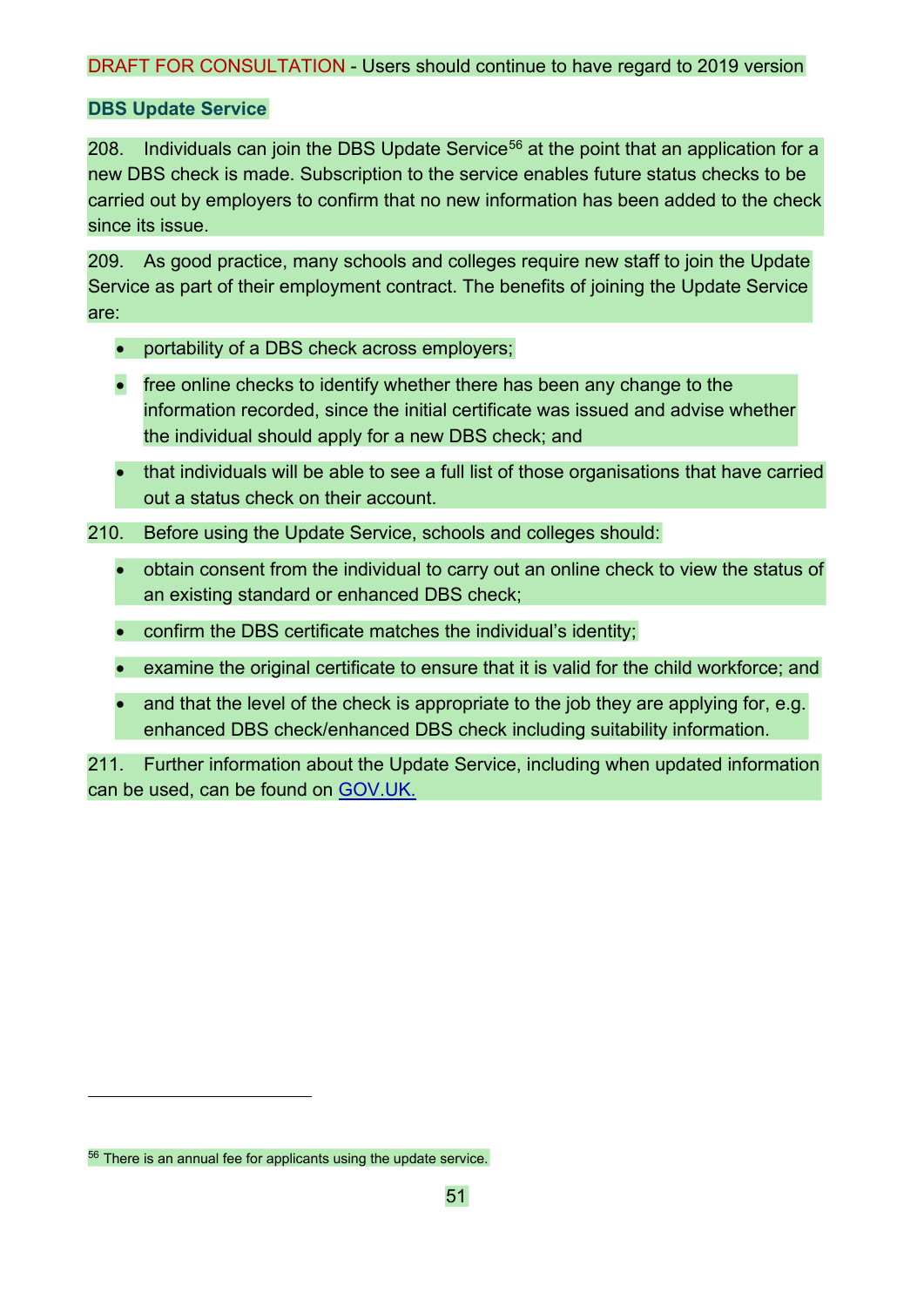DRAFT FOR CONSULTATION - Users should continue to have regard to 2019 version

### DBS Update Service

208. Individuals can join the DBS Update Service[56] at the point that an application for a new DBS check is made. Subscription to the service enables future status checks to be carried out by employers to confirm that no new information has been added to the check since its issue.

209. As good practice, many schools and colleges require new staff to join the Update Service as part of their employment contract. The benefits of joining the Update Service are:

- portability of a DBS check across employers;
- free online checks to identify whether there has been any change to the information recorded, since the initial certificate was issued and advise whether the individual should apply for a new DBS check; and
- that individuals will be able to see a full list of those organisations that have carried out a status check on their account.

210. Before using the Update Service, schools and colleges should:

- obtain consent from the individual to carry out an online check to view the status of an existing standard or enhanced DBS check;
- confirm the DBS certificate matches the individual's identity;
- examine the original certificate to ensure that it is valid for the child workforce; and
- and that the level of the check is appropriate to the job they are applying for, e.g. enhanced DBS check/enhanced DBS check including suitability information.

211. Further information about the Update Service, including when updated information can be used, can be found on GOV.UK.

---

[56] There is an annual fee for applicants using the update service.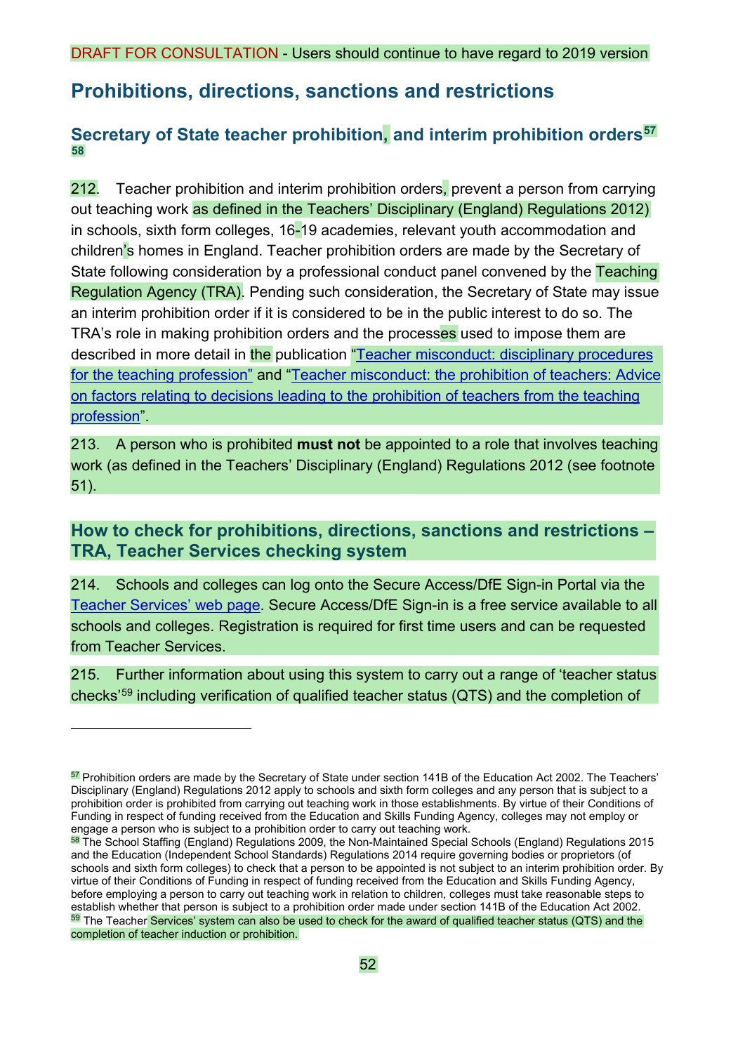DRAFT FOR CONSULTATION - Users should continue to have regard to 2019 version

## Prohibitions, directions, sanctions and restrictions

### Secretary of State teacher prohibition, and interim prohibition orders[57] [58]

212. Teacher prohibition and interim prohibition orders, prevent a person from carrying out teaching work as defined in the Teachers' Disciplinary (England) Regulations 2012) in schools, sixth form colleges, 16-19 academies, relevant youth accommodation and children's homes in England. Teacher prohibition orders are made by the Secretary of State following consideration by a professional conduct panel convened by the Teaching Regulation Agency (TRA). Pending such consideration, the Secretary of State may issue an interim prohibition order if it is considered to be in the public interest to do so. The TRA's role in making prohibition orders and the processes used to impose them are described in more detail in the publication "Teacher misconduct: disciplinary procedures for the teaching profession" and "Teacher misconduct: the prohibition of teachers: Advice on factors relating to decisions leading to the prohibition of teachers from the teaching profession".

213. A person who is prohibited **must not** be appointed to a role that involves teaching work (as defined in the Teachers' Disciplinary (England) Regulations 2012 (see footnote 51).

### How to check for prohibitions, directions, sanctions and restrictions – TRA, Teacher Services checking system

214. Schools and colleges can log onto the Secure Access/DfE Sign-in Portal via the Teacher Services' web page. Secure Access/DfE Sign-in is a free service available to all schools and colleges. Registration is required for first time users and can be requested from Teacher Services.

215. Further information about using this system to carry out a range of 'teacher status checks'[59] including verification of qualified teacher status (QTS) and the completion of

---

[57] Prohibition orders are made by the Secretary of State under section 141B of the Education Act 2002. The Teachers' Disciplinary (England) Regulations 2012 apply to schools and sixth form colleges and any person that is subject to a prohibition order is prohibited from carrying out teaching work in those establishments. By virtue of their Conditions of Funding in respect of funding received from the Education and Skills Funding Agency, colleges may not employ or engage a person who is subject to a prohibition order to carry out teaching work.

[58] The School Staffing (England) Regulations 2009, the Non-Maintained Special Schools (England) Regulations 2015 and the Education (Independent School Standards) Regulations 2014 require governing bodies or proprietors (of schools and sixth form colleges) to check that a person to be appointed is not subject to an interim prohibition order. By virtue of their Conditions of Funding in respect of funding received from the Education and Skills Funding Agency, before employing a person to carry out teaching work in relation to children, colleges must take reasonable steps to establish whether that person is subject to a prohibition order made under section 141B of the Education Act 2002.

[59] The Teacher Services' system can also be used to check for the award of qualified teacher status (QTS) and the completion of teacher induction or prohibition.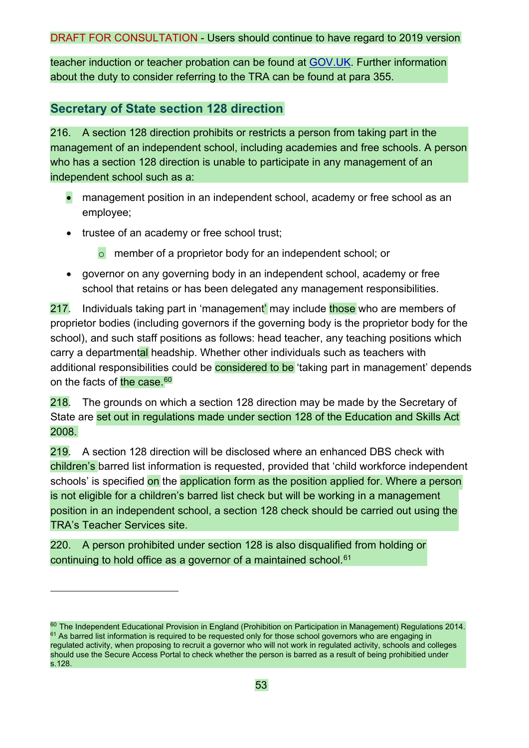DRAFT FOR CONSULTATION - Users should continue to have regard to 2019 version

teacher induction or teacher probation can be found at GOV.UK. Further information about the duty to consider referring to the TRA can be found at para 355.

## Secretary of State section 128 direction

216. A section 128 direction prohibits or restricts a person from taking part in the management of an independent school, including academies and free schools. A person who has a section 128 direction is unable to participate in any management of an independent school such as a:

- management position in an independent school, academy or free school as an employee;
- trustee of an academy or free school trust;
  - member of a proprietor body for an independent school; or
- governor on any governing body in an independent school, academy or free school that retains or has been delegated any management responsibilities.

217. Individuals taking part in 'management' may include those who are members of proprietor bodies (including governors if the governing body is the proprietor body for the school), and such staff positions as follows: head teacher, any teaching positions which carry a departmental headship. Whether other individuals such as teachers with additional responsibilities could be considered to be 'taking part in management' depends on the facts of the case.[60]

218. The grounds on which a section 128 direction may be made by the Secretary of State are set out in regulations made under section 128 of the Education and Skills Act 2008.

219. A section 128 direction will be disclosed where an enhanced DBS check with children's barred list information is requested, provided that 'child workforce independent schools' is specified on the application form as the position applied for. Where a person is not eligible for a children's barred list check but will be working in a management position in an independent school, a section 128 check should be carried out using the TRA's Teacher Services site.

220. A person prohibited under section 128 is also disqualified from holding or continuing to hold office as a governor of a maintained school.[61]

---

[60] The Independent Educational Provision in England (Prohibition on Participation in Management) Regulations 2014.

[61] As barred list information is required to be requested only for those school governors who are engaging in regulated activity, when proposing to recruit a governor who will not work in regulated activity, schools and colleges should use the Secure Access Portal to check whether the person is barred as a result of being prohibited under s.128.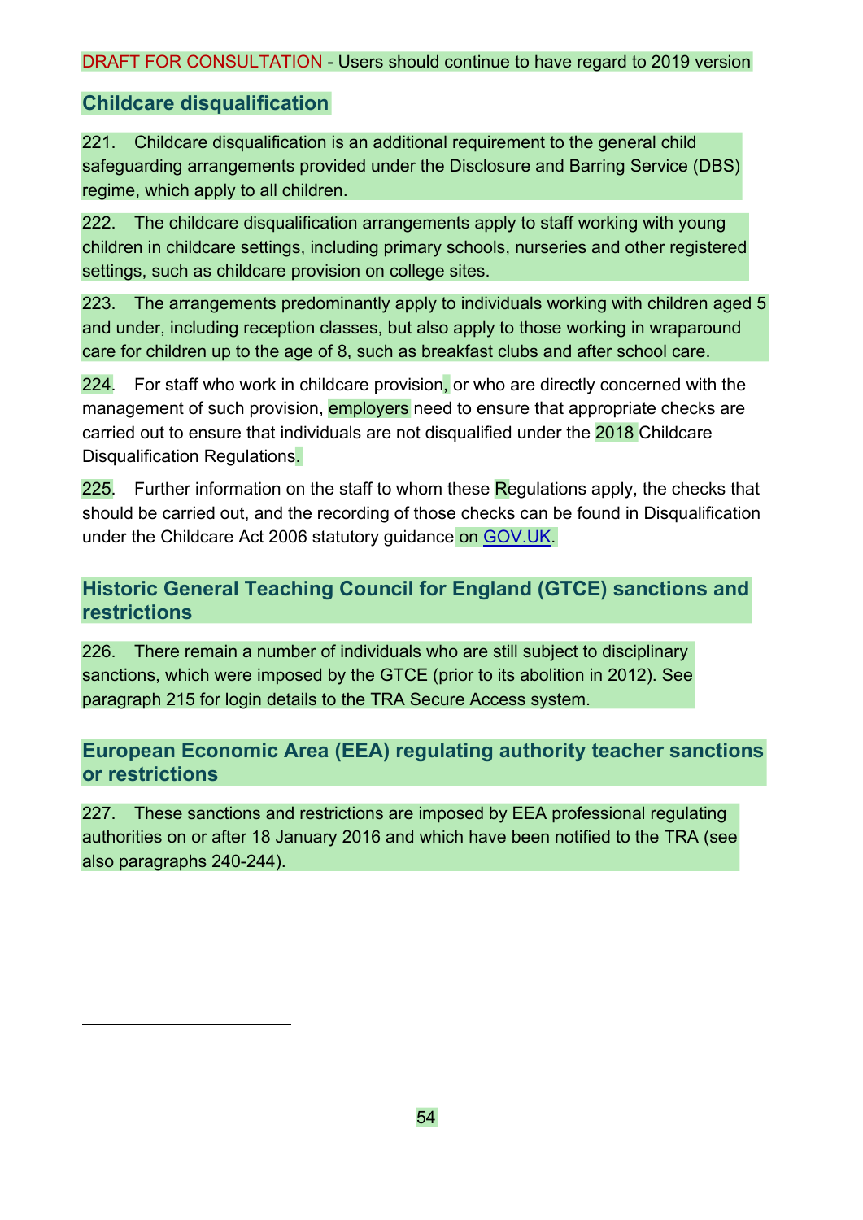DRAFT FOR CONSULTATION - Users should continue to have regard to 2019 version

## Childcare disqualification

221. Childcare disqualification is an additional requirement to the general child safeguarding arrangements provided under the Disclosure and Barring Service (DBS) regime, which apply to all children.

222. The childcare disqualification arrangements apply to staff working with young children in childcare settings, including primary schools, nurseries and other registered settings, such as childcare provision on college sites.

223. The arrangements predominantly apply to individuals working with children aged 5 and under, including reception classes, but also apply to those working in wraparound care for children up to the age of 8, such as breakfast clubs and after school care.

224. For staff who work in childcare provision, or who are directly concerned with the management of such provision, employers need to ensure that appropriate checks are carried out to ensure that individuals are not disqualified under the 2018 Childcare Disqualification Regulations.

225. Further information on the staff to whom these Regulations apply, the checks that should be carried out, and the recording of those checks can be found in Disqualification under the Childcare Act 2006 statutory guidance on GOV.UK.

## Historic General Teaching Council for England (GTCE) sanctions and restrictions

226. There remain a number of individuals who are still subject to disciplinary sanctions, which were imposed by the GTCE (prior to its abolition in 2012). See paragraph 215 for login details to the TRA Secure Access system.

## European Economic Area (EEA) regulating authority teacher sanctions or restrictions

227. These sanctions and restrictions are imposed by EEA professional regulating authorities on or after 18 January 2016 and which have been notified to the TRA (see also paragraphs 240-244).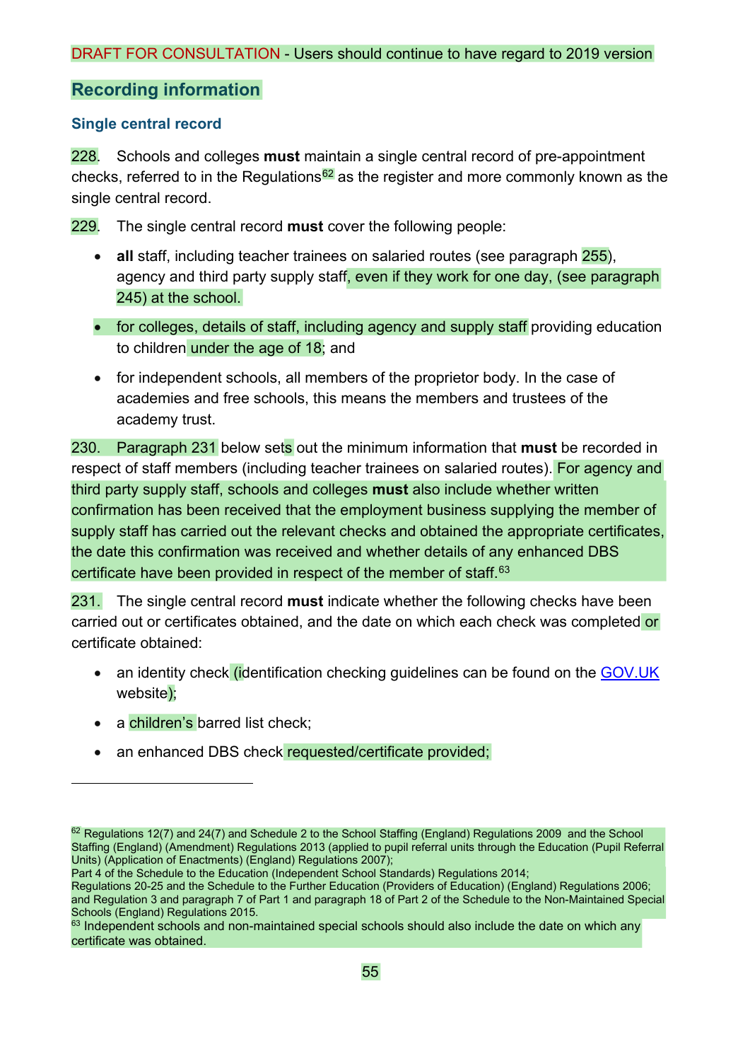DRAFT FOR CONSULTATION - Users should continue to have regard to 2019 version

## Recording information

### Single central record

228. Schools and colleges **must** maintain a single central record of pre-appointment checks, referred to in the Regulations[62] as the register and more commonly known as the single central record.

229. The single central record **must** cover the following people:

- **all** staff, including teacher trainees on salaried routes (see paragraph 255), agency and third party supply staff, even if they work for one day, (see paragraph 245) at the school.
- for colleges, details of staff, including agency and supply staff providing education to children under the age of 18; and
- for independent schools, all members of the proprietor body. In the case of academies and free schools, this means the members and trustees of the academy trust.

230. Paragraph 231 below sets out the minimum information that **must** be recorded in respect of staff members (including teacher trainees on salaried routes). For agency and third party supply staff, schools and colleges **must** also include whether written confirmation has been received that the employment business supplying the member of supply staff has carried out the relevant checks and obtained the appropriate certificates, the date this confirmation was received and whether details of any enhanced DBS certificate have been provided in respect of the member of staff.[63]

231. The single central record **must** indicate whether the following checks have been carried out or certificates obtained, and the date on which each check was completed or certificate obtained:

- an identity check (identification checking guidelines can be found on the GOV.UK website);
- a children's barred list check;
- an enhanced DBS check requested/certificate provided;

---

[62] Regulations 12(7) and 24(7) and Schedule 2 to the School Staffing (England) Regulations 2009 and the School Staffing (England) (Amendment) Regulations 2013 (applied to pupil referral units through the Education (Pupil Referral Units) (Application of Enactments) (England) Regulations 2007);
Part 4 of the Schedule to the Education (Independent School Standards) Regulations 2014;
Regulations 20-25 and the Schedule to the Further Education (Providers of Education) (England) Regulations 2006;
and Regulation 3 and paragraph 7 of Part 1 and paragraph 18 of Part 2 of the Schedule to the Non-Maintained Special Schools (England) Regulations 2015.

[63] Independent schools and non-maintained special schools should also include the date on which any certificate was obtained.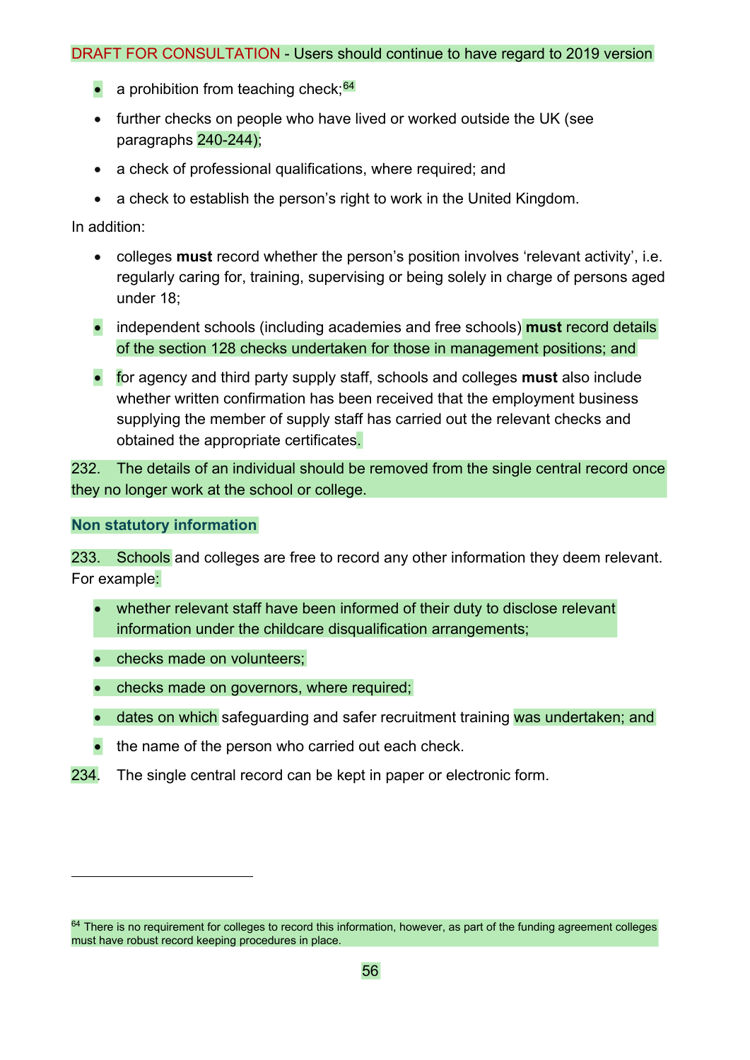DRAFT FOR CONSULTATION - Users should continue to have regard to 2019 version

- a prohibition from teaching check;[64]
- further checks on people who have lived or worked outside the UK (see paragraphs 240-244);
- a check of professional qualifications, where required; and
- a check to establish the person's right to work in the United Kingdom.

In addition:

- colleges **must** record whether the person's position involves 'relevant activity', i.e. regularly caring for, training, supervising or being solely in charge of persons aged under 18;
- independent schools (including academies and free schools) **must** record details of the section 128 checks undertaken for those in management positions; and
- for agency and third party supply staff, schools and colleges **must** also include whether written confirmation has been received that the employment business supplying the member of supply staff has carried out the relevant checks and obtained the appropriate certificates.

232. The details of an individual should be removed from the single central record once they no longer work at the school or college.

### Non statutory information

233. Schools and colleges are free to record any other information they deem relevant. For example:

- whether relevant staff have been informed of their duty to disclose relevant information under the childcare disqualification arrangements;
- checks made on volunteers;
- checks made on governors, where required;
- dates on which safeguarding and safer recruitment training was undertaken; and
- the name of the person who carried out each check.

234. The single central record can be kept in paper or electronic form.

---

[64] There is no requirement for colleges to record this information, however, as part of the funding agreement colleges must have robust record keeping procedures in place.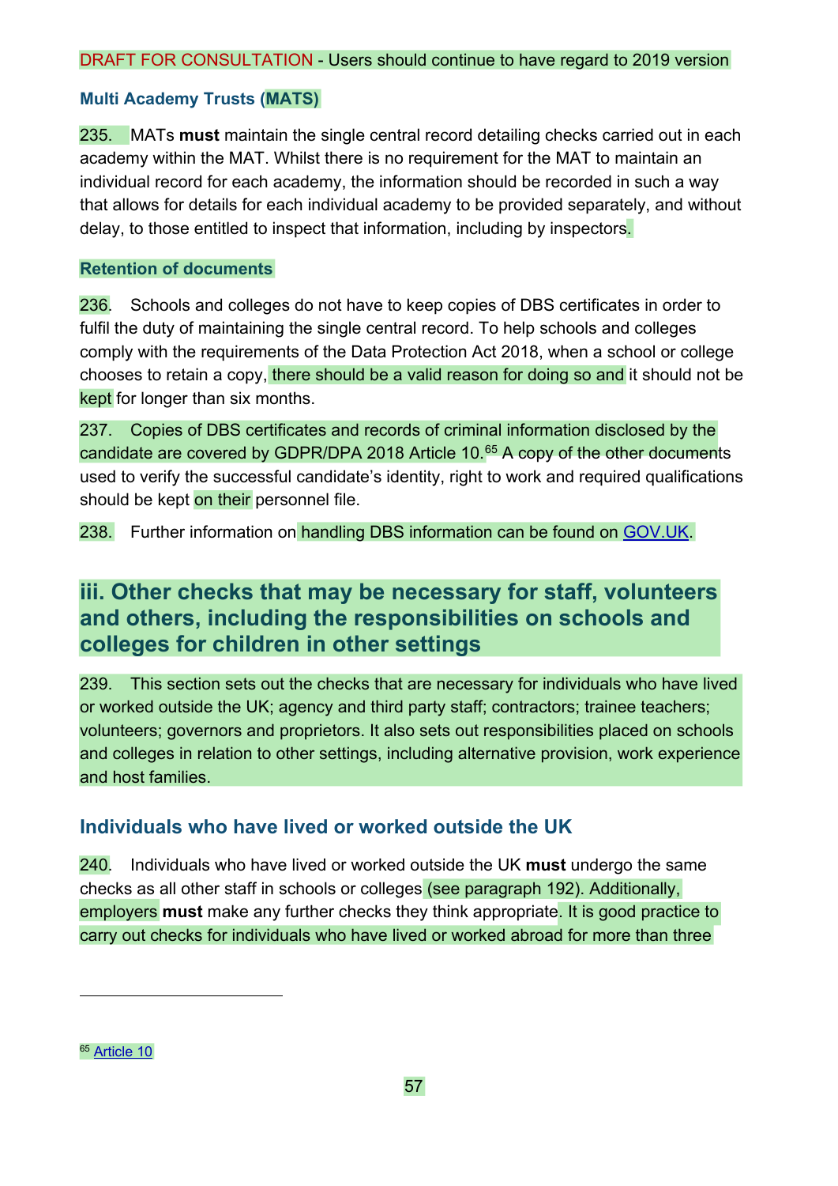DRAFT FOR CONSULTATION - Users should continue to have regard to 2019 version

### Multi Academy Trusts (MATS)

235. MATs **must** maintain the single central record detailing checks carried out in each academy within the MAT. Whilst there is no requirement for the MAT to maintain an individual record for each academy, the information should be recorded in such a way that allows for details for each individual academy to be provided separately, and without delay, to those entitled to inspect that information, including by inspectors.

### Retention of documents

236. Schools and colleges do not have to keep copies of DBS certificates in order to fulfil the duty of maintaining the single central record. To help schools and colleges comply with the requirements of the Data Protection Act 2018, when a school or college chooses to retain a copy, there should be a valid reason for doing so and it should not be kept for longer than six months.

237. Copies of DBS certificates and records of criminal information disclosed by the candidate are covered by GDPR/DPA 2018 Article 10.[65] A copy of the other documents used to verify the successful candidate's identity, right to work and required qualifications should be kept on their personnel file.

238. Further information on handling DBS information can be found on GOV.UK.

## iii. Other checks that may be necessary for staff, volunteers and others, including the responsibilities on schools and colleges for children in other settings

239. This section sets out the checks that are necessary for individuals who have lived or worked outside the UK; agency and third party staff; contractors; trainee teachers; volunteers; governors and proprietors. It also sets out responsibilities placed on schools and colleges in relation to other settings, including alternative provision, work experience and host families.

### Individuals who have lived or worked outside the UK

240. Individuals who have lived or worked outside the UK **must** undergo the same checks as all other staff in schools or colleges (see paragraph 192). Additionally, employers **must** make any further checks they think appropriate. It is good practice to carry out checks for individuals who have lived or worked abroad for more than three

---

[65] Article 10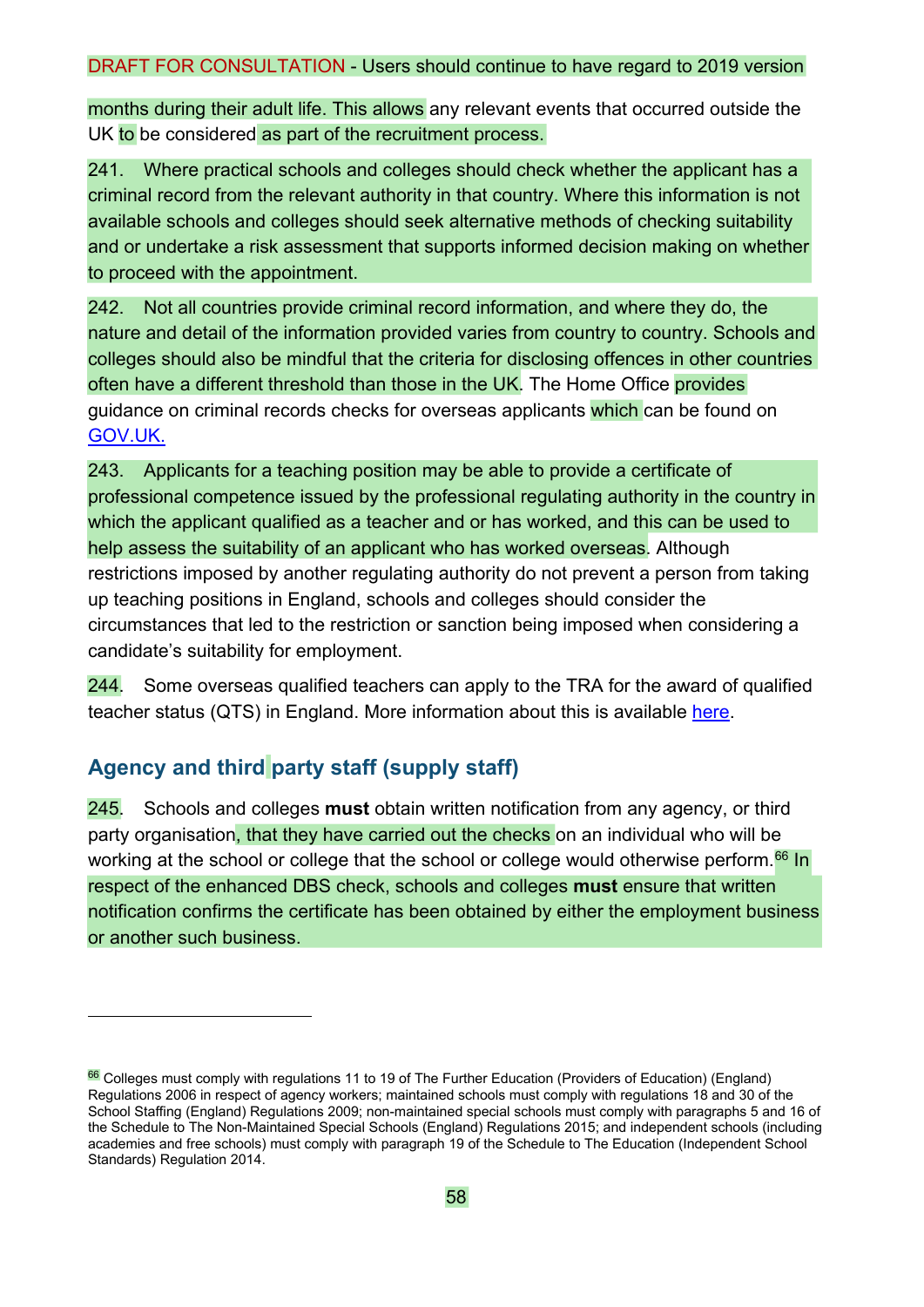DRAFT FOR CONSULTATION - Users should continue to have regard to 2019 version

months during their adult life. This allows any relevant events that occurred outside the UK to be considered as part of the recruitment process.

241. Where practical schools and colleges should check whether the applicant has a criminal record from the relevant authority in that country. Where this information is not available schools and colleges should seek alternative methods of checking suitability and or undertake a risk assessment that supports informed decision making on whether to proceed with the appointment.

242. Not all countries provide criminal record information, and where they do, the nature and detail of the information provided varies from country to country. Schools and colleges should also be mindful that the criteria for disclosing offences in other countries often have a different threshold than those in the UK. The Home Office provides guidance on criminal records checks for overseas applicants which can be found on GOV.UK.

243. Applicants for a teaching position may be able to provide a certificate of professional competence issued by the professional regulating authority in the country in which the applicant qualified as a teacher and or has worked, and this can be used to help assess the suitability of an applicant who has worked overseas. Although restrictions imposed by another regulating authority do not prevent a person from taking up teaching positions in England, schools and colleges should consider the circumstances that led to the restriction or sanction being imposed when considering a candidate's suitability for employment.

244. Some overseas qualified teachers can apply to the TRA for the award of qualified teacher status (QTS) in England. More information about this is available here.

## Agency and third party staff (supply staff)

245. Schools and colleges **must** obtain written notification from any agency, or third party organisation, that they have carried out the checks on an individual who will be working at the school or college that the school or college would otherwise perform.[66] In respect of the enhanced DBS check, schools and colleges **must** ensure that written notification confirms the certificate has been obtained by either the employment business or another such business.

---

[66] Colleges must comply with regulations 11 to 19 of The Further Education (Providers of Education) (England) Regulations 2006 in respect of agency workers; maintained schools must comply with regulations 18 and 30 of the School Staffing (England) Regulations 2009; non-maintained special schools must comply with paragraphs 5 and 16 of the Schedule to The Non-Maintained Special Schools (England) Regulations 2015; and independent schools (including academies and free schools) must comply with paragraph 19 of the Schedule to The Education (Independent School Standards) Regulation 2014.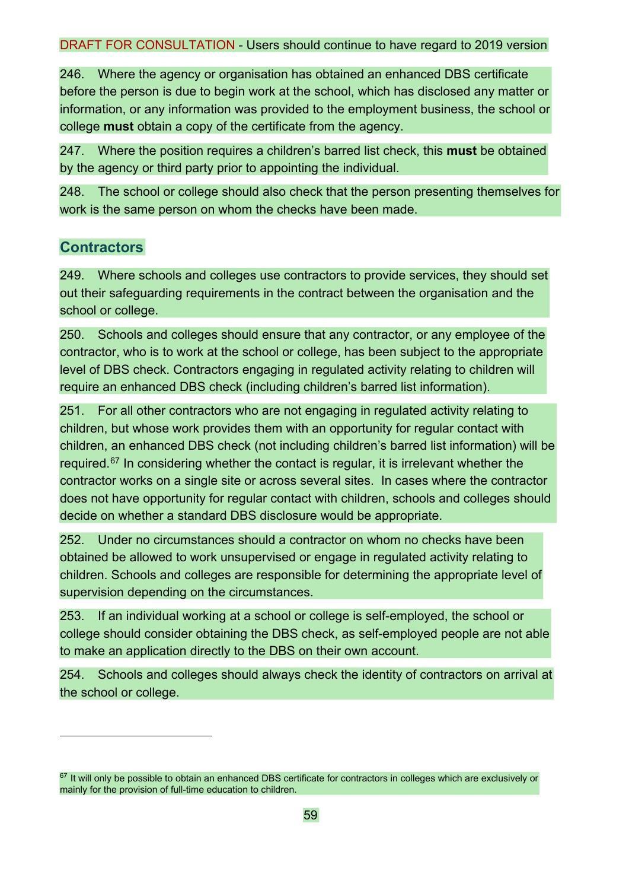246. Where the agency or organisation has obtained an enhanced DBS certificate before the person is due to begin work at the school, which has disclosed any matter or information, or any information was provided to the employment business, the school or college **must** obtain a copy of the certificate from the agency.

247. Where the position requires a children's barred list check, this **must** be obtained by the agency or third party prior to appointing the individual.

248. The school or college should also check that the person presenting themselves for work is the same person on whom the checks have been made.

## Contractors

249. Where schools and colleges use contractors to provide services, they should set out their safeguarding requirements in the contract between the organisation and the school or college.

250. Schools and colleges should ensure that any contractor, or any employee of the contractor, who is to work at the school or college, has been subject to the appropriate level of DBS check. Contractors engaging in regulated activity relating to children will require an enhanced DBS check (including children's barred list information).

251. For all other contractors who are not engaging in regulated activity relating to children, but whose work provides them with an opportunity for regular contact with children, an enhanced DBS check (not including children's barred list information) will be required.[67] In considering whether the contact is regular, it is irrelevant whether the contractor works on a single site or across several sites. In cases where the contractor does not have opportunity for regular contact with children, schools and colleges should decide on whether a standard DBS disclosure would be appropriate.

252. Under no circumstances should a contractor on whom no checks have been obtained be allowed to work unsupervised or engage in regulated activity relating to children. Schools and colleges are responsible for determining the appropriate level of supervision depending on the circumstances.

253. If an individual working at a school or college is self-employed, the school or college should consider obtaining the DBS check, as self-employed people are not able to make an application directly to the DBS on their own account.

254. Schools and colleges should always check the identity of contractors on arrival at the school or college.

[67] It will only be possible to obtain an enhanced DBS certificate for contractors in colleges which are exclusively or mainly for the provision of full-time education to children.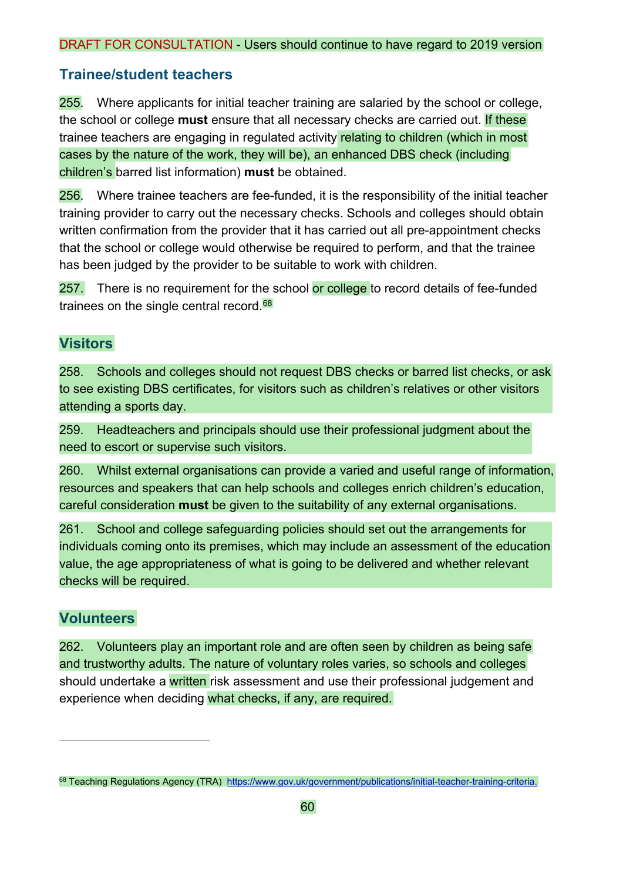DRAFT FOR CONSULTATION - Users should continue to have regard to 2019 version

### Trainee/student teachers

255. Where applicants for initial teacher training are salaried by the school or college, the school or college **must** ensure that all necessary checks are carried out. If these trainee teachers are engaging in regulated activity relating to children (which in most cases by the nature of the work, they will be), an enhanced DBS check (including children's barred list information) **must** be obtained.

256. Where trainee teachers are fee-funded, it is the responsibility of the initial teacher training provider to carry out the necessary checks. Schools and colleges should obtain written confirmation from the provider that it has carried out all pre-appointment checks that the school or college would otherwise be required to perform, and that the trainee has been judged by the provider to be suitable to work with children.

257. There is no requirement for the school or college to record details of fee-funded trainees on the single central record.[68]

### Visitors

258. Schools and colleges should not request DBS checks or barred list checks, or ask to see existing DBS certificates, for visitors such as children's relatives or other visitors attending a sports day.

259. Headteachers and principals should use their professional judgment about the need to escort or supervise such visitors.

260. Whilst external organisations can provide a varied and useful range of information, resources and speakers that can help schools and colleges enrich children's education, careful consideration **must** be given to the suitability of any external organisations.

261. School and college safeguarding policies should set out the arrangements for individuals coming onto its premises, which may include an assessment of the education value, the age appropriateness of what is going to be delivered and whether relevant checks will be required.

### Volunteers

262. Volunteers play an important role and are often seen by children as being safe and trustworthy adults. The nature of voluntary roles varies, so schools and colleges should undertake a written risk assessment and use their professional judgement and experience when deciding what checks, if any, are required.

---

[68] Teaching Regulations Agency (TRA) https://www.gov.uk/government/publications/initial-teacher-training-criteria.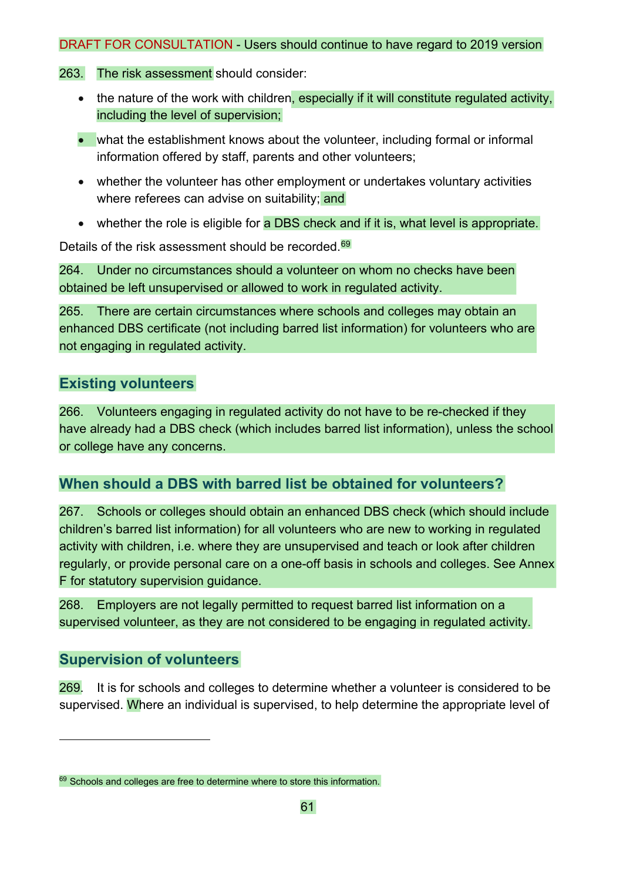DRAFT FOR CONSULTATION - Users should continue to have regard to 2019 version

263. The risk assessment should consider:

- the nature of the work with children, especially if it will constitute regulated activity, including the level of supervision;
- what the establishment knows about the volunteer, including formal or informal information offered by staff, parents and other volunteers;
- whether the volunteer has other employment or undertakes voluntary activities where referees can advise on suitability; and
- whether the role is eligible for a DBS check and if it is, what level is appropriate.

Details of the risk assessment should be recorded.[69]

264. Under no circumstances should a volunteer on whom no checks have been obtained be left unsupervised or allowed to work in regulated activity.

265. There are certain circumstances where schools and colleges may obtain an enhanced DBS certificate (not including barred list information) for volunteers who are not engaging in regulated activity.

## Existing volunteers

266. Volunteers engaging in regulated activity do not have to be re-checked if they have already had a DBS check (which includes barred list information), unless the school or college have any concerns.

## When should a DBS with barred list be obtained for volunteers?

267. Schools or colleges should obtain an enhanced DBS check (which should include children's barred list information) for all volunteers who are new to working in regulated activity with children, i.e. where they are unsupervised and teach or look after children regularly, or provide personal care on a one-off basis in schools and colleges. See Annex F for statutory supervision guidance.

268. Employers are not legally permitted to request barred list information on a supervised volunteer, as they are not considered to be engaging in regulated activity.

## Supervision of volunteers

269. It is for schools and colleges to determine whether a volunteer is considered to be supervised. Where an individual is supervised, to help determine the appropriate level of

[69] Schools and colleges are free to determine where to store this information.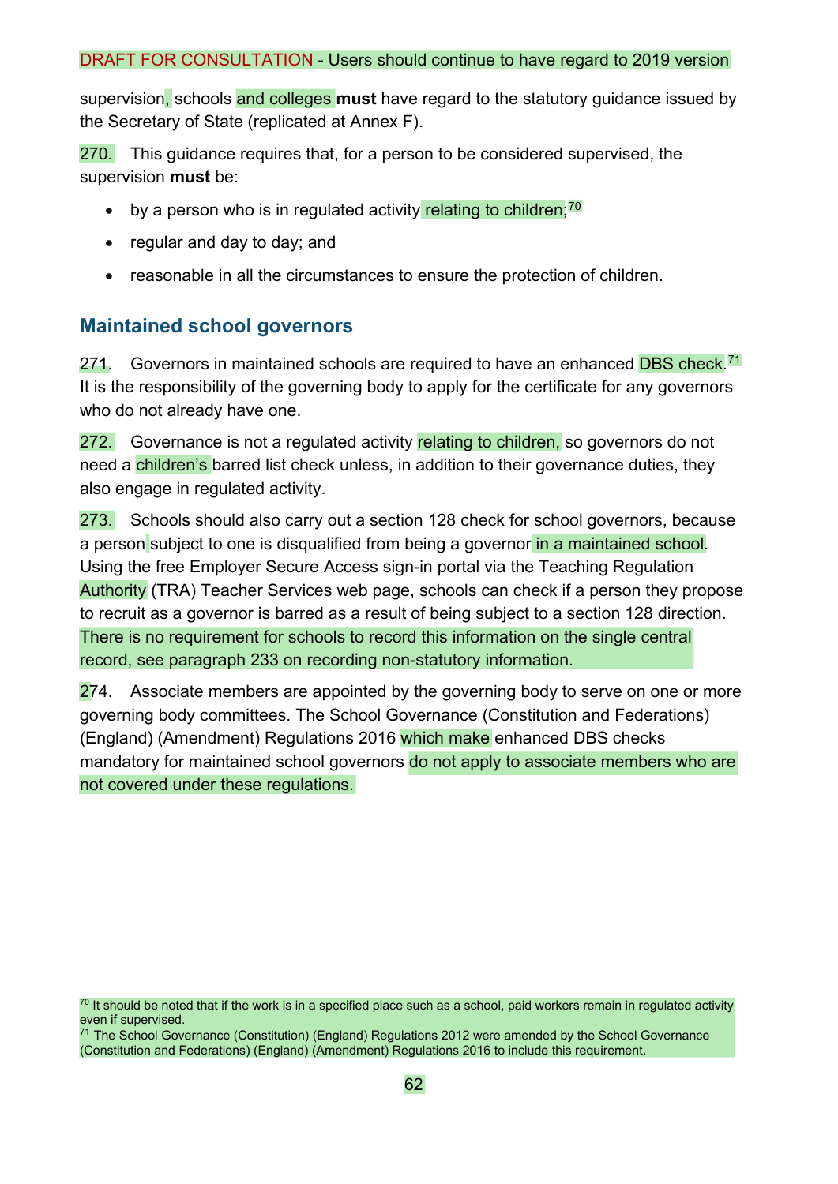supervision, schools and colleges **must** have regard to the statutory guidance issued by the Secretary of State (replicated at Annex F).

270. This guidance requires that, for a person to be considered supervised, the supervision **must** be:

- by a person who is in regulated activity relating to children;[70]
- regular and day to day; and
- reasonable in all the circumstances to ensure the protection of children.

## Maintained school governors

271. Governors in maintained schools are required to have an enhanced DBS check.[71] It is the responsibility of the governing body to apply for the certificate for any governors who do not already have one.

272. Governance is not a regulated activity relating to children, so governors do not need a children's barred list check unless, in addition to their governance duties, they also engage in regulated activity.

273. Schools should also carry out a section 128 check for school governors, because a person subject to one is disqualified from being a governor in a maintained school. Using the free Employer Secure Access sign-in portal via the Teaching Regulation Authority (TRA) Teacher Services web page, schools can check if a person they propose to recruit as a governor is barred as a result of being subject to a section 128 direction. There is no requirement for schools to record this information on the single central record, see paragraph 233 on recording non-statutory information.

274. Associate members are appointed by the governing body to serve on one or more governing body committees. The School Governance (Constitution and Federations) (England) (Amendment) Regulations 2016 which make enhanced DBS checks mandatory for maintained school governors do not apply to associate members who are not covered under these regulations.

---

[70] It should be noted that if the work is in a specified place such as a school, paid workers remain in regulated activity even if supervised.

[71] The School Governance (Constitution) (England) Regulations 2012 were amended by the School Governance (Constitution and Federations) (England) (Amendment) Regulations 2016 to include this requirement.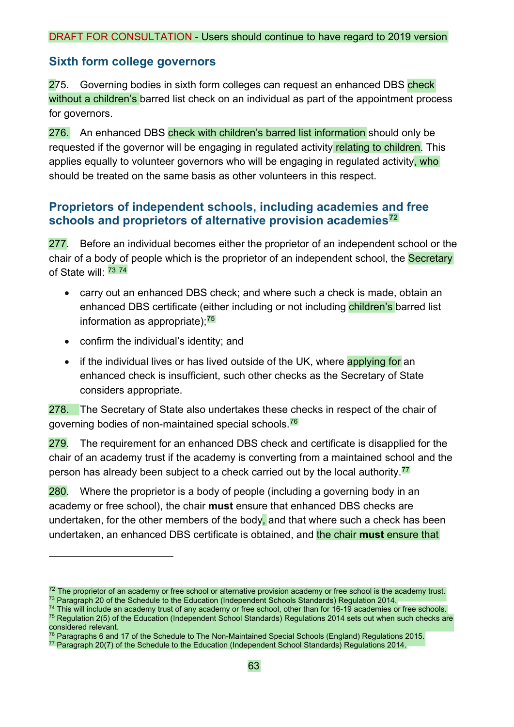DRAFT FOR CONSULTATION - Users should continue to have regard to 2019 version

## Sixth form college governors

275. Governing bodies in sixth form colleges can request an enhanced DBS check without a children's barred list check on an individual as part of the appointment process for governors.

276. An enhanced DBS check with children's barred list information should only be requested if the governor will be engaging in regulated activity relating to children. This applies equally to volunteer governors who will be engaging in regulated activity, who should be treated on the same basis as other volunteers in this respect.

## Proprietors of independent schools, including academies and free schools and proprietors of alternative provision academies[72]

277. Before an individual becomes either the proprietor of an independent school or the chair of a body of people which is the proprietor of an independent school, the Secretary of State will: [73] [74]

- carry out an enhanced DBS check; and where such a check is made, obtain an enhanced DBS certificate (either including or not including children's barred list information as appropriate);[75]
- confirm the individual's identity; and
- if the individual lives or has lived outside of the UK, where applying for an enhanced check is insufficient, such other checks as the Secretary of State considers appropriate.

278. The Secretary of State also undertakes these checks in respect of the chair of governing bodies of non-maintained special schools.[76]

279. The requirement for an enhanced DBS check and certificate is disapplied for the chair of an academy trust if the academy is converting from a maintained school and the person has already been subject to a check carried out by the local authority.[77]

280. Where the proprietor is a body of people (including a governing body in an academy or free school), the chair **must** ensure that enhanced DBS checks are undertaken, for the other members of the body, and that where such a check has been undertaken, an enhanced DBS certificate is obtained, and the chair **must** ensure that

---

[72] The proprietor of an academy or free school or alternative provision academy or free school is the academy trust.
[73] Paragraph 20 of the Schedule to the Education (Independent Schools Standards) Regulation 2014.
[74] This will include an academy trust of any academy or free school, other than for 16-19 academies or free schools.
[75] Regulation 2(5) of the Education (Independent School Standards) Regulations 2014 sets out when such checks are considered relevant.
[76] Paragraphs 6 and 17 of the Schedule to The Non-Maintained Special Schools (England) Regulations 2015.
[77] Paragraph 20(7) of the Schedule to the Education (Independent School Standards) Regulations 2014.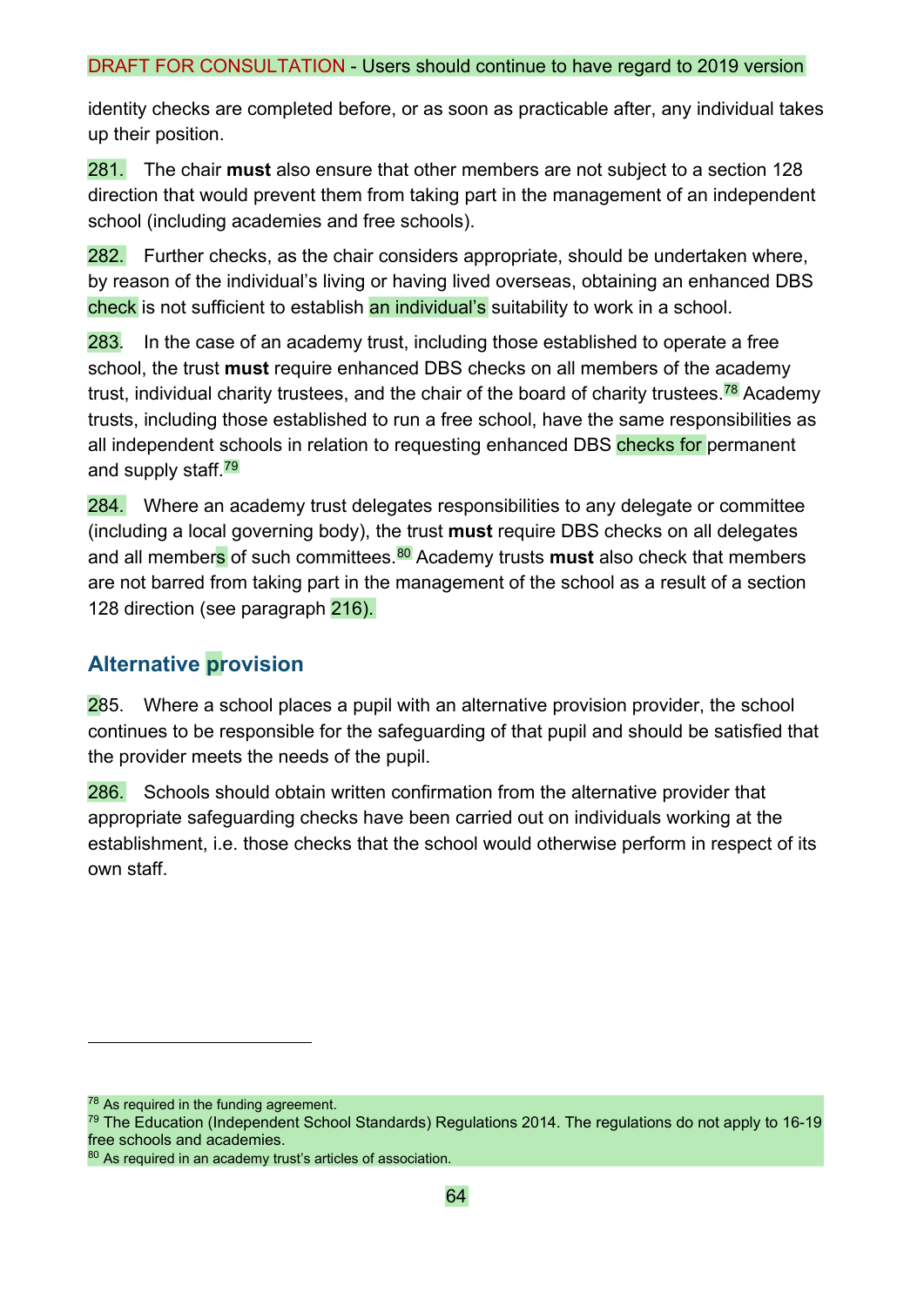identity checks are completed before, or as soon as practicable after, any individual takes up their position.

281. The chair **must** also ensure that other members are not subject to a section 128 direction that would prevent them from taking part in the management of an independent school (including academies and free schools).

282. Further checks, as the chair considers appropriate, should be undertaken where, by reason of the individual's living or having lived overseas, obtaining an enhanced DBS check is not sufficient to establish an individual's suitability to work in a school.

283. In the case of an academy trust, including those established to operate a free school, the trust **must** require enhanced DBS checks on all members of the academy trust, individual charity trustees, and the chair of the board of charity trustees.[78] Academy trusts, including those established to run a free school, have the same responsibilities as all independent schools in relation to requesting enhanced DBS checks for permanent and supply staff.[79]

284. Where an academy trust delegates responsibilities to any delegate or committee (including a local governing body), the trust **must** require DBS checks on all delegates and all members of such committees.[80] Academy trusts **must** also check that members are not barred from taking part in the management of the school as a result of a section 128 direction (see paragraph 216).

## Alternative provision

285. Where a school places a pupil with an alternative provision provider, the school continues to be responsible for the safeguarding of that pupil and should be satisfied that the provider meets the needs of the pupil.

286. Schools should obtain written confirmation from the alternative provider that appropriate safeguarding checks have been carried out on individuals working at the establishment, i.e. those checks that the school would otherwise perform in respect of its own staff.

---

[78] As required in the funding agreement.

[79] The Education (Independent School Standards) Regulations 2014. The regulations do not apply to 16-19 free schools and academies.

[80] As required in an academy trust's articles of association.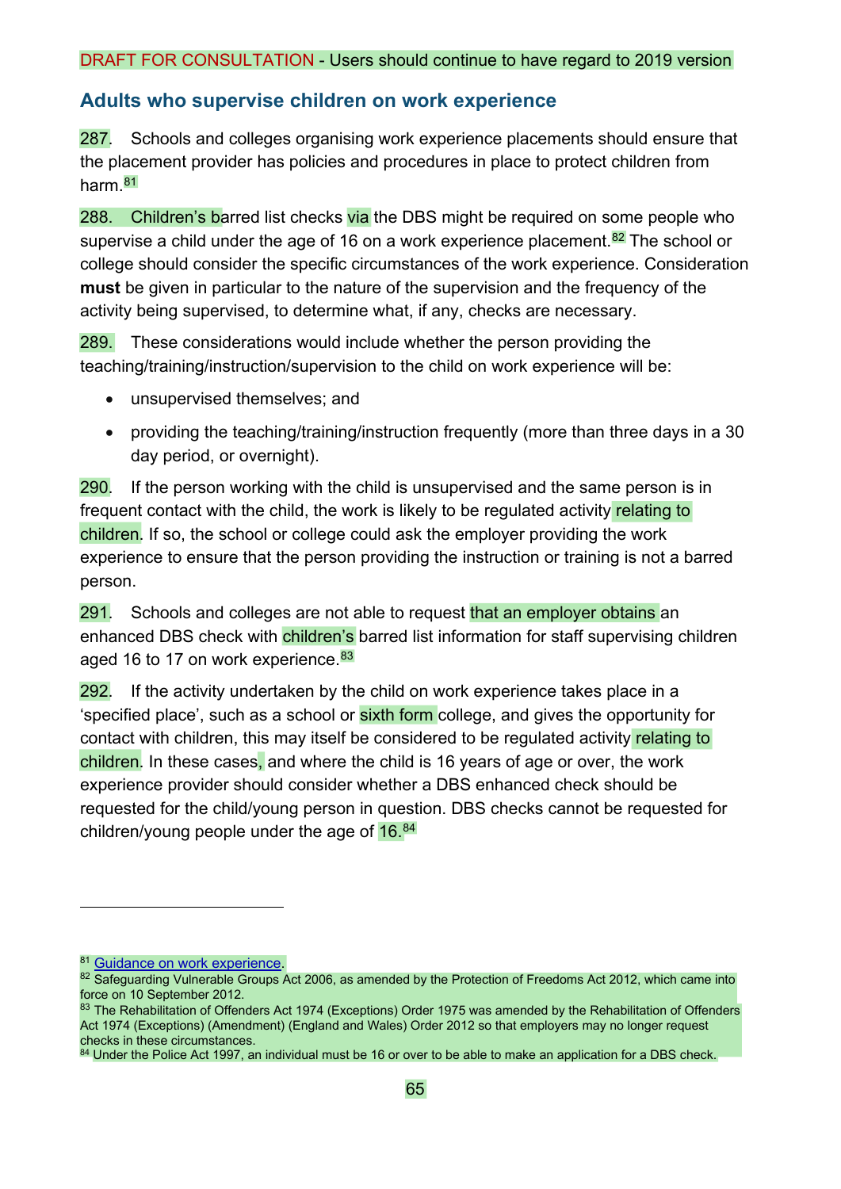DRAFT FOR CONSULTATION - Users should continue to have regard to 2019 version

## Adults who supervise children on work experience

287. Schools and colleges organising work experience placements should ensure that the placement provider has policies and procedures in place to protect children from harm.[81]

288. Children's barred list checks via the DBS might be required on some people who supervise a child under the age of 16 on a work experience placement.[82] The school or college should consider the specific circumstances of the work experience. Consideration **must** be given in particular to the nature of the supervision and the frequency of the activity being supervised, to determine what, if any, checks are necessary.

289. These considerations would include whether the person providing the teaching/training/instruction/supervision to the child on work experience will be:

- unsupervised themselves; and
- providing the teaching/training/instruction frequently (more than three days in a 30 day period, or overnight).

290. If the person working with the child is unsupervised and the same person is in frequent contact with the child, the work is likely to be regulated activity relating to children. If so, the school or college could ask the employer providing the work experience to ensure that the person providing the instruction or training is not a barred person.

291. Schools and colleges are not able to request that an employer obtains an enhanced DBS check with children's barred list information for staff supervising children aged 16 to 17 on work experience.[83]

292. If the activity undertaken by the child on work experience takes place in a 'specified place', such as a school or sixth form college, and gives the opportunity for contact with children, this may itself be considered to be regulated activity relating to children. In these cases, and where the child is 16 years of age or over, the work experience provider should consider whether a DBS enhanced check should be requested for the child/young person in question. DBS checks cannot be requested for children/young people under the age of 16.[84]

---

[81] Guidance on work experience.

[82] Safeguarding Vulnerable Groups Act 2006, as amended by the Protection of Freedoms Act 2012, which came into force on 10 September 2012.

[83] The Rehabilitation of Offenders Act 1974 (Exceptions) Order 1975 was amended by the Rehabilitation of Offenders Act 1974 (Exceptions) (Amendment) (England and Wales) Order 2012 so that employers may no longer request checks in these circumstances.

[84] Under the Police Act 1997, an individual must be 16 or over to be able to make an application for a DBS check.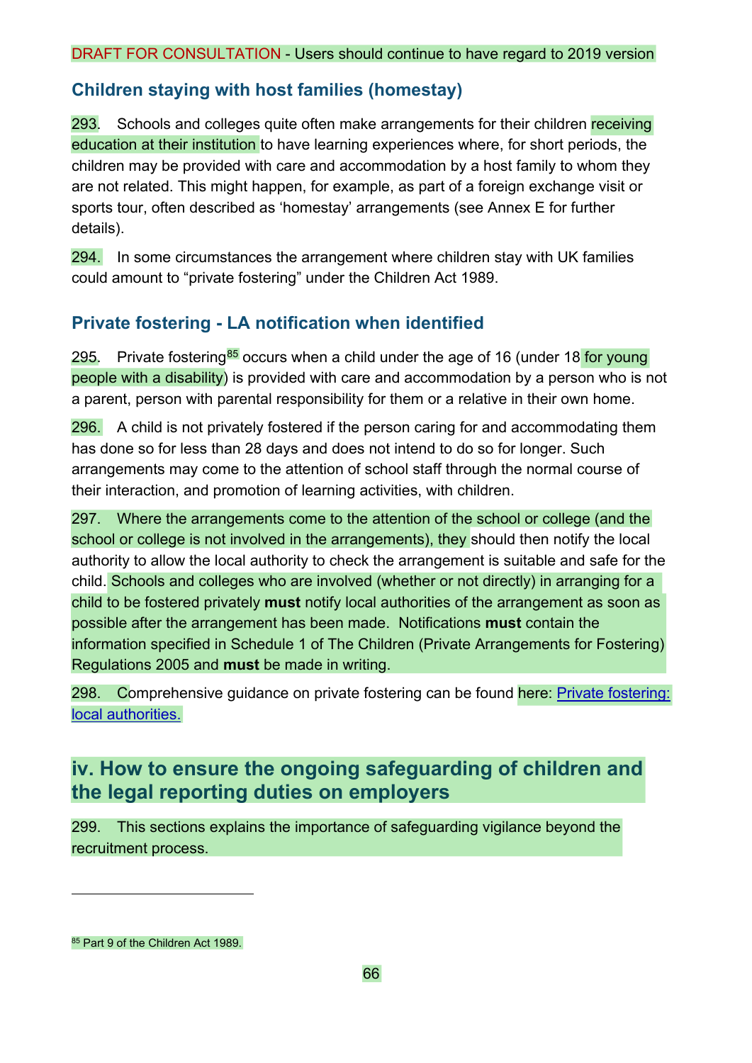DRAFT FOR CONSULTATION - Users should continue to have regard to 2019 version

## Children staying with host families (homestay)

293. Schools and colleges quite often make arrangements for their children receiving education at their institution to have learning experiences where, for short periods, the children may be provided with care and accommodation by a host family to whom they are not related. This might happen, for example, as part of a foreign exchange visit or sports tour, often described as 'homestay' arrangements (see Annex E for further details).

294. In some circumstances the arrangement where children stay with UK families could amount to "private fostering" under the Children Act 1989.

## Private fostering - LA notification when identified

295. Private fostering[85] occurs when a child under the age of 16 (under 18 for young people with a disability) is provided with care and accommodation by a person who is not a parent, person with parental responsibility for them or a relative in their own home.

296. A child is not privately fostered if the person caring for and accommodating them has done so for less than 28 days and does not intend to do so for longer. Such arrangements may come to the attention of school staff through the normal course of their interaction, and promotion of learning activities, with children.

297. Where the arrangements come to the attention of the school or college (and the school or college is not involved in the arrangements), they should then notify the local authority to allow the local authority to check the arrangement is suitable and safe for the child. Schools and colleges who are involved (whether or not directly) in arranging for a child to be fostered privately **must** notify local authorities of the arrangement as soon as possible after the arrangement has been made. Notifications **must** contain the information specified in Schedule 1 of The Children (Private Arrangements for Fostering) Regulations 2005 and **must** be made in writing.

298. Comprehensive guidance on private fostering can be found here: [Private fostering: local authorities.]()

# iv. How to ensure the ongoing safeguarding of children and the legal reporting duties on employers

299. This sections explains the importance of safeguarding vigilance beyond the recruitment process.

---

[85] Part 9 of the Children Act 1989.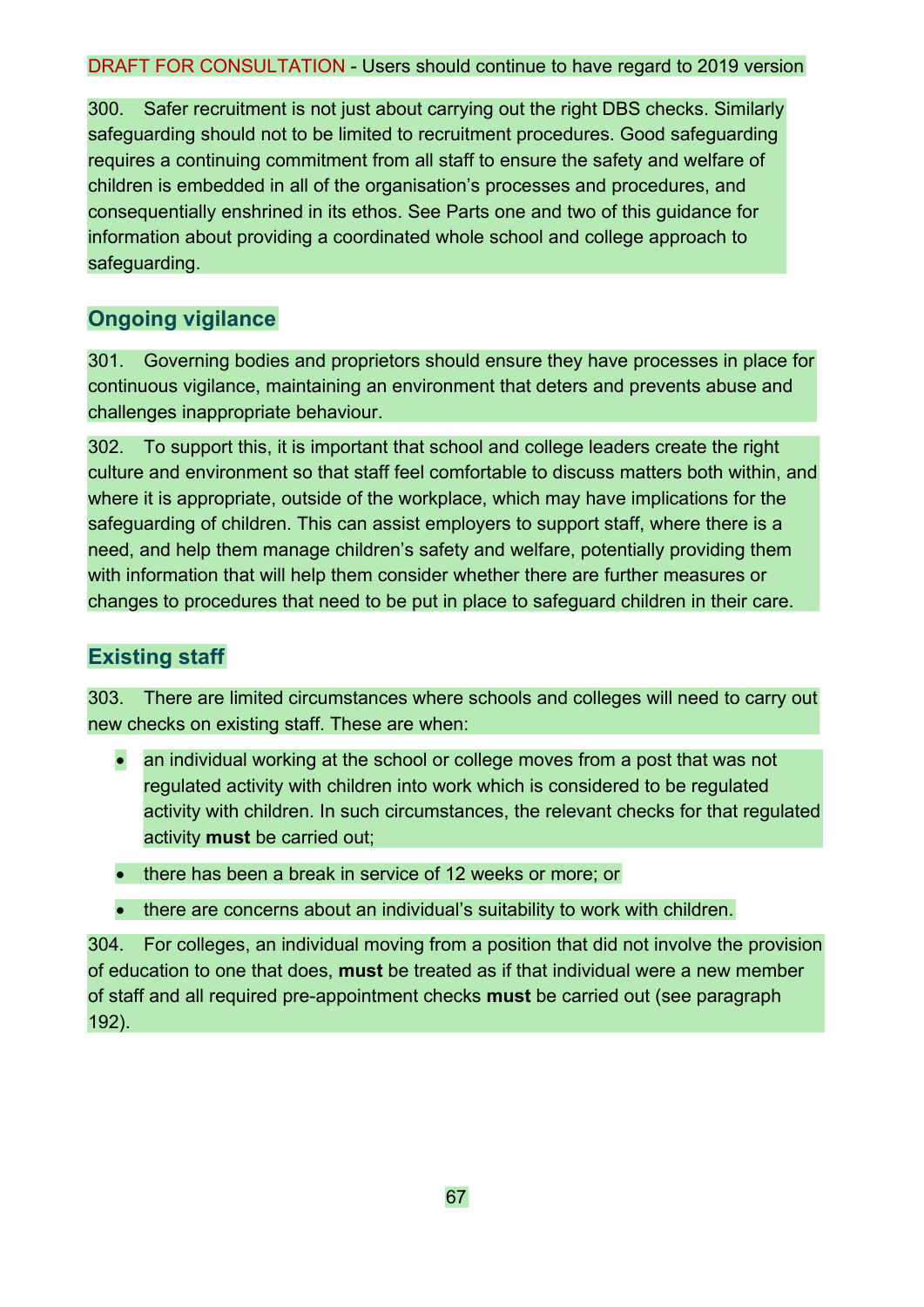DRAFT FOR CONSULTATION - Users should continue to have regard to 2019 version

300. Safer recruitment is not just about carrying out the right DBS checks. Similarly safeguarding should not to be limited to recruitment procedures. Good safeguarding requires a continuing commitment from all staff to ensure the safety and welfare of children is embedded in all of the organisation's processes and procedures, and consequentially enshrined in its ethos. See Parts one and two of this guidance for information about providing a coordinated whole school and college approach to safeguarding.

## Ongoing vigilance

301. Governing bodies and proprietors should ensure they have processes in place for continuous vigilance, maintaining an environment that deters and prevents abuse and challenges inappropriate behaviour.

302. To support this, it is important that school and college leaders create the right culture and environment so that staff feel comfortable to discuss matters both within, and where it is appropriate, outside of the workplace, which may have implications for the safeguarding of children. This can assist employers to support staff, where there is a need, and help them manage children's safety and welfare, potentially providing them with information that will help them consider whether there are further measures or changes to procedures that need to be put in place to safeguard children in their care.

## Existing staff

303. There are limited circumstances where schools and colleges will need to carry out new checks on existing staff. These are when:

- an individual working at the school or college moves from a post that was not regulated activity with children into work which is considered to be regulated activity with children. In such circumstances, the relevant checks for that regulated activity **must** be carried out;
- there has been a break in service of 12 weeks or more; or
- there are concerns about an individual's suitability to work with children.

304. For colleges, an individual moving from a position that did not involve the provision of education to one that does, **must** be treated as if that individual were a new member of staff and all required pre-appointment checks **must** be carried out (see paragraph 192).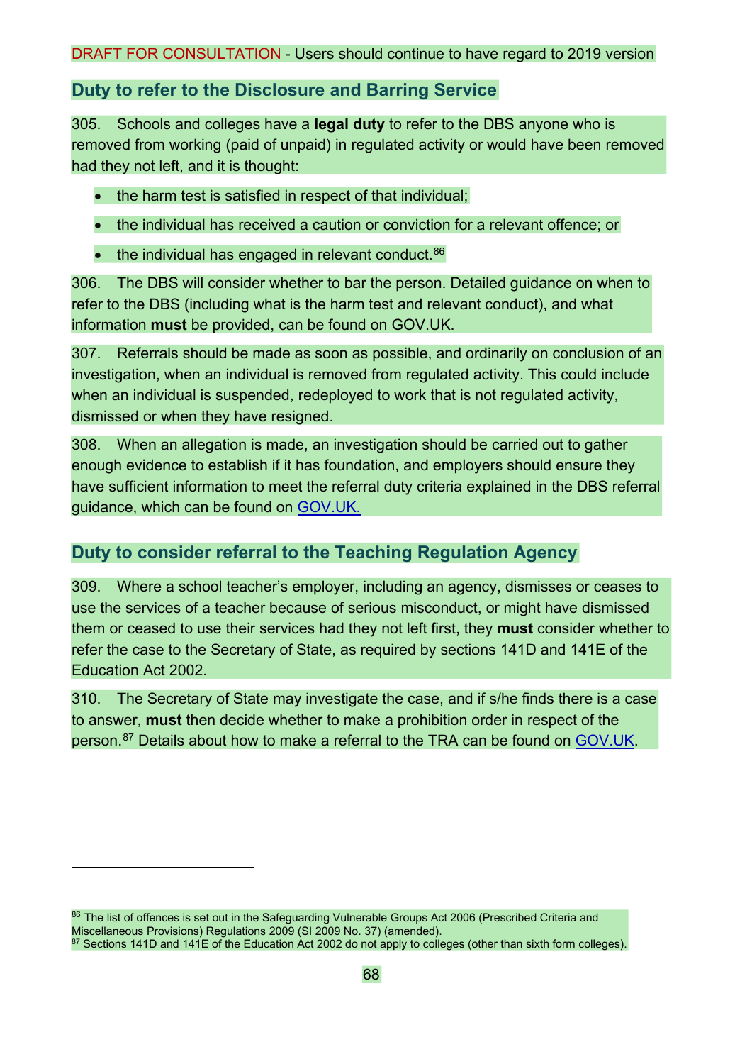DRAFT FOR CONSULTATION - Users should continue to have regard to 2019 version

## Duty to refer to the Disclosure and Barring Service

305. Schools and colleges have a **legal duty** to refer to the DBS anyone who is removed from working (paid of unpaid) in regulated activity or would have been removed had they not left, and it is thought:

- the harm test is satisfied in respect of that individual;
- the individual has received a caution or conviction for a relevant offence; or
- the individual has engaged in relevant conduct.[86]

306. The DBS will consider whether to bar the person. Detailed guidance on when to refer to the DBS (including what is the harm test and relevant conduct), and what information **must** be provided, can be found on GOV.UK.

307. Referrals should be made as soon as possible, and ordinarily on conclusion of an investigation, when an individual is removed from regulated activity. This could include when an individual is suspended, redeployed to work that is not regulated activity, dismissed or when they have resigned.

308. When an allegation is made, an investigation should be carried out to gather enough evidence to establish if it has foundation, and employers should ensure they have sufficient information to meet the referral duty criteria explained in the DBS referral guidance, which can be found on GOV.UK.

## Duty to consider referral to the Teaching Regulation Agency

309. Where a school teacher's employer, including an agency, dismisses or ceases to use the services of a teacher because of serious misconduct, or might have dismissed them or ceased to use their services had they not left first, they **must** consider whether to refer the case to the Secretary of State, as required by sections 141D and 141E of the Education Act 2002.

310. The Secretary of State may investigate the case, and if s/he finds there is a case to answer, **must** then decide whether to make a prohibition order in respect of the person.[87] Details about how to make a referral to the TRA can be found on GOV.UK.

---

[86] The list of offences is set out in the Safeguarding Vulnerable Groups Act 2006 (Prescribed Criteria and Miscellaneous Provisions) Regulations 2009 (SI 2009 No. 37) (amended).

[87] Sections 141D and 141E of the Education Act 2002 do not apply to colleges (other than sixth form colleges).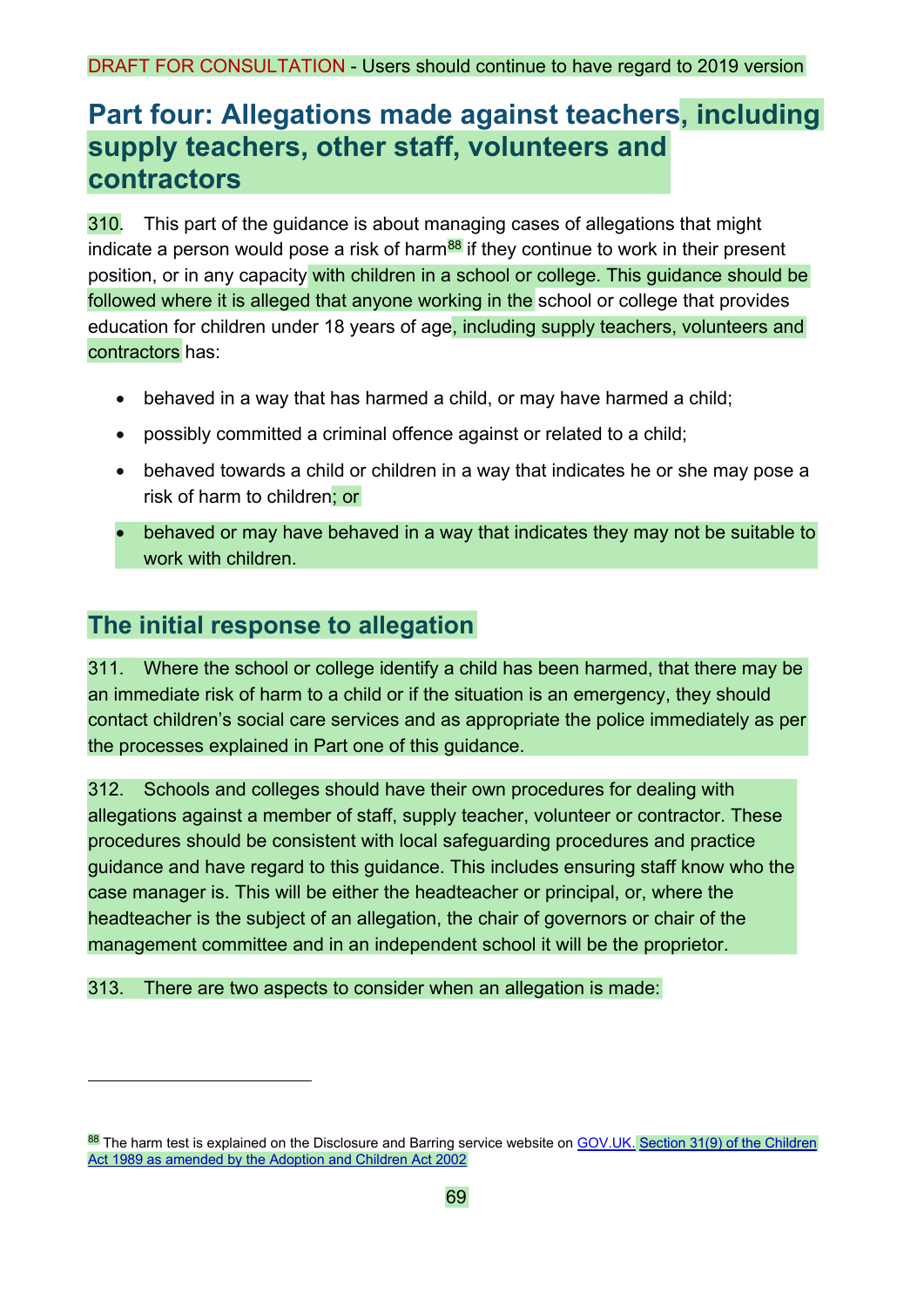DRAFT FOR CONSULTATION - Users should continue to have regard to 2019 version

# Part four: Allegations made against teachers, including supply teachers, other staff, volunteers and contractors

310. This part of the guidance is about managing cases of allegations that might indicate a person would pose a risk of harm[88] if they continue to work in their present position, or in any capacity with children in a school or college. This guidance should be followed where it is alleged that anyone working in the school or college that provides education for children under 18 years of age, including supply teachers, volunteers and contractors has:

- behaved in a way that has harmed a child, or may have harmed a child;
- possibly committed a criminal offence against or related to a child;
- behaved towards a child or children in a way that indicates he or she may pose a risk of harm to children; or
- behaved or may have behaved in a way that indicates they may not be suitable to work with children.

## The initial response to allegation

311. Where the school or college identify a child has been harmed, that there may be an immediate risk of harm to a child or if the situation is an emergency, they should contact children's social care services and as appropriate the police immediately as per the processes explained in Part one of this guidance.

312. Schools and colleges should have their own procedures for dealing with allegations against a member of staff, supply teacher, volunteer or contractor. These procedures should be consistent with local safeguarding procedures and practice guidance and have regard to this guidance. This includes ensuring staff know who the case manager is. This will be either the headteacher or principal, or, where the headteacher is the subject of an allegation, the chair of governors or chair of the management committee and in an independent school it will be the proprietor.

313. There are two aspects to consider when an allegation is made:

---

[88] The harm test is explained on the Disclosure and Barring service website on GOV.UK. Section 31(9) of the Children Act 1989 as amended by the Adoption and Children Act 2002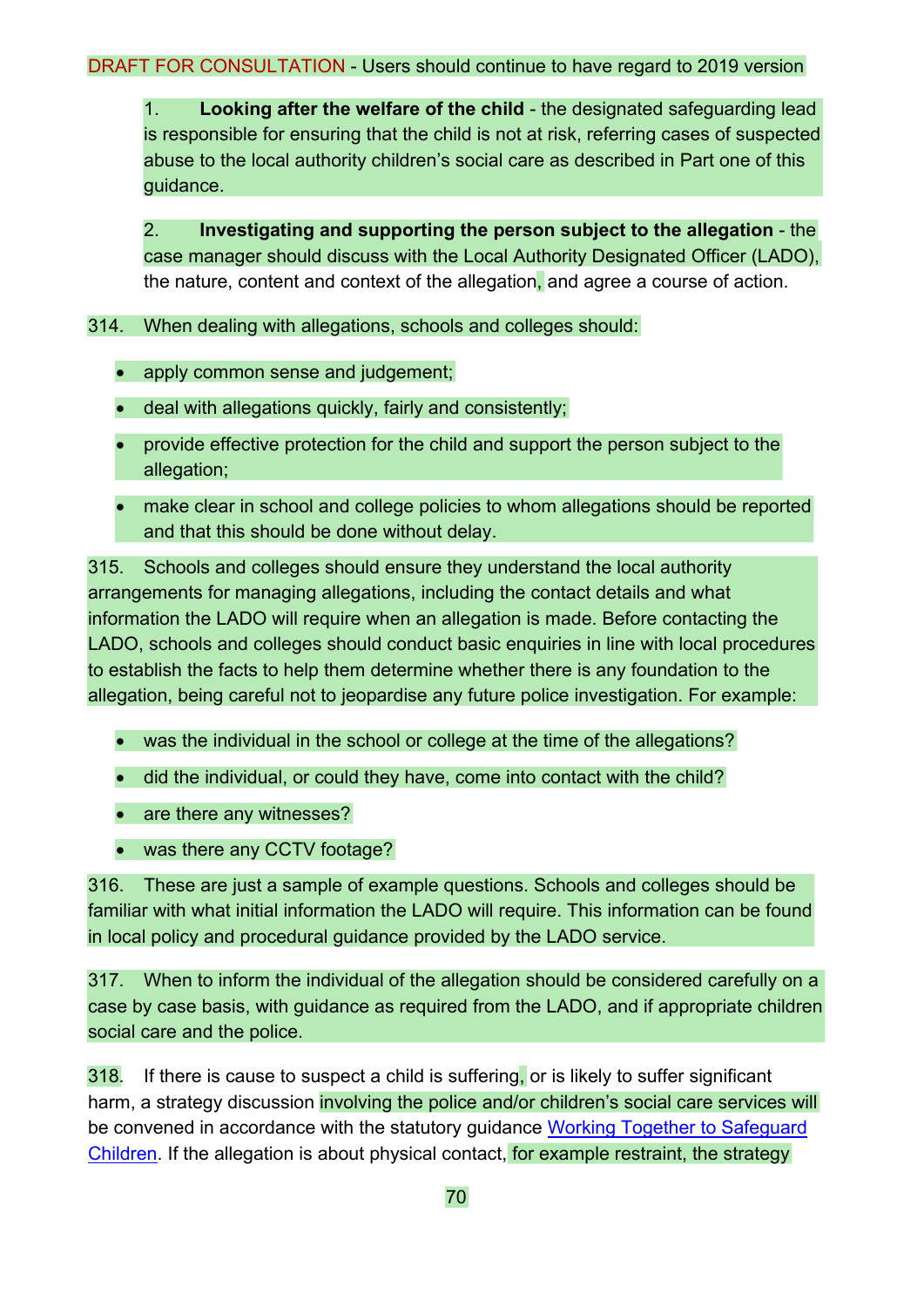DRAFT FOR CONSULTATION - Users should continue to have regard to 2019 version

1. **Looking after the welfare of the child** - the designated safeguarding lead is responsible for ensuring that the child is not at risk, referring cases of suspected abuse to the local authority children's social care as described in Part one of this guidance.

2. **Investigating and supporting the person subject to the allegation** - the case manager should discuss with the Local Authority Designated Officer (LADO), the nature, content and context of the allegation, and agree a course of action.

314. When dealing with allegations, schools and colleges should:

- apply common sense and judgement;
- deal with allegations quickly, fairly and consistently;
- provide effective protection for the child and support the person subject to the allegation;
- make clear in school and college policies to whom allegations should be reported and that this should be done without delay.

315. Schools and colleges should ensure they understand the local authority arrangements for managing allegations, including the contact details and what information the LADO will require when an allegation is made. Before contacting the LADO, schools and colleges should conduct basic enquiries in line with local procedures to establish the facts to help them determine whether there is any foundation to the allegation, being careful not to jeopardise any future police investigation. For example:

- was the individual in the school or college at the time of the allegations?
- did the individual, or could they have, come into contact with the child?
- are there any witnesses?
- was there any CCTV footage?

316. These are just a sample of example questions. Schools and colleges should be familiar with what initial information the LADO will require. This information can be found in local policy and procedural guidance provided by the LADO service.

317. When to inform the individual of the allegation should be considered carefully on a case by case basis, with guidance as required from the LADO, and if appropriate children social care and the police.

318. If there is cause to suspect a child is suffering, or is likely to suffer significant harm, a strategy discussion involving the police and/or children's social care services will be convened in accordance with the statutory guidance [Working Together to Safeguard Children](). If the allegation is about physical contact, for example restraint, the strategy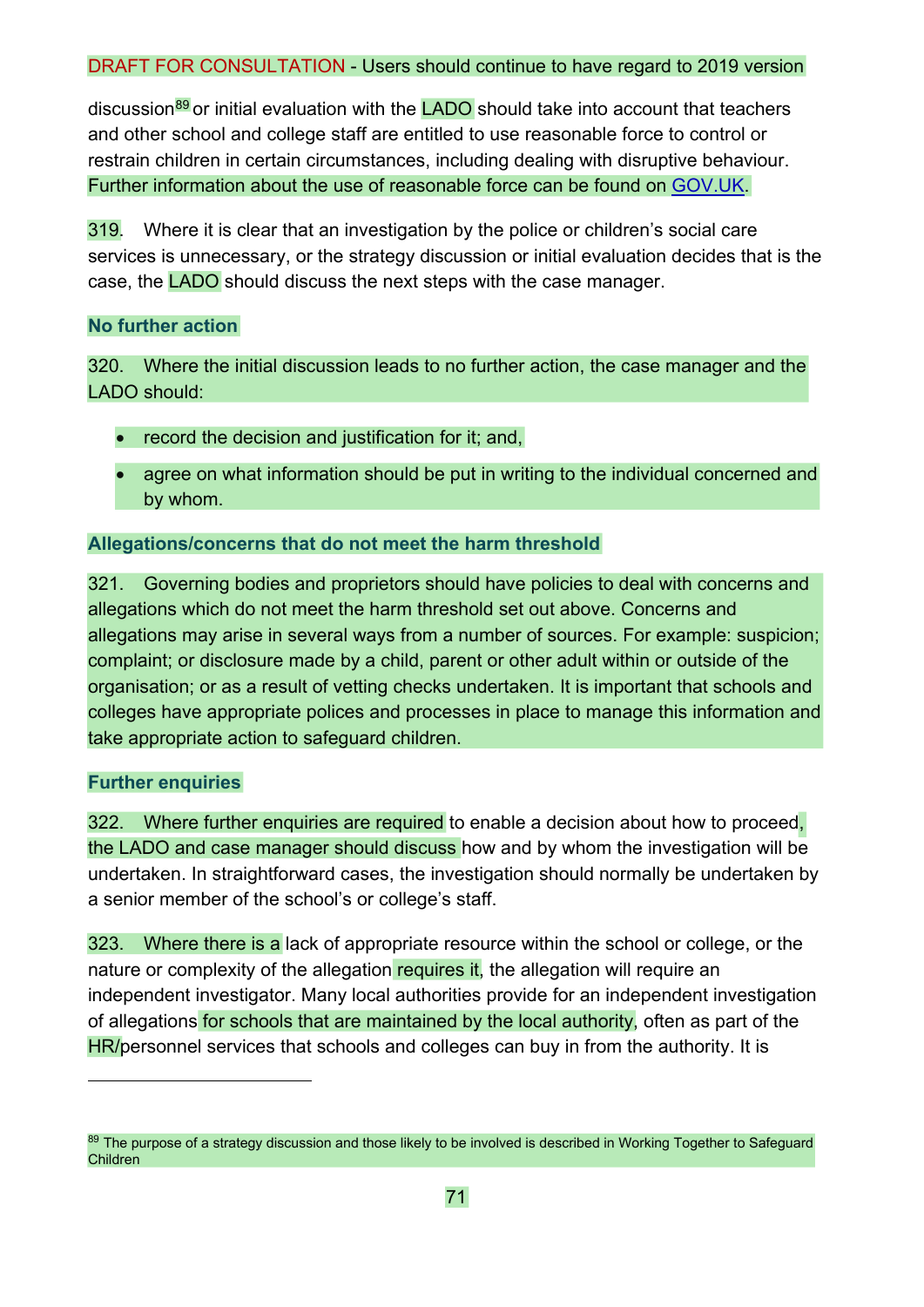DRAFT FOR CONSULTATION - Users should continue to have regard to 2019 version

discussion[89] or initial evaluation with the LADO should take into account that teachers and other school and college staff are entitled to use reasonable force to control or restrain children in certain circumstances, including dealing with disruptive behaviour. Further information about the use of reasonable force can be found on GOV.UK.

319. Where it is clear that an investigation by the police or children's social care services is unnecessary, or the strategy discussion or initial evaluation decides that is the case, the LADO should discuss the next steps with the case manager.

### No further action

320. Where the initial discussion leads to no further action, the case manager and the LADO should:

- record the decision and justification for it; and,
- agree on what information should be put in writing to the individual concerned and by whom.

### Allegations/concerns that do not meet the harm threshold

321. Governing bodies and proprietors should have policies to deal with concerns and allegations which do not meet the harm threshold set out above. Concerns and allegations may arise in several ways from a number of sources. For example: suspicion; complaint; or disclosure made by a child, parent or other adult within or outside of the organisation; or as a result of vetting checks undertaken. It is important that schools and colleges have appropriate polices and processes in place to manage this information and take appropriate action to safeguard children.

### Further enquiries

322. Where further enquiries are required to enable a decision about how to proceed, the LADO and case manager should discuss how and by whom the investigation will be undertaken. In straightforward cases, the investigation should normally be undertaken by a senior member of the school's or college's staff.

323. Where there is a lack of appropriate resource within the school or college, or the nature or complexity of the allegation requires it, the allegation will require an independent investigator. Many local authorities provide for an independent investigation of allegations for schools that are maintained by the local authority, often as part of the HR/personnel services that schools and colleges can buy in from the authority. It is

[89] The purpose of a strategy discussion and those likely to be involved is described in Working Together to Safeguard Children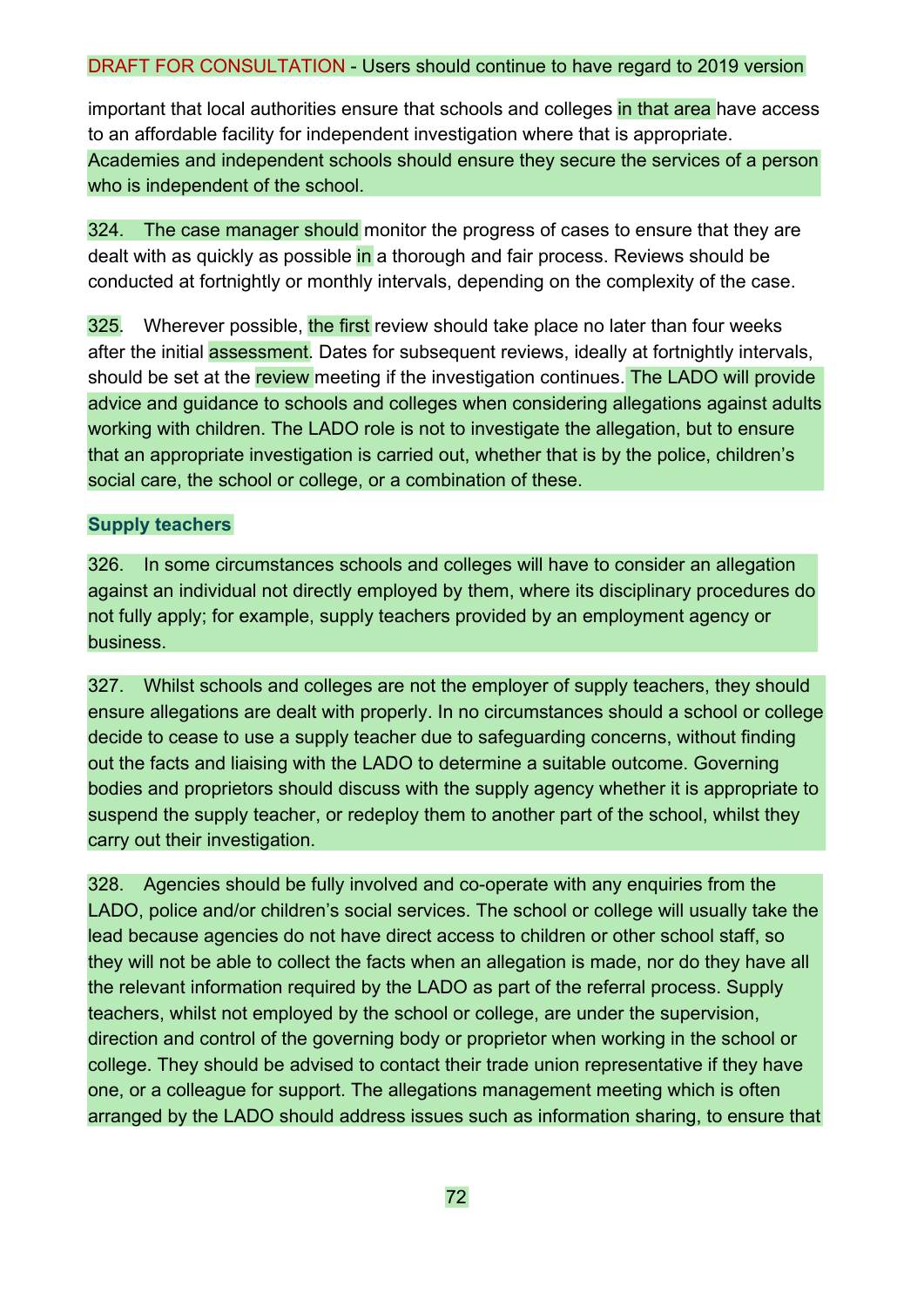important that local authorities ensure that schools and colleges in that area have access to an affordable facility for independent investigation where that is appropriate. Academies and independent schools should ensure they secure the services of a person who is independent of the school.

324. The case manager should monitor the progress of cases to ensure that they are dealt with as quickly as possible in a thorough and fair process. Reviews should be conducted at fortnightly or monthly intervals, depending on the complexity of the case.

325. Wherever possible, the first review should take place no later than four weeks after the initial assessment. Dates for subsequent reviews, ideally at fortnightly intervals, should be set at the review meeting if the investigation continues. The LADO will provide advice and guidance to schools and colleges when considering allegations against adults working with children. The LADO role is not to investigate the allegation, but to ensure that an appropriate investigation is carried out, whether that is by the police, children's social care, the school or college, or a combination of these.

### Supply teachers

326. In some circumstances schools and colleges will have to consider an allegation against an individual not directly employed by them, where its disciplinary procedures do not fully apply; for example, supply teachers provided by an employment agency or business.

327. Whilst schools and colleges are not the employer of supply teachers, they should ensure allegations are dealt with properly. In no circumstances should a school or college decide to cease to use a supply teacher due to safeguarding concerns, without finding out the facts and liaising with the LADO to determine a suitable outcome. Governing bodies and proprietors should discuss with the supply agency whether it is appropriate to suspend the supply teacher, or redeploy them to another part of the school, whilst they carry out their investigation.

328. Agencies should be fully involved and co-operate with any enquiries from the LADO, police and/or children's social services. The school or college will usually take the lead because agencies do not have direct access to children or other school staff, so they will not be able to collect the facts when an allegation is made, nor do they have all the relevant information required by the LADO as part of the referral process. Supply teachers, whilst not employed by the school or college, are under the supervision, direction and control of the governing body or proprietor when working in the school or college. They should be advised to contact their trade union representative if they have one, or a colleague for support. The allegations management meeting which is often arranged by the LADO should address issues such as information sharing, to ensure that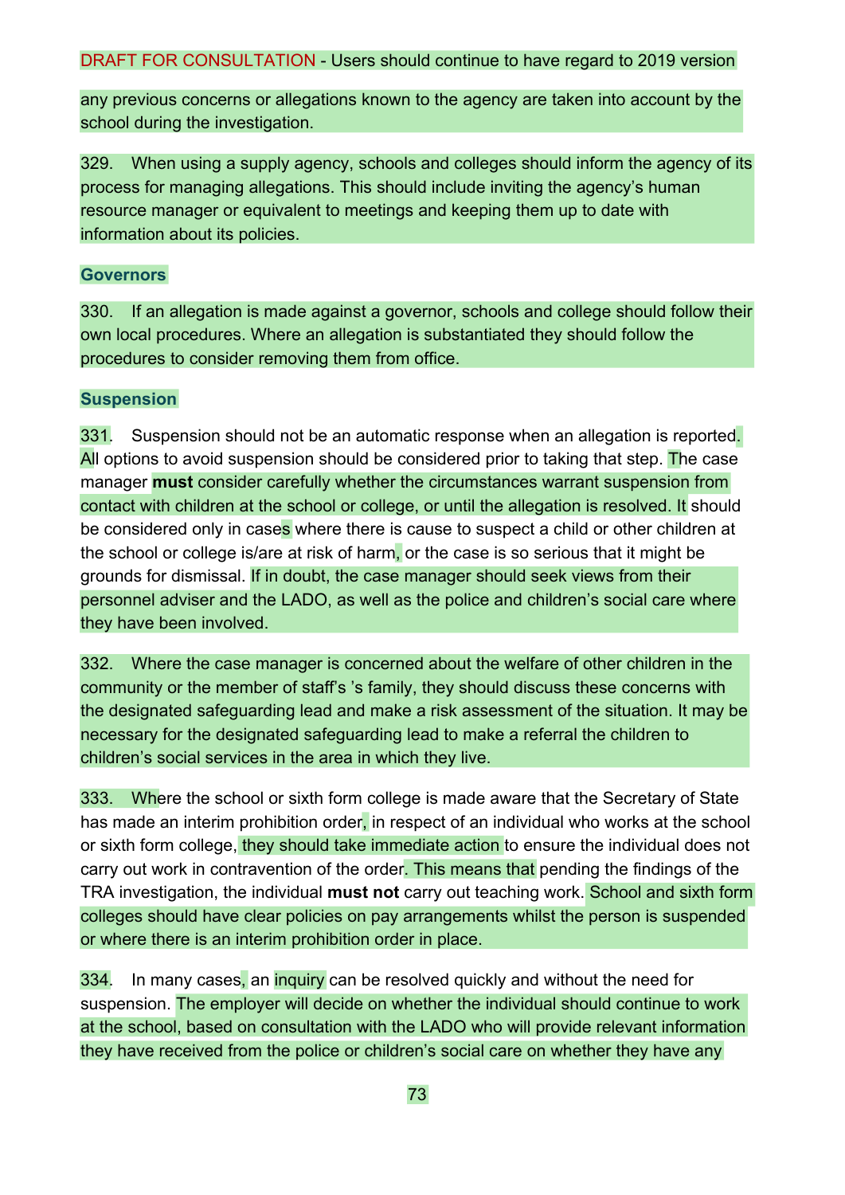DRAFT FOR CONSULTATION - Users should continue to have regard to 2019 version

any previous concerns or allegations known to the agency are taken into account by the school during the investigation.

329. When using a supply agency, schools and colleges should inform the agency of its process for managing allegations. This should include inviting the agency's human resource manager or equivalent to meetings and keeping them up to date with information about its policies.

### Governors

330. If an allegation is made against a governor, schools and college should follow their own local procedures. Where an allegation is substantiated they should follow the procedures to consider removing them from office.

### Suspension

331. Suspension should not be an automatic response when an allegation is reported. All options to avoid suspension should be considered prior to taking that step. The case manager **must** consider carefully whether the circumstances warrant suspension from contact with children at the school or college, or until the allegation is resolved. It should be considered only in cases where there is cause to suspect a child or other children at the school or college is/are at risk of harm, or the case is so serious that it might be grounds for dismissal. If in doubt, the case manager should seek views from their personnel adviser and the LADO, as well as the police and children's social care where they have been involved.

332. Where the case manager is concerned about the welfare of other children in the community or the member of staff's 's family, they should discuss these concerns with the designated safeguarding lead and make a risk assessment of the situation. It may be necessary for the designated safeguarding lead to make a referral the children to children's social services in the area in which they live.

333. Where the school or sixth form college is made aware that the Secretary of State has made an interim prohibition order, in respect of an individual who works at the school or sixth form college, they should take immediate action to ensure the individual does not carry out work in contravention of the order. This means that pending the findings of the TRA investigation, the individual **must not** carry out teaching work. School and sixth form colleges should have clear policies on pay arrangements whilst the person is suspended or where there is an interim prohibition order in place.

334. In many cases, an inquiry can be resolved quickly and without the need for suspension. The employer will decide on whether the individual should continue to work at the school, based on consultation with the LADO who will provide relevant information they have received from the police or children's social care on whether they have any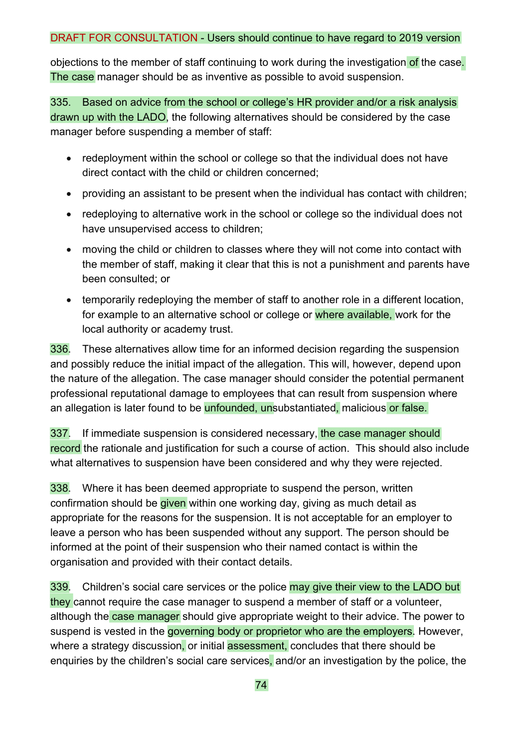objections to the member of staff continuing to work during the investigation of the case. The case manager should be as inventive as possible to avoid suspension.

335. Based on advice from the school or college's HR provider and/or a risk analysis drawn up with the LADO, the following alternatives should be considered by the case manager before suspending a member of staff:

- redeployment within the school or college so that the individual does not have direct contact with the child or children concerned;
- providing an assistant to be present when the individual has contact with children;
- redeploying to alternative work in the school or college so the individual does not have unsupervised access to children;
- moving the child or children to classes where they will not come into contact with the member of staff, making it clear that this is not a punishment and parents have been consulted; or
- temporarily redeploying the member of staff to another role in a different location, for example to an alternative school or college or where available, work for the local authority or academy trust.

336. These alternatives allow time for an informed decision regarding the suspension and possibly reduce the initial impact of the allegation. This will, however, depend upon the nature of the allegation. The case manager should consider the potential permanent professional reputational damage to employees that can result from suspension where an allegation is later found to be unfounded, unsubstantiated, malicious or false.

337. If immediate suspension is considered necessary, the case manager should record the rationale and justification for such a course of action. This should also include what alternatives to suspension have been considered and why they were rejected.

338. Where it has been deemed appropriate to suspend the person, written confirmation should be given within one working day, giving as much detail as appropriate for the reasons for the suspension. It is not acceptable for an employer to leave a person who has been suspended without any support. The person should be informed at the point of their suspension who their named contact is within the organisation and provided with their contact details.

339. Children's social care services or the police may give their view to the LADO but they cannot require the case manager to suspend a member of staff or a volunteer, although the case manager should give appropriate weight to their advice. The power to suspend is vested in the governing body or proprietor who are the employers. However, where a strategy discussion, or initial assessment, concludes that there should be enquiries by the children's social care services, and/or an investigation by the police, the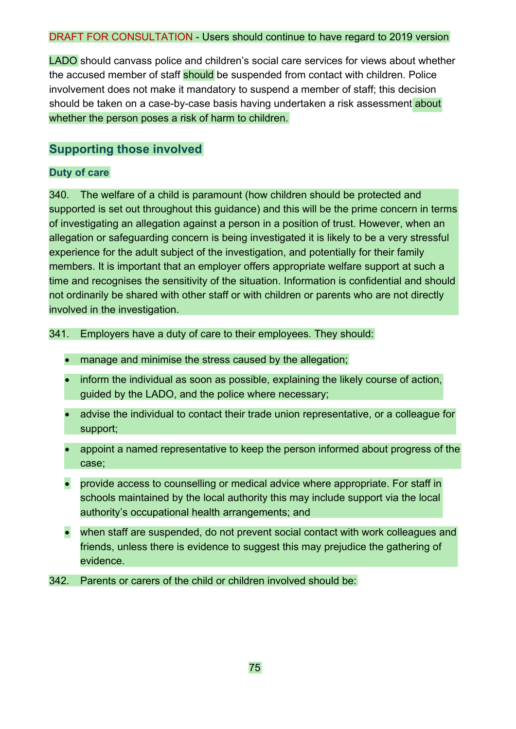DRAFT FOR CONSULTATION - Users should continue to have regard to 2019 version

LADO should canvass police and children's social care services for views about whether the accused member of staff should be suspended from contact with children. Police involvement does not make it mandatory to suspend a member of staff; this decision should be taken on a case-by-case basis having undertaken a risk assessment about whether the person poses a risk of harm to children.

## Supporting those involved

### Duty of care

340. The welfare of a child is paramount (how children should be protected and supported is set out throughout this guidance) and this will be the prime concern in terms of investigating an allegation against a person in a position of trust. However, when an allegation or safeguarding concern is being investigated it is likely to be a very stressful experience for the adult subject of the investigation, and potentially for their family members. It is important that an employer offers appropriate welfare support at such a time and recognises the sensitivity of the situation. Information is confidential and should not ordinarily be shared with other staff or with children or parents who are not directly involved in the investigation.

341. Employers have a duty of care to their employees. They should:

- manage and minimise the stress caused by the allegation;
- inform the individual as soon as possible, explaining the likely course of action, guided by the LADO, and the police where necessary;
- advise the individual to contact their trade union representative, or a colleague for support;
- appoint a named representative to keep the person informed about progress of the case;
- provide access to counselling or medical advice where appropriate. For staff in schools maintained by the local authority this may include support via the local authority's occupational health arrangements; and
- when staff are suspended, do not prevent social contact with work colleagues and friends, unless there is evidence to suggest this may prejudice the gathering of evidence.

342. Parents or carers of the child or children involved should be: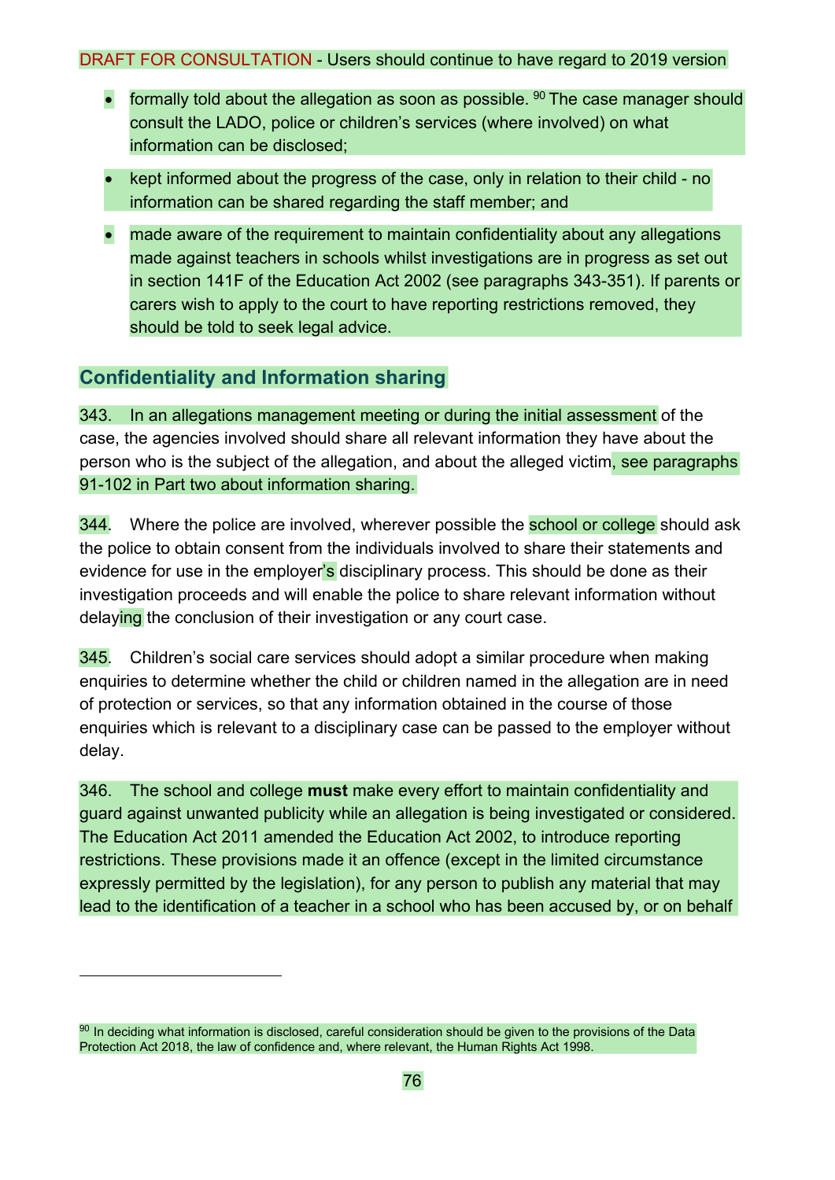DRAFT FOR CONSULTATION - Users should continue to have regard to 2019 version

- formally told about the allegation as soon as possible. [90] The case manager should consult the LADO, police or children's services (where involved) on what information can be disclosed;
- kept informed about the progress of the case, only in relation to their child - no information can be shared regarding the staff member; and
- made aware of the requirement to maintain confidentiality about any allegations made against teachers in schools whilst investigations are in progress as set out in section 141F of the Education Act 2002 (see paragraphs 343-351). If parents or carers wish to apply to the court to have reporting restrictions removed, they should be told to seek legal advice.

## Confidentiality and Information sharing

343. In an allegations management meeting or during the initial assessment of the case, the agencies involved should share all relevant information they have about the person who is the subject of the allegation, and about the alleged victim, see paragraphs 91-102 in Part two about information sharing.

344. Where the police are involved, wherever possible the school or college should ask the police to obtain consent from the individuals involved to share their statements and evidence for use in the employer's disciplinary process. This should be done as their investigation proceeds and will enable the police to share relevant information without delaying the conclusion of their investigation or any court case.

345. Children's social care services should adopt a similar procedure when making enquiries to determine whether the child or children named in the allegation are in need of protection or services, so that any information obtained in the course of those enquiries which is relevant to a disciplinary case can be passed to the employer without delay.

346. The school and college **must** make every effort to maintain confidentiality and guard against unwanted publicity while an allegation is being investigated or considered. The Education Act 2011 amended the Education Act 2002, to introduce reporting restrictions. These provisions made it an offence (except in the limited circumstance expressly permitted by the legislation), for any person to publish any material that may lead to the identification of a teacher in a school who has been accused by, or on behalf

[90] In deciding what information is disclosed, careful consideration should be given to the provisions of the Data Protection Act 2018, the law of confidence and, where relevant, the Human Rights Act 1998.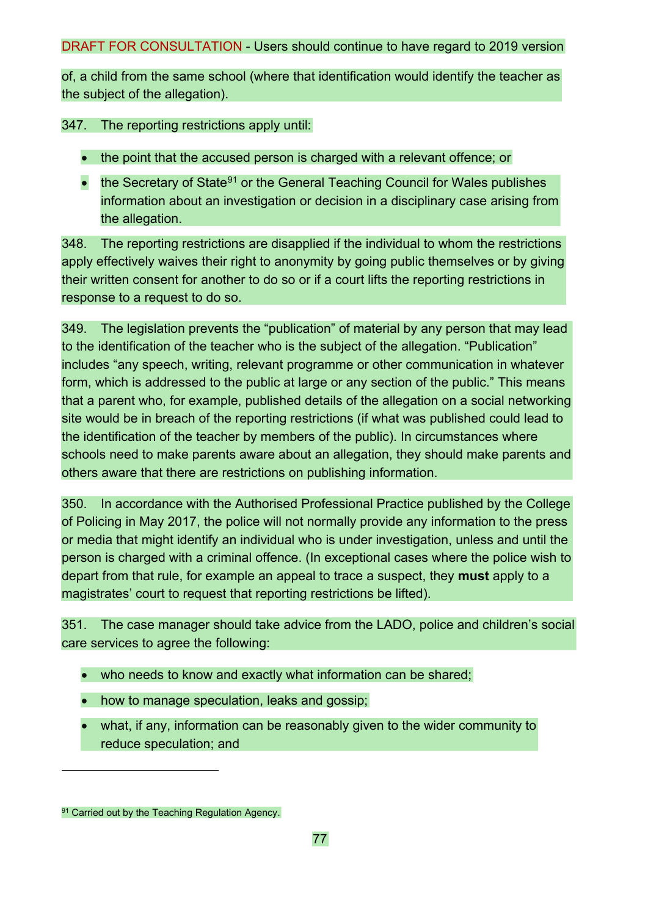of, a child from the same school (where that identification would identify the teacher as the subject of the allegation).

347. The reporting restrictions apply until:

- the point that the accused person is charged with a relevant offence; or
- the Secretary of State[91] or the General Teaching Council for Wales publishes information about an investigation or decision in a disciplinary case arising from the allegation.

348. The reporting restrictions are disapplied if the individual to whom the restrictions apply effectively waives their right to anonymity by going public themselves or by giving their written consent for another to do so or if a court lifts the reporting restrictions in response to a request to do so.

349. The legislation prevents the "publication" of material by any person that may lead to the identification of the teacher who is the subject of the allegation. "Publication" includes "any speech, writing, relevant programme or other communication in whatever form, which is addressed to the public at large or any section of the public." This means that a parent who, for example, published details of the allegation on a social networking site would be in breach of the reporting restrictions (if what was published could lead to the identification of the teacher by members of the public). In circumstances where schools need to make parents aware about an allegation, they should make parents and others aware that there are restrictions on publishing information.

350. In accordance with the Authorised Professional Practice published by the College of Policing in May 2017, the police will not normally provide any information to the press or media that might identify an individual who is under investigation, unless and until the person is charged with a criminal offence. (In exceptional cases where the police wish to depart from that rule, for example an appeal to trace a suspect, they **must** apply to a magistrates' court to request that reporting restrictions be lifted).

351. The case manager should take advice from the LADO, police and children's social care services to agree the following:

- who needs to know and exactly what information can be shared;
- how to manage speculation, leaks and gossip;
- what, if any, information can be reasonably given to the wider community to reduce speculation; and

[91] Carried out by the Teaching Regulation Agency.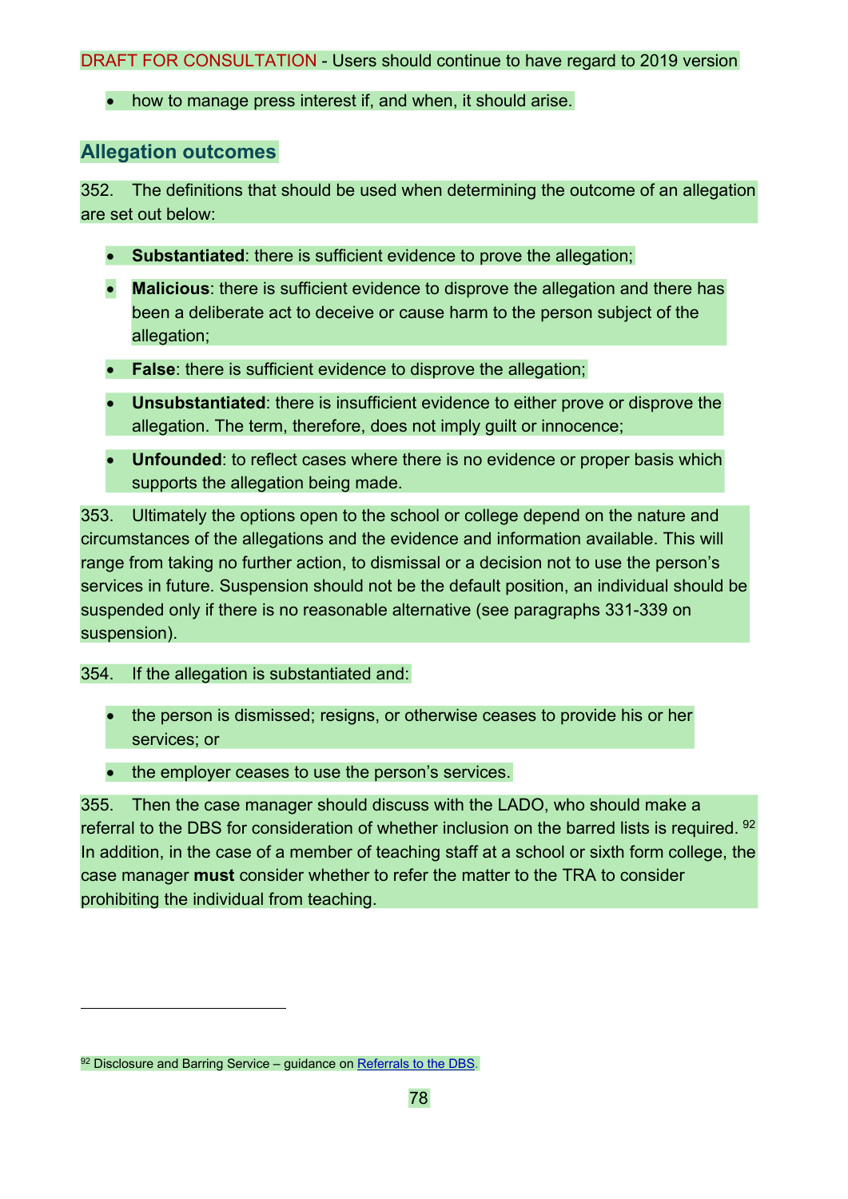DRAFT FOR CONSULTATION - Users should continue to have regard to 2019 version

- how to manage press interest if, and when, it should arise.

## Allegation outcomes

352. The definitions that should be used when determining the outcome of an allegation are set out below:

- **Substantiated**: there is sufficient evidence to prove the allegation;
- **Malicious**: there is sufficient evidence to disprove the allegation and there has been a deliberate act to deceive or cause harm to the person subject of the allegation;
- **False**: there is sufficient evidence to disprove the allegation;
- **Unsubstantiated**: there is insufficient evidence to either prove or disprove the allegation. The term, therefore, does not imply guilt or innocence;
- **Unfounded**: to reflect cases where there is no evidence or proper basis which supports the allegation being made.

353. Ultimately the options open to the school or college depend on the nature and circumstances of the allegations and the evidence and information available. This will range from taking no further action, to dismissal or a decision not to use the person's services in future. Suspension should not be the default position, an individual should be suspended only if there is no reasonable alternative (see paragraphs 331-339 on suspension).

354. If the allegation is substantiated and:

- the person is dismissed; resigns, or otherwise ceases to provide his or her services; or
- the employer ceases to use the person's services.

355. Then the case manager should discuss with the LADO, who should make a referral to the DBS for consideration of whether inclusion on the barred lists is required. [92] In addition, in the case of a member of teaching staff at a school or sixth form college, the case manager **must** consider whether to refer the matter to the TRA to consider prohibiting the individual from teaching.

---

[92] Disclosure and Barring Service – guidance on Referrals to the DBS.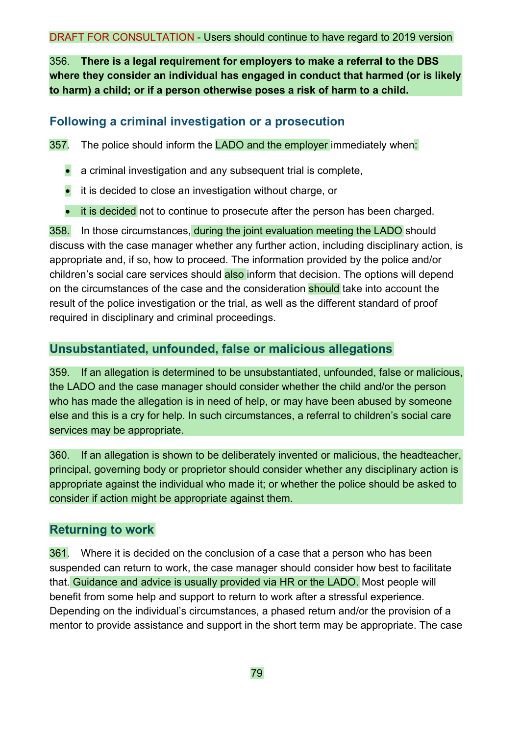DRAFT FOR CONSULTATION - Users should continue to have regard to 2019 version

356. **There is a legal requirement for employers to make a referral to the DBS where they consider an individual has engaged in conduct that harmed (or is likely to harm) a child; or if a person otherwise poses a risk of harm to a child.**

## Following a criminal investigation or a prosecution

357. The police should inform the LADO and the employer immediately when:

- a criminal investigation and any subsequent trial is complete,
- it is decided to close an investigation without charge, or
- it is decided not to continue to prosecute after the person has been charged.

358. In those circumstances, during the joint evaluation meeting the LADO should discuss with the case manager whether any further action, including disciplinary action, is appropriate and, if so, how to proceed. The information provided by the police and/or children's social care services should also inform that decision. The options will depend on the circumstances of the case and the consideration should take into account the result of the police investigation or the trial, as well as the different standard of proof required in disciplinary and criminal proceedings.

## Unsubstantiated, unfounded, false or malicious allegations

359. If an allegation is determined to be unsubstantiated, unfounded, false or malicious, the LADO and the case manager should consider whether the child and/or the person who has made the allegation is in need of help, or may have been abused by someone else and this is a cry for help. In such circumstances, a referral to children's social care services may be appropriate.

360. If an allegation is shown to be deliberately invented or malicious, the headteacher, principal, governing body or proprietor should consider whether any disciplinary action is appropriate against the individual who made it; or whether the police should be asked to consider if action might be appropriate against them.

## Returning to work

361. Where it is decided on the conclusion of a case that a person who has been suspended can return to work, the case manager should consider how best to facilitate that. Guidance and advice is usually provided via HR or the LADO. Most people will benefit from some help and support to return to work after a stressful experience. Depending on the individual's circumstances, a phased return and/or the provision of a mentor to provide assistance and support in the short term may be appropriate. The case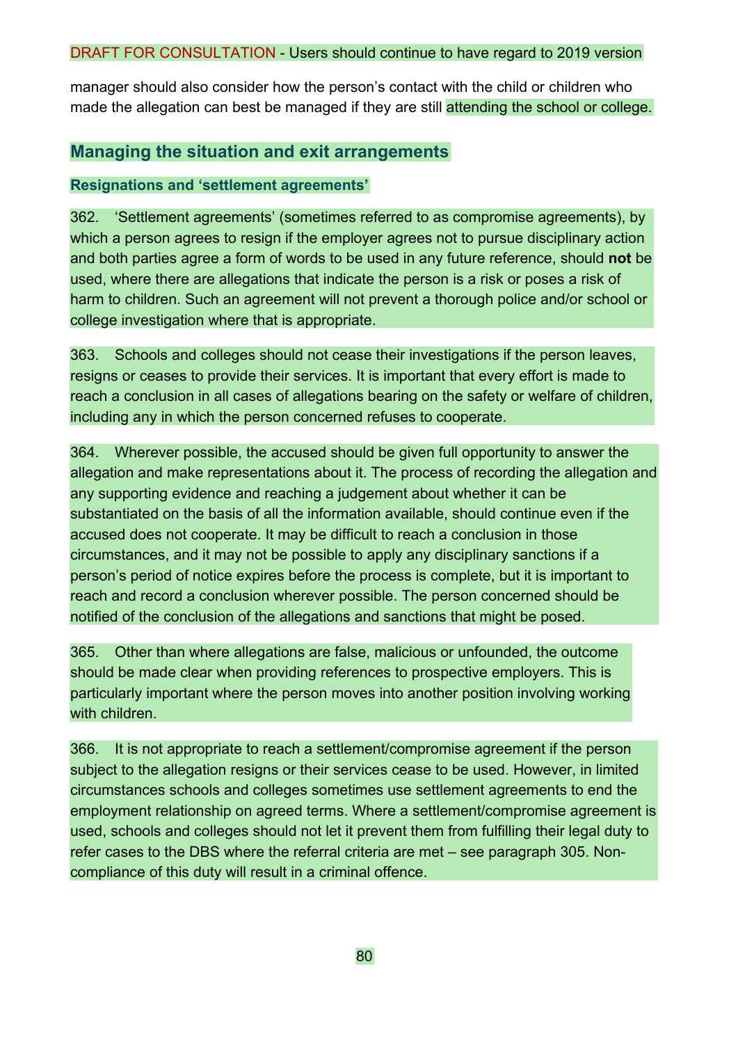manager should also consider how the person's contact with the child or children who made the allegation can best be managed if they are still attending the school or college.

## Managing the situation and exit arrangements

### Resignations and 'settlement agreements'

362. 'Settlement agreements' (sometimes referred to as compromise agreements), by which a person agrees to resign if the employer agrees not to pursue disciplinary action and both parties agree a form of words to be used in any future reference, should **not** be used, where there are allegations that indicate the person is a risk or poses a risk of harm to children. Such an agreement will not prevent a thorough police and/or school or college investigation where that is appropriate.

363. Schools and colleges should not cease their investigations if the person leaves, resigns or ceases to provide their services. It is important that every effort is made to reach a conclusion in all cases of allegations bearing on the safety or welfare of children, including any in which the person concerned refuses to cooperate.

364. Wherever possible, the accused should be given full opportunity to answer the allegation and make representations about it. The process of recording the allegation and any supporting evidence and reaching a judgement about whether it can be substantiated on the basis of all the information available, should continue even if the accused does not cooperate. It may be difficult to reach a conclusion in those circumstances, and it may not be possible to apply any disciplinary sanctions if a person's period of notice expires before the process is complete, but it is important to reach and record a conclusion wherever possible. The person concerned should be notified of the conclusion of the allegations and sanctions that might be posed.

365. Other than where allegations are false, malicious or unfounded, the outcome should be made clear when providing references to prospective employers. This is particularly important where the person moves into another position involving working with children.

366. It is not appropriate to reach a settlement/compromise agreement if the person subject to the allegation resigns or their services cease to be used. However, in limited circumstances schools and colleges sometimes use settlement agreements to end the employment relationship on agreed terms. Where a settlement/compromise agreement is used, schools and colleges should not let it prevent them from fulfilling their legal duty to refer cases to the DBS where the referral criteria are met – see paragraph 305. Non-compliance of this duty will result in a criminal offence.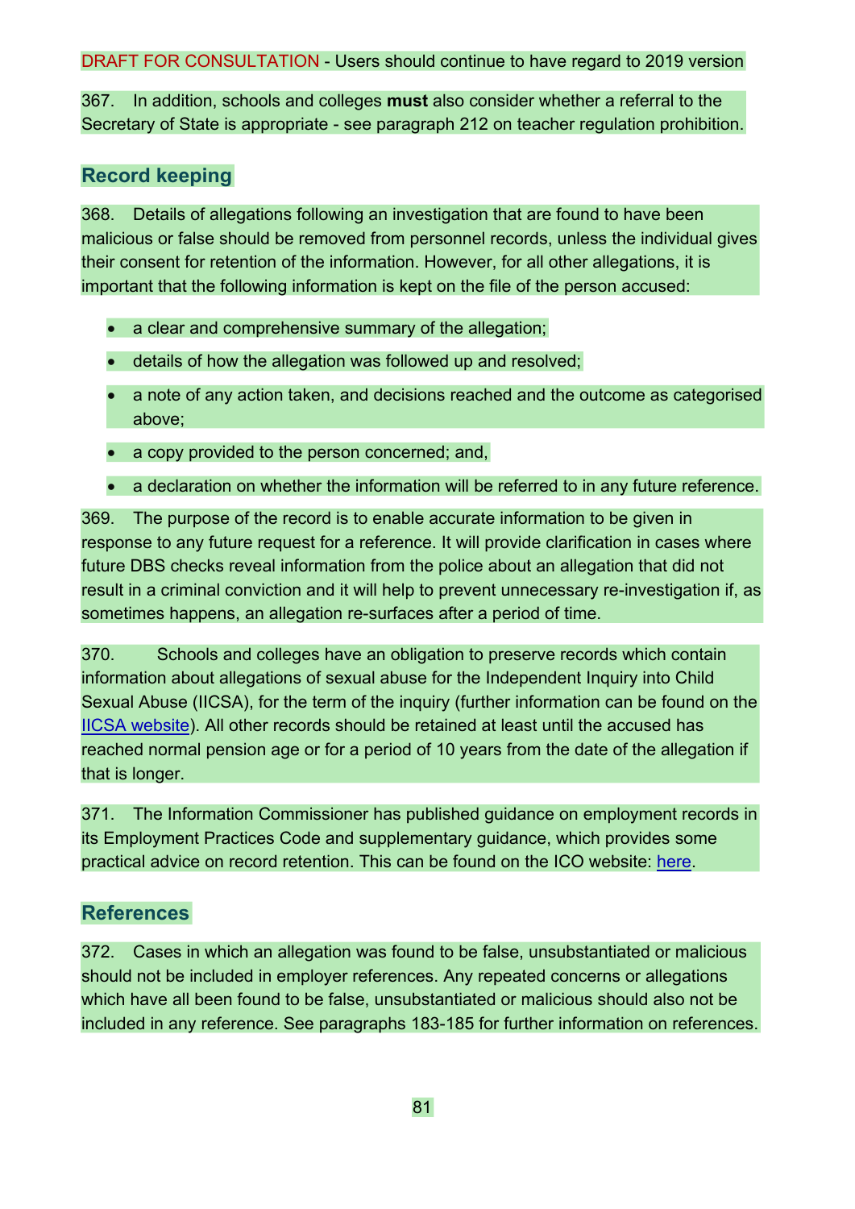DRAFT FOR CONSULTATION - Users should continue to have regard to 2019 version

367. In addition, schools and colleges **must** also consider whether a referral to the Secretary of State is appropriate - see paragraph 212 on teacher regulation prohibition.

## Record keeping

368. Details of allegations following an investigation that are found to have been malicious or false should be removed from personnel records, unless the individual gives their consent for retention of the information. However, for all other allegations, it is important that the following information is kept on the file of the person accused:

- a clear and comprehensive summary of the allegation;
- details of how the allegation was followed up and resolved;
- a note of any action taken, and decisions reached and the outcome as categorised above;
- a copy provided to the person concerned; and,
- a declaration on whether the information will be referred to in any future reference.

369. The purpose of the record is to enable accurate information to be given in response to any future request for a reference. It will provide clarification in cases where future DBS checks reveal information from the police about an allegation that did not result in a criminal conviction and it will help to prevent unnecessary re-investigation if, as sometimes happens, an allegation re-surfaces after a period of time.

370. Schools and colleges have an obligation to preserve records which contain information about allegations of sexual abuse for the Independent Inquiry into Child Sexual Abuse (IICSA), for the term of the inquiry (further information can be found on the IICSA website). All other records should be retained at least until the accused has reached normal pension age or for a period of 10 years from the date of the allegation if that is longer.

371. The Information Commissioner has published guidance on employment records in its Employment Practices Code and supplementary guidance, which provides some practical advice on record retention. This can be found on the ICO website: here.

## References

372. Cases in which an allegation was found to be false, unsubstantiated or malicious should not be included in employer references. Any repeated concerns or allegations which have all been found to be false, unsubstantiated or malicious should also not be included in any reference. See paragraphs 183-185 for further information on references.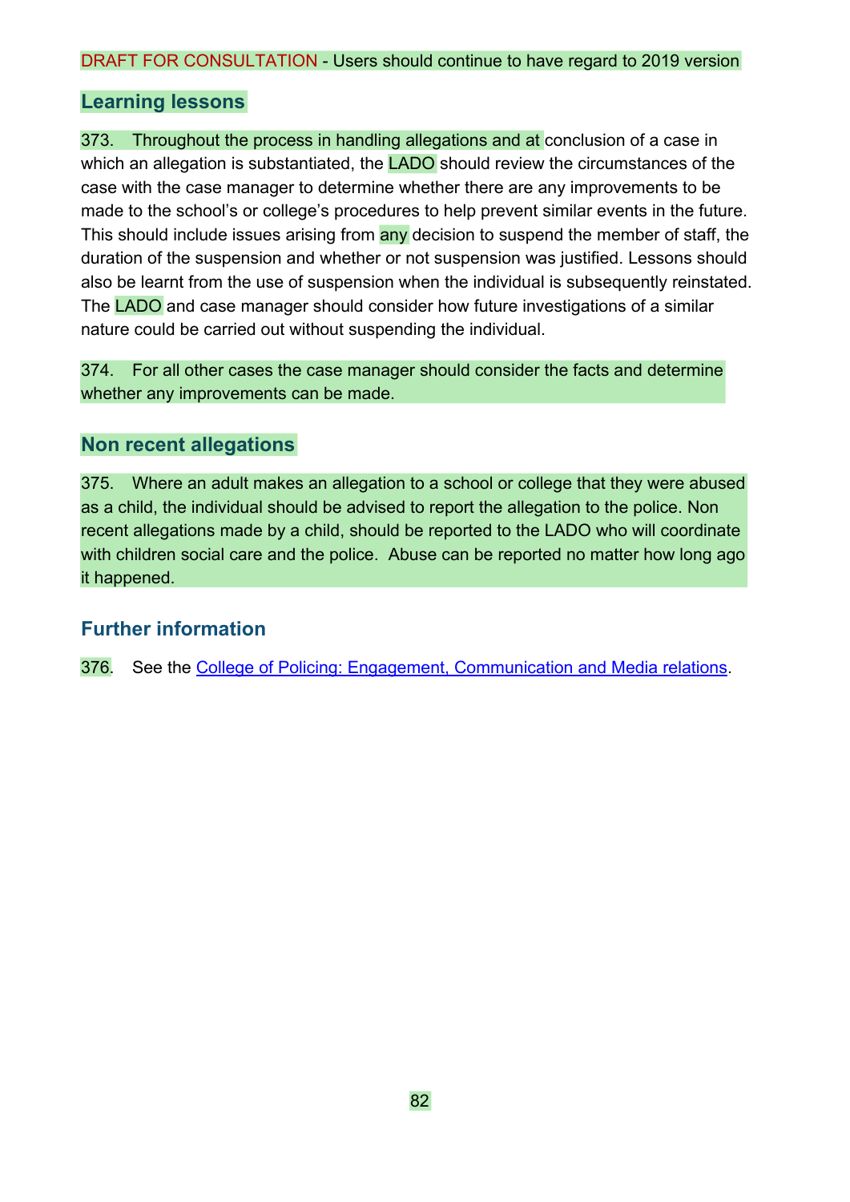DRAFT FOR CONSULTATION - Users should continue to have regard to 2019 version

## Learning lessons

373. Throughout the process in handling allegations and at conclusion of a case in which an allegation is substantiated, the LADO should review the circumstances of the case with the case manager to determine whether there are any improvements to be made to the school's or college's procedures to help prevent similar events in the future. This should include issues arising from any decision to suspend the member of staff, the duration of the suspension and whether or not suspension was justified. Lessons should also be learnt from the use of suspension when the individual is subsequently reinstated. The LADO and case manager should consider how future investigations of a similar nature could be carried out without suspending the individual.

374. For all other cases the case manager should consider the facts and determine whether any improvements can be made.

## Non recent allegations

375. Where an adult makes an allegation to a school or college that they were abused as a child, the individual should be advised to report the allegation to the police. Non recent allegations made by a child, should be reported to the LADO who will coordinate with children social care and the police. Abuse can be reported no matter how long ago it happened.

## Further information

376. See the [College of Policing: Engagement, Communication and Media relations](College of Policing: Engagement, Communication and Media relations).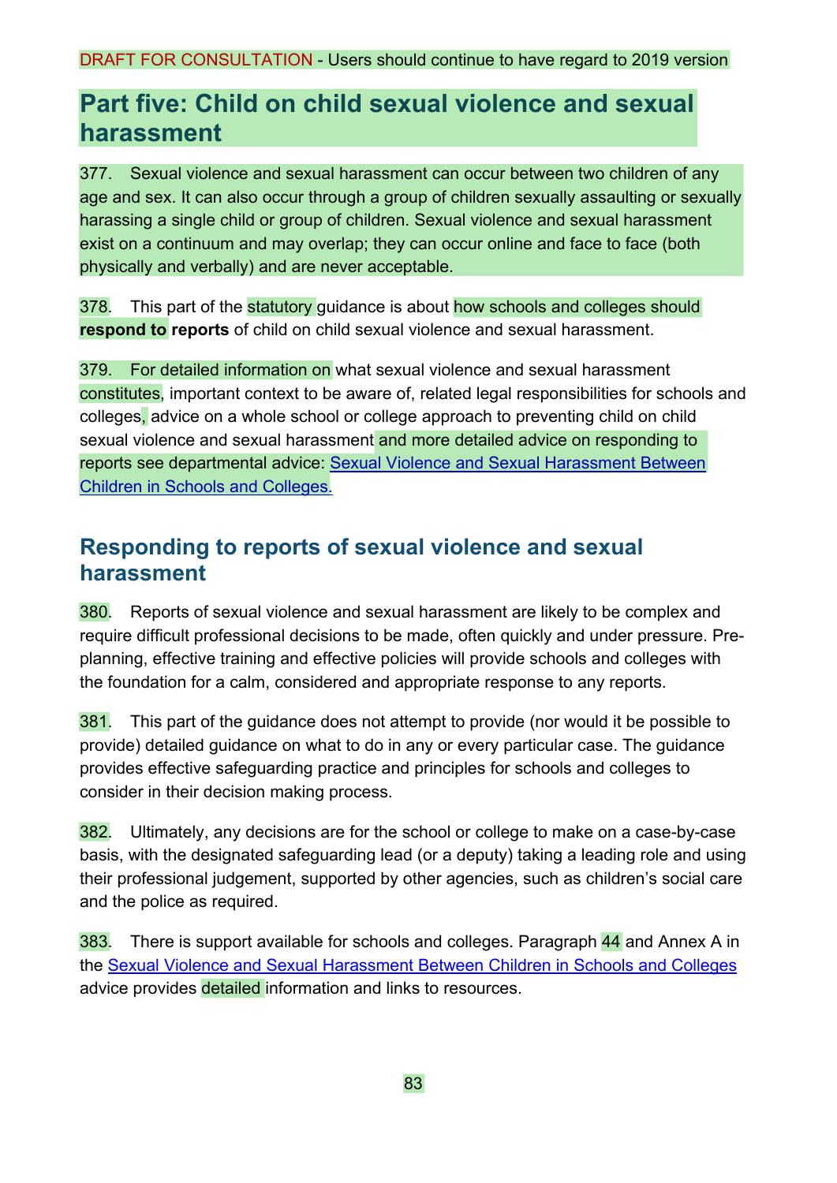DRAFT FOR CONSULTATION - Users should continue to have regard to 2019 version

# Part five: Child on child sexual violence and sexual harassment

377. Sexual violence and sexual harassment can occur between two children of any age and sex. It can also occur through a group of children sexually assaulting or sexually harassing a single child or group of children. Sexual violence and sexual harassment exist on a continuum and may overlap; they can occur online and face to face (both physically and verbally) and are never acceptable.

378. This part of the statutory guidance is about how schools and colleges should **respond to reports** of child on child sexual violence and sexual harassment.

379. For detailed information on what sexual violence and sexual harassment constitutes, important context to be aware of, related legal responsibilities for schools and colleges, advice on a whole school or college approach to preventing child on child sexual violence and sexual harassment and more detailed advice on responding to reports see departmental advice: Sexual Violence and Sexual Harassment Between Children in Schools and Colleges.

## Responding to reports of sexual violence and sexual harassment

380. Reports of sexual violence and sexual harassment are likely to be complex and require difficult professional decisions to be made, often quickly and under pressure. Pre-planning, effective training and effective policies will provide schools and colleges with the foundation for a calm, considered and appropriate response to any reports.

381. This part of the guidance does not attempt to provide (nor would it be possible to provide) detailed guidance on what to do in any or every particular case. The guidance provides effective safeguarding practice and principles for schools and colleges to consider in their decision making process.

382. Ultimately, any decisions are for the school or college to make on a case-by-case basis, with the designated safeguarding lead (or a deputy) taking a leading role and using their professional judgement, supported by other agencies, such as children's social care and the police as required.

383. There is support available for schools and colleges. Paragraph 44 and Annex A in the Sexual Violence and Sexual Harassment Between Children in Schools and Colleges advice provides detailed information and links to resources.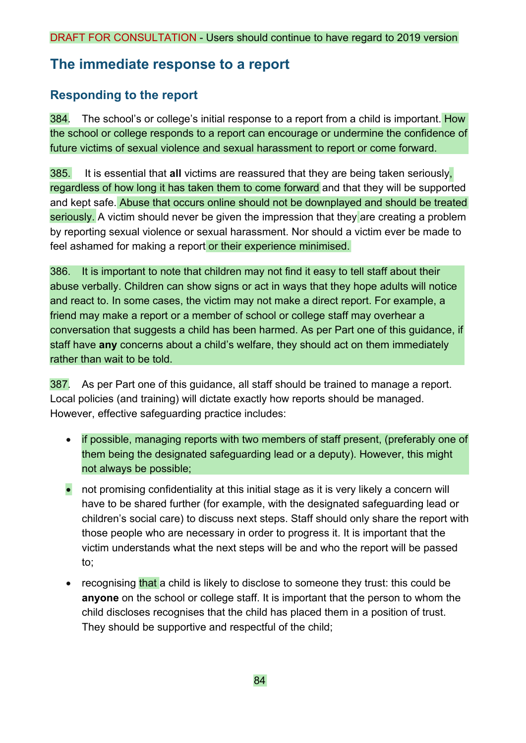DRAFT FOR CONSULTATION - Users should continue to have regard to 2019 version

## The immediate response to a report

### Responding to the report

384. The school's or college's initial response to a report from a child is important. How the school or college responds to a report can encourage or undermine the confidence of future victims of sexual violence and sexual harassment to report or come forward.

385. It is essential that **all** victims are reassured that they are being taken seriously, regardless of how long it has taken them to come forward and that they will be supported and kept safe. Abuse that occurs online should not be downplayed and should be treated seriously. A victim should never be given the impression that they are creating a problem by reporting sexual violence or sexual harassment. Nor should a victim ever be made to feel ashamed for making a report or their experience minimised.

386. It is important to note that children may not find it easy to tell staff about their abuse verbally. Children can show signs or act in ways that they hope adults will notice and react to. In some cases, the victim may not make a direct report. For example, a friend may make a report or a member of school or college staff may overhear a conversation that suggests a child has been harmed. As per Part one of this guidance, if staff have **any** concerns about a child's welfare, they should act on them immediately rather than wait to be told.

387. As per Part one of this guidance, all staff should be trained to manage a report. Local policies (and training) will dictate exactly how reports should be managed. However, effective safeguarding practice includes:

- if possible, managing reports with two members of staff present, (preferably one of them being the designated safeguarding lead or a deputy). However, this might not always be possible;
- not promising confidentiality at this initial stage as it is very likely a concern will have to be shared further (for example, with the designated safeguarding lead or children's social care) to discuss next steps. Staff should only share the report with those people who are necessary in order to progress it. It is important that the victim understands what the next steps will be and who the report will be passed to;
- recognising that a child is likely to disclose to someone they trust: this could be **anyone** on the school or college staff. It is important that the person to whom the child discloses recognises that the child has placed them in a position of trust. They should be supportive and respectful of the child;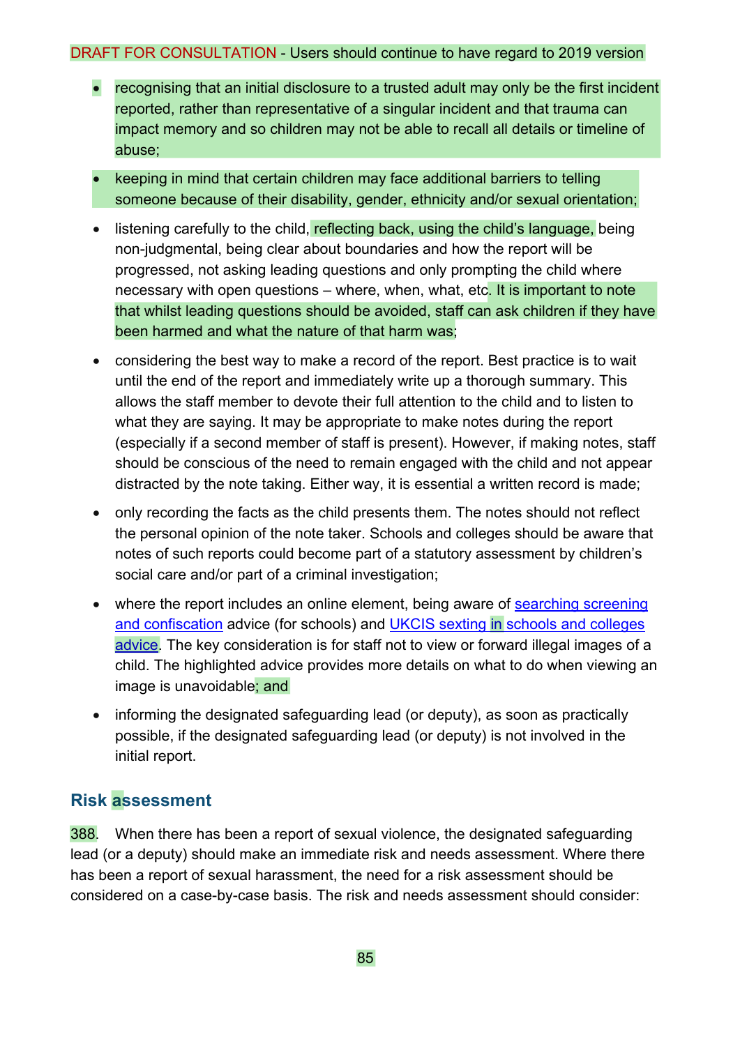- recognising that an initial disclosure to a trusted adult may only be the first incident reported, rather than representative of a singular incident and that trauma can impact memory and so children may not be able to recall all details or timeline of abuse;
- keeping in mind that certain children may face additional barriers to telling someone because of their disability, gender, ethnicity and/or sexual orientation;
- listening carefully to the child, reflecting back, using the child's language, being non-judgmental, being clear about boundaries and how the report will be progressed, not asking leading questions and only prompting the child where necessary with open questions – where, when, what, etc. It is important to note that whilst leading questions should be avoided, staff can ask children if they have been harmed and what the nature of that harm was;
- considering the best way to make a record of the report. Best practice is to wait until the end of the report and immediately write up a thorough summary. This allows the staff member to devote their full attention to the child and to listen to what they are saying. It may be appropriate to make notes during the report (especially if a second member of staff is present). However, if making notes, staff should be conscious of the need to remain engaged with the child and not appear distracted by the note taking. Either way, it is essential a written record is made;
- only recording the facts as the child presents them. The notes should not reflect the personal opinion of the note taker. Schools and colleges should be aware that notes of such reports could become part of a statutory assessment by children's social care and/or part of a criminal investigation;
- where the report includes an online element, being aware of [searching screening and confiscation](searching screening and confiscation) advice (for schools) and [UKCIS sexting in schools and colleges advice](UKCIS sexting in schools and colleges advice). The key consideration is for staff not to view or forward illegal images of a child. The highlighted advice provides more details on what to do when viewing an image is unavoidable; and
- informing the designated safeguarding lead (or deputy), as soon as practically possible, if the designated safeguarding lead (or deputy) is not involved in the initial report.

## Risk assessment

388. When there has been a report of sexual violence, the designated safeguarding lead (or a deputy) should make an immediate risk and needs assessment. Where there has been a report of sexual harassment, the need for a risk assessment should be considered on a case-by-case basis. The risk and needs assessment should consider: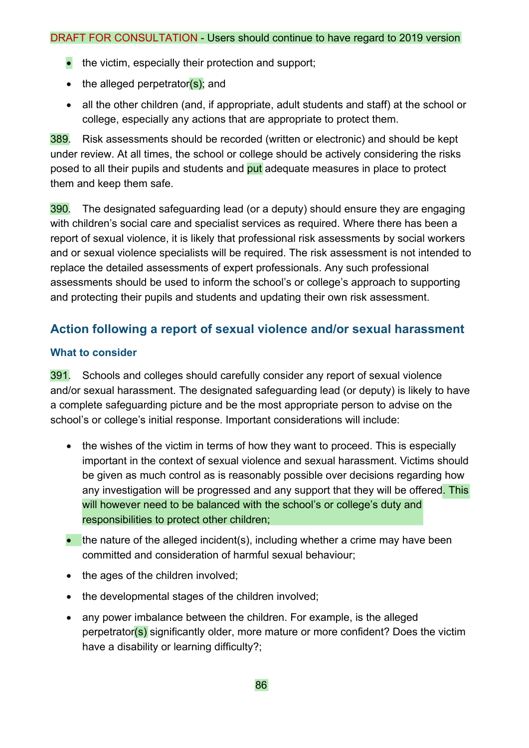- the victim, especially their protection and support;
- the alleged perpetrator(s); and
- all the other children (and, if appropriate, adult students and staff) at the school or college, especially any actions that are appropriate to protect them.

389. Risk assessments should be recorded (written or electronic) and should be kept under review. At all times, the school or college should be actively considering the risks posed to all their pupils and students and put adequate measures in place to protect them and keep them safe.

390. The designated safeguarding lead (or a deputy) should ensure they are engaging with children's social care and specialist services as required. Where there has been a report of sexual violence, it is likely that professional risk assessments by social workers and or sexual violence specialists will be required. The risk assessment is not intended to replace the detailed assessments of expert professionals. Any such professional assessments should be used to inform the school's or college's approach to supporting and protecting their pupils and students and updating their own risk assessment.

## Action following a report of sexual violence and/or sexual harassment

### What to consider

391. Schools and colleges should carefully consider any report of sexual violence and/or sexual harassment. The designated safeguarding lead (or deputy) is likely to have a complete safeguarding picture and be the most appropriate person to advise on the school's or college's initial response. Important considerations will include:

- the wishes of the victim in terms of how they want to proceed. This is especially important in the context of sexual violence and sexual harassment. Victims should be given as much control as is reasonably possible over decisions regarding how any investigation will be progressed and any support that they will be offered. This will however need to be balanced with the school's or college's duty and responsibilities to protect other children;
- the nature of the alleged incident(s), including whether a crime may have been committed and consideration of harmful sexual behaviour;
- the ages of the children involved;
- the developmental stages of the children involved;
- any power imbalance between the children. For example, is the alleged perpetrator(s) significantly older, more mature or more confident? Does the victim have a disability or learning difficulty?;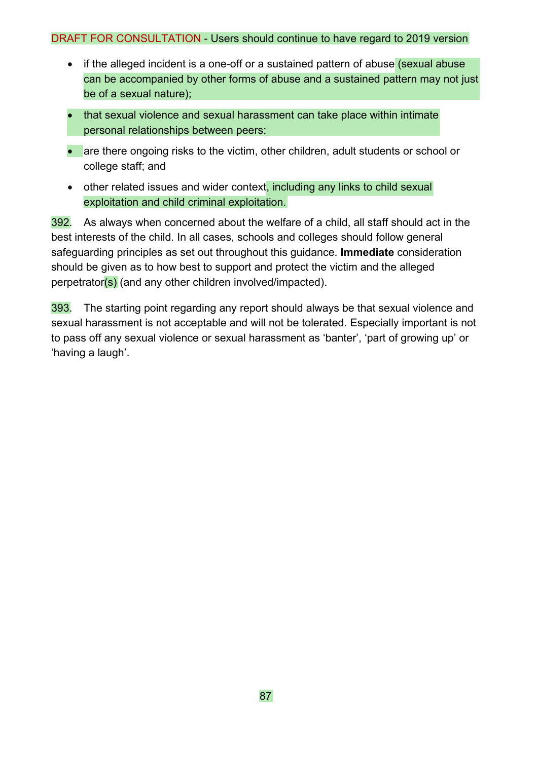- if the alleged incident is a one-off or a sustained pattern of abuse (sexual abuse can be accompanied by other forms of abuse and a sustained pattern may not just be of a sexual nature);
- that sexual violence and sexual harassment can take place within intimate personal relationships between peers;
- are there ongoing risks to the victim, other children, adult students or school or college staff; and
- other related issues and wider context, including any links to child sexual exploitation and child criminal exploitation.

392. As always when concerned about the welfare of a child, all staff should act in the best interests of the child. In all cases, schools and colleges should follow general safeguarding principles as set out throughout this guidance. **Immediate** consideration should be given as to how best to support and protect the victim and the alleged perpetrator(s) (and any other children involved/impacted).

393. The starting point regarding any report should always be that sexual violence and sexual harassment is not acceptable and will not be tolerated. Especially important is not to pass off any sexual violence or sexual harassment as 'banter', 'part of growing up' or 'having a laugh'.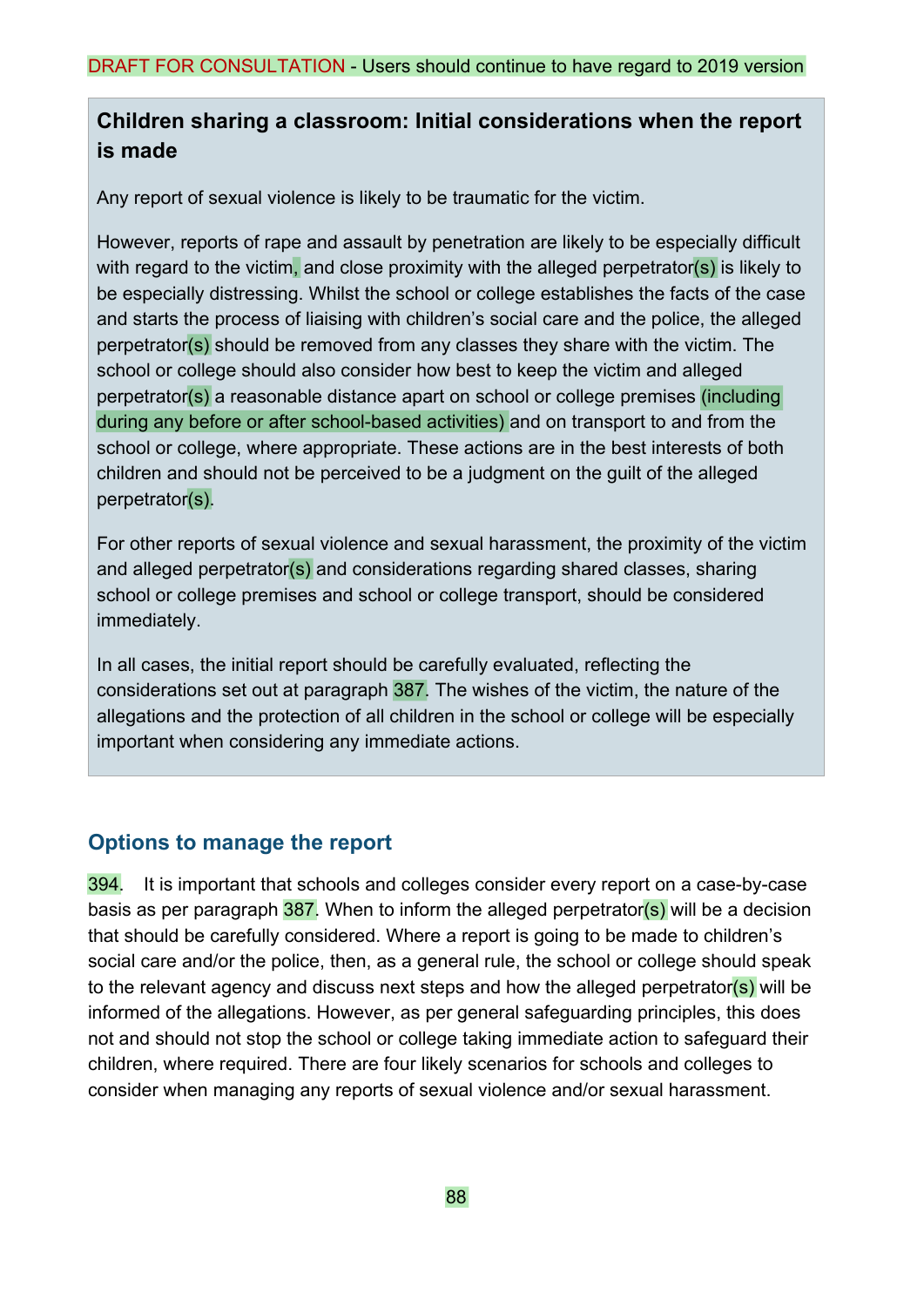DRAFT FOR CONSULTATION - Users should continue to have regard to 2019 version

**Children sharing a classroom: Initial considerations when the report is made**

Any report of sexual violence is likely to be traumatic for the victim.

However, reports of rape and assault by penetration are likely to be especially difficult with regard to the victim, and close proximity with the alleged perpetrator(s) is likely to be especially distressing. Whilst the school or college establishes the facts of the case and starts the process of liaising with children's social care and the police, the alleged perpetrator(s) should be removed from any classes they share with the victim. The school or college should also consider how best to keep the victim and alleged perpetrator(s) a reasonable distance apart on school or college premises (including during any before or after school-based activities) and on transport to and from the school or college, where appropriate. These actions are in the best interests of both children and should not be perceived to be a judgment on the guilt of the alleged perpetrator(s).

For other reports of sexual violence and sexual harassment, the proximity of the victim and alleged perpetrator(s) and considerations regarding shared classes, sharing school or college premises and school or college transport, should be considered immediately.

In all cases, the initial report should be carefully evaluated, reflecting the considerations set out at paragraph 387. The wishes of the victim, the nature of the allegations and the protection of all children in the school or college will be especially important when considering any immediate actions.

## Options to manage the report

394. It is important that schools and colleges consider every report on a case-by-case basis as per paragraph 387. When to inform the alleged perpetrator(s) will be a decision that should be carefully considered. Where a report is going to be made to children's social care and/or the police, then, as a general rule, the school or college should speak to the relevant agency and discuss next steps and how the alleged perpetrator(s) will be informed of the allegations. However, as per general safeguarding principles, this does not and should not stop the school or college taking immediate action to safeguard their children, where required. There are four likely scenarios for schools and colleges to consider when managing any reports of sexual violence and/or sexual harassment.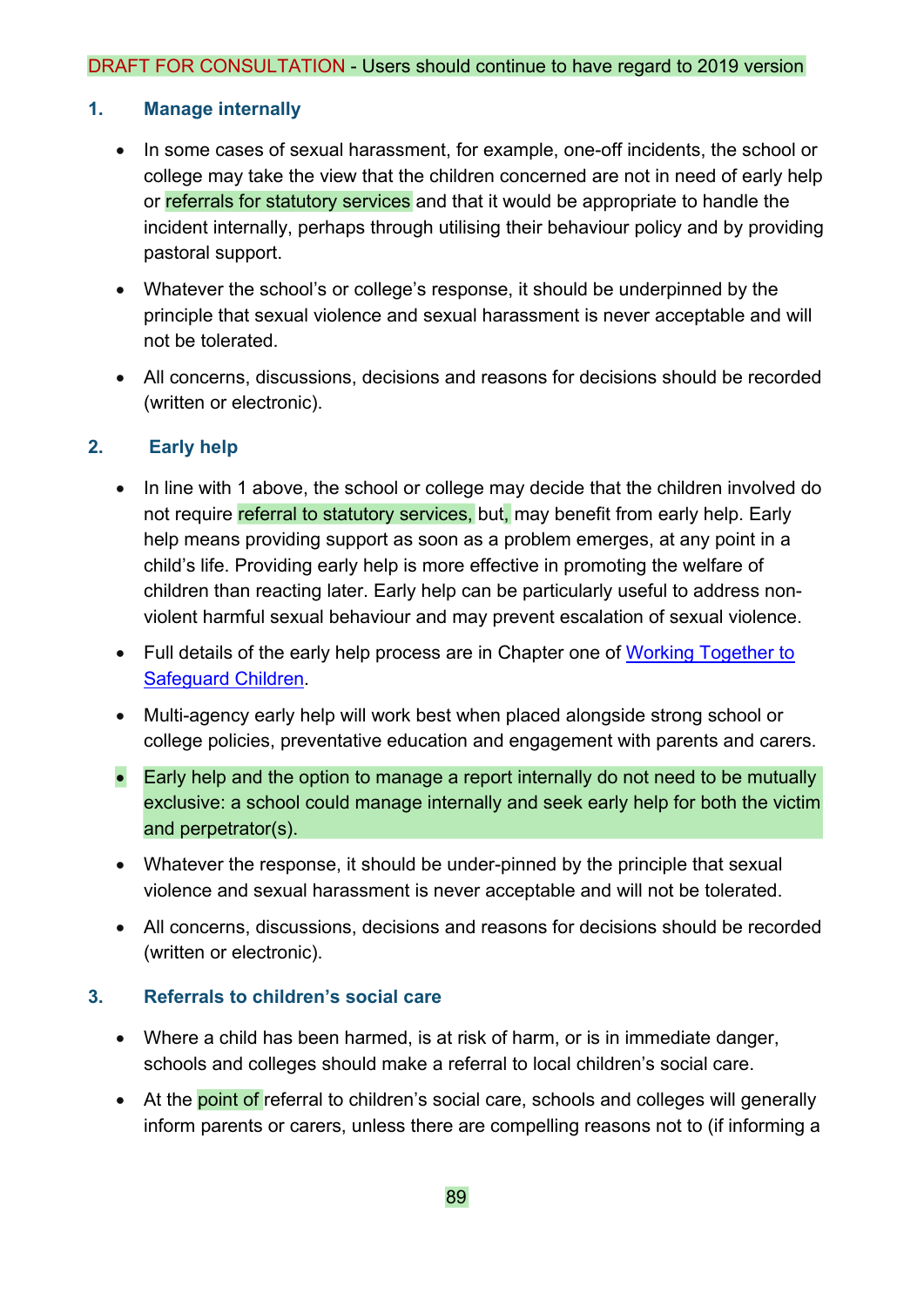DRAFT FOR CONSULTATION - Users should continue to have regard to 2019 version

### 1. Manage internally

- In some cases of sexual harassment, for example, one-off incidents, the school or college may take the view that the children concerned are not in need of early help or referrals for statutory services and that it would be appropriate to handle the incident internally, perhaps through utilising their behaviour policy and by providing pastoral support.
- Whatever the school's or college's response, it should be underpinned by the principle that sexual violence and sexual harassment is never acceptable and will not be tolerated.
- All concerns, discussions, decisions and reasons for decisions should be recorded (written or electronic).

### 2. Early help

- In line with 1 above, the school or college may decide that the children involved do not require referral to statutory services, but, may benefit from early help. Early help means providing support as soon as a problem emerges, at any point in a child's life. Providing early help is more effective in promoting the welfare of children than reacting later. Early help can be particularly useful to address non-violent harmful sexual behaviour and may prevent escalation of sexual violence.
- Full details of the early help process are in Chapter one of [Working Together to Safeguard Children](#).
- Multi-agency early help will work best when placed alongside strong school or college policies, preventative education and engagement with parents and carers.
- Early help and the option to manage a report internally do not need to be mutually exclusive: a school could manage internally and seek early help for both the victim and perpetrator(s).
- Whatever the response, it should be under-pinned by the principle that sexual violence and sexual harassment is never acceptable and will not be tolerated.
- All concerns, discussions, decisions and reasons for decisions should be recorded (written or electronic).

### 3. Referrals to children's social care

- Where a child has been harmed, is at risk of harm, or is in immediate danger, schools and colleges should make a referral to local children's social care.
- At the point of referral to children's social care, schools and colleges will generally inform parents or carers, unless there are compelling reasons not to (if informing a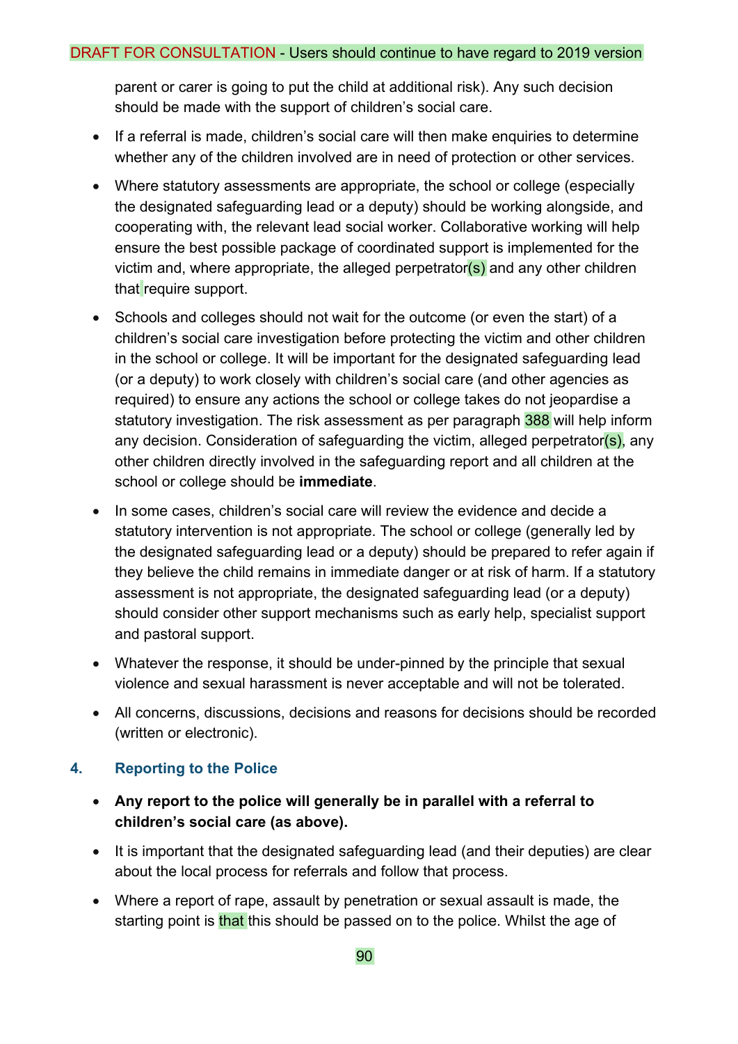parent or carer is going to put the child at additional risk). Any such decision should be made with the support of children's social care.

- If a referral is made, children's social care will then make enquiries to determine whether any of the children involved are in need of protection or other services.
- Where statutory assessments are appropriate, the school or college (especially the designated safeguarding lead or a deputy) should be working alongside, and cooperating with, the relevant lead social worker. Collaborative working will help ensure the best possible package of coordinated support is implemented for the victim and, where appropriate, the alleged perpetrator(s) and any other children that require support.
- Schools and colleges should not wait for the outcome (or even the start) of a children's social care investigation before protecting the victim and other children in the school or college. It will be important for the designated safeguarding lead (or a deputy) to work closely with children's social care (and other agencies as required) to ensure any actions the school or college takes do not jeopardise a statutory investigation. The risk assessment as per paragraph 388 will help inform any decision. Consideration of safeguarding the victim, alleged perpetrator(s), any other children directly involved in the safeguarding report and all children at the school or college should be **immediate**.
- In some cases, children's social care will review the evidence and decide a statutory intervention is not appropriate. The school or college (generally led by the designated safeguarding lead or a deputy) should be prepared to refer again if they believe the child remains in immediate danger or at risk of harm. If a statutory assessment is not appropriate, the designated safeguarding lead (or a deputy) should consider other support mechanisms such as early help, specialist support and pastoral support.
- Whatever the response, it should be under-pinned by the principle that sexual violence and sexual harassment is never acceptable and will not be tolerated.
- All concerns, discussions, decisions and reasons for decisions should be recorded (written or electronic).

## 4. Reporting to the Police

- **Any report to the police will generally be in parallel with a referral to children's social care (as above).**
- It is important that the designated safeguarding lead (and their deputies) are clear about the local process for referrals and follow that process.
- Where a report of rape, assault by penetration or sexual assault is made, the starting point is that this should be passed on to the police. Whilst the age of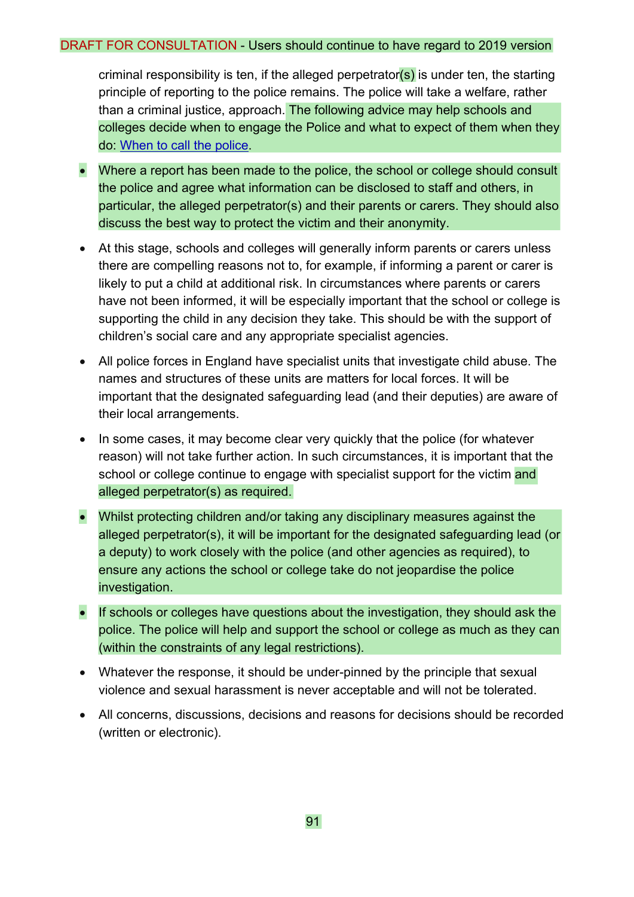criminal responsibility is ten, if the alleged perpetrator(s) is under ten, the starting principle of reporting to the police remains. The police will take a welfare, rather than a criminal justice, approach. The following advice may help schools and colleges decide when to engage the Police and what to expect of them when they do: When to call the police.

- Where a report has been made to the police, the school or college should consult the police and agree what information can be disclosed to staff and others, in particular, the alleged perpetrator(s) and their parents or carers. They should also discuss the best way to protect the victim and their anonymity.
- At this stage, schools and colleges will generally inform parents or carers unless there are compelling reasons not to, for example, if informing a parent or carer is likely to put a child at additional risk. In circumstances where parents or carers have not been informed, it will be especially important that the school or college is supporting the child in any decision they take. This should be with the support of children's social care and any appropriate specialist agencies.
- All police forces in England have specialist units that investigate child abuse. The names and structures of these units are matters for local forces. It will be important that the designated safeguarding lead (and their deputies) are aware of their local arrangements.
- In some cases, it may become clear very quickly that the police (for whatever reason) will not take further action. In such circumstances, it is important that the school or college continue to engage with specialist support for the victim and alleged perpetrator(s) as required.
- Whilst protecting children and/or taking any disciplinary measures against the alleged perpetrator(s), it will be important for the designated safeguarding lead (or a deputy) to work closely with the police (and other agencies as required), to ensure any actions the school or college take do not jeopardise the police investigation.
- If schools or colleges have questions about the investigation, they should ask the police. The police will help and support the school or college as much as they can (within the constraints of any legal restrictions).
- Whatever the response, it should be under-pinned by the principle that sexual violence and sexual harassment is never acceptable and will not be tolerated.
- All concerns, discussions, decisions and reasons for decisions should be recorded (written or electronic).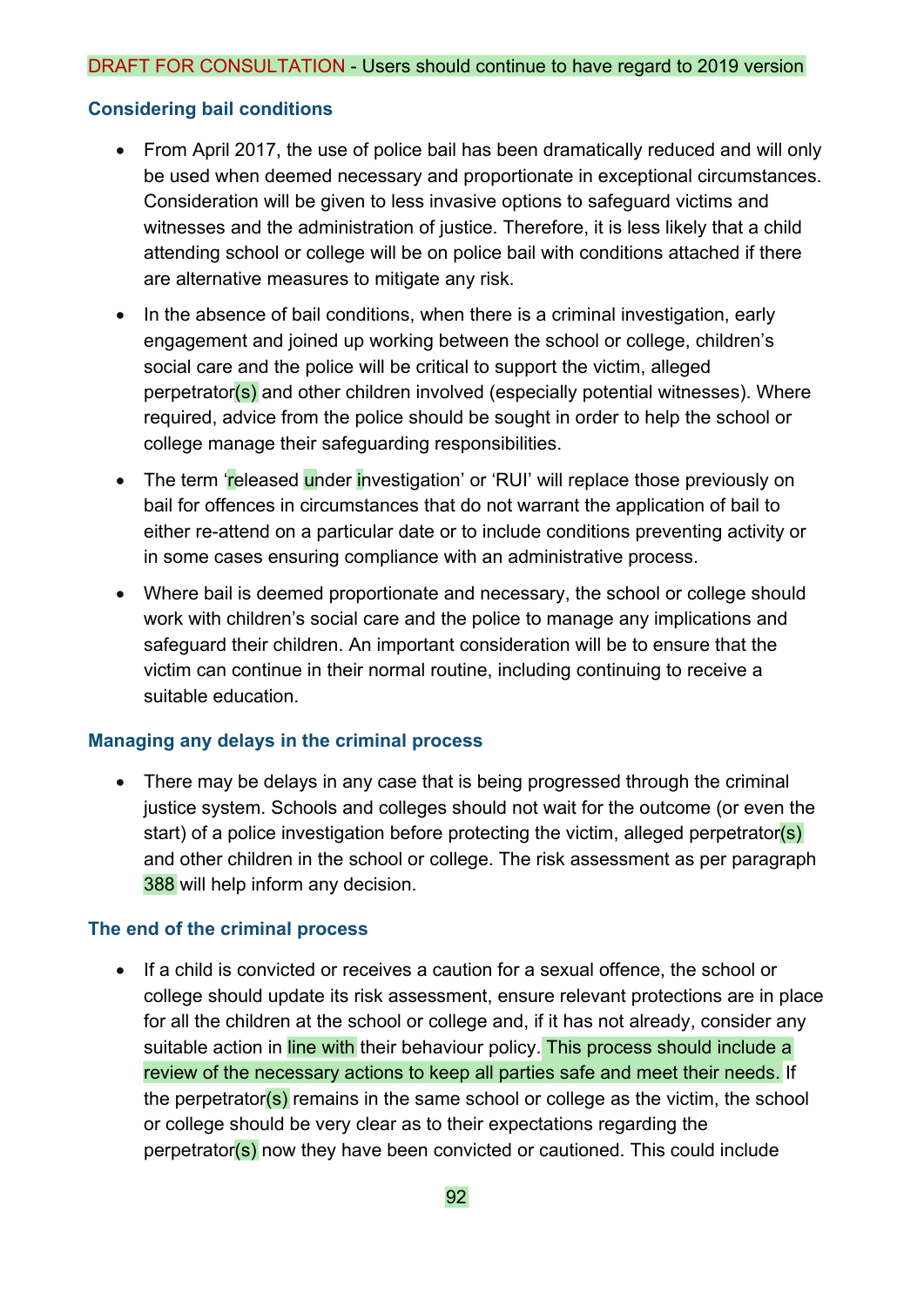DRAFT FOR CONSULTATION - Users should continue to have regard to 2019 version

### Considering bail conditions

- From April 2017, the use of police bail has been dramatically reduced and will only be used when deemed necessary and proportionate in exceptional circumstances. Consideration will be given to less invasive options to safeguard victims and witnesses and the administration of justice. Therefore, it is less likely that a child attending school or college will be on police bail with conditions attached if there are alternative measures to mitigate any risk.
- In the absence of bail conditions, when there is a criminal investigation, early engagement and joined up working between the school or college, children's social care and the police will be critical to support the victim, alleged perpetrator(s) and other children involved (especially potential witnesses). Where required, advice from the police should be sought in order to help the school or college manage their safeguarding responsibilities.
- The term 'released under investigation' or 'RUI' will replace those previously on bail for offences in circumstances that do not warrant the application of bail to either re-attend on a particular date or to include conditions preventing activity or in some cases ensuring compliance with an administrative process.
- Where bail is deemed proportionate and necessary, the school or college should work with children's social care and the police to manage any implications and safeguard their children. An important consideration will be to ensure that the victim can continue in their normal routine, including continuing to receive a suitable education.

### Managing any delays in the criminal process

- There may be delays in any case that is being progressed through the criminal justice system. Schools and colleges should not wait for the outcome (or even the start) of a police investigation before protecting the victim, alleged perpetrator(s) and other children in the school or college. The risk assessment as per paragraph 388 will help inform any decision.

### The end of the criminal process

- If a child is convicted or receives a caution for a sexual offence, the school or college should update its risk assessment, ensure relevant protections are in place for all the children at the school or college and, if it has not already, consider any suitable action in line with their behaviour policy. This process should include a review of the necessary actions to keep all parties safe and meet their needs. If the perpetrator(s) remains in the same school or college as the victim, the school or college should be very clear as to their expectations regarding the perpetrator(s) now they have been convicted or cautioned. This could include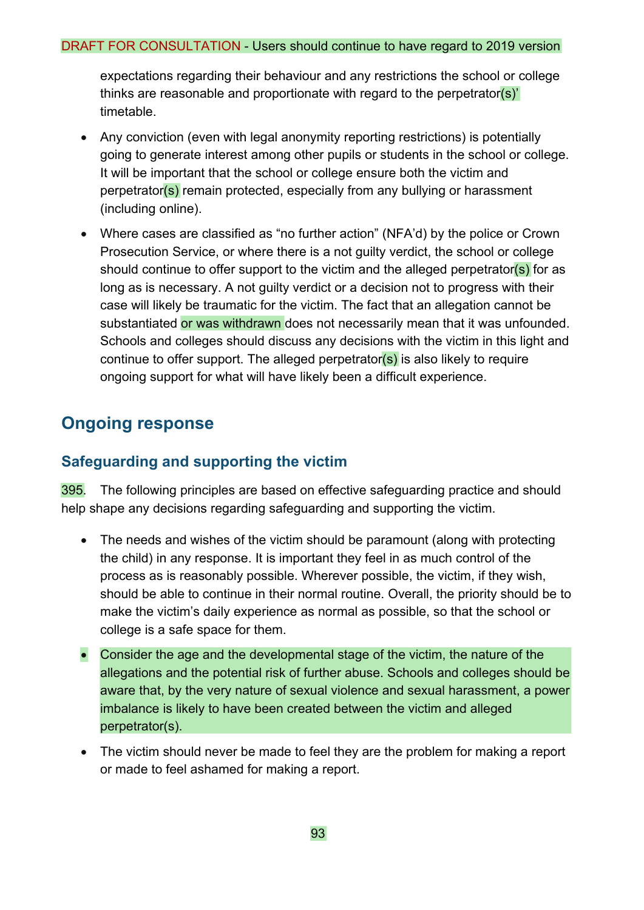expectations regarding their behaviour and any restrictions the school or college thinks are reasonable and proportionate with regard to the perpetrator(s)' timetable.

- Any conviction (even with legal anonymity reporting restrictions) is potentially going to generate interest among other pupils or students in the school or college. It will be important that the school or college ensure both the victim and perpetrator(s) remain protected, especially from any bullying or harassment (including online).
- Where cases are classified as "no further action" (NFA'd) by the police or Crown Prosecution Service, or where there is a not guilty verdict, the school or college should continue to offer support to the victim and the alleged perpetrator(s) for as long as is necessary. A not guilty verdict or a decision not to progress with their case will likely be traumatic for the victim. The fact that an allegation cannot be substantiated or was withdrawn does not necessarily mean that it was unfounded. Schools and colleges should discuss any decisions with the victim in this light and continue to offer support. The alleged perpetrator(s) is also likely to require ongoing support for what will have likely been a difficult experience.

## Ongoing response

### Safeguarding and supporting the victim

395. The following principles are based on effective safeguarding practice and should help shape any decisions regarding safeguarding and supporting the victim.

- The needs and wishes of the victim should be paramount (along with protecting the child) in any response. It is important they feel in as much control of the process as is reasonably possible. Wherever possible, the victim, if they wish, should be able to continue in their normal routine. Overall, the priority should be to make the victim's daily experience as normal as possible, so that the school or college is a safe space for them.
- Consider the age and the developmental stage of the victim, the nature of the allegations and the potential risk of further abuse. Schools and colleges should be aware that, by the very nature of sexual violence and sexual harassment, a power imbalance is likely to have been created between the victim and alleged perpetrator(s).
- The victim should never be made to feel they are the problem for making a report or made to feel ashamed for making a report.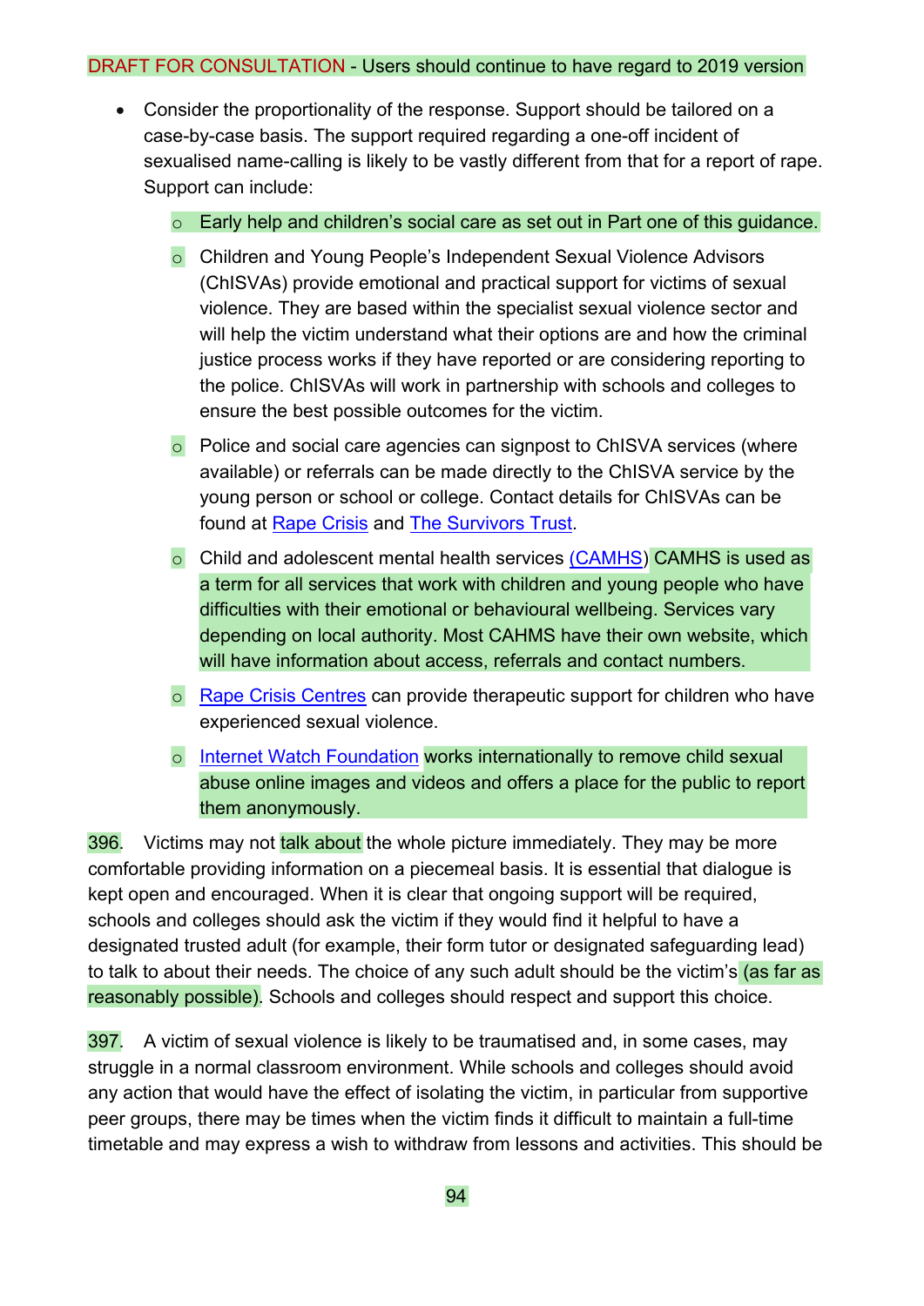- Consider the proportionality of the response. Support should be tailored on a case-by-case basis. The support required regarding a one-off incident of sexualised name-calling is likely to be vastly different from that for a report of rape. Support can include:
  - Early help and children's social care as set out in Part one of this guidance.
  - Children and Young People's Independent Sexual Violence Advisors (ChISVAs) provide emotional and practical support for victims of sexual violence. They are based within the specialist sexual violence sector and will help the victim understand what their options are and how the criminal justice process works if they have reported or are considering reporting to the police. ChISVAs will work in partnership with schools and colleges to ensure the best possible outcomes for the victim.
  - Police and social care agencies can signpost to ChISVA services (where available) or referrals can be made directly to the ChISVA service by the young person or school or college. Contact details for ChISVAs can be found at Rape Crisis and The Survivors Trust.
  - Child and adolescent mental health services (CAMHS) CAMHS is used as a term for all services that work with children and young people who have difficulties with their emotional or behavioural wellbeing. Services vary depending on local authority. Most CAHMS have their own website, which will have information about access, referrals and contact numbers.
  - Rape Crisis Centres can provide therapeutic support for children who have experienced sexual violence.
  - Internet Watch Foundation works internationally to remove child sexual abuse online images and videos and offers a place for the public to report them anonymously.

396. Victims may not talk about the whole picture immediately. They may be more comfortable providing information on a piecemeal basis. It is essential that dialogue is kept open and encouraged. When it is clear that ongoing support will be required, schools and colleges should ask the victim if they would find it helpful to have a designated trusted adult (for example, their form tutor or designated safeguarding lead) to talk to about their needs. The choice of any such adult should be the victim's (as far as reasonably possible). Schools and colleges should respect and support this choice.

397. A victim of sexual violence is likely to be traumatised and, in some cases, may struggle in a normal classroom environment. While schools and colleges should avoid any action that would have the effect of isolating the victim, in particular from supportive peer groups, there may be times when the victim finds it difficult to maintain a full-time timetable and may express a wish to withdraw from lessons and activities. This should be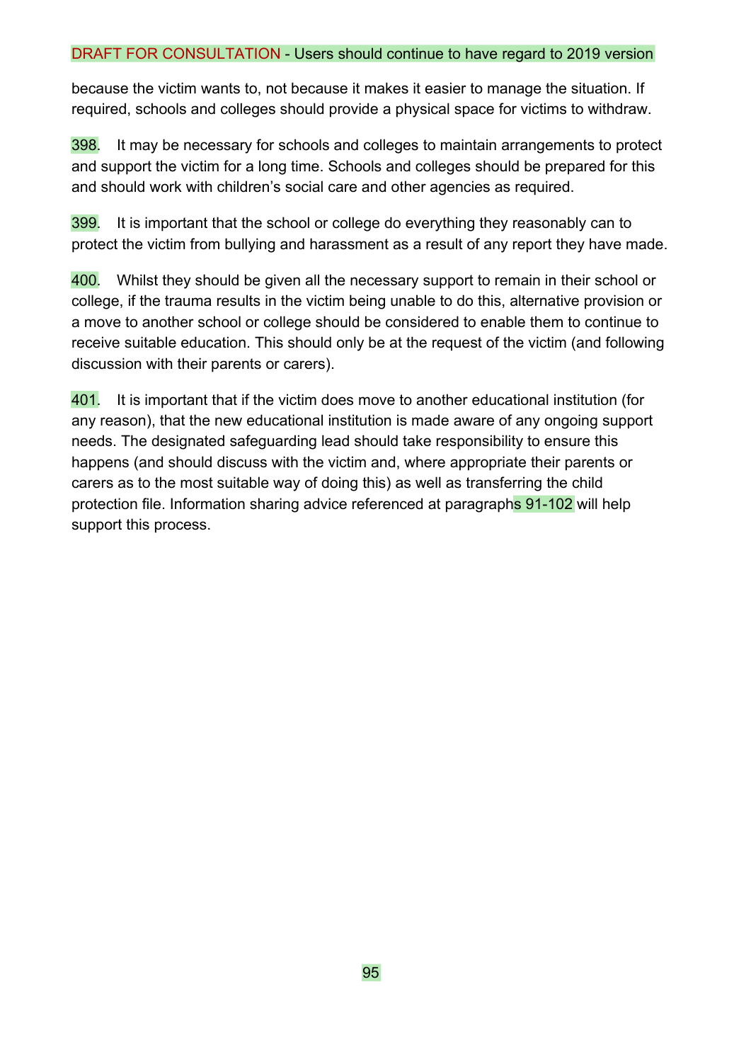because the victim wants to, not because it makes it easier to manage the situation. If required, schools and colleges should provide a physical space for victims to withdraw.

398. It may be necessary for schools and colleges to maintain arrangements to protect and support the victim for a long time. Schools and colleges should be prepared for this and should work with children's social care and other agencies as required.

399. It is important that the school or college do everything they reasonably can to protect the victim from bullying and harassment as a result of any report they have made.

400. Whilst they should be given all the necessary support to remain in their school or college, if the trauma results in the victim being unable to do this, alternative provision or a move to another school or college should be considered to enable them to continue to receive suitable education. This should only be at the request of the victim (and following discussion with their parents or carers).

401. It is important that if the victim does move to another educational institution (for any reason), that the new educational institution is made aware of any ongoing support needs. The designated safeguarding lead should take responsibility to ensure this happens (and should discuss with the victim and, where appropriate their parents or carers as to the most suitable way of doing this) as well as transferring the child protection file. Information sharing advice referenced at paragraphs 91-102 will help support this process.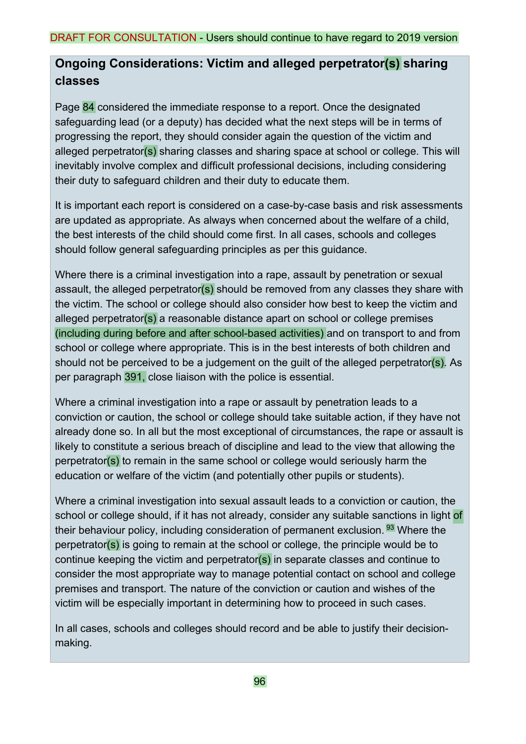DRAFT FOR CONSULTATION - Users should continue to have regard to 2019 version

**Ongoing Considerations: Victim and alleged perpetrator(s) sharing classes**

Page 84 considered the immediate response to a report. Once the designated safeguarding lead (or a deputy) has decided what the next steps will be in terms of progressing the report, they should consider again the question of the victim and alleged perpetrator(s) sharing classes and sharing space at school or college. This will inevitably involve complex and difficult professional decisions, including considering their duty to safeguard children and their duty to educate them.

It is important each report is considered on a case-by-case basis and risk assessments are updated as appropriate. As always when concerned about the welfare of a child, the best interests of the child should come first. In all cases, schools and colleges should follow general safeguarding principles as per this guidance.

Where there is a criminal investigation into a rape, assault by penetration or sexual assault, the alleged perpetrator(s) should be removed from any classes they share with the victim. The school or college should also consider how best to keep the victim and alleged perpetrator(s) a reasonable distance apart on school or college premises (including during before and after school-based activities) and on transport to and from school or college where appropriate. This is in the best interests of both children and should not be perceived to be a judgement on the guilt of the alleged perpetrator(s). As per paragraph 391, close liaison with the police is essential.

Where a criminal investigation into a rape or assault by penetration leads to a conviction or caution, the school or college should take suitable action, if they have not already done so. In all but the most exceptional of circumstances, the rape or assault is likely to constitute a serious breach of discipline and lead to the view that allowing the perpetrator(s) to remain in the same school or college would seriously harm the education or welfare of the victim (and potentially other pupils or students).

Where a criminal investigation into sexual assault leads to a conviction or caution, the school or college should, if it has not already, consider any suitable sanctions in light of their behaviour policy, including consideration of permanent exclusion.[93] Where the perpetrator(s) is going to remain at the school or college, the principle would be to continue keeping the victim and perpetrator(s) in separate classes and continue to consider the most appropriate way to manage potential contact on school and college premises and transport. The nature of the conviction or caution and wishes of the victim will be especially important in determining how to proceed in such cases.

In all cases, schools and colleges should record and be able to justify their decision-making.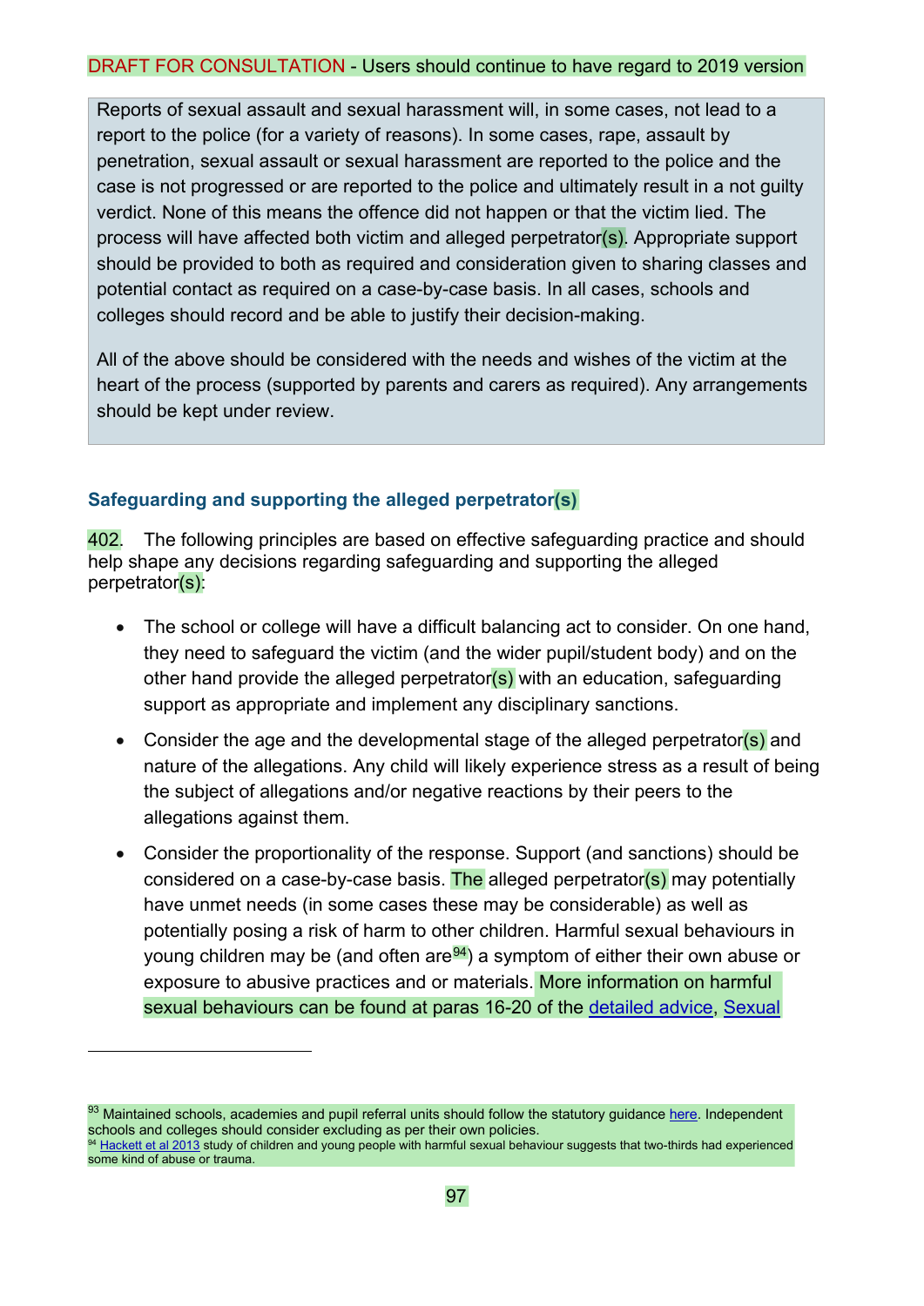DRAFT FOR CONSULTATION - Users should continue to have regard to 2019 version

Reports of sexual assault and sexual harassment will, in some cases, not lead to a report to the police (for a variety of reasons). In some cases, rape, assault by penetration, sexual assault or sexual harassment are reported to the police and the case is not progressed or are reported to the police and ultimately result in a not guilty verdict. None of this means the offence did not happen or that the victim lied. The process will have affected both victim and alleged perpetrator(s). Appropriate support should be provided to both as required and consideration given to sharing classes and potential contact as required on a case-by-case basis. In all cases, schools and colleges should record and be able to justify their decision-making.

All of the above should be considered with the needs and wishes of the victim at the heart of the process (supported by parents and carers as required). Any arrangements should be kept under review.

### Safeguarding and supporting the alleged perpetrator(s)

402. The following principles are based on effective safeguarding practice and should help shape any decisions regarding safeguarding and supporting the alleged perpetrator(s):

- The school or college will have a difficult balancing act to consider. On one hand, they need to safeguard the victim (and the wider pupil/student body) and on the other hand provide the alleged perpetrator(s) with an education, safeguarding support as appropriate and implement any disciplinary sanctions.
- Consider the age and the developmental stage of the alleged perpetrator(s) and nature of the allegations. Any child will likely experience stress as a result of being the subject of allegations and/or negative reactions by their peers to the allegations against them.
- Consider the proportionality of the response. Support (and sanctions) should be considered on a case-by-case basis. The alleged perpetrator(s) may potentially have unmet needs (in some cases these may be considerable) as well as potentially posing a risk of harm to other children. Harmful sexual behaviours in young children may be (and often are[94]) a symptom of either their own abuse or exposure to abusive practices and or materials. More information on harmful sexual behaviours can be found at paras 16-20 of the detailed advice, Sexual

[93] Maintained schools, academies and pupil referral units should follow the statutory guidance here. Independent schools and colleges should consider excluding as per their own policies.

[94] Hackett et al 2013 study of children and young people with harmful sexual behaviour suggests that two-thirds had experienced some kind of abuse or trauma.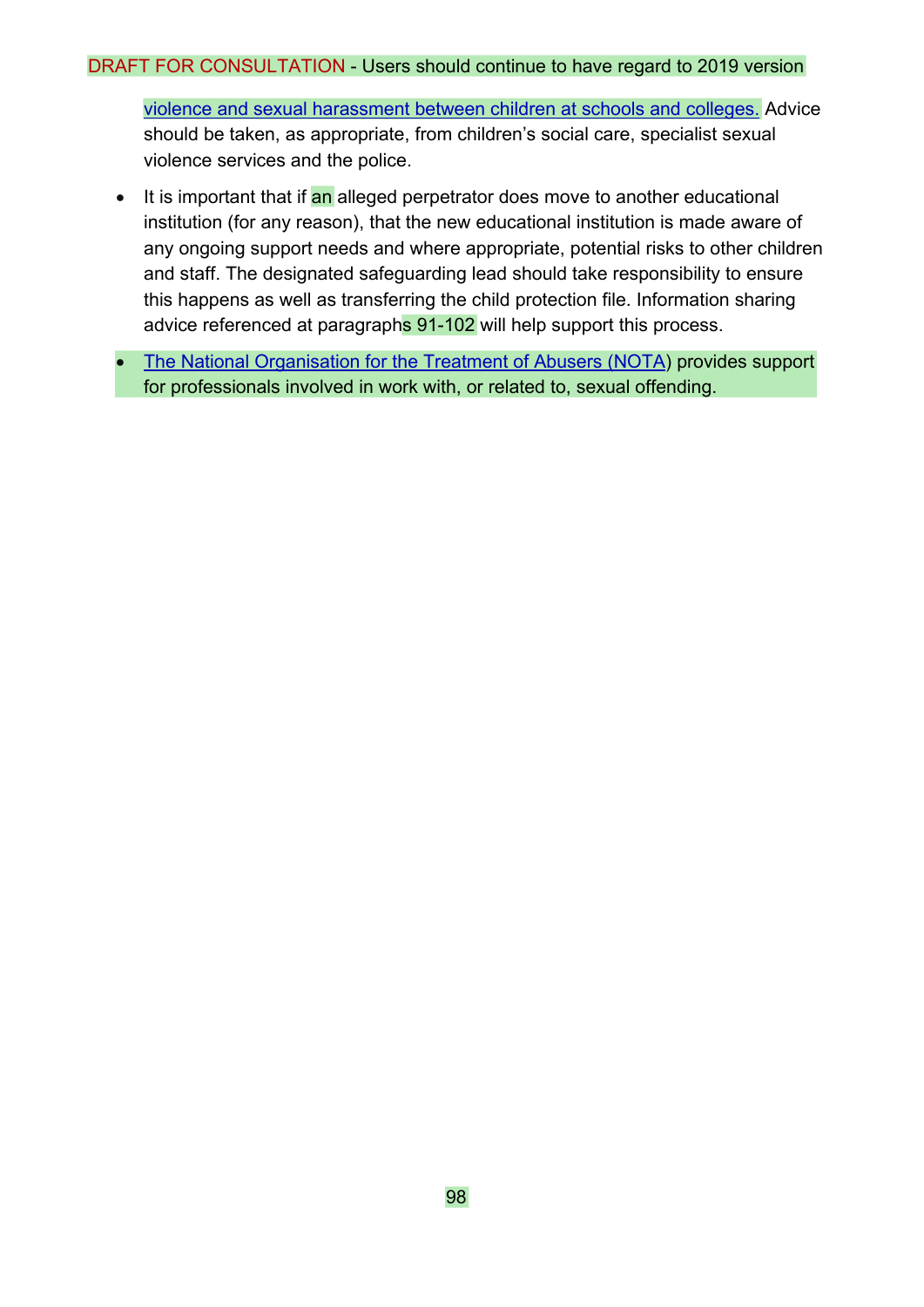violence and sexual harassment between children at schools and colleges. Advice should be taken, as appropriate, from children's social care, specialist sexual violence services and the police.

- It is important that if an alleged perpetrator does move to another educational institution (for any reason), that the new educational institution is made aware of any ongoing support needs and where appropriate, potential risks to other children and staff. The designated safeguarding lead should take responsibility to ensure this happens as well as transferring the child protection file. Information sharing advice referenced at paragraphs 91-102 will help support this process.
- The National Organisation for the Treatment of Abusers (NOTA) provides support for professionals involved in work with, or related to, sexual offending.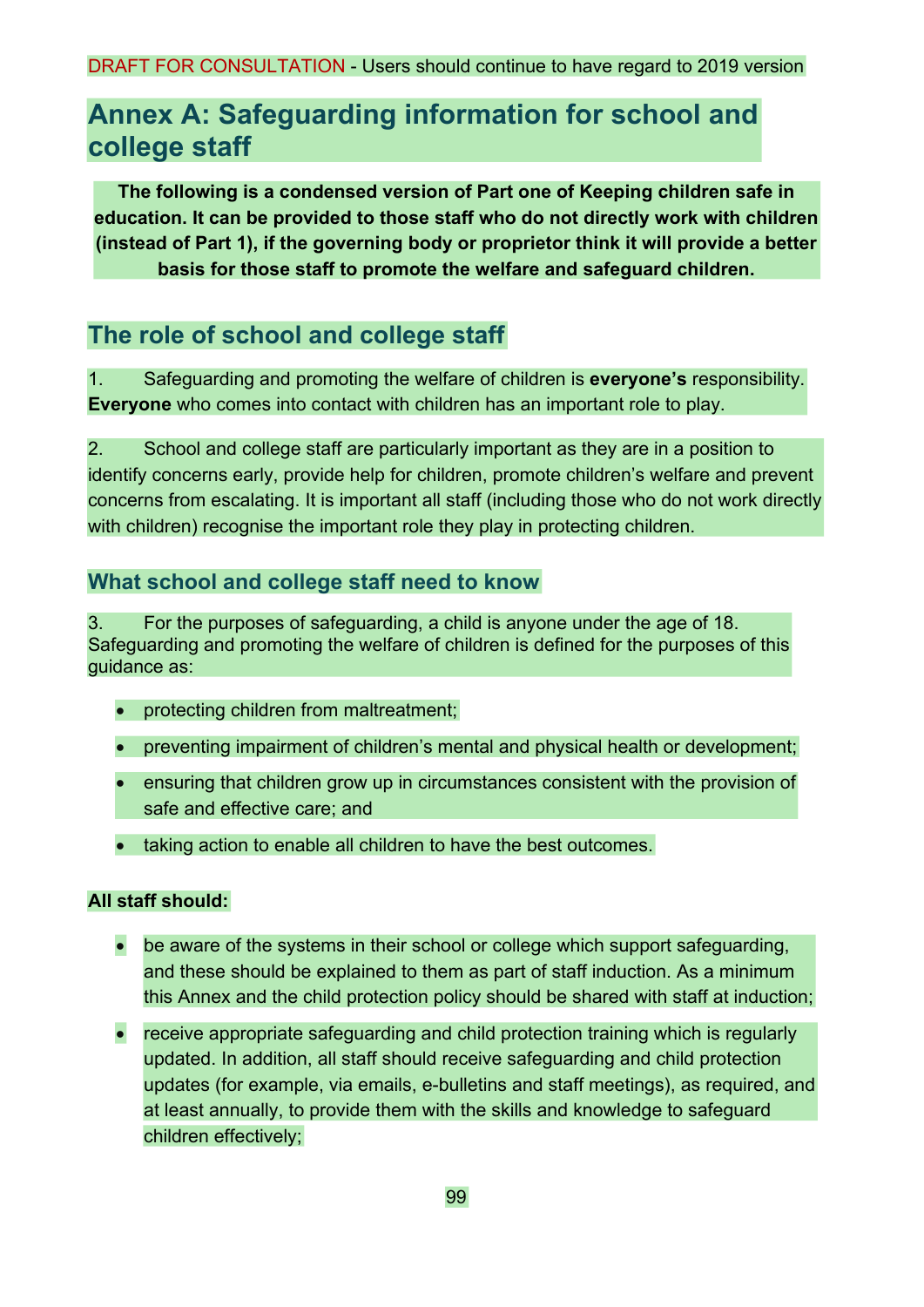DRAFT FOR CONSULTATION - Users should continue to have regard to 2019 version

# Annex A: Safeguarding information for school and college staff

**The following is a condensed version of Part one of Keeping children safe in education. It can be provided to those staff who do not directly work with children (instead of Part 1), if the governing body or proprietor think it will provide a better basis for those staff to promote the welfare and safeguard children.**

## The role of school and college staff

1. Safeguarding and promoting the welfare of children is **everyone's** responsibility. **Everyone** who comes into contact with children has an important role to play.

2. School and college staff are particularly important as they are in a position to identify concerns early, provide help for children, promote children's welfare and prevent concerns from escalating. It is important all staff (including those who do not work directly with children) recognise the important role they play in protecting children.

### What school and college staff need to know

3. For the purposes of safeguarding, a child is anyone under the age of 18. Safeguarding and promoting the welfare of children is defined for the purposes of this guidance as:

- protecting children from maltreatment;
- preventing impairment of children's mental and physical health or development;
- ensuring that children grow up in circumstances consistent with the provision of safe and effective care; and
- taking action to enable all children to have the best outcomes.

**All staff should:**

- be aware of the systems in their school or college which support safeguarding, and these should be explained to them as part of staff induction. As a minimum this Annex and the child protection policy should be shared with staff at induction;
- receive appropriate safeguarding and child protection training which is regularly updated. In addition, all staff should receive safeguarding and child protection updates (for example, via emails, e-bulletins and staff meetings), as required, and at least annually, to provide them with the skills and knowledge to safeguard children effectively;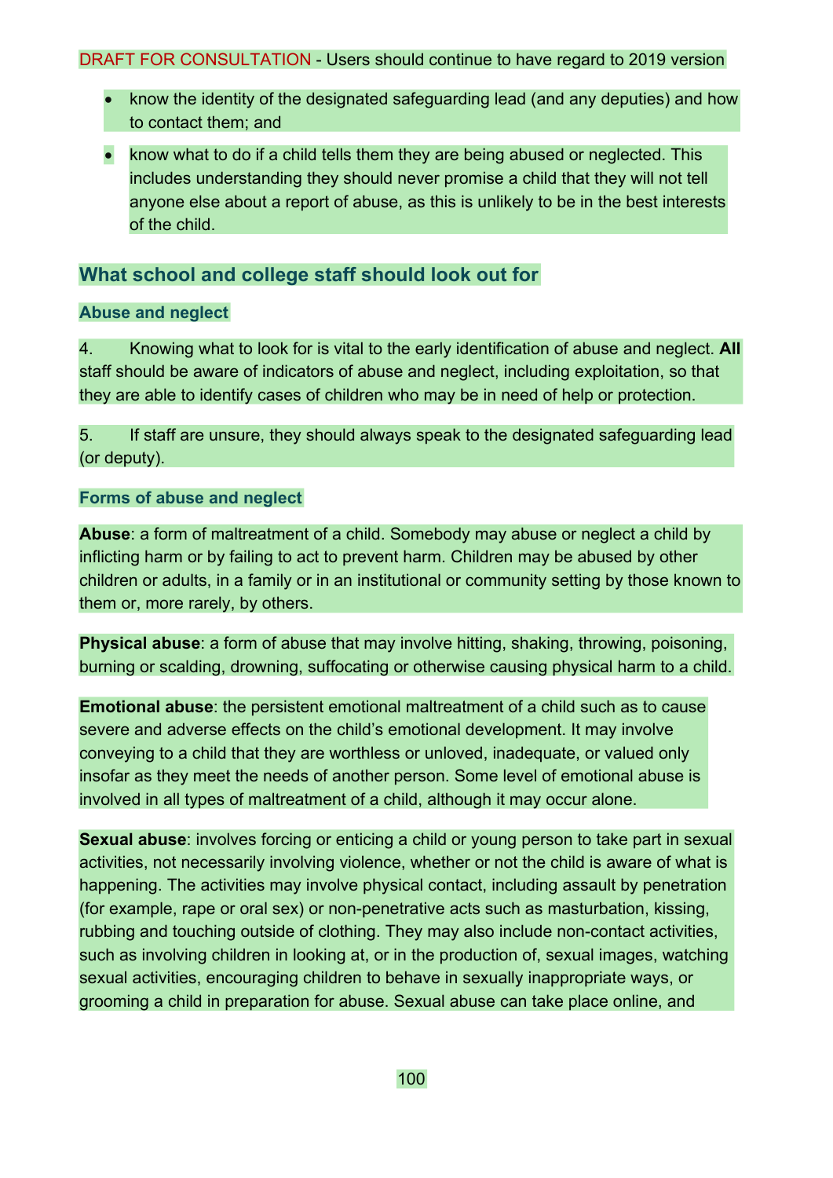DRAFT FOR CONSULTATION - Users should continue to have regard to 2019 version

- know the identity of the designated safeguarding lead (and any deputies) and how to contact them; and
- know what to do if a child tells them they are being abused or neglected. This includes understanding they should never promise a child that they will not tell anyone else about a report of abuse, as this is unlikely to be in the best interests of the child.

## What school and college staff should look out for

### Abuse and neglect

4. Knowing what to look for is vital to the early identification of abuse and neglect. **All** staff should be aware of indicators of abuse and neglect, including exploitation, so that they are able to identify cases of children who may be in need of help or protection.

5. If staff are unsure, they should always speak to the designated safeguarding lead (or deputy).

### Forms of abuse and neglect

**Abuse**: a form of maltreatment of a child. Somebody may abuse or neglect a child by inflicting harm or by failing to act to prevent harm. Children may be abused by other children or adults, in a family or in an institutional or community setting by those known to them or, more rarely, by others.

**Physical abuse**: a form of abuse that may involve hitting, shaking, throwing, poisoning, burning or scalding, drowning, suffocating or otherwise causing physical harm to a child.

**Emotional abuse**: the persistent emotional maltreatment of a child such as to cause severe and adverse effects on the child's emotional development. It may involve conveying to a child that they are worthless or unloved, inadequate, or valued only insofar as they meet the needs of another person. Some level of emotional abuse is involved in all types of maltreatment of a child, although it may occur alone.

**Sexual abuse**: involves forcing or enticing a child or young person to take part in sexual activities, not necessarily involving violence, whether or not the child is aware of what is happening. The activities may involve physical contact, including assault by penetration (for example, rape or oral sex) or non-penetrative acts such as masturbation, kissing, rubbing and touching outside of clothing. They may also include non-contact activities, such as involving children in looking at, or in the production of, sexual images, watching sexual activities, encouraging children to behave in sexually inappropriate ways, or grooming a child in preparation for abuse. Sexual abuse can take place online, and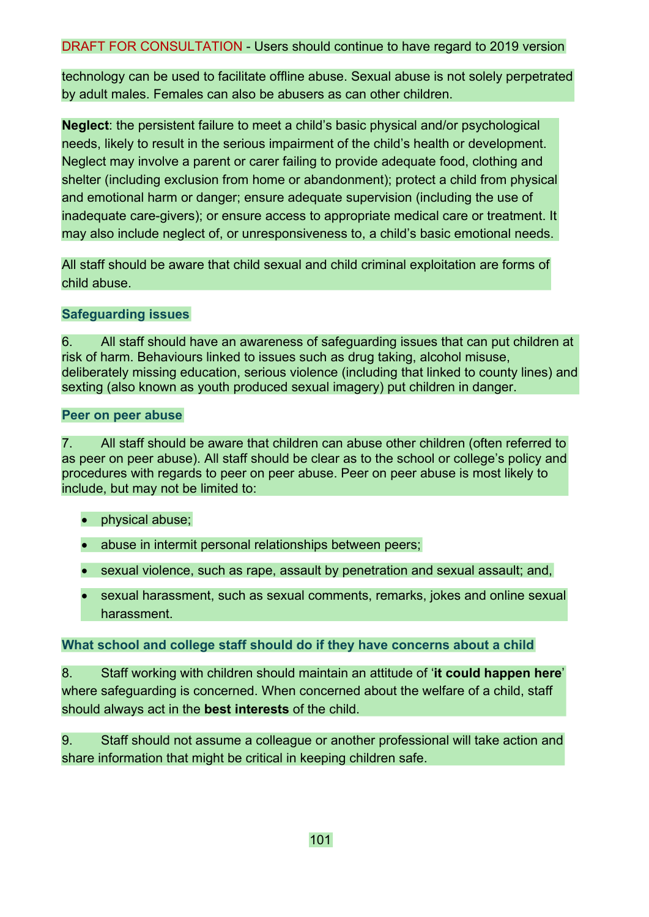DRAFT FOR CONSULTATION - Users should continue to have regard to 2019 version

technology can be used to facilitate offline abuse. Sexual abuse is not solely perpetrated by adult males. Females can also be abusers as can other children.

**Neglect**: the persistent failure to meet a child's basic physical and/or psychological needs, likely to result in the serious impairment of the child's health or development. Neglect may involve a parent or carer failing to provide adequate food, clothing and shelter (including exclusion from home or abandonment); protect a child from physical and emotional harm or danger; ensure adequate supervision (including the use of inadequate care-givers); or ensure access to appropriate medical care or treatment. It may also include neglect of, or unresponsiveness to, a child's basic emotional needs.

All staff should be aware that child sexual and child criminal exploitation are forms of child abuse.

### Safeguarding issues

6. All staff should have an awareness of safeguarding issues that can put children at risk of harm. Behaviours linked to issues such as drug taking, alcohol misuse, deliberately missing education, serious violence (including that linked to county lines) and sexting (also known as youth produced sexual imagery) put children in danger.

### Peer on peer abuse

7. All staff should be aware that children can abuse other children (often referred to as peer on peer abuse). All staff should be clear as to the school or college's policy and procedures with regards to peer on peer abuse. Peer on peer abuse is most likely to include, but may not be limited to:

- physical abuse;
- abuse in intermit personal relationships between peers;
- sexual violence, such as rape, assault by penetration and sexual assault; and,
- sexual harassment, such as sexual comments, remarks, jokes and online sexual harassment.

### What school and college staff should do if they have concerns about a child

8. Staff working with children should maintain an attitude of '**it could happen here**' where safeguarding is concerned. When concerned about the welfare of a child, staff should always act in the **best interests** of the child.

9. Staff should not assume a colleague or another professional will take action and share information that might be critical in keeping children safe.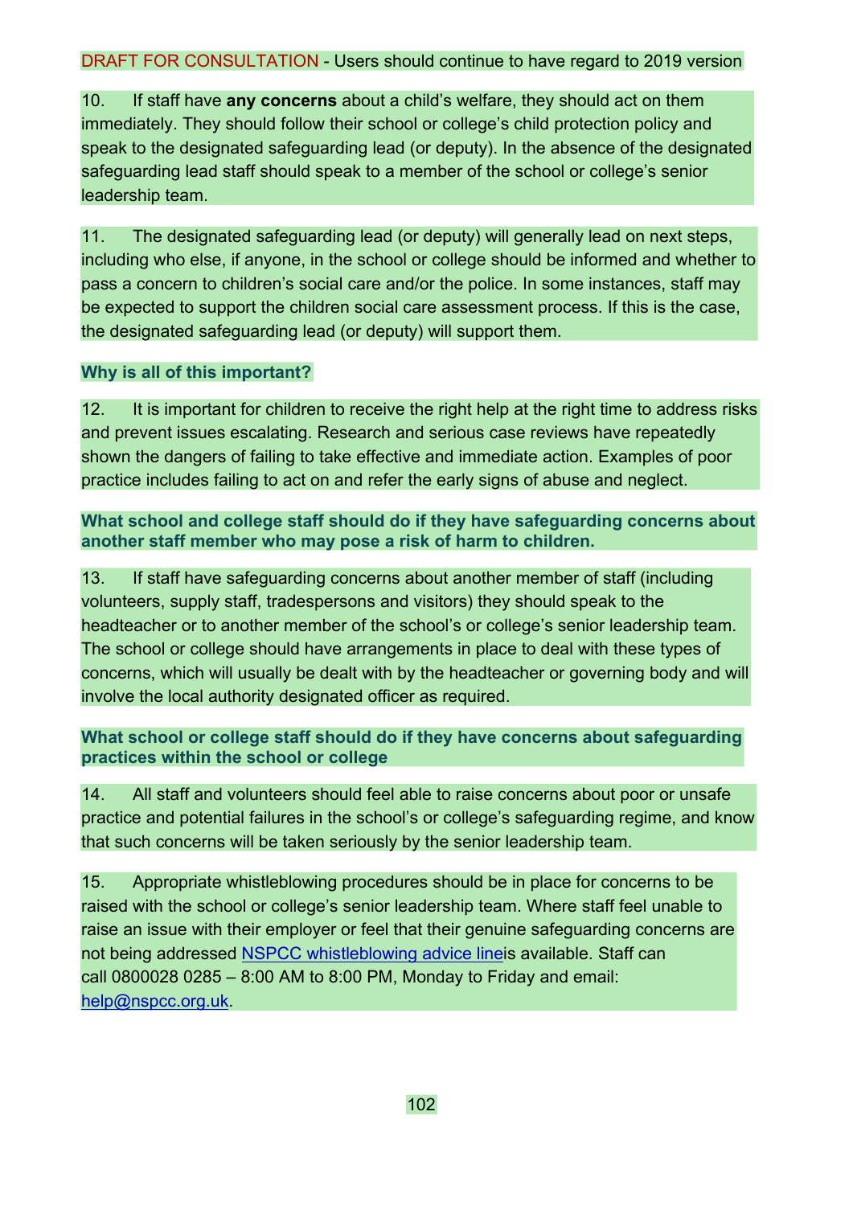DRAFT FOR CONSULTATION - Users should continue to have regard to 2019 version

10. If staff have **any concerns** about a child's welfare, they should act on them immediately. They should follow their school or college's child protection policy and speak to the designated safeguarding lead (or deputy). In the absence of the designated safeguarding lead staff should speak to a member of the school or college's senior leadership team.

11. The designated safeguarding lead (or deputy) will generally lead on next steps, including who else, if anyone, in the school or college should be informed and whether to pass a concern to children's social care and/or the police. In some instances, staff may be expected to support the children social care assessment process. If this is the case, the designated safeguarding lead (or deputy) will support them.

### Why is all of this important?

12. It is important for children to receive the right help at the right time to address risks and prevent issues escalating. Research and serious case reviews have repeatedly shown the dangers of failing to take effective and immediate action. Examples of poor practice includes failing to act on and refer the early signs of abuse and neglect.

### What school and college staff should do if they have safeguarding concerns about another staff member who may pose a risk of harm to children.

13. If staff have safeguarding concerns about another member of staff (including volunteers, supply staff, tradespersons and visitors) they should speak to the headteacher or to another member of the school's or college's senior leadership team. The school or college should have arrangements in place to deal with these types of concerns, which will usually be dealt with by the headteacher or governing body and will involve the local authority designated officer as required.

### What school or college staff should do if they have concerns about safeguarding practices within the school or college

14. All staff and volunteers should feel able to raise concerns about poor or unsafe practice and potential failures in the school's or college's safeguarding regime, and know that such concerns will be taken seriously by the senior leadership team.

15. Appropriate whistleblowing procedures should be in place for concerns to be raised with the school or college's senior leadership team. Where staff feel unable to raise an issue with their employer or feel that their genuine safeguarding concerns are not being addressed NSPCC whistleblowing advice lineis available. Staff can call 0800028 0285 – 8:00 AM to 8:00 PM, Monday to Friday and email: help@nspcc.org.uk.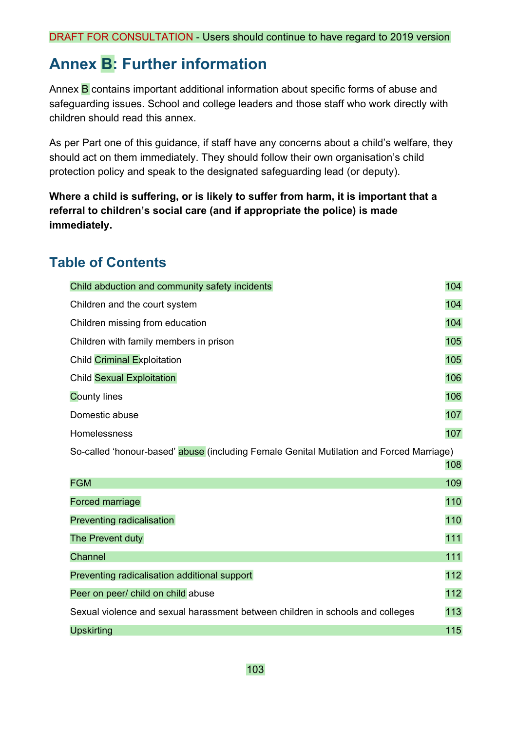DRAFT FOR CONSULTATION - Users should continue to have regard to 2019 version

# Annex B: Further information

Annex B contains important additional information about specific forms of abuse and safeguarding issues. School and college leaders and those staff who work directly with children should read this annex.

As per Part one of this guidance, if staff have any concerns about a child's welfare, they should act on them immediately. They should follow their own organisation's child protection policy and speak to the designated safeguarding lead (or deputy).

**Where a child is suffering, or is likely to suffer from harm, it is important that a referral to children's social care (and if appropriate the police) is made immediately.**

## Table of Contents

| | |
|---|---|
| Child abduction and community safety incidents | 104 |
| Children and the court system | 104 |
| Children missing from education | 104 |
| Children with family members in prison | 105 |
| Child Criminal Exploitation | 105 |
| Child Sexual Exploitation | 106 |
| County lines | 106 |
| Domestic abuse | 107 |
| Homelessness | 107 |
| So-called 'honour-based' abuse (including Female Genital Mutilation and Forced Marriage) | 108 |
| FGM | 109 |
| Forced marriage | 110 |
| Preventing radicalisation | 110 |
| The Prevent duty | 111 |
| Channel | 111 |
| Preventing radicalisation additional support | 112 |
| Peer on peer/ child on child abuse | 112 |
| Sexual violence and sexual harassment between children in schools and colleges | 113 |
| Upskirting | 115 |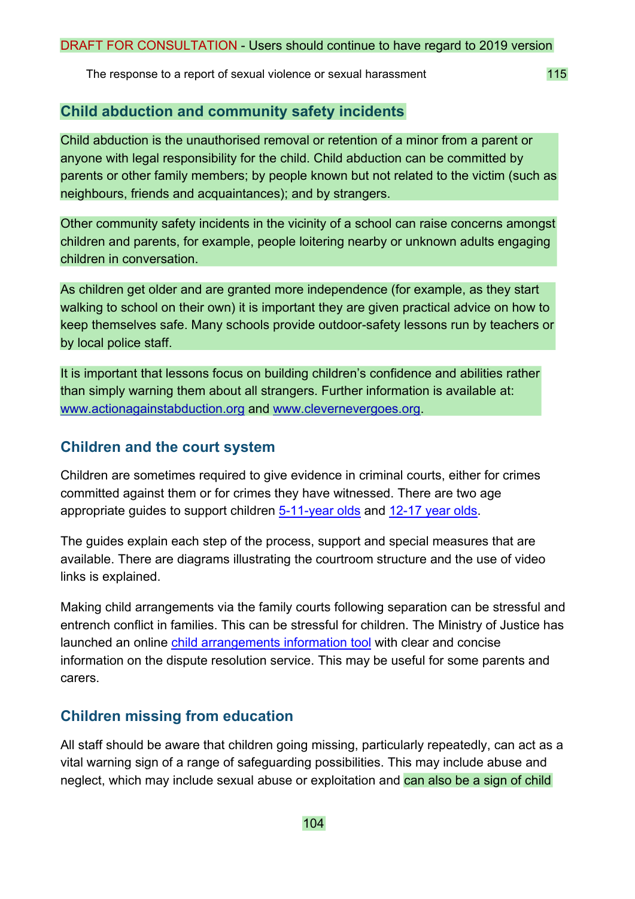## Child abduction and community safety incidents

Child abduction is the unauthorised removal or retention of a minor from a parent or anyone with legal responsibility for the child. Child abduction can be committed by parents or other family members; by people known but not related to the victim (such as neighbours, friends and acquaintances); and by strangers.

Other community safety incidents in the vicinity of a school can raise concerns amongst children and parents, for example, people loitering nearby or unknown adults engaging children in conversation.

As children get older and are granted more independence (for example, as they start walking to school on their own) it is important they are given practical advice on how to keep themselves safe. Many schools provide outdoor-safety lessons run by teachers or by local police staff.

It is important that lessons focus on building children's confidence and abilities rather than simply warning them about all strangers. Further information is available at: www.actionagainstabduction.org and www.clevernevergoes.org.

## Children and the court system

Children are sometimes required to give evidence in criminal courts, either for crimes committed against them or for crimes they have witnessed. There are two age appropriate guides to support children 5-11-year olds and 12-17 year olds.

The guides explain each step of the process, support and special measures that are available. There are diagrams illustrating the courtroom structure and the use of video links is explained.

Making child arrangements via the family courts following separation can be stressful and entrench conflict in families. This can be stressful for children. The Ministry of Justice has launched an online child arrangements information tool with clear and concise information on the dispute resolution service. This may be useful for some parents and carers.

## Children missing from education

All staff should be aware that children going missing, particularly repeatedly, can act as a vital warning sign of a range of safeguarding possibilities. This may include abuse and neglect, which may include sexual abuse or exploitation and can also be a sign of child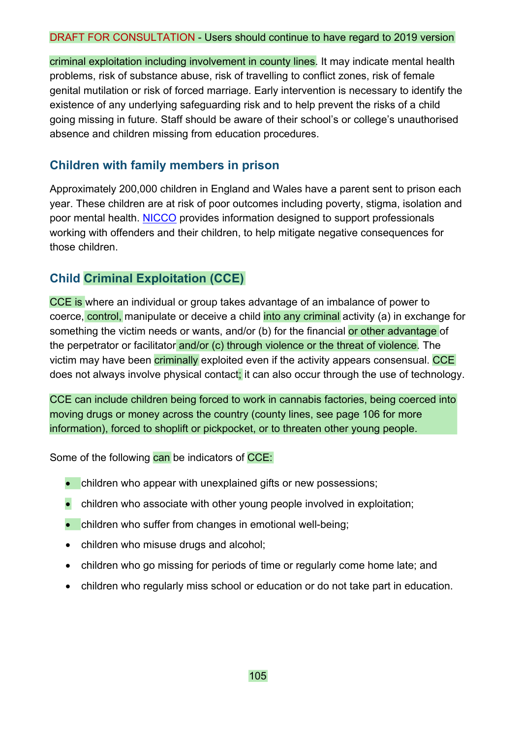criminal exploitation including involvement in county lines. It may indicate mental health problems, risk of substance abuse, risk of travelling to conflict zones, risk of female genital mutilation or risk of forced marriage. Early intervention is necessary to identify the existence of any underlying safeguarding risk and to help prevent the risks of a child going missing in future. Staff should be aware of their school's or college's unauthorised absence and children missing from education procedures.

## Children with family members in prison

Approximately 200,000 children in England and Wales have a parent sent to prison each year. These children are at risk of poor outcomes including poverty, stigma, isolation and poor mental health. NICCO provides information designed to support professionals working with offenders and their children, to help mitigate negative consequences for those children.

## Child Criminal Exploitation (CCE)

CCE is where an individual or group takes advantage of an imbalance of power to coerce, control, manipulate or deceive a child into any criminal activity (a) in exchange for something the victim needs or wants, and/or (b) for the financial or other advantage of the perpetrator or facilitator and/or (c) through violence or the threat of violence. The victim may have been criminally exploited even if the activity appears consensual. CCE does not always involve physical contact; it can also occur through the use of technology.

CCE can include children being forced to work in cannabis factories, being coerced into moving drugs or money across the country (county lines, see page 106 for more information), forced to shoplift or pickpocket, or to threaten other young people.

Some of the following can be indicators of CCE:

- children who appear with unexplained gifts or new possessions;
- children who associate with other young people involved in exploitation;
- children who suffer from changes in emotional well-being;
- children who misuse drugs and alcohol;
- children who go missing for periods of time or regularly come home late; and
- children who regularly miss school or education or do not take part in education.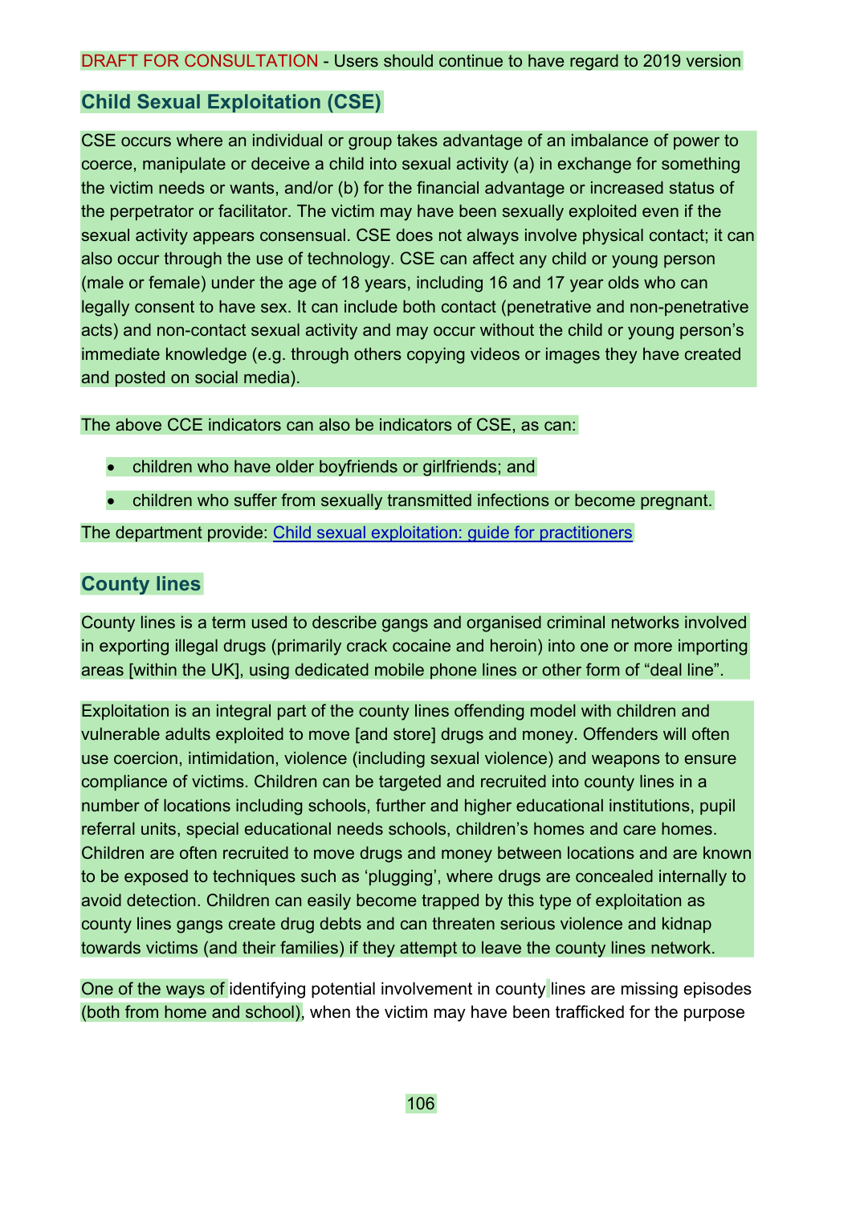DRAFT FOR CONSULTATION - Users should continue to have regard to 2019 version

## Child Sexual Exploitation (CSE)

CSE occurs where an individual or group takes advantage of an imbalance of power to coerce, manipulate or deceive a child into sexual activity (a) in exchange for something the victim needs or wants, and/or (b) for the financial advantage or increased status of the perpetrator or facilitator. The victim may have been sexually exploited even if the sexual activity appears consensual. CSE does not always involve physical contact; it can also occur through the use of technology. CSE can affect any child or young person (male or female) under the age of 18 years, including 16 and 17 year olds who can legally consent to have sex. It can include both contact (penetrative and non-penetrative acts) and non-contact sexual activity and may occur without the child or young person's immediate knowledge (e.g. through others copying videos or images they have created and posted on social media).

The above CCE indicators can also be indicators of CSE, as can:

- children who have older boyfriends or girlfriends; and
- children who suffer from sexually transmitted infections or become pregnant.

The department provide: Child sexual exploitation: guide for practitioners

## County lines

County lines is a term used to describe gangs and organised criminal networks involved in exporting illegal drugs (primarily crack cocaine and heroin) into one or more importing areas [within the UK], using dedicated mobile phone lines or other form of "deal line".

Exploitation is an integral part of the county lines offending model with children and vulnerable adults exploited to move [and store] drugs and money. Offenders will often use coercion, intimidation, violence (including sexual violence) and weapons to ensure compliance of victims. Children can be targeted and recruited into county lines in a number of locations including schools, further and higher educational institutions, pupil referral units, special educational needs schools, children's homes and care homes. Children are often recruited to move drugs and money between locations and are known to be exposed to techniques such as 'plugging', where drugs are concealed internally to avoid detection. Children can easily become trapped by this type of exploitation as county lines gangs create drug debts and can threaten serious violence and kidnap towards victims (and their families) if they attempt to leave the county lines network.

One of the ways of identifying potential involvement in county lines are missing episodes (both from home and school), when the victim may have been trafficked for the purpose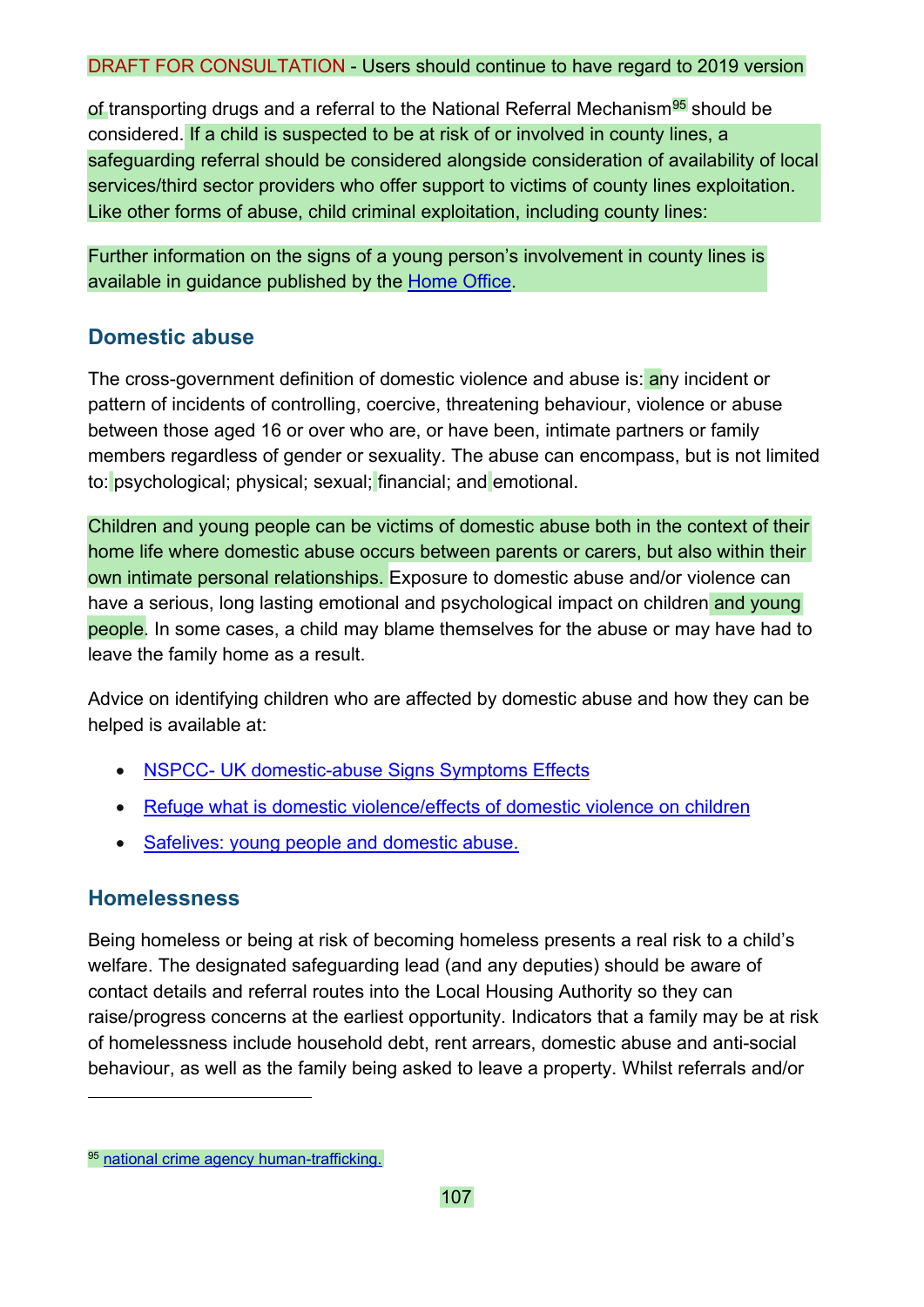of transporting drugs and a referral to the National Referral Mechanism[95] should be considered. If a child is suspected to be at risk of or involved in county lines, a safeguarding referral should be considered alongside consideration of availability of local services/third sector providers who offer support to victims of county lines exploitation. Like other forms of abuse, child criminal exploitation, including county lines:

Further information on the signs of a young person's involvement in county lines is available in guidance published by the Home Office.

## Domestic abuse

The cross-government definition of domestic violence and abuse is: any incident or pattern of incidents of controlling, coercive, threatening behaviour, violence or abuse between those aged 16 or over who are, or have been, intimate partners or family members regardless of gender or sexuality. The abuse can encompass, but is not limited to: psychological; physical; sexual; financial; and emotional.

Children and young people can be victims of domestic abuse both in the context of their home life where domestic abuse occurs between parents or carers, but also within their own intimate personal relationships. Exposure to domestic abuse and/or violence can have a serious, long lasting emotional and psychological impact on children and young people. In some cases, a child may blame themselves for the abuse or may have had to leave the family home as a result.

Advice on identifying children who are affected by domestic abuse and how they can be helped is available at:

- NSPCC- UK domestic-abuse Signs Symptoms Effects
- Refuge what is domestic violence/effects of domestic violence on children
- Safelives: young people and domestic abuse.

## Homelessness

Being homeless or being at risk of becoming homeless presents a real risk to a child's welfare. The designated safeguarding lead (and any deputies) should be aware of contact details and referral routes into the Local Housing Authority so they can raise/progress concerns at the earliest opportunity. Indicators that a family may be at risk of homelessness include household debt, rent arrears, domestic abuse and anti-social behaviour, as well as the family being asked to leave a property. Whilst referrals and/or

[95] national crime agency human-trafficking.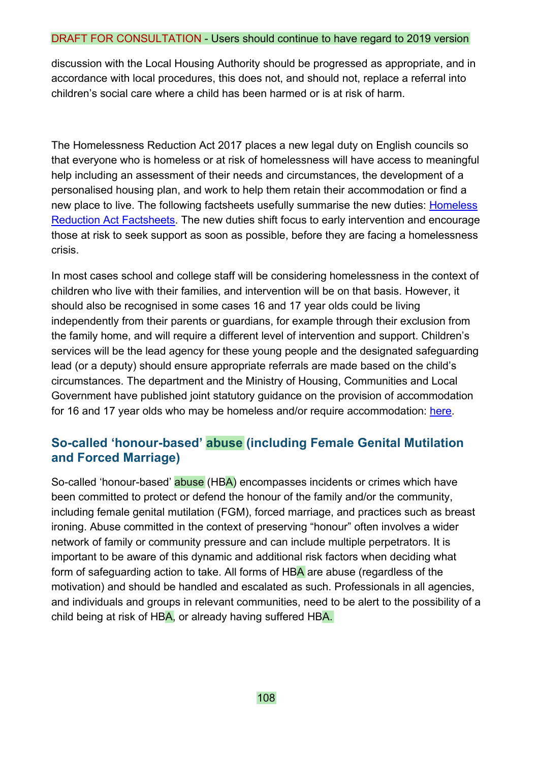discussion with the Local Housing Authority should be progressed as appropriate, and in accordance with local procedures, this does not, and should not, replace a referral into children's social care where a child has been harmed or is at risk of harm.

The Homelessness Reduction Act 2017 places a new legal duty on English councils so that everyone who is homeless or at risk of homelessness will have access to meaningful help including an assessment of their needs and circumstances, the development of a personalised housing plan, and work to help them retain their accommodation or find a new place to live. The following factsheets usefully summarise the new duties: Homeless Reduction Act Factsheets. The new duties shift focus to early intervention and encourage those at risk to seek support as soon as possible, before they are facing a homelessness crisis.

In most cases school and college staff will be considering homelessness in the context of children who live with their families, and intervention will be on that basis. However, it should also be recognised in some cases 16 and 17 year olds could be living independently from their parents or guardians, for example through their exclusion from the family home, and will require a different level of intervention and support. Children's services will be the lead agency for these young people and the designated safeguarding lead (or a deputy) should ensure appropriate referrals are made based on the child's circumstances. The department and the Ministry of Housing, Communities and Local Government have published joint statutory guidance on the provision of accommodation for 16 and 17 year olds who may be homeless and/or require accommodation: here.

## So-called 'honour-based' abuse (including Female Genital Mutilation and Forced Marriage)

So-called 'honour-based' abuse (HBA) encompasses incidents or crimes which have been committed to protect or defend the honour of the family and/or the community, including female genital mutilation (FGM), forced marriage, and practices such as breast ironing. Abuse committed in the context of preserving "honour" often involves a wider network of family or community pressure and can include multiple perpetrators. It is important to be aware of this dynamic and additional risk factors when deciding what form of safeguarding action to take. All forms of HBA are abuse (regardless of the motivation) and should be handled and escalated as such. Professionals in all agencies, and individuals and groups in relevant communities, need to be alert to the possibility of a child being at risk of HBA, or already having suffered HBA.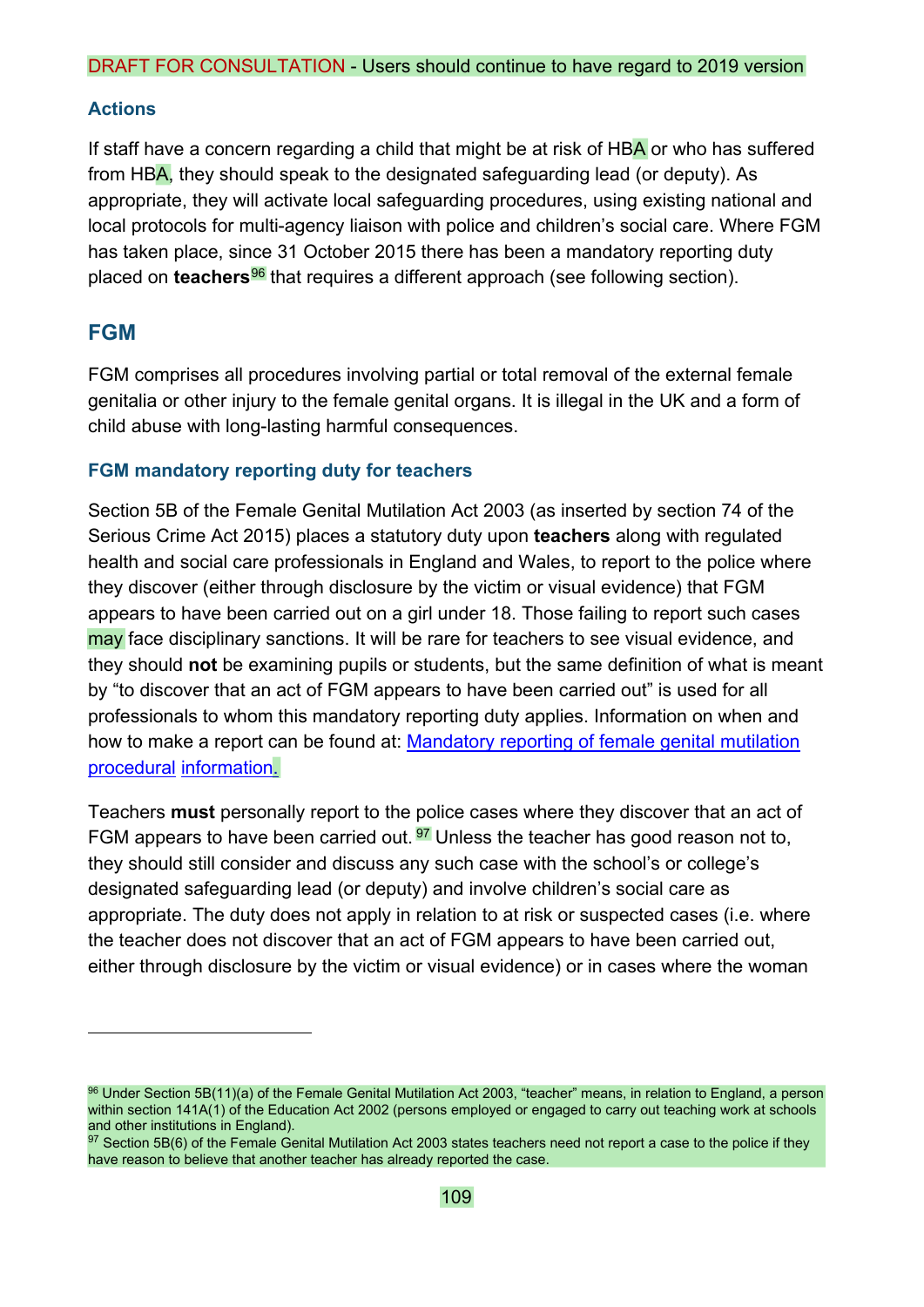DRAFT FOR CONSULTATION - Users should continue to have regard to 2019 version

### Actions

If staff have a concern regarding a child that might be at risk of HBA or who has suffered from HBA, they should speak to the designated safeguarding lead (or deputy). As appropriate, they will activate local safeguarding procedures, using existing national and local protocols for multi-agency liaison with police and children's social care. Where FGM has taken place, since 31 October 2015 there has been a mandatory reporting duty placed on **teachers**[96] that requires a different approach (see following section).

## FGM

FGM comprises all procedures involving partial or total removal of the external female genitalia or other injury to the female genital organs. It is illegal in the UK and a form of child abuse with long-lasting harmful consequences.

### FGM mandatory reporting duty for teachers

Section 5B of the Female Genital Mutilation Act 2003 (as inserted by section 74 of the Serious Crime Act 2015) places a statutory duty upon **teachers** along with regulated health and social care professionals in England and Wales, to report to the police where they discover (either through disclosure by the victim or visual evidence) that FGM appears to have been carried out on a girl under 18. Those failing to report such cases may face disciplinary sanctions. It will be rare for teachers to see visual evidence, and they should **not** be examining pupils or students, but the same definition of what is meant by "to discover that an act of FGM appears to have been carried out" is used for all professionals to whom this mandatory reporting duty applies. Information on when and how to make a report can be found at: [Mandatory reporting of female genital mutilation procedural information](#).

Teachers **must** personally report to the police cases where they discover that an act of FGM appears to have been carried out.[97] Unless the teacher has good reason not to, they should still consider and discuss any such case with the school's or college's designated safeguarding lead (or deputy) and involve children's social care as appropriate. The duty does not apply in relation to at risk or suspected cases (i.e. where the teacher does not discover that an act of FGM appears to have been carried out, either through disclosure by the victim or visual evidence) or in cases where the woman

---

[96] Under Section 5B(11)(a) of the Female Genital Mutilation Act 2003, "teacher" means, in relation to England, a person within section 141A(1) of the Education Act 2002 (persons employed or engaged to carry out teaching work at schools and other institutions in England).

[97] Section 5B(6) of the Female Genital Mutilation Act 2003 states teachers need not report a case to the police if they have reason to believe that another teacher has already reported the case.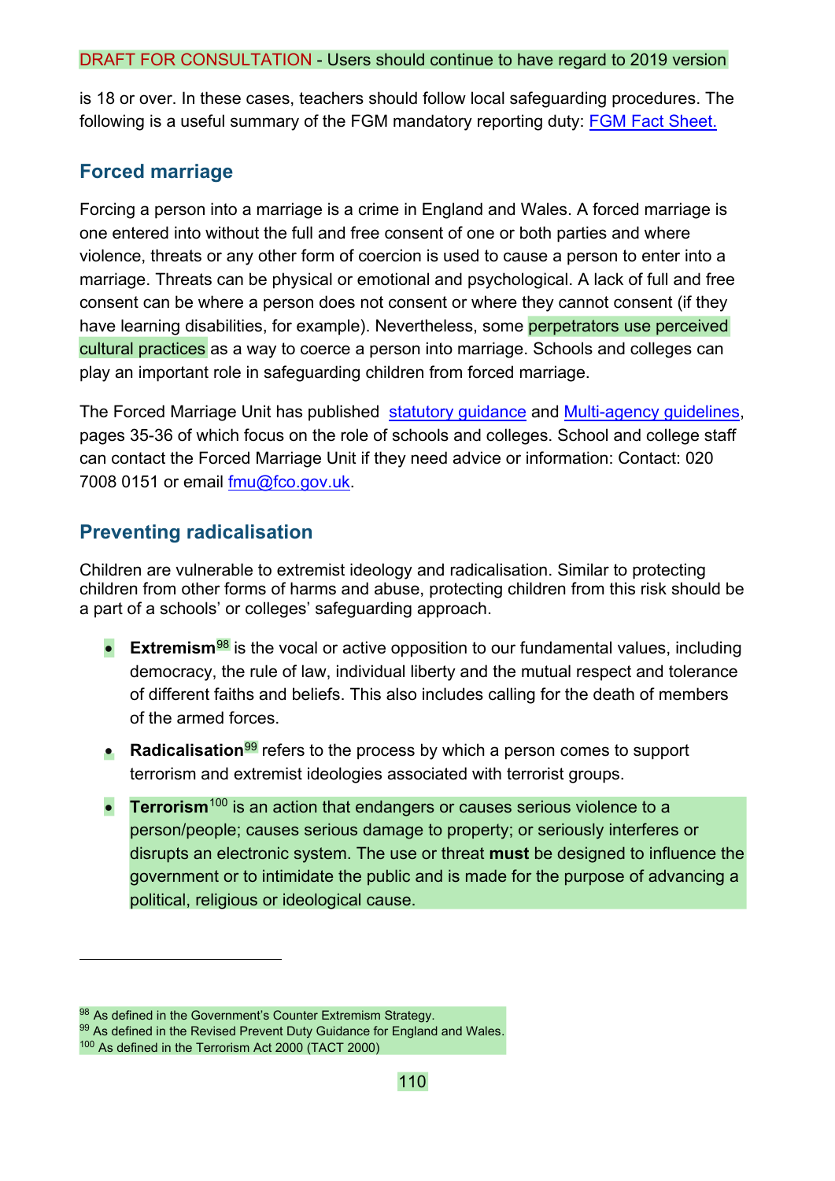is 18 or over. In these cases, teachers should follow local safeguarding procedures. The following is a useful summary of the FGM mandatory reporting duty: [FGM Fact Sheet.](FGM Fact Sheet.)

## Forced marriage

Forcing a person into a marriage is a crime in England and Wales. A forced marriage is one entered into without the full and free consent of one or both parties and where violence, threats or any other form of coercion is used to cause a person to enter into a marriage. Threats can be physical or emotional and psychological. A lack of full and free consent can be where a person does not consent or where they cannot consent (if they have learning disabilities, for example). Nevertheless, some perpetrators use perceived cultural practices as a way to coerce a person into marriage. Schools and colleges can play an important role in safeguarding children from forced marriage.

The Forced Marriage Unit has published statutory guidance and Multi-agency guidelines, pages 35-36 of which focus on the role of schools and colleges. School and college staff can contact the Forced Marriage Unit if they need advice or information: Contact: 020 7008 0151 or email fmu@fco.gov.uk.

## Preventing radicalisation

Children are vulnerable to extremist ideology and radicalisation. Similar to protecting children from other forms of harms and abuse, protecting children from this risk should be a part of a schools' or colleges' safeguarding approach.

- **Extremism**[98] is the vocal or active opposition to our fundamental values, including democracy, the rule of law, individual liberty and the mutual respect and tolerance of different faiths and beliefs. This also includes calling for the death of members of the armed forces.
- **Radicalisation**[99] refers to the process by which a person comes to support terrorism and extremist ideologies associated with terrorist groups.
- **Terrorism**[100] is an action that endangers or causes serious violence to a person/people; causes serious damage to property; or seriously interferes or disrupts an electronic system. The use or threat **must** be designed to influence the government or to intimidate the public and is made for the purpose of advancing a political, religious or ideological cause.

---

[98] As defined in the Government's Counter Extremism Strategy.
[99] As defined in the Revised Prevent Duty Guidance for England and Wales.
[100] As defined in the Terrorism Act 2000 (TACT 2000)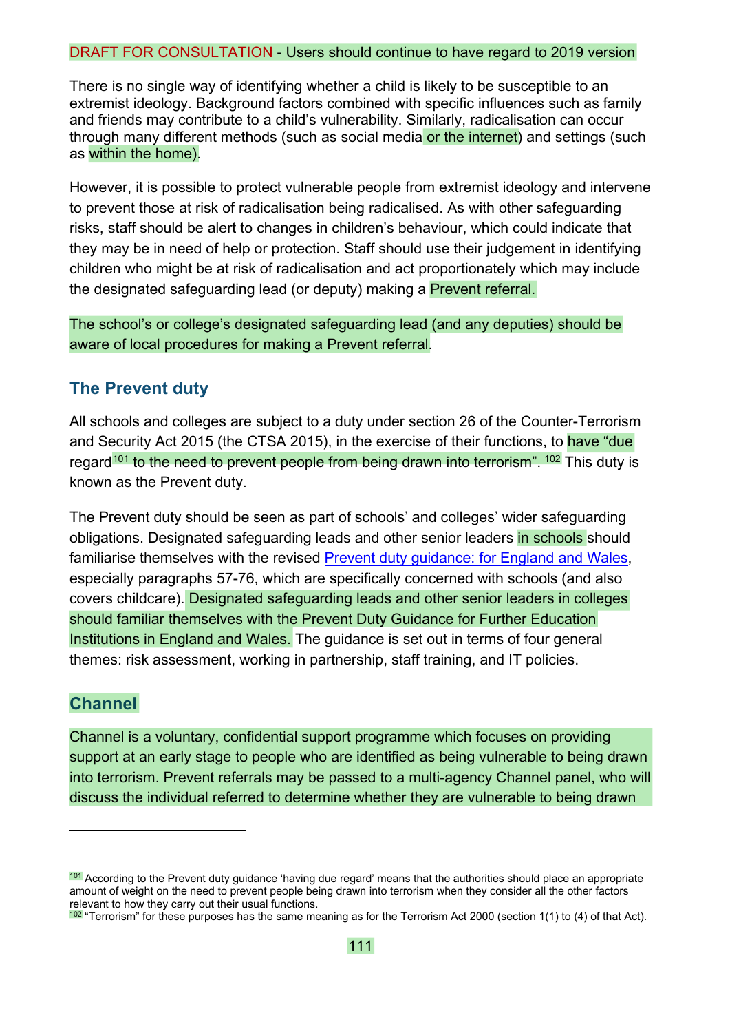DRAFT FOR CONSULTATION - Users should continue to have regard to 2019 version

There is no single way of identifying whether a child is likely to be susceptible to an extremist ideology. Background factors combined with specific influences such as family and friends may contribute to a child's vulnerability. Similarly, radicalisation can occur through many different methods (such as social media or the internet) and settings (such as within the home).

However, it is possible to protect vulnerable people from extremist ideology and intervene to prevent those at risk of radicalisation being radicalised. As with other safeguarding risks, staff should be alert to changes in children's behaviour, which could indicate that they may be in need of help or protection. Staff should use their judgement in identifying children who might be at risk of radicalisation and act proportionately which may include the designated safeguarding lead (or deputy) making a Prevent referral.

The school's or college's designated safeguarding lead (and any deputies) should be aware of local procedures for making a Prevent referral.

## The Prevent duty

All schools and colleges are subject to a duty under section 26 of the Counter-Terrorism and Security Act 2015 (the CTSA 2015), in the exercise of their functions, to have "due regard[101] to the need to prevent people from being drawn into terrorism". [102] This duty is known as the Prevent duty.

The Prevent duty should be seen as part of schools' and colleges' wider safeguarding obligations. Designated safeguarding leads and other senior leaders in schools should familiarise themselves with the revised Prevent duty guidance: for England and Wales, especially paragraphs 57-76, which are specifically concerned with schools (and also covers childcare). Designated safeguarding leads and other senior leaders in colleges should familiar themselves with the Prevent Duty Guidance for Further Education Institutions in England and Wales. The guidance is set out in terms of four general themes: risk assessment, working in partnership, staff training, and IT policies.

## Channel

Channel is a voluntary, confidential support programme which focuses on providing support at an early stage to people who are identified as being vulnerable to being drawn into terrorism. Prevent referrals may be passed to a multi-agency Channel panel, who will discuss the individual referred to determine whether they are vulnerable to being drawn

---

[101] According to the Prevent duty guidance 'having due regard' means that the authorities should place an appropriate amount of weight on the need to prevent people being drawn into terrorism when they consider all the other factors relevant to how they carry out their usual functions.

[102] "Terrorism" for these purposes has the same meaning as for the Terrorism Act 2000 (section 1(1) to (4) of that Act).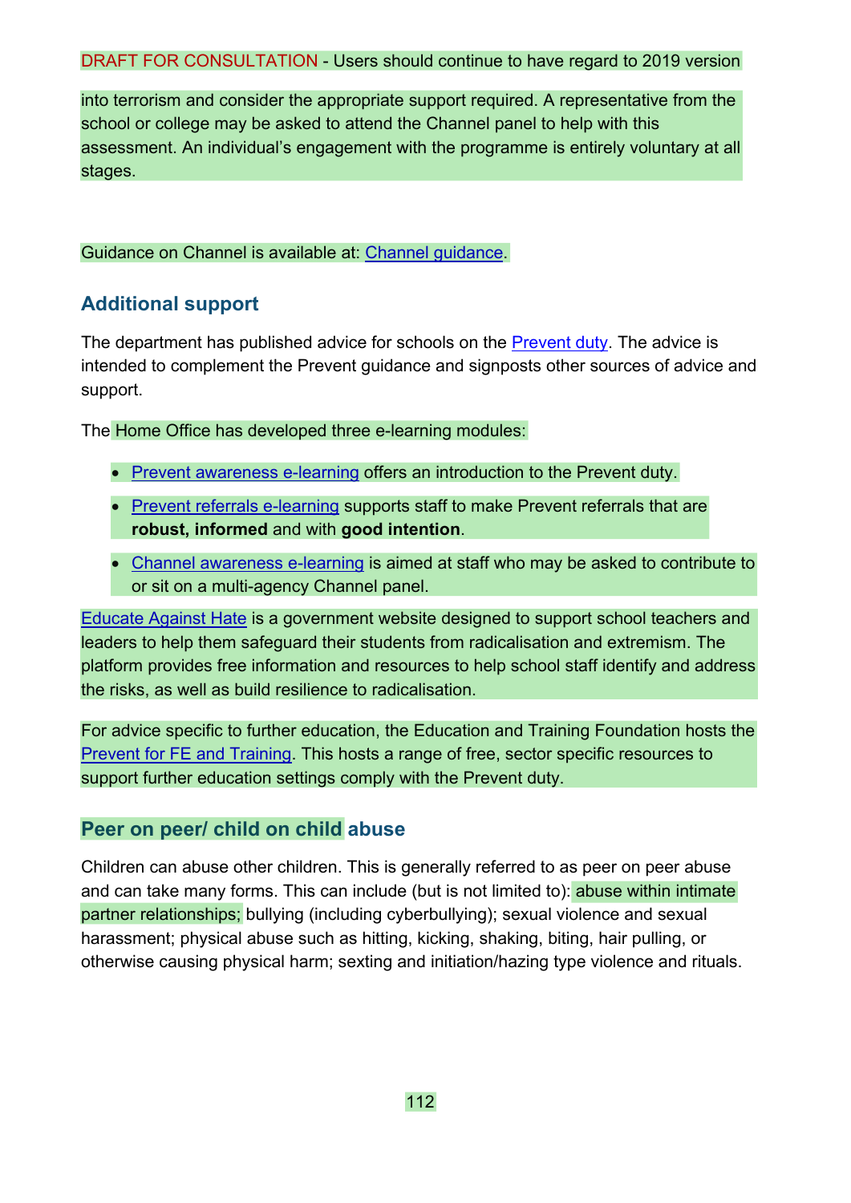into terrorism and consider the appropriate support required. A representative from the school or college may be asked to attend the Channel panel to help with this assessment. An individual's engagement with the programme is entirely voluntary at all stages.

Guidance on Channel is available at: Channel guidance.

## Additional support

The department has published advice for schools on the Prevent duty. The advice is intended to complement the Prevent guidance and signposts other sources of advice and support.

The Home Office has developed three e-learning modules:

- Prevent awareness e-learning offers an introduction to the Prevent duty.
- Prevent referrals e-learning supports staff to make Prevent referrals that are **robust, informed** and with **good intention**.
- Channel awareness e-learning is aimed at staff who may be asked to contribute to or sit on a multi-agency Channel panel.

Educate Against Hate is a government website designed to support school teachers and leaders to help them safeguard their students from radicalisation and extremism. The platform provides free information and resources to help school staff identify and address the risks, as well as build resilience to radicalisation.

For advice specific to further education, the Education and Training Foundation hosts the Prevent for FE and Training. This hosts a range of free, sector specific resources to support further education settings comply with the Prevent duty.

## Peer on peer/ child on child abuse

Children can abuse other children. This is generally referred to as peer on peer abuse and can take many forms. This can include (but is not limited to): abuse within intimate partner relationships; bullying (including cyberbullying); sexual violence and sexual harassment; physical abuse such as hitting, kicking, shaking, biting, hair pulling, or otherwise causing physical harm; sexting and initiation/hazing type violence and rituals.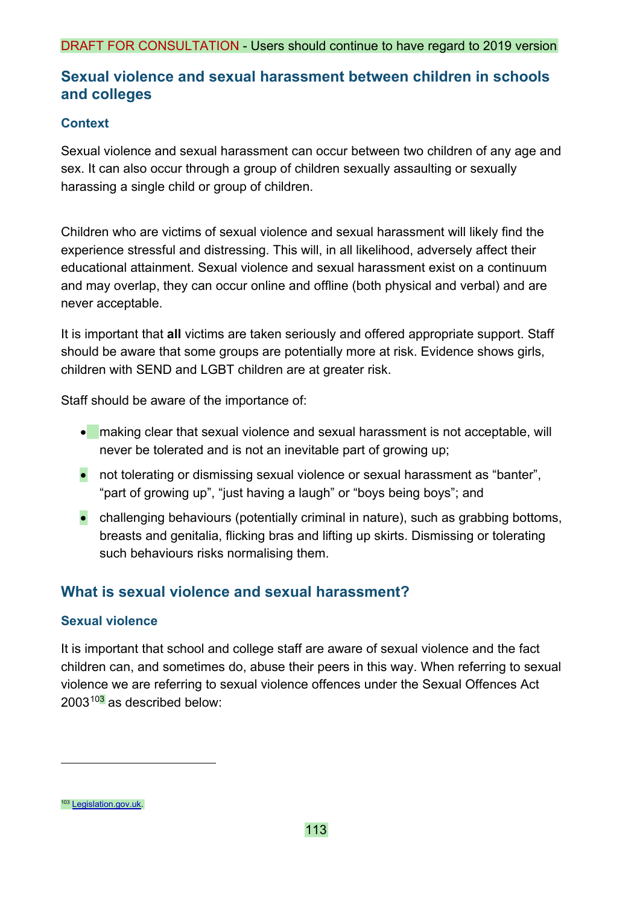DRAFT FOR CONSULTATION - Users should continue to have regard to 2019 version

## Sexual violence and sexual harassment between children in schools and colleges

### Context

Sexual violence and sexual harassment can occur between two children of any age and sex. It can also occur through a group of children sexually assaulting or sexually harassing a single child or group of children.

Children who are victims of sexual violence and sexual harassment will likely find the experience stressful and distressing. This will, in all likelihood, adversely affect their educational attainment. Sexual violence and sexual harassment exist on a continuum and may overlap, they can occur online and offline (both physical and verbal) and are never acceptable.

It is important that **all** victims are taken seriously and offered appropriate support. Staff should be aware that some groups are potentially more at risk. Evidence shows girls, children with SEND and LGBT children are at greater risk.

Staff should be aware of the importance of:

- making clear that sexual violence and sexual harassment is not acceptable, will never be tolerated and is not an inevitable part of growing up;
- not tolerating or dismissing sexual violence or sexual harassment as "banter", "part of growing up", "just having a laugh" or "boys being boys"; and
- challenging behaviours (potentially criminal in nature), such as grabbing bottoms, breasts and genitalia, flicking bras and lifting up skirts. Dismissing or tolerating such behaviours risks normalising them.

## What is sexual violence and sexual harassment?

### Sexual violence

It is important that school and college staff are aware of sexual violence and the fact children can, and sometimes do, abuse their peers in this way. When referring to sexual violence we are referring to sexual violence offences under the Sexual Offences Act 2003[103] as described below:

---

[103] Legislation.gov.uk.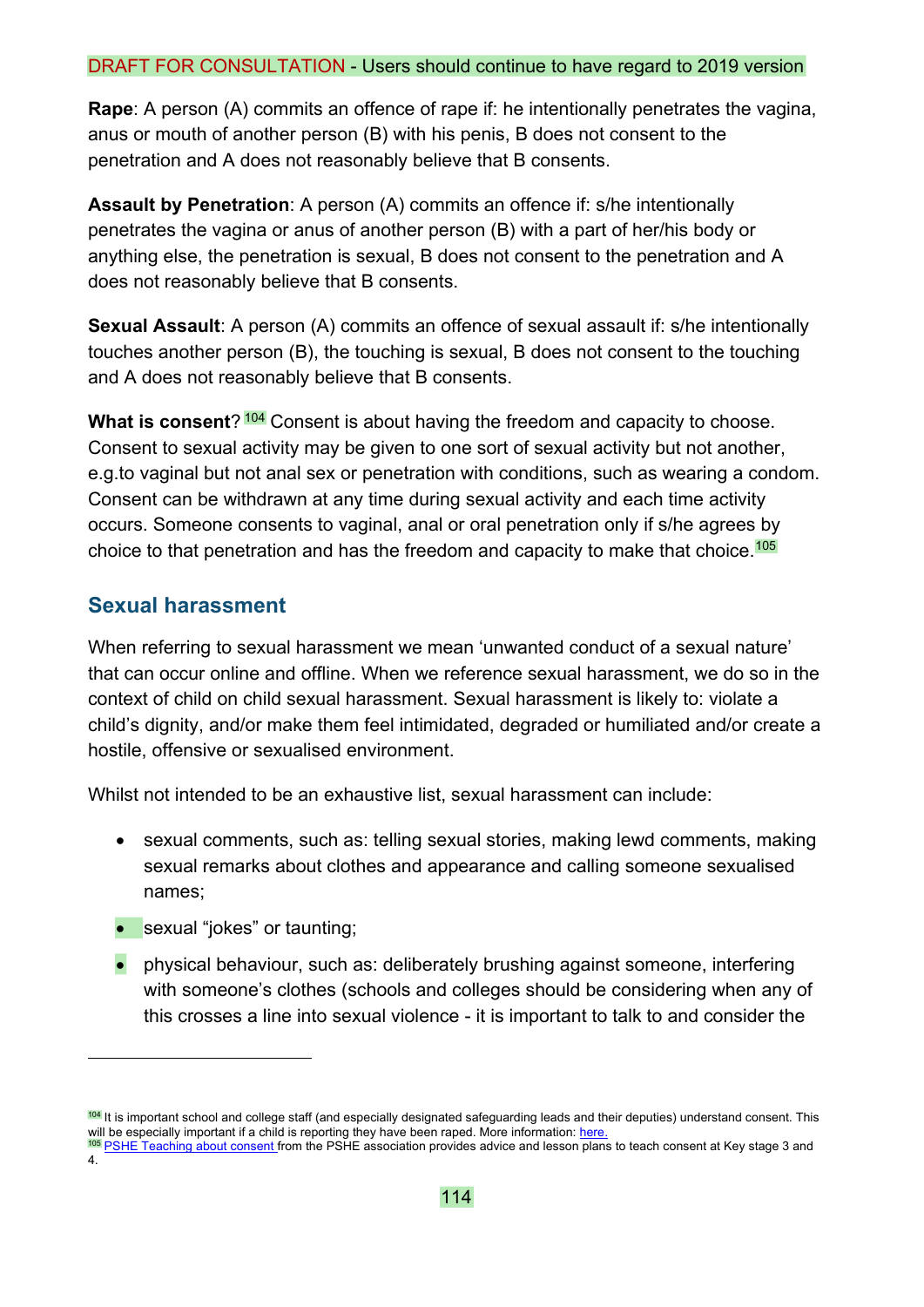DRAFT FOR CONSULTATION - Users should continue to have regard to 2019 version

**Rape**: A person (A) commits an offence of rape if: he intentionally penetrates the vagina, anus or mouth of another person (B) with his penis, B does not consent to the penetration and A does not reasonably believe that B consents.

**Assault by Penetration**: A person (A) commits an offence if: s/he intentionally penetrates the vagina or anus of another person (B) with a part of her/his body or anything else, the penetration is sexual, B does not consent to the penetration and A does not reasonably believe that B consents.

**Sexual Assault**: A person (A) commits an offence of sexual assault if: s/he intentionally touches another person (B), the touching is sexual, B does not consent to the touching and A does not reasonably believe that B consents.

**What is consent**?[104] Consent is about having the freedom and capacity to choose. Consent to sexual activity may be given to one sort of sexual activity but not another, e.g.to vaginal but not anal sex or penetration with conditions, such as wearing a condom. Consent can be withdrawn at any time during sexual activity and each time activity occurs. Someone consents to vaginal, anal or oral penetration only if s/he agrees by choice to that penetration and has the freedom and capacity to make that choice.[105]

## Sexual harassment

When referring to sexual harassment we mean 'unwanted conduct of a sexual nature' that can occur online and offline. When we reference sexual harassment, we do so in the context of child on child sexual harassment. Sexual harassment is likely to: violate a child's dignity, and/or make them feel intimidated, degraded or humiliated and/or create a hostile, offensive or sexualised environment.

Whilst not intended to be an exhaustive list, sexual harassment can include:

- sexual comments, such as: telling sexual stories, making lewd comments, making sexual remarks about clothes and appearance and calling someone sexualised names;
- sexual "jokes" or taunting;
- physical behaviour, such as: deliberately brushing against someone, interfering with someone's clothes (schools and colleges should be considering when any of this crosses a line into sexual violence - it is important to talk to and consider the

[104] It is important school and college staff (and especially designated safeguarding leads and their deputies) understand consent. This will be especially important if a child is reporting they have been raped. More information: here.

[105] PSHE Teaching about consent from the PSHE association provides advice and lesson plans to teach consent at Key stage 3 and 4.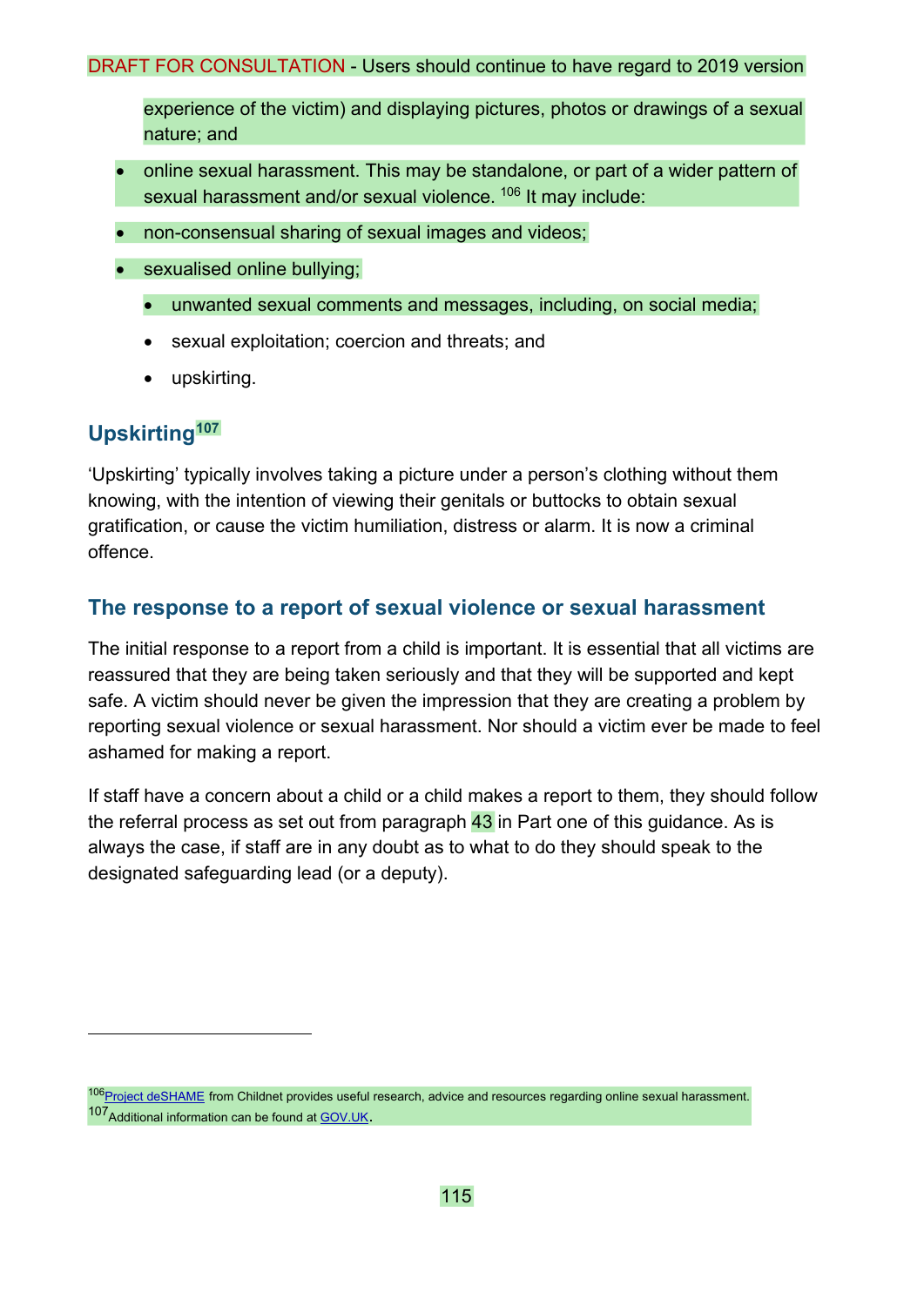experience of the victim) and displaying pictures, photos or drawings of a sexual nature; and

- online sexual harassment. This may be standalone, or part of a wider pattern of sexual harassment and/or sexual violence.[106] It may include:
- non-consensual sharing of sexual images and videos;
- sexualised online bullying;
  - unwanted sexual comments and messages, including, on social media;
  - sexual exploitation; coercion and threats; and
  - upskirting.

## Upskirting[107]

'Upskirting' typically involves taking a picture under a person's clothing without them knowing, with the intention of viewing their genitals or buttocks to obtain sexual gratification, or cause the victim humiliation, distress or alarm. It is now a criminal offence.

## The response to a report of sexual violence or sexual harassment

The initial response to a report from a child is important. It is essential that all victims are reassured that they are being taken seriously and that they will be supported and kept safe. A victim should never be given the impression that they are creating a problem by reporting sexual violence or sexual harassment. Nor should a victim ever be made to feel ashamed for making a report.

If staff have a concern about a child or a child makes a report to them, they should follow the referral process as set out from paragraph 43 in Part one of this guidance. As is always the case, if staff are in any doubt as to what to do they should speak to the designated safeguarding lead (or a deputy).

---

[106] Project deSHAME from Childnet provides useful research, advice and resources regarding online sexual harassment.

[107] Additional information can be found at GOV.UK.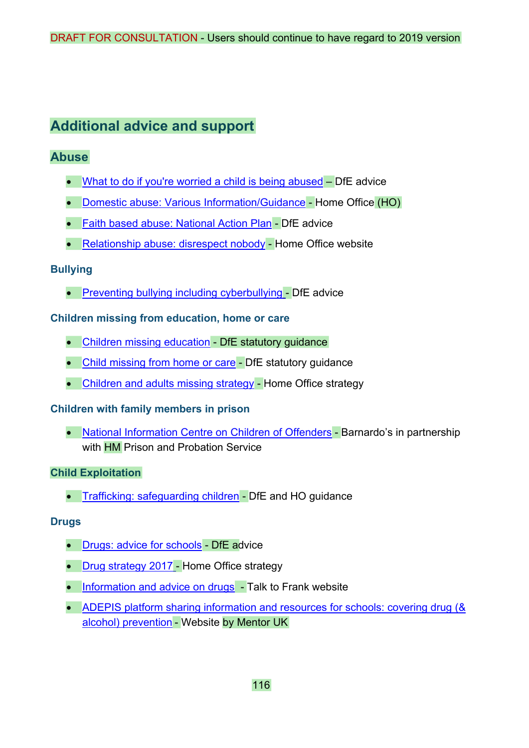DRAFT FOR CONSULTATION - Users should continue to have regard to 2019 version

## Additional advice and support

### Abuse

- What to do if you're worried a child is being abused – DfE advice
- Domestic abuse: Various Information/Guidance - Home Office (HO)
- Faith based abuse: National Action Plan - DfE advice
- Relationship abuse: disrespect nobody - Home Office website

#### Bullying

- Preventing bullying including cyberbullying - DfE advice

#### Children missing from education, home or care

- Children missing education - DfE statutory guidance
- Child missing from home or care - DfE statutory guidance
- Children and adults missing strategy - Home Office strategy

#### Children with family members in prison

- National Information Centre on Children of Offenders - Barnardo's in partnership with HM Prison and Probation Service

#### Child Exploitation

- Trafficking: safeguarding children - DfE and HO guidance

#### Drugs

- Drugs: advice for schools - DfE advice
- Drug strategy 2017 - Home Office strategy
- Information and advice on drugs - Talk to Frank website
- ADEPIS platform sharing information and resources for schools: covering drug (& alcohol) prevention - Website by Mentor UK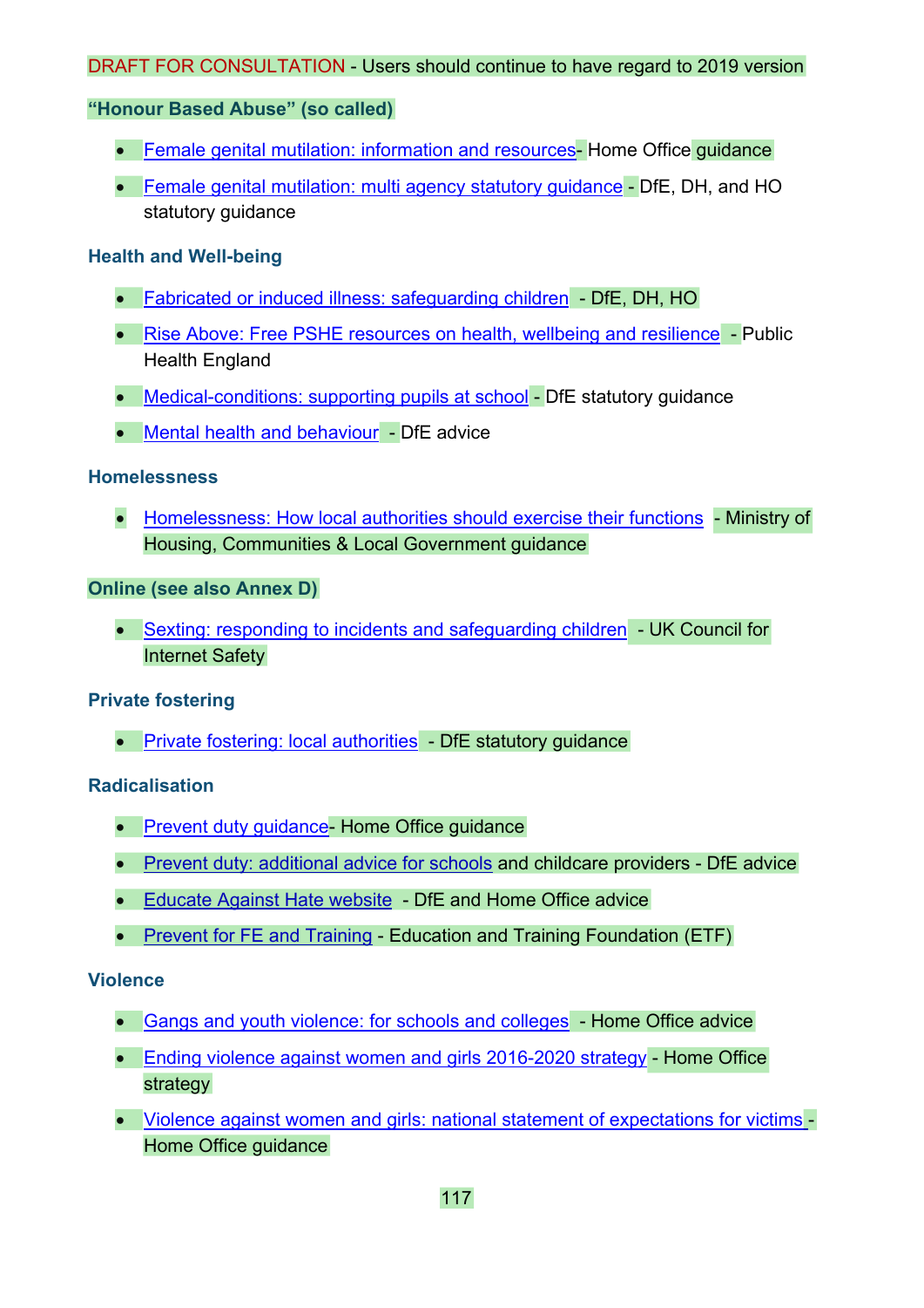DRAFT FOR CONSULTATION - Users should continue to have regard to 2019 version

**"Honour Based Abuse" (so called)**

- Female genital mutilation: information and resources- Home Office guidance
- Female genital mutilation: multi agency statutory guidance - DfE, DH, and HO statutory guidance

**Health and Well-being**

- Fabricated or induced illness: safeguarding children - DfE, DH, HO
- Rise Above: Free PSHE resources on health, wellbeing and resilience - Public Health England
- Medical-conditions: supporting pupils at school - DfE statutory guidance
- Mental health and behaviour - DfE advice

**Homelessness**

- Homelessness: How local authorities should exercise their functions - Ministry of Housing, Communities & Local Government guidance

**Online (see also Annex D)**

- Sexting: responding to incidents and safeguarding children - UK Council for Internet Safety

**Private fostering**

- Private fostering: local authorities - DfE statutory guidance

**Radicalisation**

- Prevent duty guidance- Home Office guidance
- Prevent duty: additional advice for schools and childcare providers - DfE advice
- Educate Against Hate website - DfE and Home Office advice
- Prevent for FE and Training - Education and Training Foundation (ETF)

**Violence**

- Gangs and youth violence: for schools and colleges - Home Office advice
- Ending violence against women and girls 2016-2020 strategy - Home Office strategy
- Violence against women and girls: national statement of expectations for victims - Home Office guidance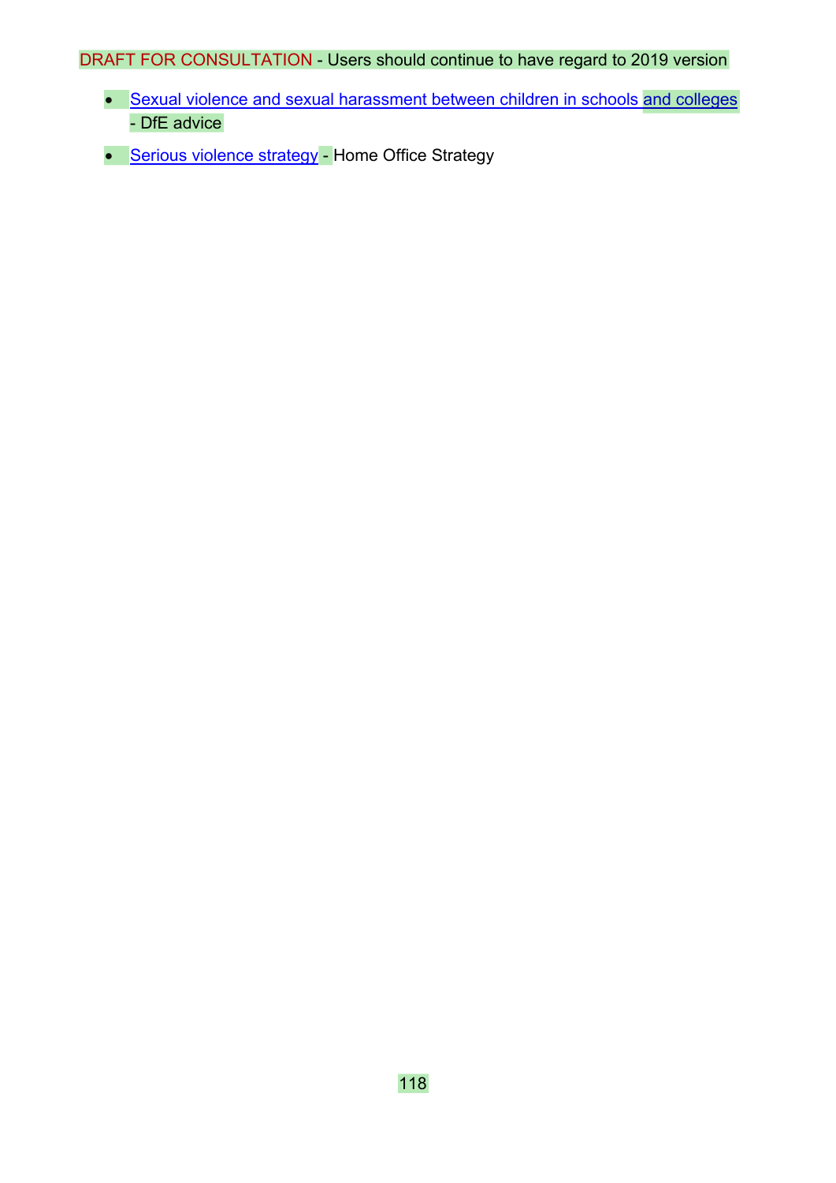DRAFT FOR CONSULTATION - Users should continue to have regard to 2019 version

- Sexual violence and sexual harassment between children in schools and colleges - DfE advice
- Serious violence strategy - Home Office Strategy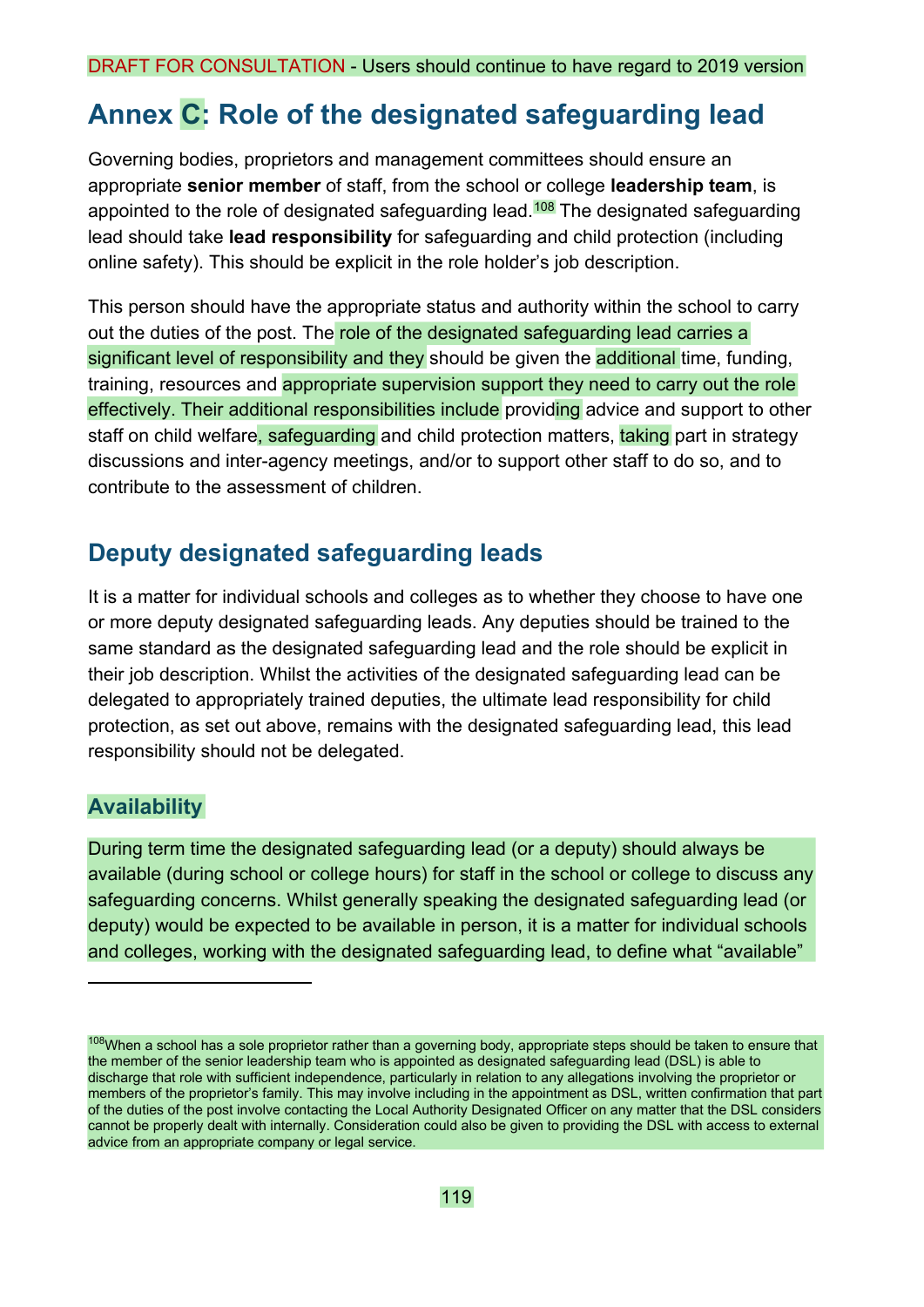DRAFT FOR CONSULTATION - Users should continue to have regard to 2019 version

# Annex C: Role of the designated safeguarding lead

Governing bodies, proprietors and management committees should ensure an appropriate **senior member** of staff, from the school or college **leadership team**, is appointed to the role of designated safeguarding lead.[108] The designated safeguarding lead should take **lead responsibility** for safeguarding and child protection (including online safety). This should be explicit in the role holder's job description.

This person should have the appropriate status and authority within the school to carry out the duties of the post. The role of the designated safeguarding lead carries a significant level of responsibility and they should be given the additional time, funding, training, resources and appropriate supervision support they need to carry out the role effectively. Their additional responsibilities include providing advice and support to other staff on child welfare, safeguarding and child protection matters, taking part in strategy discussions and inter-agency meetings, and/or to support other staff to do so, and to contribute to the assessment of children.

## Deputy designated safeguarding leads

It is a matter for individual schools and colleges as to whether they choose to have one or more deputy designated safeguarding leads. Any deputies should be trained to the same standard as the designated safeguarding lead and the role should be explicit in their job description. Whilst the activities of the designated safeguarding lead can be delegated to appropriately trained deputies, the ultimate lead responsibility for child protection, as set out above, remains with the designated safeguarding lead, this lead responsibility should not be delegated.

### Availability

During term time the designated safeguarding lead (or a deputy) should always be available (during school or college hours) for staff in the school or college to discuss any safeguarding concerns. Whilst generally speaking the designated safeguarding lead (or deputy) would be expected to be available in person, it is a matter for individual schools and colleges, working with the designated safeguarding lead, to define what "available"

---

[108] When a school has a sole proprietor rather than a governing body, appropriate steps should be taken to ensure that the member of the senior leadership team who is appointed as designated safeguarding lead (DSL) is able to discharge that role with sufficient independence, particularly in relation to any allegations involving the proprietor or members of the proprietor's family. This may involve including in the appointment as DSL, written confirmation that part of the duties of the post involve contacting the Local Authority Designated Officer on any matter that the DSL considers cannot be properly dealt with internally. Consideration could also be given to providing the DSL with access to external advice from an appropriate company or legal service.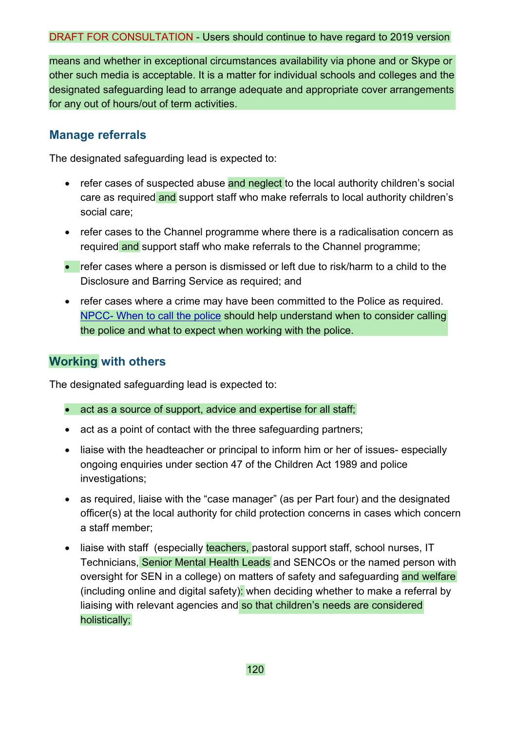DRAFT FOR CONSULTATION - Users should continue to have regard to 2019 version

means and whether in exceptional circumstances availability via phone and or Skype or other such media is acceptable. It is a matter for individual schools and colleges and the designated safeguarding lead to arrange adequate and appropriate cover arrangements for any out of hours/out of term activities.

## Manage referrals

The designated safeguarding lead is expected to:

- refer cases of suspected abuse and neglect to the local authority children's social care as required and support staff who make referrals to local authority children's social care;
- refer cases to the Channel programme where there is a radicalisation concern as required and support staff who make referrals to the Channel programme;
- refer cases where a person is dismissed or left due to risk/harm to a child to the Disclosure and Barring Service as required; and
- refer cases where a crime may have been committed to the Police as required. NPCC- When to call the police should help understand when to consider calling the police and what to expect when working with the police.

## Working with others

The designated safeguarding lead is expected to:

- act as a source of support, advice and expertise for all staff;
- act as a point of contact with the three safeguarding partners;
- liaise with the headteacher or principal to inform him or her of issues- especially ongoing enquiries under section 47 of the Children Act 1989 and police investigations;
- as required, liaise with the "case manager" (as per Part four) and the designated officer(s) at the local authority for child protection concerns in cases which concern a staff member;
- liaise with staff (especially teachers, pastoral support staff, school nurses, IT Technicians, Senior Mental Health Leads and SENCOs or the named person with oversight for SEN in a college) on matters of safety and safeguarding and welfare (including online and digital safety): when deciding whether to make a referral by liaising with relevant agencies and so that children's needs are considered holistically;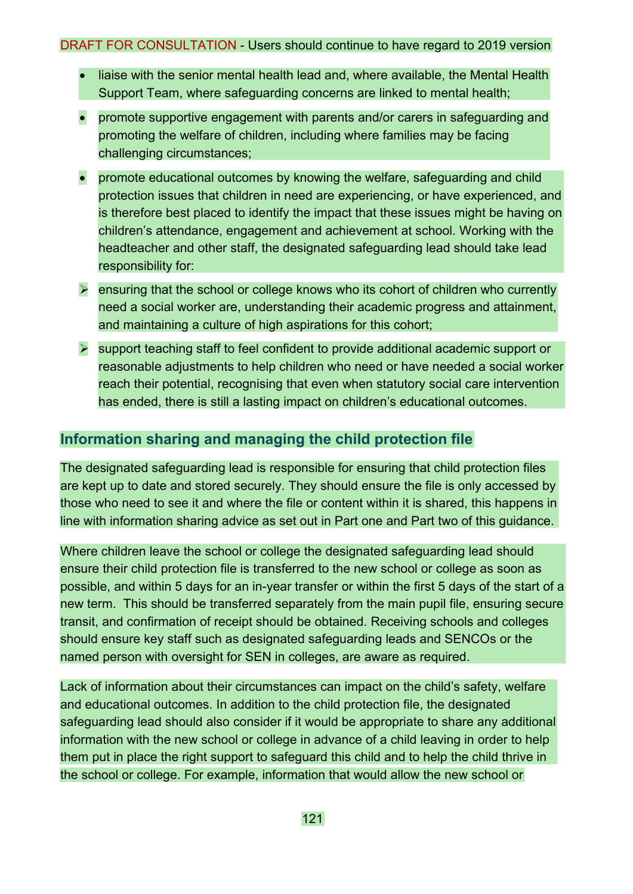DRAFT FOR CONSULTATION - Users should continue to have regard to 2019 version

- liaise with the senior mental health lead and, where available, the Mental Health Support Team, where safeguarding concerns are linked to mental health;
- promote supportive engagement with parents and/or carers in safeguarding and promoting the welfare of children, including where families may be facing challenging circumstances;
- promote educational outcomes by knowing the welfare, safeguarding and child protection issues that children in need are experiencing, or have experienced, and is therefore best placed to identify the impact that these issues might be having on children's attendance, engagement and achievement at school. Working with the headteacher and other staff, the designated safeguarding lead should take lead responsibility for:
  - ensuring that the school or college knows who its cohort of children who currently need a social worker are, understanding their academic progress and attainment, and maintaining a culture of high aspirations for this cohort;
  - support teaching staff to feel confident to provide additional academic support or reasonable adjustments to help children who need or have needed a social worker reach their potential, recognising that even when statutory social care intervention has ended, there is still a lasting impact on children's educational outcomes.

## Information sharing and managing the child protection file

The designated safeguarding lead is responsible for ensuring that child protection files are kept up to date and stored securely. They should ensure the file is only accessed by those who need to see it and where the file or content within it is shared, this happens in line with information sharing advice as set out in Part one and Part two of this guidance.

Where children leave the school or college the designated safeguarding lead should ensure their child protection file is transferred to the new school or college as soon as possible, and within 5 days for an in-year transfer or within the first 5 days of the start of a new term. This should be transferred separately from the main pupil file, ensuring secure transit, and confirmation of receipt should be obtained. Receiving schools and colleges should ensure key staff such as designated safeguarding leads and SENCOs or the named person with oversight for SEN in colleges, are aware as required.

Lack of information about their circumstances can impact on the child's safety, welfare and educational outcomes. In addition to the child protection file, the designated safeguarding lead should also consider if it would be appropriate to share any additional information with the new school or college in advance of a child leaving in order to help them put in place the right support to safeguard this child and to help the child thrive in the school or college. For example, information that would allow the new school or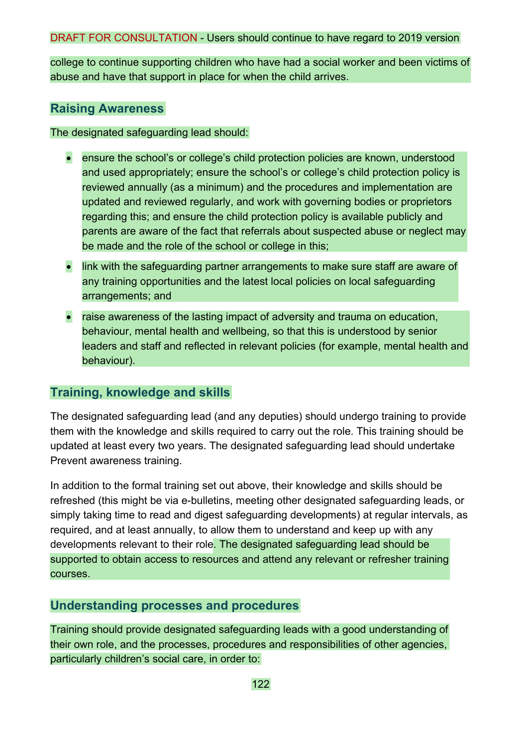college to continue supporting children who have had a social worker and been victims of abuse and have that support in place for when the child arrives.

## Raising Awareness

The designated safeguarding lead should:

- ensure the school's or college's child protection policies are known, understood and used appropriately; ensure the school's or college's child protection policy is reviewed annually (as a minimum) and the procedures and implementation are updated and reviewed regularly, and work with governing bodies or proprietors regarding this; and ensure the child protection policy is available publicly and parents are aware of the fact that referrals about suspected abuse or neglect may be made and the role of the school or college in this;
- link with the safeguarding partner arrangements to make sure staff are aware of any training opportunities and the latest local policies on local safeguarding arrangements; and
- raise awareness of the lasting impact of adversity and trauma on education, behaviour, mental health and wellbeing, so that this is understood by senior leaders and staff and reflected in relevant policies (for example, mental health and behaviour).

## Training, knowledge and skills

The designated safeguarding lead (and any deputies) should undergo training to provide them with the knowledge and skills required to carry out the role. This training should be updated at least every two years. The designated safeguarding lead should undertake Prevent awareness training.

In addition to the formal training set out above, their knowledge and skills should be refreshed (this might be via e-bulletins, meeting other designated safeguarding leads, or simply taking time to read and digest safeguarding developments) at regular intervals, as required, and at least annually, to allow them to understand and keep up with any developments relevant to their role. The designated safeguarding lead should be supported to obtain access to resources and attend any relevant or refresher training courses.

## Understanding processes and procedures

Training should provide designated safeguarding leads with a good understanding of their own role, and the processes, procedures and responsibilities of other agencies, particularly children's social care, in order to: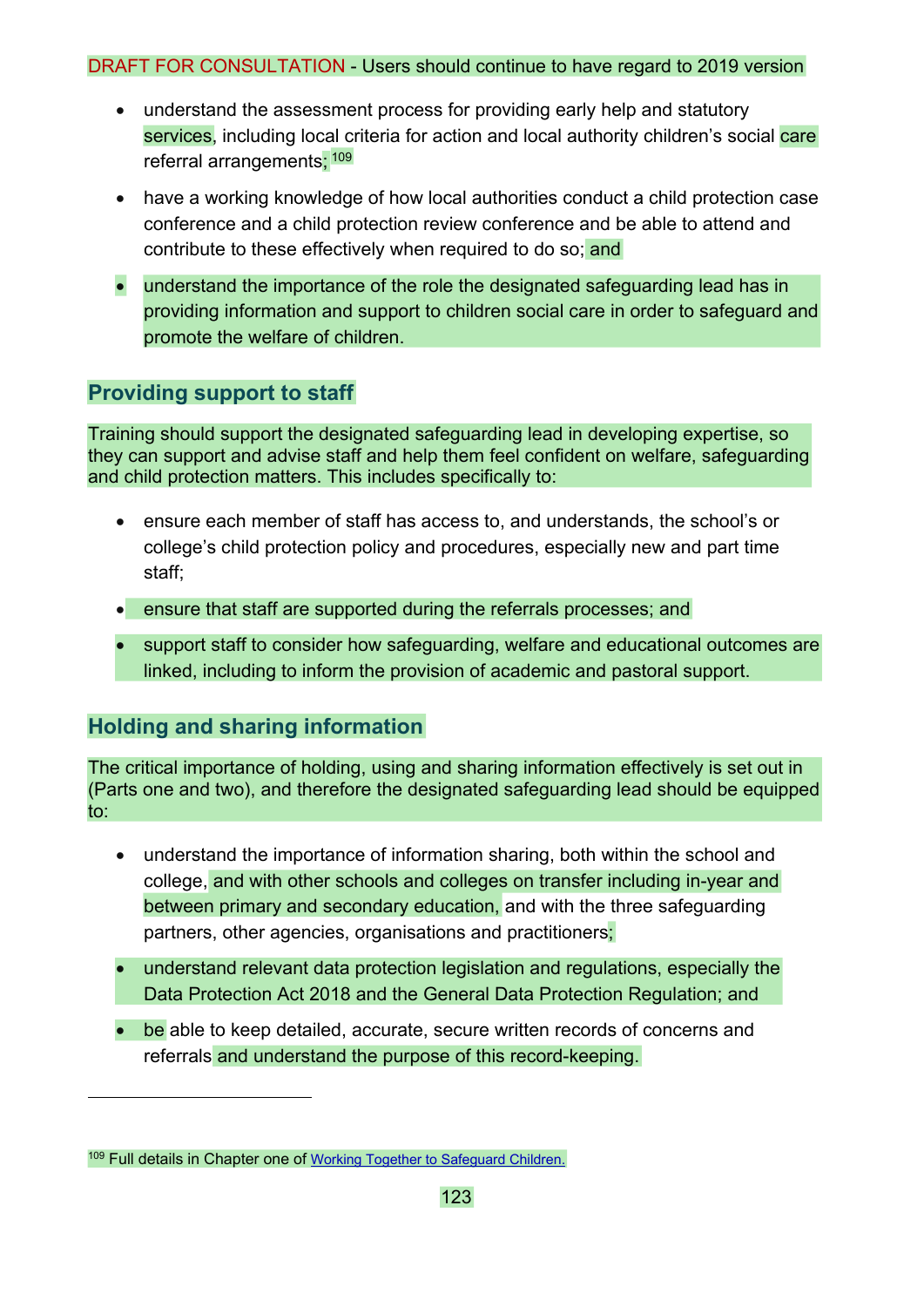DRAFT FOR CONSULTATION - Users should continue to have regard to 2019 version

- understand the assessment process for providing early help and statutory services, including local criteria for action and local authority children's social care referral arrangements; [109]
- have a working knowledge of how local authorities conduct a child protection case conference and a child protection review conference and be able to attend and contribute to these effectively when required to do so; and
- understand the importance of the role the designated safeguarding lead has in providing information and support to children social care in order to safeguard and promote the welfare of children.

## Providing support to staff

Training should support the designated safeguarding lead in developing expertise, so they can support and advise staff and help them feel confident on welfare, safeguarding and child protection matters. This includes specifically to:

- ensure each member of staff has access to, and understands, the school's or college's child protection policy and procedures, especially new and part time staff;
- ensure that staff are supported during the referrals processes; and
- support staff to consider how safeguarding, welfare and educational outcomes are linked, including to inform the provision of academic and pastoral support.

## Holding and sharing information

The critical importance of holding, using and sharing information effectively is set out in (Parts one and two), and therefore the designated safeguarding lead should be equipped to:

- understand the importance of information sharing, both within the school and college, and with other schools and colleges on transfer including in-year and between primary and secondary education, and with the three safeguarding partners, other agencies, organisations and practitioners;
- understand relevant data protection legislation and regulations, especially the Data Protection Act 2018 and the General Data Protection Regulation; and
- be able to keep detailed, accurate, secure written records of concerns and referrals and understand the purpose of this record-keeping.

---

[109] Full details in Chapter one of Working Together to Safeguard Children.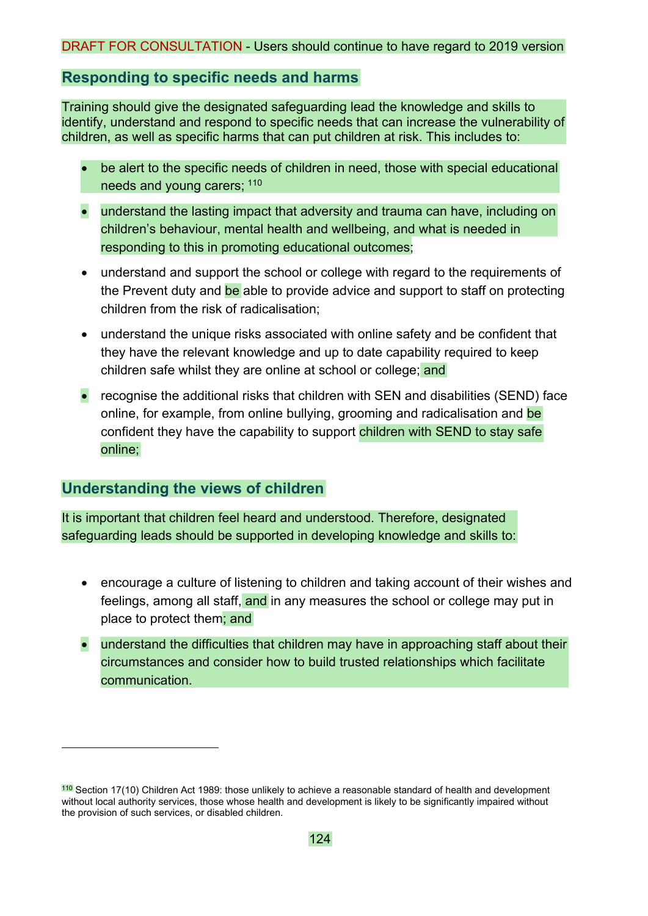DRAFT FOR CONSULTATION - Users should continue to have regard to 2019 version

## Responding to specific needs and harms

Training should give the designated safeguarding lead the knowledge and skills to identify, understand and respond to specific needs that can increase the vulnerability of children, as well as specific harms that can put children at risk. This includes to:

- be alert to the specific needs of children in need, those with special educational needs and young carers; [110]
- understand the lasting impact that adversity and trauma can have, including on children's behaviour, mental health and wellbeing, and what is needed in responding to this in promoting educational outcomes;
- understand and support the school or college with regard to the requirements of the Prevent duty and be able to provide advice and support to staff on protecting children from the risk of radicalisation;
- understand the unique risks associated with online safety and be confident that they have the relevant knowledge and up to date capability required to keep children safe whilst they are online at school or college; and
- recognise the additional risks that children with SEN and disabilities (SEND) face online, for example, from online bullying, grooming and radicalisation and be confident they have the capability to support children with SEND to stay safe online;

## Understanding the views of children

It is important that children feel heard and understood. Therefore, designated safeguarding leads should be supported in developing knowledge and skills to:

- encourage a culture of listening to children and taking account of their wishes and feelings, among all staff, and in any measures the school or college may put in place to protect them; and
- understand the difficulties that children may have in approaching staff about their circumstances and consider how to build trusted relationships which facilitate communication.

[110] Section 17(10) Children Act 1989: those unlikely to achieve a reasonable standard of health and development without local authority services, those whose health and development is likely to be significantly impaired without the provision of such services, or disabled children.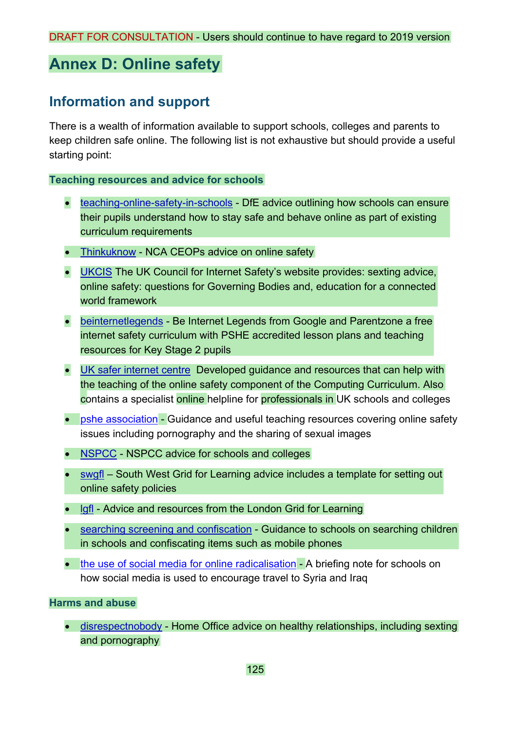DRAFT FOR CONSULTATION - Users should continue to have regard to 2019 version

# Annex D: Online safety

## Information and support

There is a wealth of information available to support schools, colleges and parents to keep children safe online. The following list is not exhaustive but should provide a useful starting point:

### Teaching resources and advice for schools

- teaching-online-safety-in-schools - DfE advice outlining how schools can ensure their pupils understand how to stay safe and behave online as part of existing curriculum requirements
- Thinkuknow - NCA CEOPs advice on online safety
- UKCIS The UK Council for Internet Safety's website provides: sexting advice, online safety: questions for Governing Bodies and, education for a connected world framework
- beinternetlegends - Be Internet Legends from Google and Parentzone a free internet safety curriculum with PSHE accredited lesson plans and teaching resources for Key Stage 2 pupils
- UK safer internet centre Developed guidance and resources that can help with the teaching of the online safety component of the Computing Curriculum. Also contains a specialist online helpline for professionals in UK schools and colleges
- pshe association - Guidance and useful teaching resources covering online safety issues including pornography and the sharing of sexual images
- NSPCC - NSPCC advice for schools and colleges
- swgfl – South West Grid for Learning advice includes a template for setting out online safety policies
- lgfl - Advice and resources from the London Grid for Learning
- searching screening and confiscation - Guidance to schools on searching children in schools and confiscating items such as mobile phones
- the use of social media for online radicalisation - A briefing note for schools on how social media is used to encourage travel to Syria and Iraq

### Harms and abuse

- disrespectnobody - Home Office advice on healthy relationships, including sexting and pornography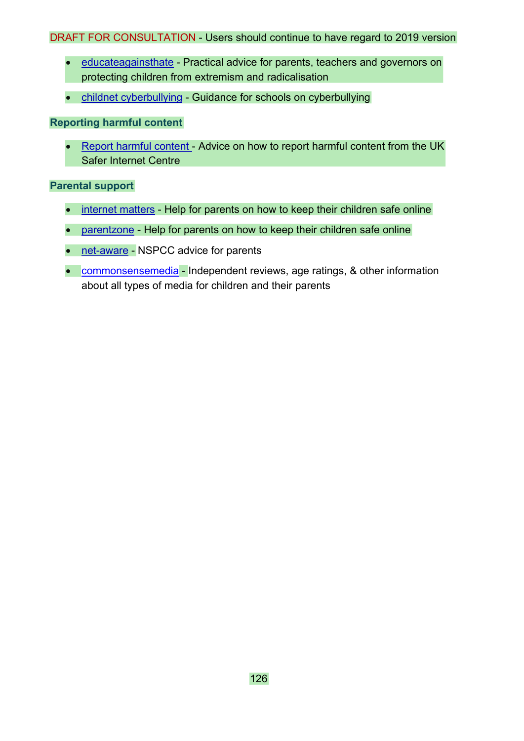- educateagainsthate - Practical advice for parents, teachers and governors on protecting children from extremism and radicalisation
- childnet cyberbullying - Guidance for schools on cyberbullying

**Reporting harmful content**

- Report harmful content - Advice on how to report harmful content from the UK Safer Internet Centre

**Parental support**

- internet matters - Help for parents on how to keep their children safe online
- parentzone - Help for parents on how to keep their children safe online
- net-aware - NSPCC advice for parents
- commonsensemedia - Independent reviews, age ratings, & other information about all types of media for children and their parents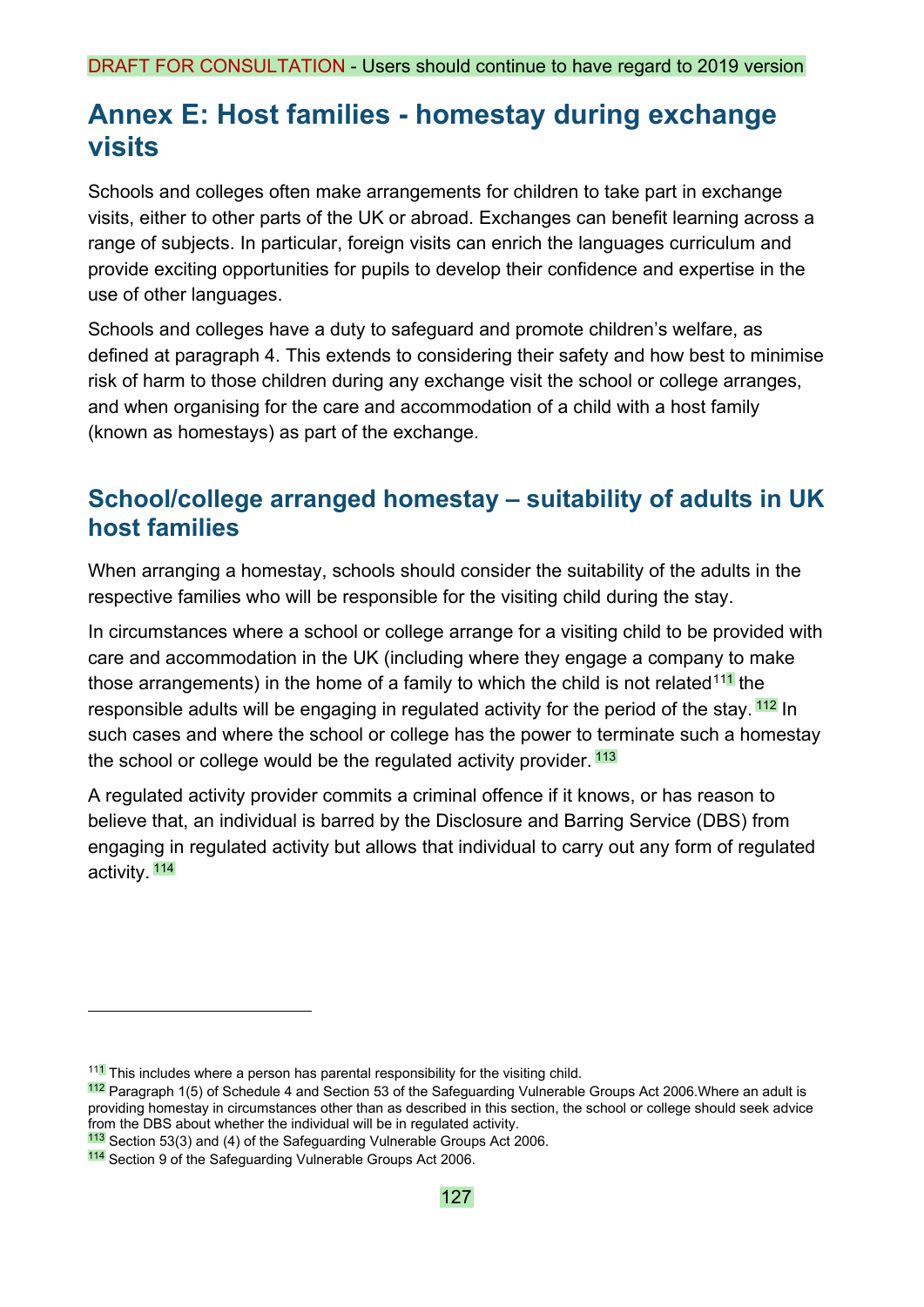DRAFT FOR CONSULTATION - Users should continue to have regard to 2019 version

# Annex E: Host families - homestay during exchange visits

Schools and colleges often make arrangements for children to take part in exchange visits, either to other parts of the UK or abroad. Exchanges can benefit learning across a range of subjects. In particular, foreign visits can enrich the languages curriculum and provide exciting opportunities for pupils to develop their confidence and expertise in the use of other languages.

Schools and colleges have a duty to safeguard and promote children's welfare, as defined at paragraph 4. This extends to considering their safety and how best to minimise risk of harm to those children during any exchange visit the school or college arranges, and when organising for the care and accommodation of a child with a host family (known as homestays) as part of the exchange.

## School/college arranged homestay – suitability of adults in UK host families

When arranging a homestay, schools should consider the suitability of the adults in the respective families who will be responsible for the visiting child during the stay.

In circumstances where a school or college arrange for a visiting child to be provided with care and accommodation in the UK (including where they engage a company to make those arrangements) in the home of a family to which the child is not related[111] the responsible adults will be engaging in regulated activity for the period of the stay. [112] In such cases and where the school or college has the power to terminate such a homestay the school or college would be the regulated activity provider. [113]

A regulated activity provider commits a criminal offence if it knows, or has reason to believe that, an individual is barred by the Disclosure and Barring Service (DBS) from engaging in regulated activity but allows that individual to carry out any form of regulated activity. [114]

---

[111] This includes where a person has parental responsibility for the visiting child.

[112] Paragraph 1(5) of Schedule 4 and Section 53 of the Safeguarding Vulnerable Groups Act 2006.Where an adult is providing homestay in circumstances other than as described in this section, the school or college should seek advice from the DBS about whether the individual will be in regulated activity.

[113] Section 53(3) and (4) of the Safeguarding Vulnerable Groups Act 2006.

[114] Section 9 of the Safeguarding Vulnerable Groups Act 2006.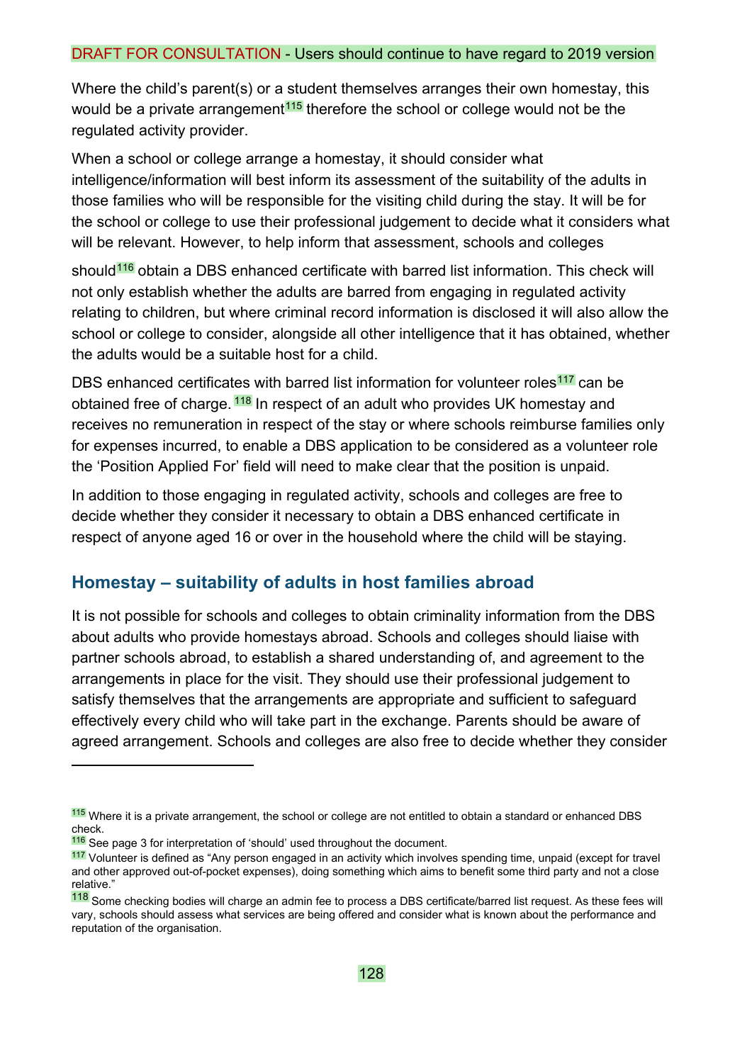DRAFT FOR CONSULTATION - Users should continue to have regard to 2019 version

Where the child's parent(s) or a student themselves arranges their own homestay, this would be a private arrangement[115] therefore the school or college would not be the regulated activity provider.

When a school or college arrange a homestay, it should consider what intelligence/information will best inform its assessment of the suitability of the adults in those families who will be responsible for the visiting child during the stay. It will be for the school or college to use their professional judgement to decide what it considers what will be relevant. However, to help inform that assessment, schools and colleges should[116] obtain a DBS enhanced certificate with barred list information. This check will not only establish whether the adults are barred from engaging in regulated activity relating to children, but where criminal record information is disclosed it will also allow the school or college to consider, alongside all other intelligence that it has obtained, whether the adults would be a suitable host for a child.

DBS enhanced certificates with barred list information for volunteer roles[117] can be obtained free of charge. [118] In respect of an adult who provides UK homestay and receives no remuneration in respect of the stay or where schools reimburse families only for expenses incurred, to enable a DBS application to be considered as a volunteer role the 'Position Applied For' field will need to make clear that the position is unpaid.

In addition to those engaging in regulated activity, schools and colleges are free to decide whether they consider it necessary to obtain a DBS enhanced certificate in respect of anyone aged 16 or over in the household where the child will be staying.

## Homestay – suitability of adults in host families abroad

It is not possible for schools and colleges to obtain criminality information from the DBS about adults who provide homestays abroad. Schools and colleges should liaise with partner schools abroad, to establish a shared understanding of, and agreement to the arrangements in place for the visit. They should use their professional judgement to satisfy themselves that the arrangements are appropriate and sufficient to safeguard effectively every child who will take part in the exchange. Parents should be aware of agreed arrangement. Schools and colleges are also free to decide whether they consider

---

[115] Where it is a private arrangement, the school or college are not entitled to obtain a standard or enhanced DBS check.

[116] See page 3 for interpretation of 'should' used throughout the document.

[117] Volunteer is defined as "Any person engaged in an activity which involves spending time, unpaid (except for travel and other approved out-of-pocket expenses), doing something which aims to benefit some third party and not a close relative."

[118] Some checking bodies will charge an admin fee to process a DBS certificate/barred list request. As these fees will vary, schools should assess what services are being offered and consider what is known about the performance and reputation of the organisation.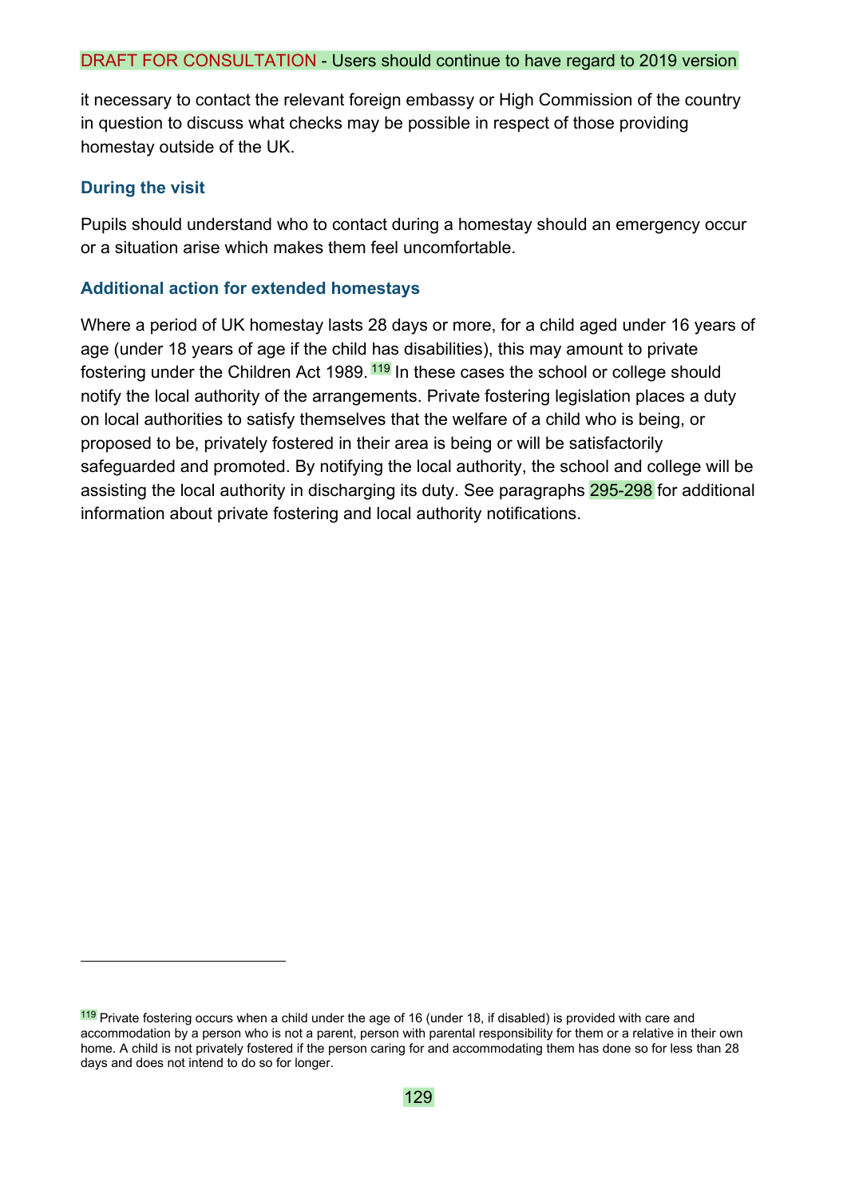it necessary to contact the relevant foreign embassy or High Commission of the country in question to discuss what checks may be possible in respect of those providing homestay outside of the UK.

### During the visit

Pupils should understand who to contact during a homestay should an emergency occur or a situation arise which makes them feel uncomfortable.

### Additional action for extended homestays

Where a period of UK homestay lasts 28 days or more, for a child aged under 16 years of age (under 18 years of age if the child has disabilities), this may amount to private fostering under the Children Act 1989.[119] In these cases the school or college should notify the local authority of the arrangements. Private fostering legislation places a duty on local authorities to satisfy themselves that the welfare of a child who is being, or proposed to be, privately fostered in their area is being or will be satisfactorily safeguarded and promoted. By notifying the local authority, the school and college will be assisting the local authority in discharging its duty. See paragraphs 295-298 for additional information about private fostering and local authority notifications.

---

[119] Private fostering occurs when a child under the age of 16 (under 18, if disabled) is provided with care and accommodation by a person who is not a parent, person with parental responsibility for them or a relative in their own home. A child is not privately fostered if the person caring for and accommodating them has done so for less than 28 days and does not intend to do so for longer.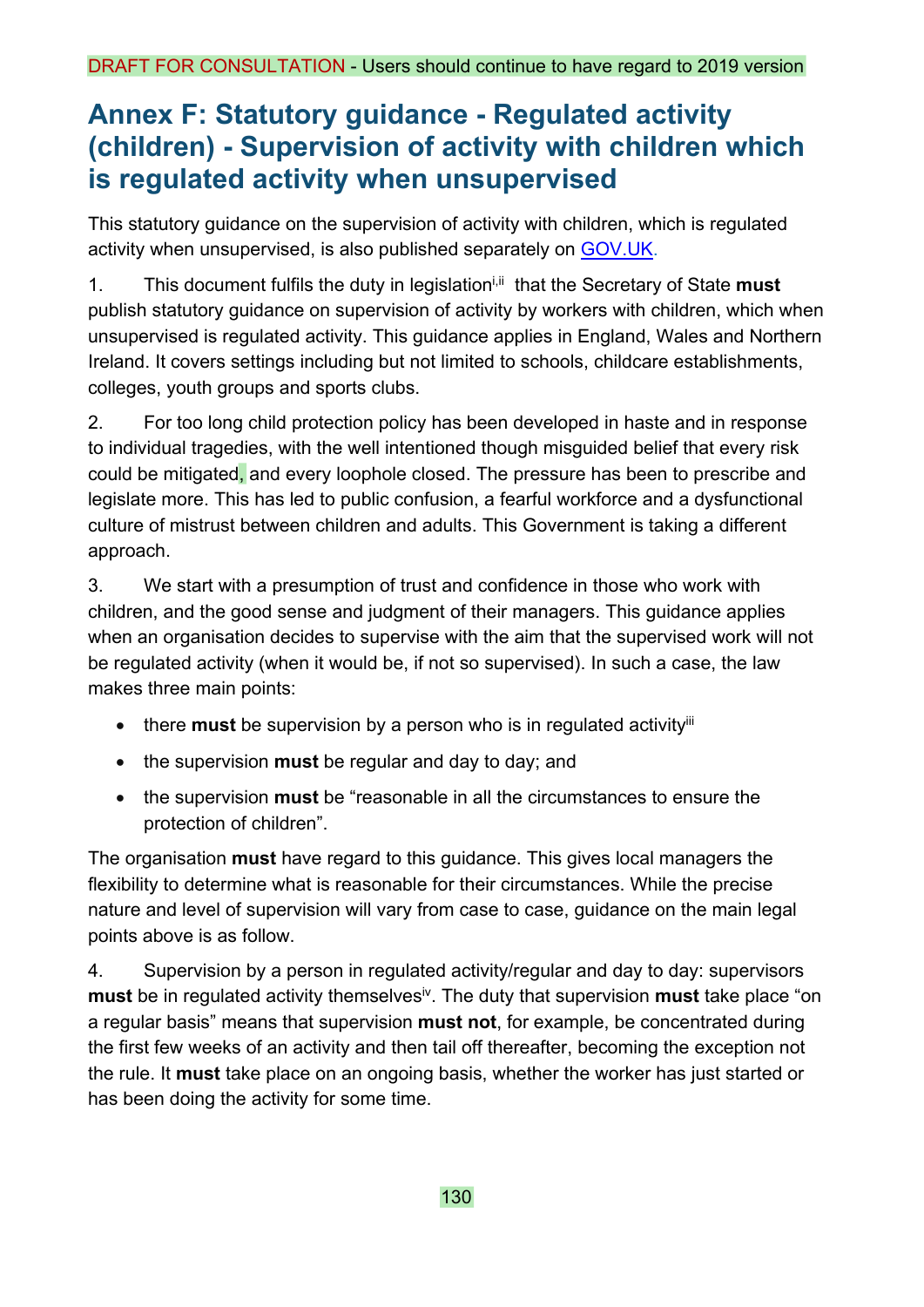DRAFT FOR CONSULTATION - Users should continue to have regard to 2019 version

# Annex F: Statutory guidance - Regulated activity (children) - Supervision of activity with children which is regulated activity when unsupervised

This statutory guidance on the supervision of activity with children, which is regulated activity when unsupervised, is also published separately on GOV.UK.

1. This document fulfils the duty in legislation[i,ii] that the Secretary of State **must** publish statutory guidance on supervision of activity by workers with children, which when unsupervised is regulated activity. This guidance applies in England, Wales and Northern Ireland. It covers settings including but not limited to schools, childcare establishments, colleges, youth groups and sports clubs.

2. For too long child protection policy has been developed in haste and in response to individual tragedies, with the well intentioned though misguided belief that every risk could be mitigated, and every loophole closed. The pressure has been to prescribe and legislate more. This has led to public confusion, a fearful workforce and a dysfunctional culture of mistrust between children and adults. This Government is taking a different approach.

3. We start with a presumption of trust and confidence in those who work with children, and the good sense and judgment of their managers. This guidance applies when an organisation decides to supervise with the aim that the supervised work will not be regulated activity (when it would be, if not so supervised). In such a case, the law makes three main points:

- there **must** be supervision by a person who is in regulated activity[iii]
- the supervision **must** be regular and day to day; and
- the supervision **must** be "reasonable in all the circumstances to ensure the protection of children".

The organisation **must** have regard to this guidance. This gives local managers the flexibility to determine what is reasonable for their circumstances. While the precise nature and level of supervision will vary from case to case, guidance on the main legal points above is as follow.

4. Supervision by a person in regulated activity/regular and day to day: supervisors **must** be in regulated activity themselves[iv]. The duty that supervision **must** take place "on a regular basis" means that supervision **must not**, for example, be concentrated during the first few weeks of an activity and then tail off thereafter, becoming the exception not the rule. It **must** take place on an ongoing basis, whether the worker has just started or has been doing the activity for some time.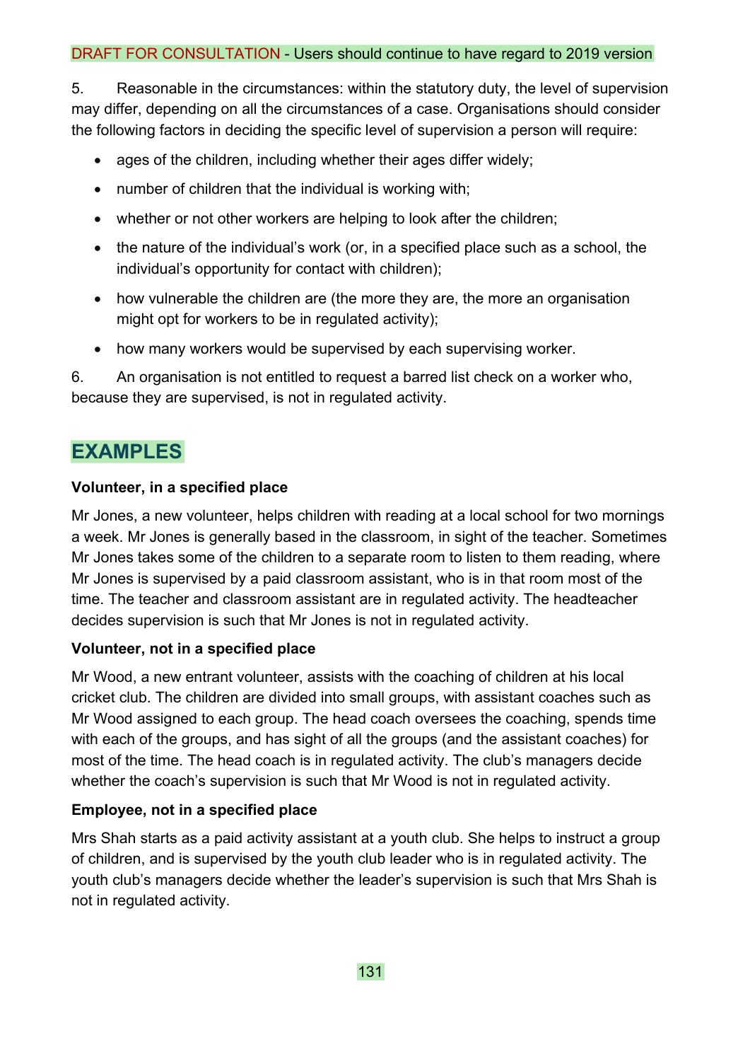DRAFT FOR CONSULTATION - Users should continue to have regard to 2019 version

5. Reasonable in the circumstances: within the statutory duty, the level of supervision may differ, depending on all the circumstances of a case. Organisations should consider the following factors in deciding the specific level of supervision a person will require:

- ages of the children, including whether their ages differ widely;
- number of children that the individual is working with;
- whether or not other workers are helping to look after the children;
- the nature of the individual's work (or, in a specified place such as a school, the individual's opportunity for contact with children);
- how vulnerable the children are (the more they are, the more an organisation might opt for workers to be in regulated activity);
- how many workers would be supervised by each supervising worker.

6. An organisation is not entitled to request a barred list check on a worker who, because they are supervised, is not in regulated activity.

## EXAMPLES

**Volunteer, in a specified place**

Mr Jones, a new volunteer, helps children with reading at a local school for two mornings a week. Mr Jones is generally based in the classroom, in sight of the teacher. Sometimes Mr Jones takes some of the children to a separate room to listen to them reading, where Mr Jones is supervised by a paid classroom assistant, who is in that room most of the time. The teacher and classroom assistant are in regulated activity. The headteacher decides supervision is such that Mr Jones is not in regulated activity.

**Volunteer, not in a specified place**

Mr Wood, a new entrant volunteer, assists with the coaching of children at his local cricket club. The children are divided into small groups, with assistant coaches such as Mr Wood assigned to each group. The head coach oversees the coaching, spends time with each of the groups, and has sight of all the groups (and the assistant coaches) for most of the time. The head coach is in regulated activity. The club's managers decide whether the coach's supervision is such that Mr Wood is not in regulated activity.

**Employee, not in a specified place**

Mrs Shah starts as a paid activity assistant at a youth club. She helps to instruct a group of children, and is supervised by the youth club leader who is in regulated activity. The youth club's managers decide whether the leader's supervision is such that Mrs Shah is not in regulated activity.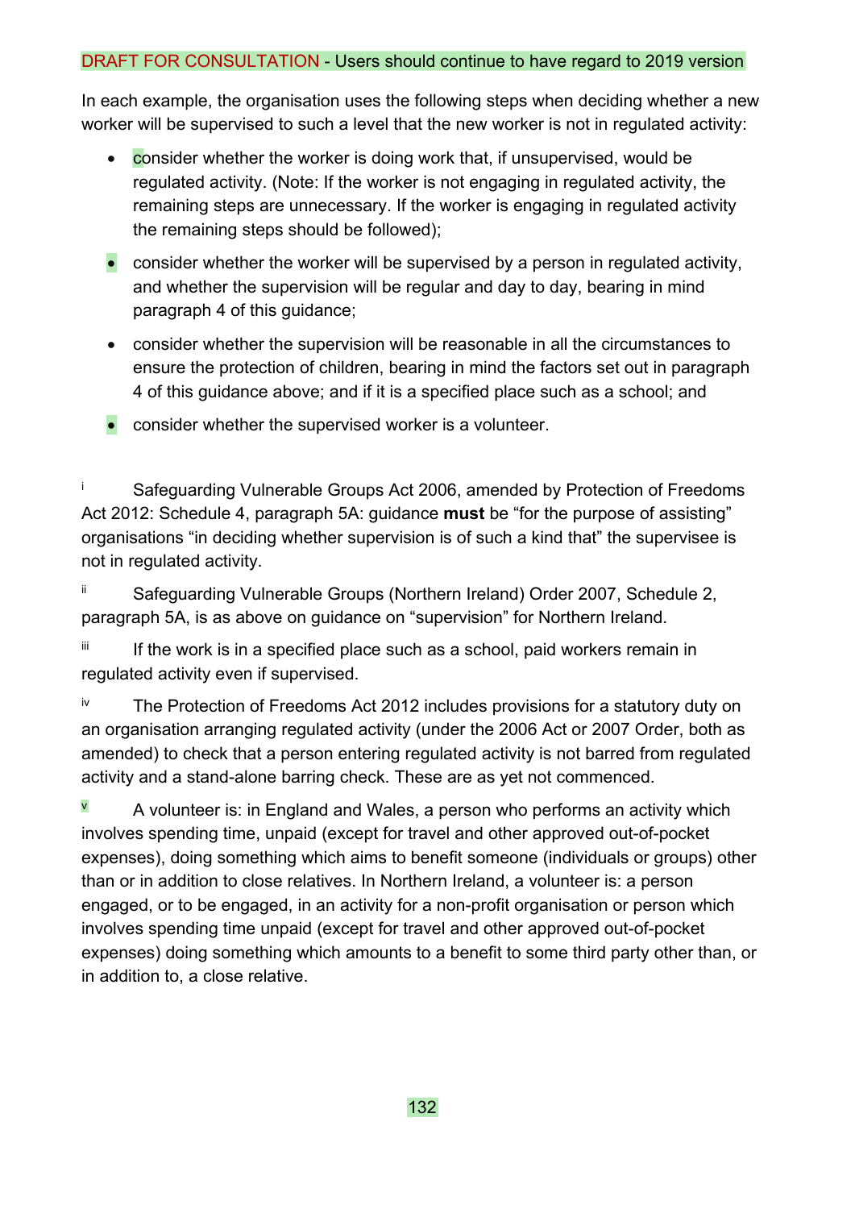DRAFT FOR CONSULTATION - Users should continue to have regard to 2019 version

In each example, the organisation uses the following steps when deciding whether a new worker will be supervised to such a level that the new worker is not in regulated activity:

- consider whether the worker is doing work that, if unsupervised, would be regulated activity. (Note: If the worker is not engaging in regulated activity, the remaining steps are unnecessary. If the worker is engaging in regulated activity the remaining steps should be followed);
- consider whether the worker will be supervised by a person in regulated activity, and whether the supervision will be regular and day to day, bearing in mind paragraph 4 of this guidance;
- consider whether the supervision will be reasonable in all the circumstances to ensure the protection of children, bearing in mind the factors set out in paragraph 4 of this guidance above; and if it is a specified place such as a school; and
- consider whether the supervised worker is a volunteer.

[i] Safeguarding Vulnerable Groups Act 2006, amended by Protection of Freedoms Act 2012: Schedule 4, paragraph 5A: guidance **must** be "for the purpose of assisting" organisations "in deciding whether supervision is of such a kind that" the supervisee is not in regulated activity.

[ii] Safeguarding Vulnerable Groups (Northern Ireland) Order 2007, Schedule 2, paragraph 5A, is as above on guidance on "supervision" for Northern Ireland.

[iii] If the work is in a specified place such as a school, paid workers remain in regulated activity even if supervised.

[iv] The Protection of Freedoms Act 2012 includes provisions for a statutory duty on an organisation arranging regulated activity (under the 2006 Act or 2007 Order, both as amended) to check that a person entering regulated activity is not barred from regulated activity and a stand-alone barring check. These are as yet not commenced.

[v] A volunteer is: in England and Wales, a person who performs an activity which involves spending time, unpaid (except for travel and other approved out-of-pocket expenses), doing something which aims to benefit someone (individuals or groups) other than or in addition to close relatives. In Northern Ireland, a volunteer is: a person engaged, or to be engaged, in an activity for a non-profit organisation or person which involves spending time unpaid (except for travel and other approved out-of-pocket expenses) doing something which amounts to a benefit to some third party other than, or in addition to, a close relative.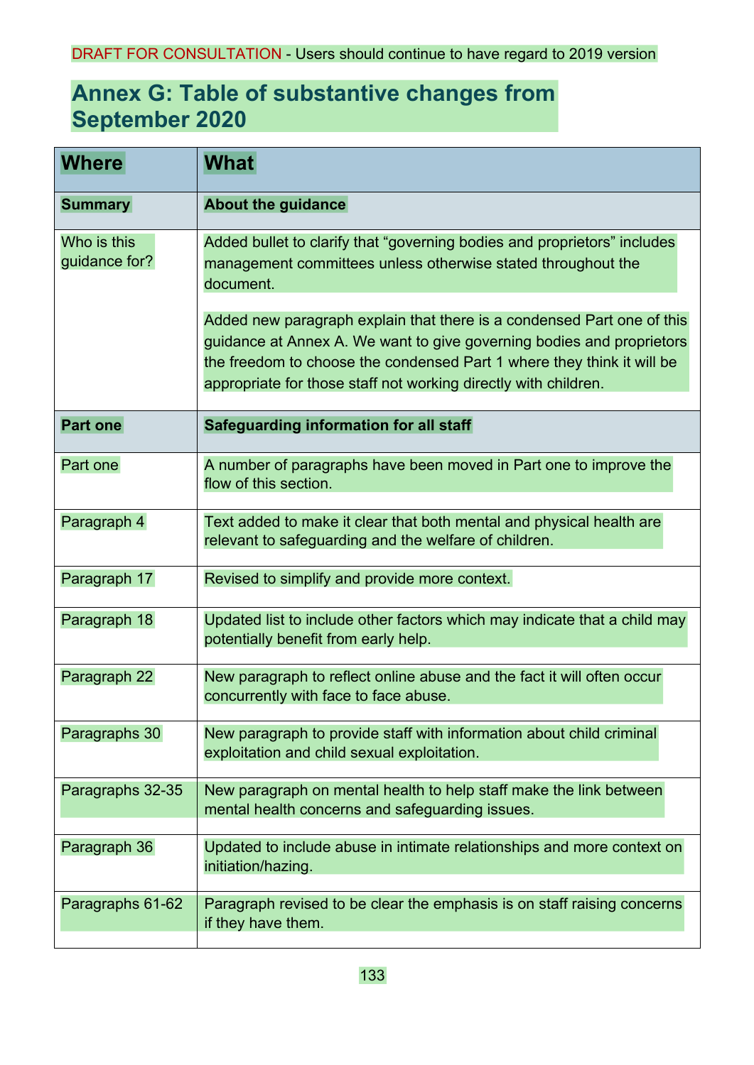DRAFT FOR CONSULTATION - Users should continue to have regard to 2019 version

# Annex G: Table of substantive changes from September 2020

| Where | What |
|---|---|
| **Summary** | **About the guidance** |
| Who is this guidance for? | Added bullet to clarify that "governing bodies and proprietors" includes management committees unless otherwise stated throughout the document.<br><br>Added new paragraph explain that there is a condensed Part one of this guidance at Annex A. We want to give governing bodies and proprietors the freedom to choose the condensed Part 1 where they think it will be appropriate for those staff not working directly with children. |
| **Part one** | **Safeguarding information for all staff** |
| Part one | A number of paragraphs have been moved in Part one to improve the flow of this section. |
| Paragraph 4 | Text added to make it clear that both mental and physical health are relevant to safeguarding and the welfare of children. |
| Paragraph 17 | Revised to simplify and provide more context. |
| Paragraph 18 | Updated list to include other factors which may indicate that a child may potentially benefit from early help. |
| Paragraph 22 | New paragraph to reflect online abuse and the fact it will often occur concurrently with face to face abuse. |
| Paragraphs 30 | New paragraph to provide staff with information about child criminal exploitation and child sexual exploitation. |
| Paragraphs 32-35 | New paragraph on mental health to help staff make the link between mental health concerns and safeguarding issues. |
| Paragraph 36 | Updated to include abuse in intimate relationships and more context on initiation/hazing. |
| Paragraphs 61-62 | Paragraph revised to be clear the emphasis is on staff raising concerns if they have them. |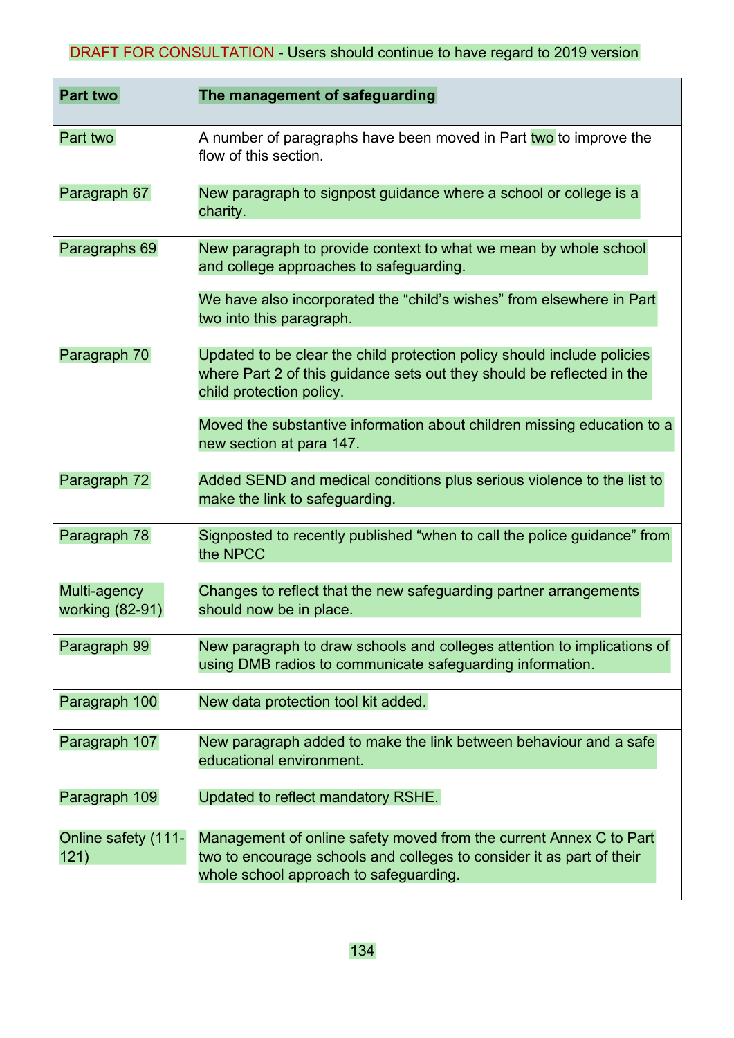DRAFT FOR CONSULTATION - Users should continue to have regard to 2019 version

| Part two | The management of safeguarding |
|---|---|
| Part two | A number of paragraphs have been moved in Part two to improve the flow of this section. |
| Paragraph 67 | New paragraph to signpost guidance where a school or college is a charity. |
| Paragraphs 69 | New paragraph to provide context to what we mean by whole school and college approaches to safeguarding.<br><br>We have also incorporated the "child's wishes" from elsewhere in Part two into this paragraph. |
| Paragraph 70 | Updated to be clear the child protection policy should include policies where Part 2 of this guidance sets out they should be reflected in the child protection policy.<br><br>Moved the substantive information about children missing education to a new section at para 147. |
| Paragraph 72 | Added SEND and medical conditions plus serious violence to the list to make the link to safeguarding. |
| Paragraph 78 | Signposted to recently published "when to call the police guidance" from the NPCC |
| Multi-agency working (82-91) | Changes to reflect that the new safeguarding partner arrangements should now be in place. |
| Paragraph 99 | New paragraph to draw schools and colleges attention to implications of using DMB radios to communicate safeguarding information. |
| Paragraph 100 | New data protection tool kit added. |
| Paragraph 107 | New paragraph added to make the link between behaviour and a safe educational environment. |
| Paragraph 109 | Updated to reflect mandatory RSHE. |
| Online safety (111-121) | Management of online safety moved from the current Annex C to Part two to encourage schools and colleges to consider it as part of their whole school approach to safeguarding. |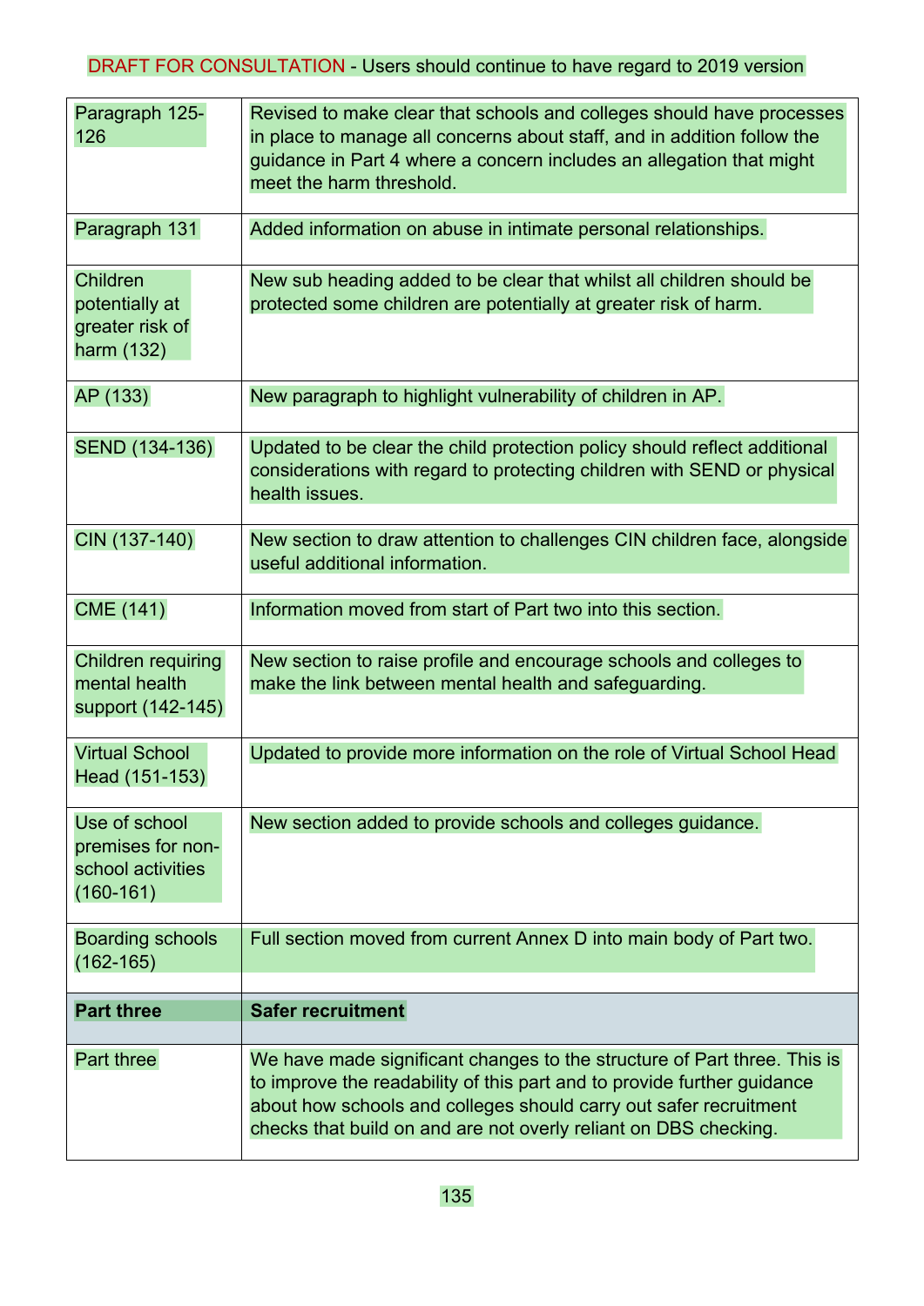DRAFT FOR CONSULTATION - Users should continue to have regard to 2019 version

| | |
|---|---|
| Paragraph 125-126 | Revised to make clear that schools and colleges should have processes in place to manage all concerns about staff, and in addition follow the guidance in Part 4 where a concern includes an allegation that might meet the harm threshold. |
| Paragraph 131 | Added information on abuse in intimate personal relationships. |
| Children potentially at greater risk of harm (132) | New sub heading added to be clear that whilst all children should be protected some children are potentially at greater risk of harm. |
| AP (133) | New paragraph to highlight vulnerability of children in AP. |
| SEND (134-136) | Updated to be clear the child protection policy should reflect additional considerations with regard to protecting children with SEND or physical health issues. |
| CIN (137-140) | New section to draw attention to challenges CIN children face, alongside useful additional information. |
| CME (141) | Information moved from start of Part two into this section. |
| Children requiring mental health support (142-145) | New section to raise profile and encourage schools and colleges to make the link between mental health and safeguarding. |
| Virtual School Head (151-153) | Updated to provide more information on the role of Virtual School Head |
| Use of school premises for non-school activities (160-161) | New section added to provide schools and colleges guidance. |
| Boarding schools (162-165) | Full section moved from current Annex D into main body of Part two. |
| **Part three** | **Safer recruitment** |
| Part three | We have made significant changes to the structure of Part three. This is to improve the readability of this part and to provide further guidance about how schools and colleges should carry out safer recruitment checks that build on and are not overly reliant on DBS checking. |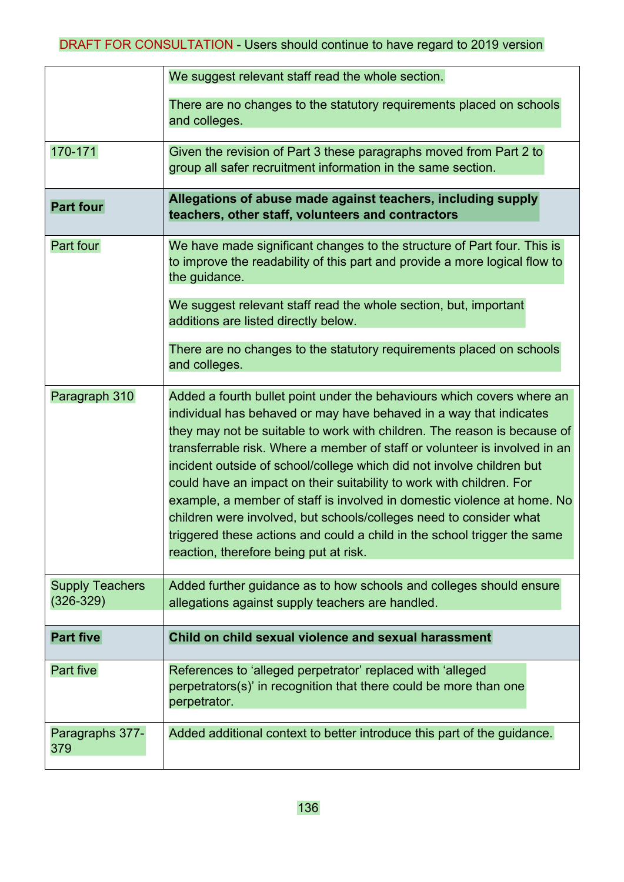DRAFT FOR CONSULTATION - Users should continue to have regard to 2019 version

| | |
|---|---|
| | We suggest relevant staff read the whole section.<br><br>There are no changes to the statutory requirements placed on schools and colleges. |
| 170-171 | Given the revision of Part 3 these paragraphs moved from Part 2 to group all safer recruitment information in the same section. |
| **Part four** | **Allegations of abuse made against teachers, including supply teachers, other staff, volunteers and contractors** |
| Part four | We have made significant changes to the structure of Part four. This is to improve the readability of this part and provide a more logical flow to the guidance.<br><br>We suggest relevant staff read the whole section, but, important additions are listed directly below.<br><br>There are no changes to the statutory requirements placed on schools and colleges. |
| Paragraph 310 | Added a fourth bullet point under the behaviours which covers where an individual has behaved or may have behaved in a way that indicates they may not be suitable to work with children. The reason is because of transferrable risk. Where a member of staff or volunteer is involved in an incident outside of school/college which did not involve children but could have an impact on their suitability to work with children. For example, a member of staff is involved in domestic violence at home. No children were involved, but schools/colleges need to consider what triggered these actions and could a child in the school trigger the same reaction, therefore being put at risk. |
| Supply Teachers (326-329) | Added further guidance as to how schools and colleges should ensure allegations against supply teachers are handled. |
| **Part five** | **Child on child sexual violence and sexual harassment** |
| Part five | References to ‘alleged perpetrator’ replaced with ‘alleged perpetrators(s)’ in recognition that there could be more than one perpetrator. |
| Paragraphs 377-379 | Added additional context to better introduce this part of the guidance. |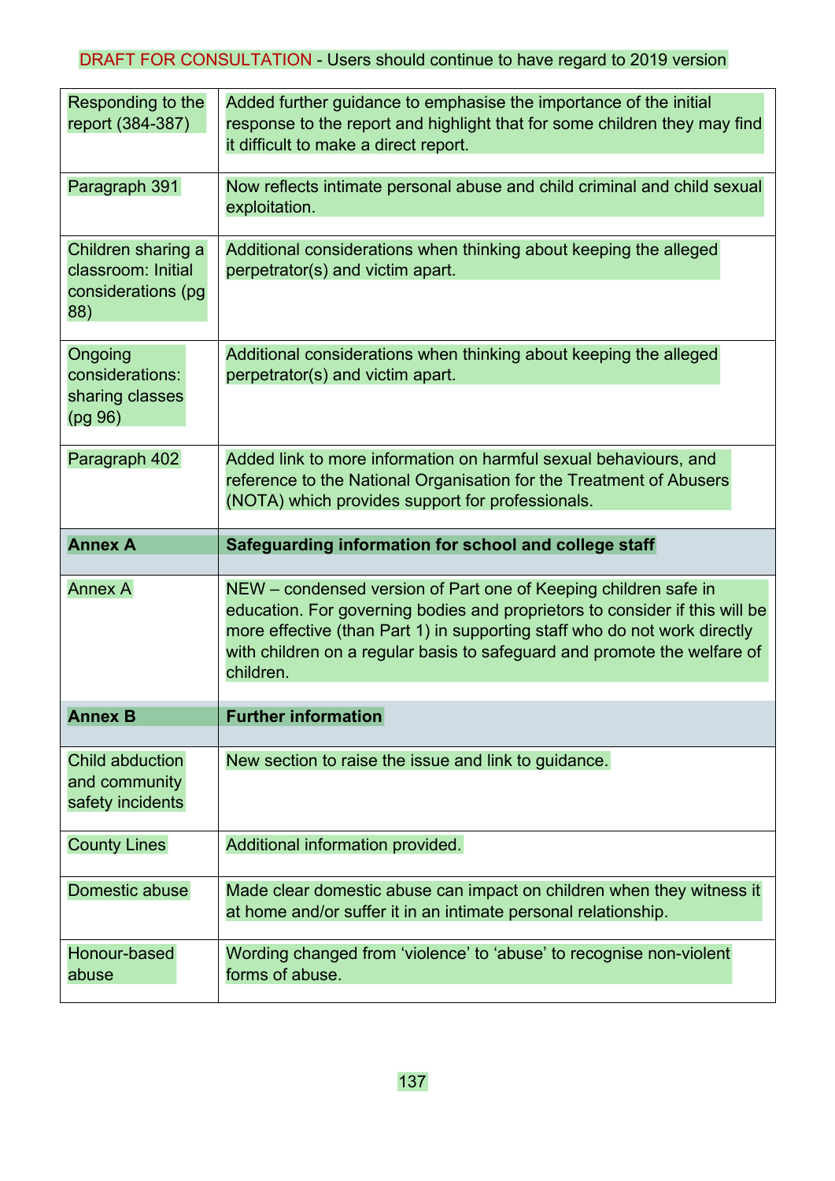DRAFT FOR CONSULTATION - Users should continue to have regard to 2019 version

| | |
|---|---|
| Responding to the report (384-387) | Added further guidance to emphasise the importance of the initial response to the report and highlight that for some children they may find it difficult to make a direct report. |
| Paragraph 391 | Now reflects intimate personal abuse and child criminal and child sexual exploitation. |
| Children sharing a classroom: Initial considerations (pg 88) | Additional considerations when thinking about keeping the alleged perpetrator(s) and victim apart. |
| Ongoing considerations: sharing classes (pg 96) | Additional considerations when thinking about keeping the alleged perpetrator(s) and victim apart. |
| Paragraph 402 | Added link to more information on harmful sexual behaviours, and reference to the National Organisation for the Treatment of Abusers (NOTA) which provides support for professionals. |
| **Annex A** | **Safeguarding information for school and college staff** |
| Annex A | NEW – condensed version of Part one of Keeping children safe in education. For governing bodies and proprietors to consider if this will be more effective (than Part 1) in supporting staff who do not work directly with children on a regular basis to safeguard and promote the welfare of children. |
| **Annex B** | **Further information** |
| Child abduction and community safety incidents | New section to raise the issue and link to guidance. |
| County Lines | Additional information provided. |
| Domestic abuse | Made clear domestic abuse can impact on children when they witness it at home and/or suffer it in an intimate personal relationship. |
| Honour-based abuse | Wording changed from 'violence' to 'abuse' to recognise non-violent forms of abuse. |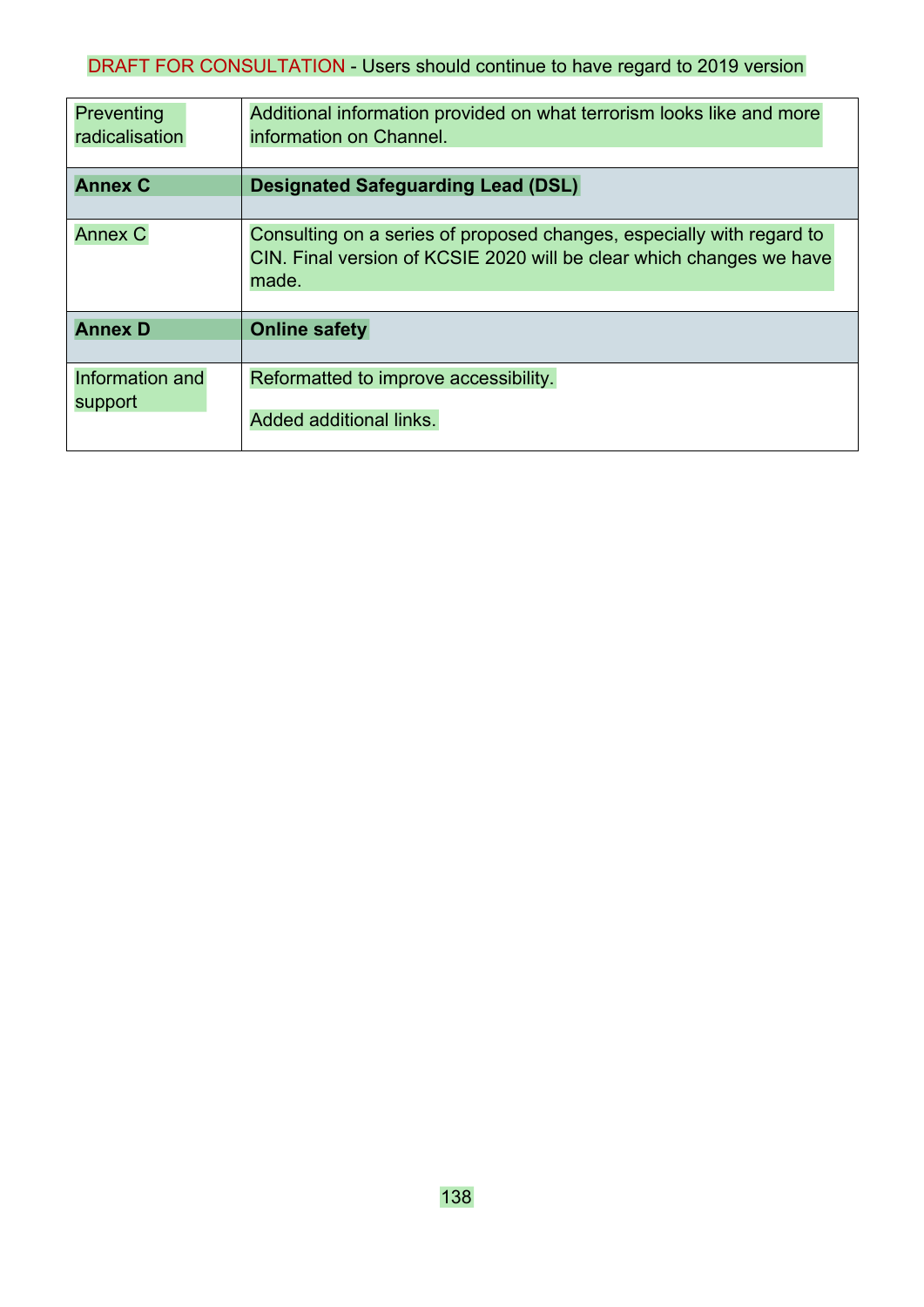| Preventing radicalisation | Additional information provided on what terrorism looks like and more information on Channel. |
|---|---|
| **Annex C** | **Designated Safeguarding Lead (DSL)** |
| Annex C | Consulting on a series of proposed changes, especially with regard to CIN. Final version of KCSIE 2020 will be clear which changes we have made. |
| **Annex D** | **Online safety** |
| Information and support | Reformatted to improve accessibility.<br><br>Added additional links. |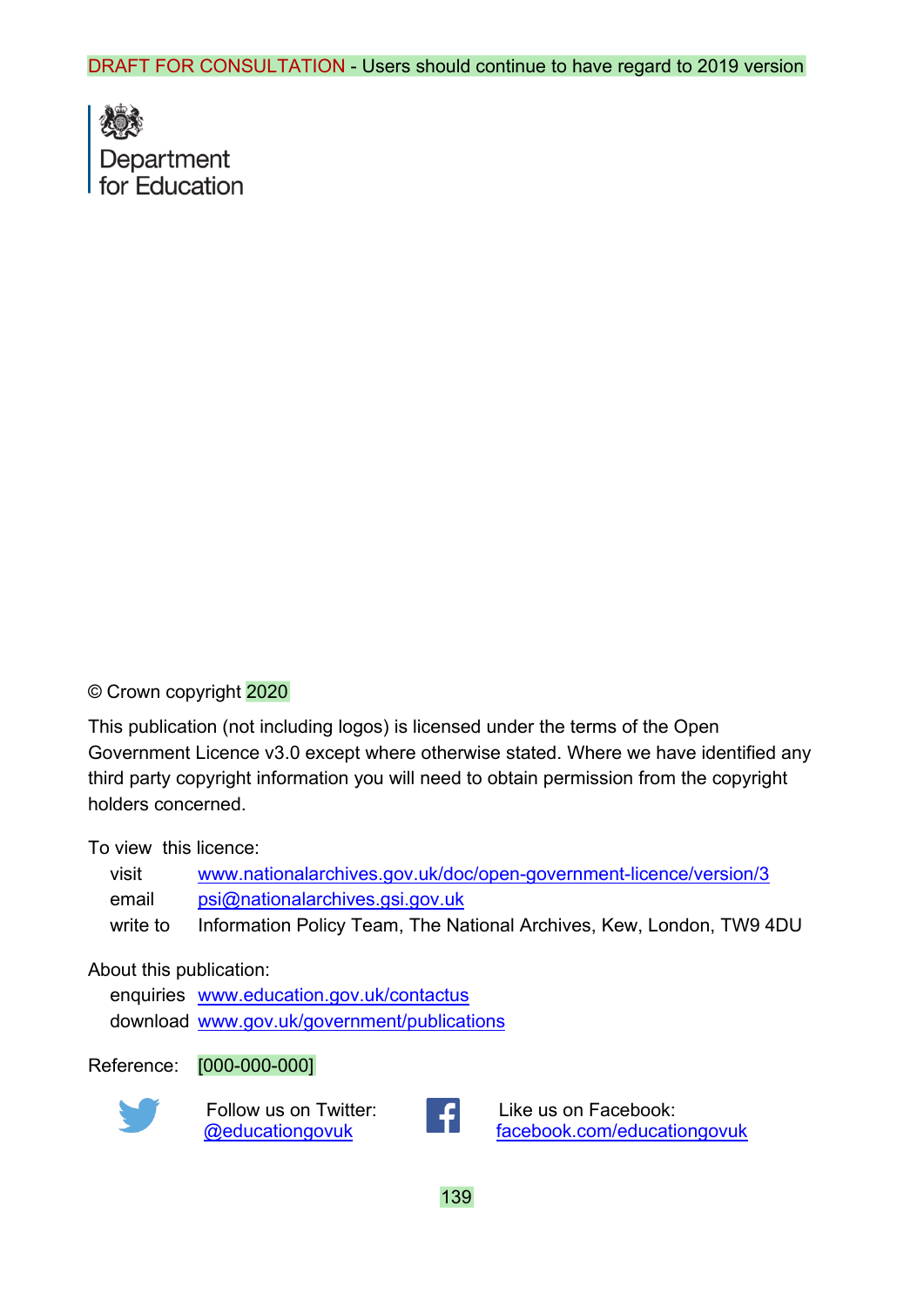DRAFT FOR CONSULTATION - Users should continue to have regard to 2019 version

Department for Education

© Crown copyright 2020

This publication (not including logos) is licensed under the terms of the Open Government Licence v3.0 except where otherwise stated. Where we have identified any third party copyright information you will need to obtain permission from the copyright holders concerned.

To view this licence:

| | |
|---|---|
| visit | www.nationalarchives.gov.uk/doc/open-government-licence/version/3 |
| email | psi@nationalarchives.gsi.gov.uk |
| write to | Information Policy Team, The National Archives, Kew, London, TW9 4DU |

About this publication:

| | |
|---|---|
| enquiries | www.education.gov.uk/contactus |
| download | www.gov.uk/government/publications |

Reference: [000-000-000]

Follow us on Twitter: @educationgovuk

Like us on Facebook: facebook.com/educationgovuk